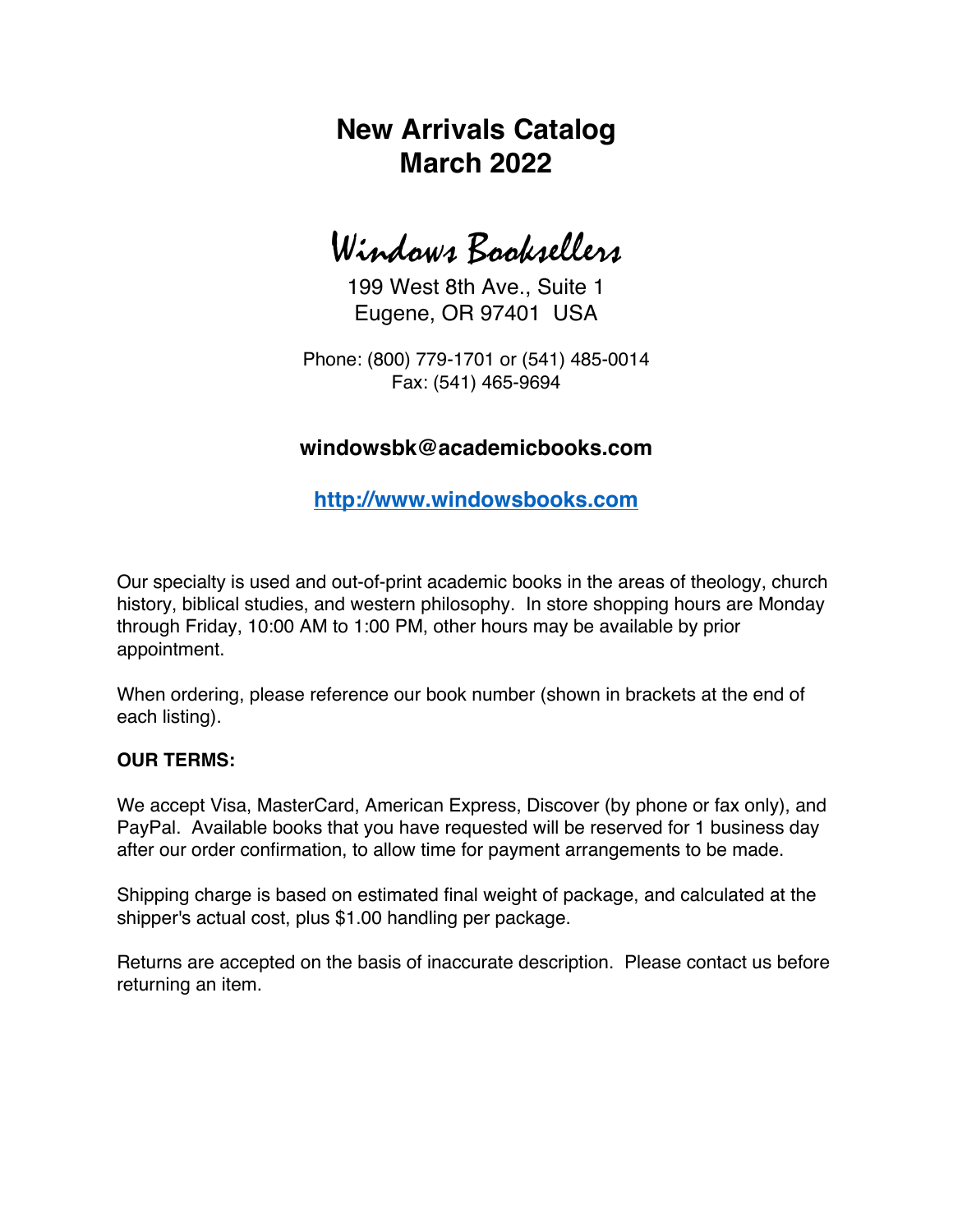# New Arrivals Catalog
# March 2022

## Windows Booksellers

199 West 8th Ave., Suite 1
Eugene, OR 97401 USA

Phone: (800) 779-1701 or (541) 485-0014
Fax: (541) 465-9694

**windowsbk@academicbooks.com**

**[http://www.windowsbooks.com](http://www.windowsbooks.com)**

Our specialty is used and out-of-print academic books in the areas of theology, church history, biblical studies, and western philosophy. In store shopping hours are Monday through Friday, 10:00 AM to 1:00 PM, other hours may be available by prior appointment.

When ordering, please reference our book number (shown in brackets at the end of each listing).

**OUR TERMS:**

We accept Visa, MasterCard, American Express, Discover (by phone or fax only), and PayPal. Available books that you have requested will be reserved for 1 business day after our order confirmation, to allow time for payment arrangements to be made.

Shipping charge is based on estimated final weight of package, and calculated at the shipper's actual cost, plus $1.00 handling per package.

Returns are accepted on the basis of inaccurate description. Please contact us before returning an item.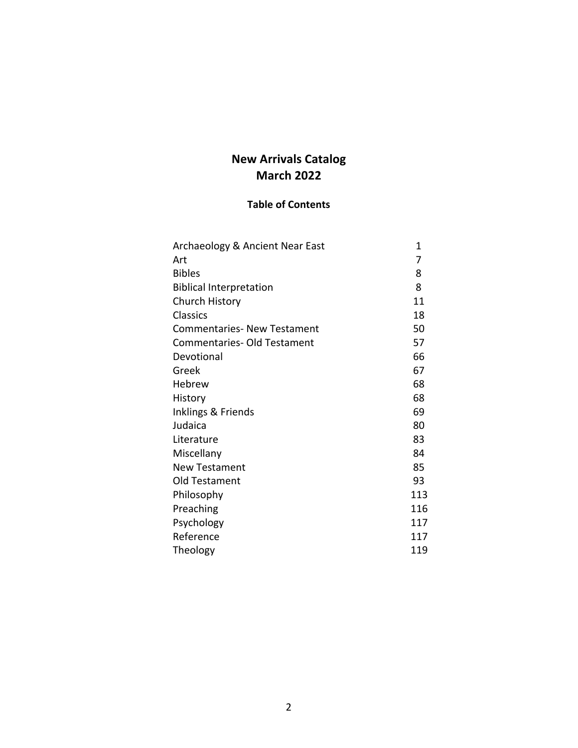# New Arrivals Catalog
# March 2022

## Table of Contents

| | |
|---|---|
| Archaeology & Ancient Near East | 1 |
| Art | 7 |
| Bibles | 8 |
| Biblical Interpretation | 8 |
| Church History | 11 |
| Classics | 18 |
| Commentaries- New Testament | 50 |
| Commentaries- Old Testament | 57 |
| Devotional | 66 |
| Greek | 67 |
| Hebrew | 68 |
| History | 68 |
| Inklings & Friends | 69 |
| Judaica | 80 |
| Literature | 83 |
| Miscellany | 84 |
| New Testament | 85 |
| Old Testament | 93 |
| Philosophy | 113 |
| Preaching | 116 |
| Psychology | 117 |
| Reference | 117 |
| Theology | 119 |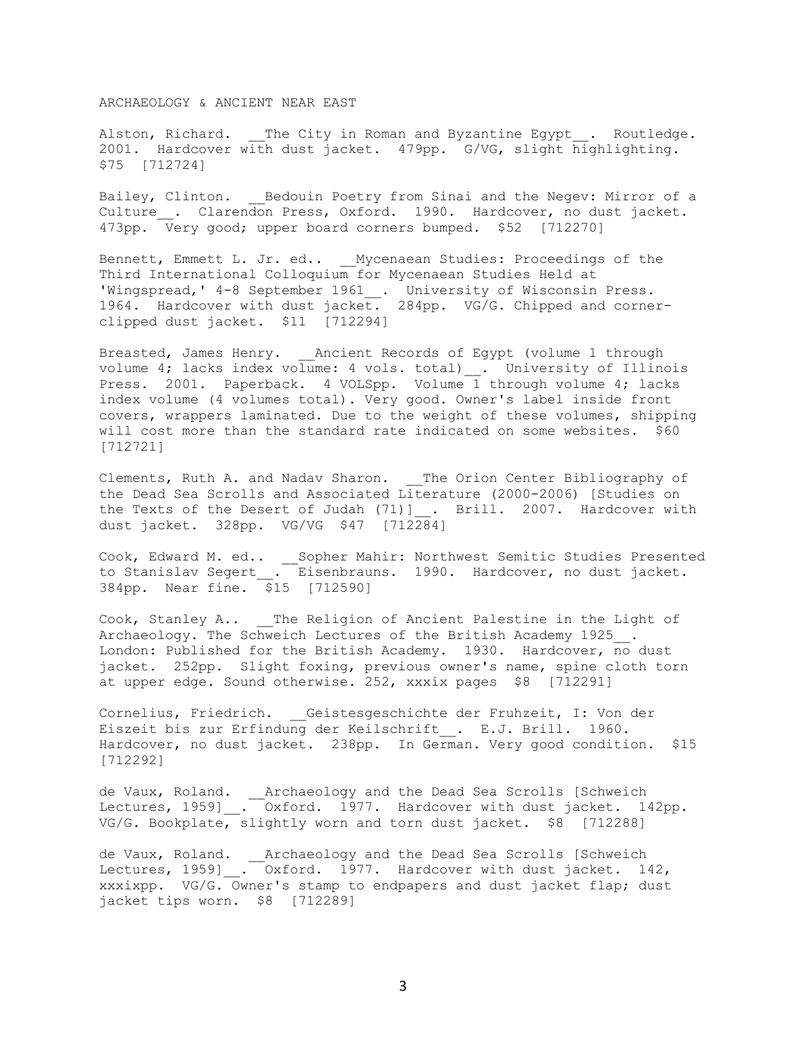ARCHAEOLOGY & ANCIENT NEAR EAST

Alston, Richard. __The City in Roman and Byzantine Egypt__. Routledge. 2001. Hardcover with dust jacket. 479pp. G/VG, slight highlighting. $75 [712724]

Bailey, Clinton. __Bedouin Poetry from Sinai and the Negev: Mirror of a Culture__. Clarendon Press, Oxford. 1990. Hardcover, no dust jacket. 473pp. Very good; upper board corners bumped. $52 [712270]

Bennett, Emmett L. Jr. ed.. __Mycenaean Studies: Proceedings of the Third International Colloquium for Mycenaean Studies Held at 'Wingspread,' 4-8 September 1961__. University of Wisconsin Press. 1964. Hardcover with dust jacket. 284pp. VG/G. Chipped and corner-clipped dust jacket. $11 [712294]

Breasted, James Henry. __Ancient Records of Egypt (volume 1 through volume 4; lacks index volume: 4 vols. total)__. University of Illinois Press. 2001. Paperback. 4 VOLSpp. Volume 1 through volume 4; lacks index volume (4 volumes total). Very good. Owner's label inside front covers, wrappers laminated. Due to the weight of these volumes, shipping will cost more than the standard rate indicated on some websites. $60 [712721]

Clements, Ruth A. and Nadav Sharon. __The Orion Center Bibliography of the Dead Sea Scrolls and Associated Literature (2000-2006) [Studies on the Texts of the Desert of Judah (71)]__. Brill. 2007. Hardcover with dust jacket. 328pp. VG/VG $47 [712284]

Cook, Edward M. ed.. __Sopher Mahir: Northwest Semitic Studies Presented to Stanislav Segert__. Eisenbrauns. 1990. Hardcover, no dust jacket. 384pp. Near fine. $15 [712590]

Cook, Stanley A.. __The Religion of Ancient Palestine in the Light of Archaeology. The Schweich Lectures of the British Academy 1925__. London: Published for the British Academy. 1930. Hardcover, no dust jacket. 252pp. Slight foxing, previous owner's name, spine cloth torn at upper edge. Sound otherwise. 252, xxxix pages $8 [712291]

Cornelius, Friedrich. __Geistesgeschichte der Fruhzeit, I: Von der Eiszeit bis zur Erfindung der Keilschrift__. E.J. Brill. 1960. Hardcover, no dust jacket. 238pp. In German. Very good condition. $15 [712292]

de Vaux, Roland. __Archaeology and the Dead Sea Scrolls [Schweich Lectures, 1959]__. Oxford. 1977. Hardcover with dust jacket. 142pp. VG/G. Bookplate, slightly worn and torn dust jacket. $8 [712288]

de Vaux, Roland. __Archaeology and the Dead Sea Scrolls [Schweich Lectures, 1959]__. Oxford. 1977. Hardcover with dust jacket. 142, xxxixpp. VG/G. Owner's stamp to endpapers and dust jacket flap; dust jacket tips worn. $8 [712289]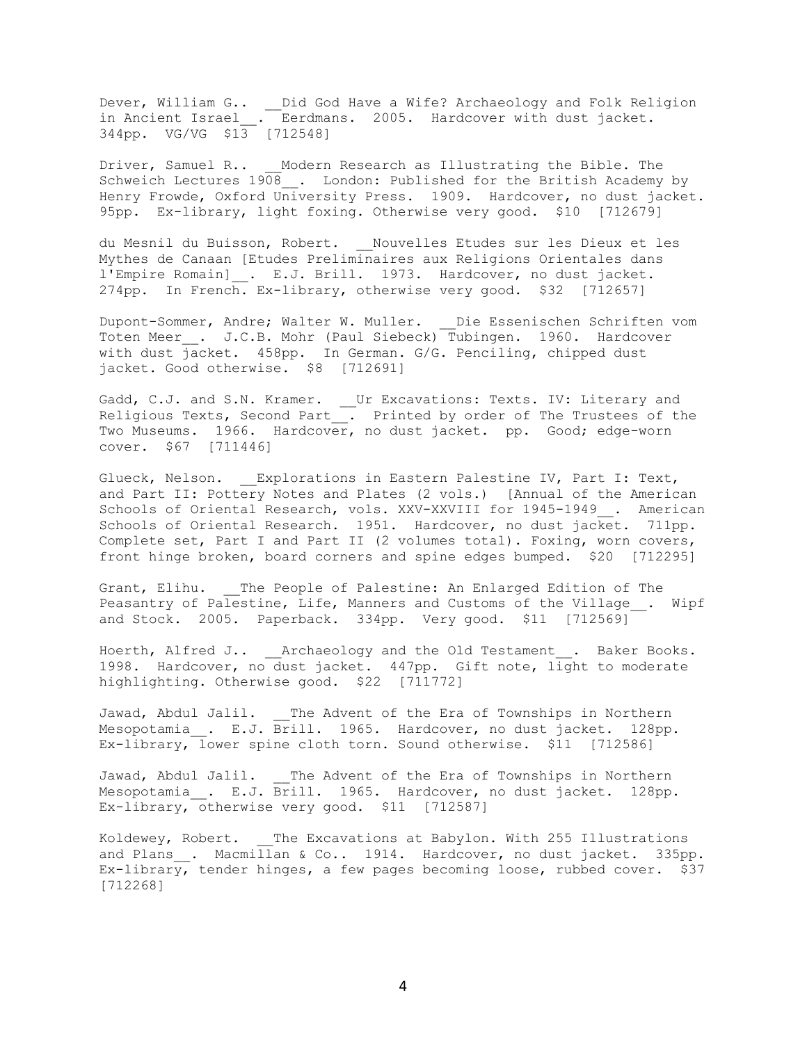Dever, William G.. __Did God Have a Wife? Archaeology and Folk Religion in Ancient Israel__. Eerdmans. 2005. Hardcover with dust jacket. 344pp. VG/VG $13 [712548]

Driver, Samuel R.. __Modern Research as Illustrating the Bible. The Schweich Lectures 1908__. London: Published for the British Academy by Henry Frowde, Oxford University Press. 1909. Hardcover, no dust jacket. 95pp. Ex-library, light foxing. Otherwise very good. $10 [712679]

du Mesnil du Buisson, Robert. __Nouvelles Etudes sur les Dieux et les Mythes de Canaan [Etudes Preliminaires aux Religions Orientales dans l'Empire Romain]__. E.J. Brill. 1973. Hardcover, no dust jacket. 274pp. In French. Ex-library, otherwise very good. $32 [712657]

Dupont-Sommer, Andre; Walter W. Muller. __Die Essenischen Schriften vom Toten Meer__. J.C.B. Mohr (Paul Siebeck) Tubingen. 1960. Hardcover with dust jacket. 458pp. In German. G/G. Penciling, chipped dust jacket. Good otherwise. $8 [712691]

Gadd, C.J. and S.N. Kramer. __Ur Excavations: Texts. IV: Literary and Religious Texts, Second Part__. Printed by order of The Trustees of the Two Museums. 1966. Hardcover, no dust jacket. pp. Good; edge-worn cover. $67 [711446]

Glueck, Nelson. __Explorations in Eastern Palestine IV, Part I: Text, and Part II: Pottery Notes and Plates (2 vols.) [Annual of the American Schools of Oriental Research, vols. XXV-XXVIII for 1945-1949__. American Schools of Oriental Research. 1951. Hardcover, no dust jacket. 711pp. Complete set, Part I and Part II (2 volumes total). Foxing, worn covers, front hinge broken, board corners and spine edges bumped. $20 [712295]

Grant, Elihu. __The People of Palestine: An Enlarged Edition of The Peasantry of Palestine, Life, Manners and Customs of the Village__. Wipf and Stock. 2005. Paperback. 334pp. Very good. $11 [712569]

Hoerth, Alfred J.. __Archaeology and the Old Testament__. Baker Books. 1998. Hardcover, no dust jacket. 447pp. Gift note, light to moderate highlighting. Otherwise good. $22 [711772]

Jawad, Abdul Jalil. __The Advent of the Era of Townships in Northern Mesopotamia__. E.J. Brill. 1965. Hardcover, no dust jacket. 128pp. Ex-library, lower spine cloth torn. Sound otherwise. $11 [712586]

Jawad, Abdul Jalil. __The Advent of the Era of Townships in Northern Mesopotamia__. E.J. Brill. 1965. Hardcover, no dust jacket. 128pp. Ex-library, otherwise very good. $11 [712587]

Koldewey, Robert. __The Excavations at Babylon. With 255 Illustrations and Plans__. Macmillan & Co.. 1914. Hardcover, no dust jacket. 335pp. Ex-library, tender hinges, a few pages becoming loose, rubbed cover. $37 [712268]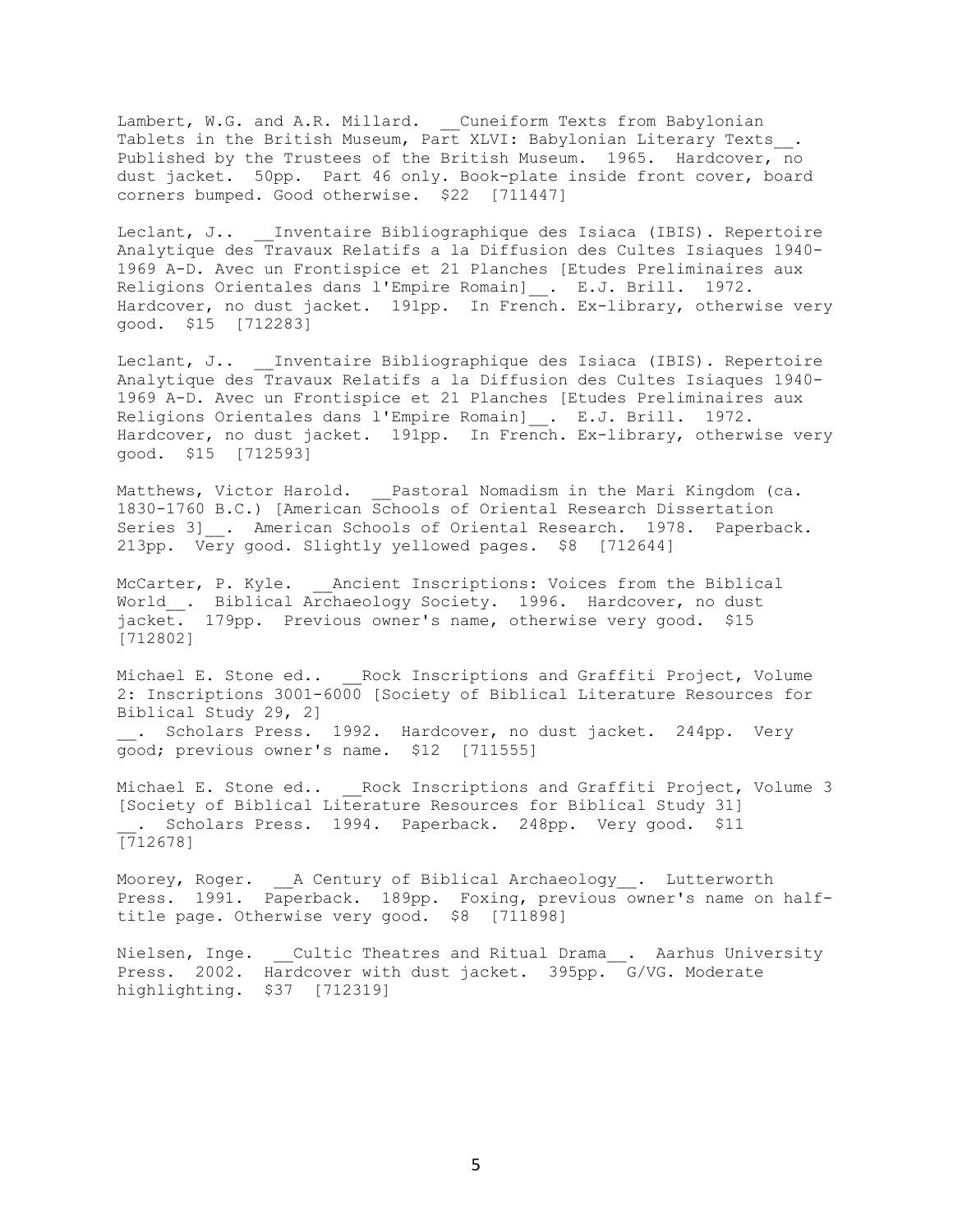Lambert, W.G. and A.R. Millard. __Cuneiform Texts from Babylonian Tablets in the British Museum, Part XLVI: Babylonian Literary Texts__. Published by the Trustees of the British Museum. 1965. Hardcover, no dust jacket. 50pp. Part 46 only. Book-plate inside front cover, board corners bumped. Good otherwise. $22 [711447]

Leclant, J.. __Inventaire Bibliographique des Isiaca (IBIS). Repertoire Analytique des Travaux Relatifs a la Diffusion des Cultes Isiaques 1940-1969 A-D. Avec un Frontispice et 21 Planches [Etudes Preliminaires aux Religions Orientales dans l'Empire Romain]__. E.J. Brill. 1972. Hardcover, no dust jacket. 191pp. In French. Ex-library, otherwise very good. $15 [712283]

Leclant, J.. __Inventaire Bibliographique des Isiaca (IBIS). Repertoire Analytique des Travaux Relatifs a la Diffusion des Cultes Isiaques 1940-1969 A-D. Avec un Frontispice et 21 Planches [Etudes Preliminaires aux Religions Orientales dans l'Empire Romain]__. E.J. Brill. 1972. Hardcover, no dust jacket. 191pp. In French. Ex-library, otherwise very good. $15 [712593]

Matthews, Victor Harold. __Pastoral Nomadism in the Mari Kingdom (ca. 1830-1760 B.C.) [American Schools of Oriental Research Dissertation Series 3]__. American Schools of Oriental Research. 1978. Paperback. 213pp. Very good. Slightly yellowed pages. $8 [712644]

McCarter, P. Kyle. __Ancient Inscriptions: Voices from the Biblical World__. Biblical Archaeology Society. 1996. Hardcover, no dust jacket. 179pp. Previous owner's name, otherwise very good. $15 [712802]

Michael E. Stone ed.. __Rock Inscriptions and Graffiti Project, Volume 2: Inscriptions 3001-6000 [Society of Biblical Literature Resources for Biblical Study 29, 2]
__. Scholars Press. 1992. Hardcover, no dust jacket. 244pp. Very good; previous owner's name. $12 [711555]

Michael E. Stone ed.. __Rock Inscriptions and Graffiti Project, Volume 3 [Society of Biblical Literature Resources for Biblical Study 31]
__. Scholars Press. 1994. Paperback. 248pp. Very good. $11 [712678]

Moorey, Roger. __A Century of Biblical Archaeology__. Lutterworth Press. 1991. Paperback. 189pp. Foxing, previous owner's name on half-title page. Otherwise very good. $8 [711898]

Nielsen, Inge. __Cultic Theatres and Ritual Drama__. Aarhus University Press. 2002. Hardcover with dust jacket. 395pp. G/VG. Moderate highlighting. $37 [712319]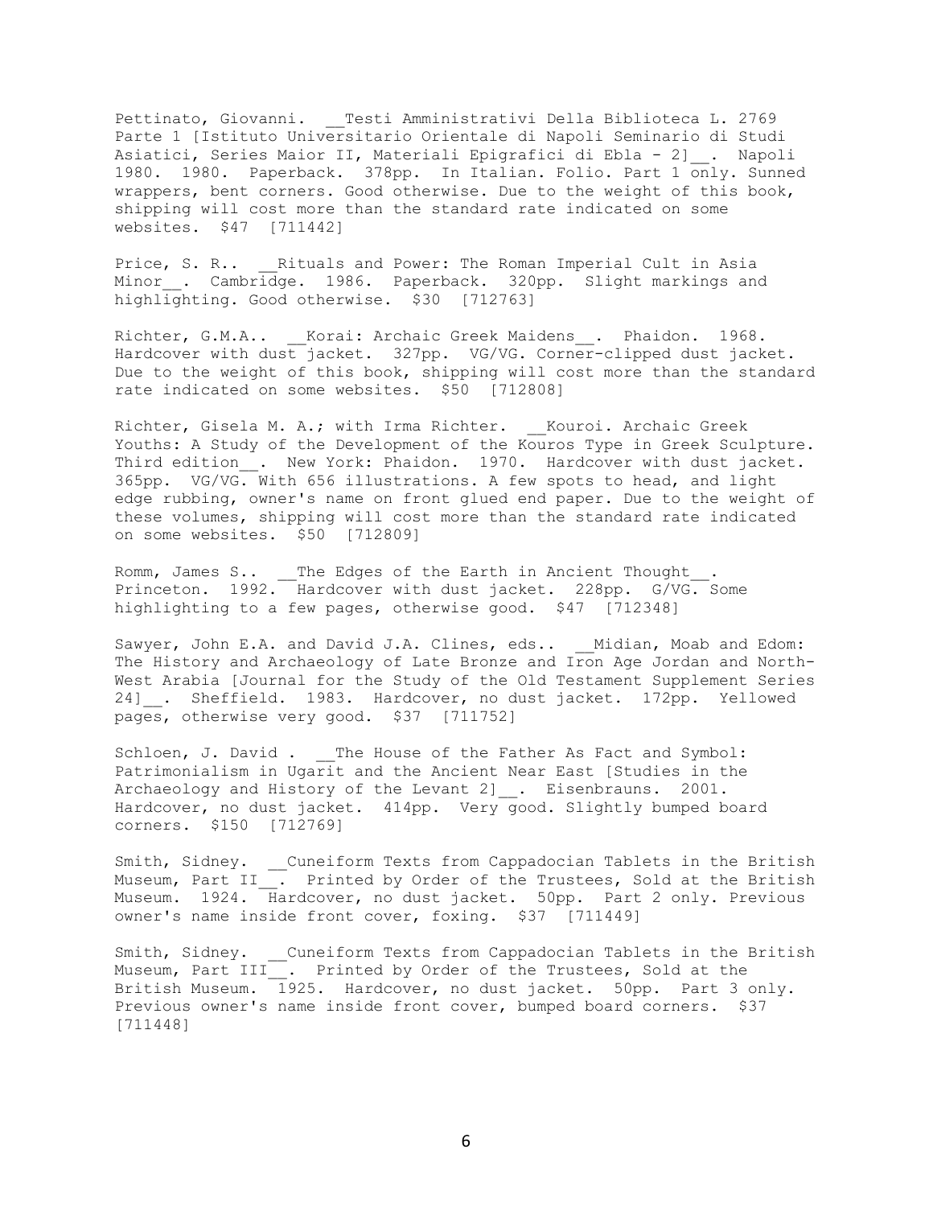Pettinato, Giovanni. __Testi Amministrativi Della Biblioteca L. 2769 Parte 1 [Istituto Universitario Orientale di Napoli Seminario di Studi Asiatici, Series Maior II, Materiali Epigrafici di Ebla - 2]__. Napoli 1980. 1980. Paperback. 378pp. In Italian. Folio. Part 1 only. Sunned wrappers, bent corners. Good otherwise. Due to the weight of this book, shipping will cost more than the standard rate indicated on some websites. $47 [711442]

Price, S. R.. __Rituals and Power: The Roman Imperial Cult in Asia Minor__. Cambridge. 1986. Paperback. 320pp. Slight markings and highlighting. Good otherwise. $30 [712763]

Richter, G.M.A.. __Korai: Archaic Greek Maidens__. Phaidon. 1968. Hardcover with dust jacket. 327pp. VG/VG. Corner-clipped dust jacket. Due to the weight of this book, shipping will cost more than the standard rate indicated on some websites. $50 [712808]

Richter, Gisela M. A.; with Irma Richter. __Kouroi. Archaic Greek Youths: A Study of the Development of the Kouros Type in Greek Sculpture. Third edition__. New York: Phaidon. 1970. Hardcover with dust jacket. 365pp. VG/VG. With 656 illustrations. A few spots to head, and light edge rubbing, owner's name on front glued end paper. Due to the weight of these volumes, shipping will cost more than the standard rate indicated on some websites. $50 [712809]

Romm, James S.. __The Edges of the Earth in Ancient Thought__. Princeton. 1992. Hardcover with dust jacket. 228pp. G/VG. Some highlighting to a few pages, otherwise good. $47 [712348]

Sawyer, John E.A. and David J.A. Clines, eds.. __Midian, Moab and Edom: The History and Archaeology of Late Bronze and Iron Age Jordan and North-West Arabia [Journal for the Study of the Old Testament Supplement Series 24]__. Sheffield. 1983. Hardcover, no dust jacket. 172pp. Yellowed pages, otherwise very good. $37 [711752]

Schloen, J. David . __The House of the Father As Fact and Symbol: Patrimonialism in Ugarit and the Ancient Near East [Studies in the Archaeology and History of the Levant 2]__. Eisenbrauns. 2001. Hardcover, no dust jacket. 414pp. Very good. Slightly bumped board corners. $150 [712769]

Smith, Sidney. __Cuneiform Texts from Cappadocian Tablets in the British Museum, Part II__. Printed by Order of the Trustees, Sold at the British Museum. 1924. Hardcover, no dust jacket. 50pp. Part 2 only. Previous owner's name inside front cover, foxing. $37 [711449]

Smith, Sidney. __Cuneiform Texts from Cappadocian Tablets in the British Museum, Part III__. Printed by Order of the Trustees, Sold at the British Museum. 1925. Hardcover, no dust jacket. 50pp. Part 3 only. Previous owner's name inside front cover, bumped board corners. $37 [711448]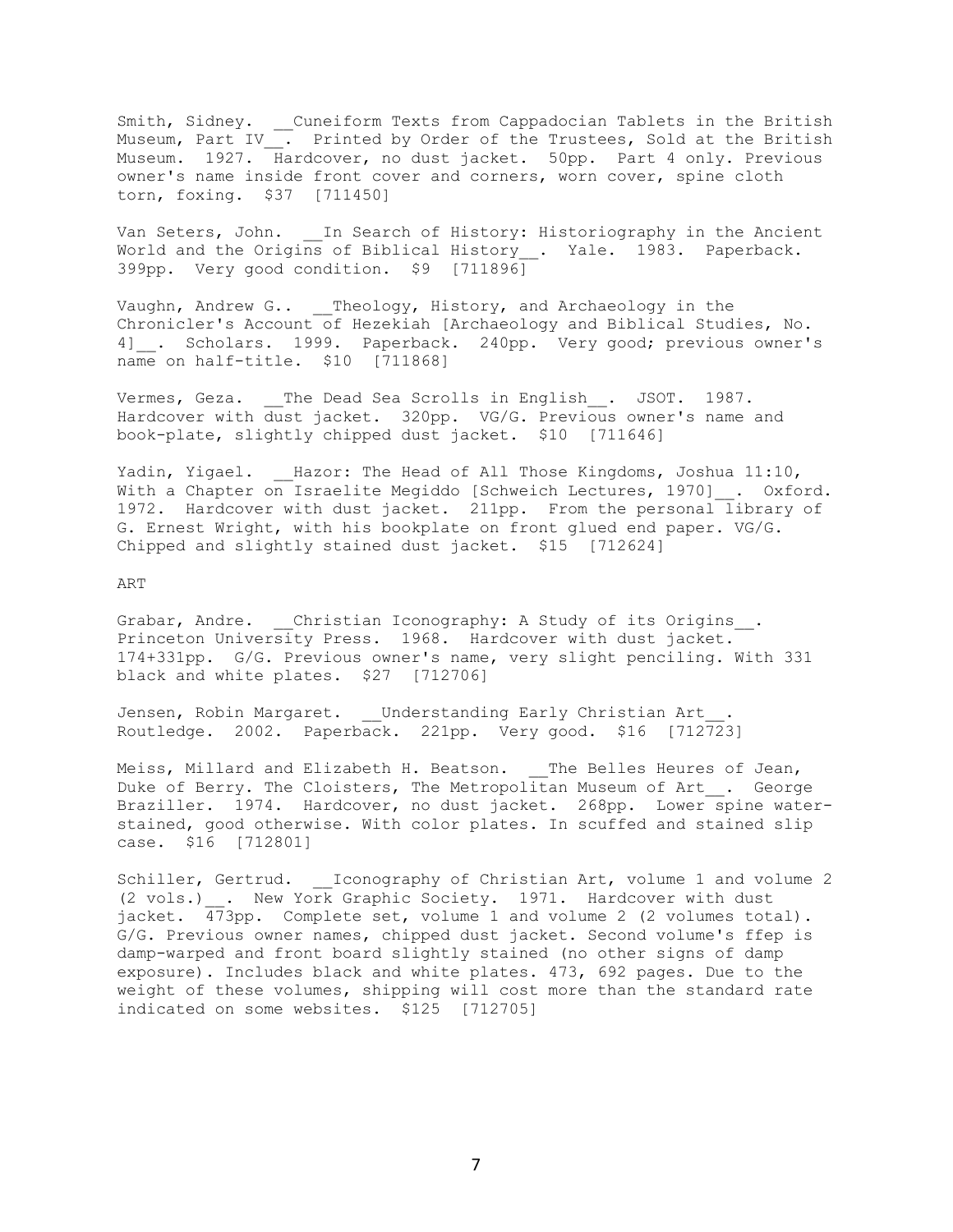Smith, Sidney. __Cuneiform Texts from Cappadocian Tablets in the British Museum, Part IV__. Printed by Order of the Trustees, Sold at the British Museum. 1927. Hardcover, no dust jacket. 50pp. Part 4 only. Previous owner's name inside front cover and corners, worn cover, spine cloth torn, foxing. $37 [711450]

Van Seters, John. __In Search of History: Historiography in the Ancient World and the Origins of Biblical History__. Yale. 1983. Paperback. 399pp. Very good condition. $9 [711896]

Vaughn, Andrew G.. __Theology, History, and Archaeology in the Chronicler's Account of Hezekiah [Archaeology and Biblical Studies, No. 4]__. Scholars. 1999. Paperback. 240pp. Very good; previous owner's name on half-title. $10 [711868]

Vermes, Geza. __The Dead Sea Scrolls in English__. JSOT. 1987. Hardcover with dust jacket. 320pp. VG/G. Previous owner's name and book-plate, slightly chipped dust jacket. $10 [711646]

Yadin, Yigael. __Hazor: The Head of All Those Kingdoms, Joshua 11:10, With a Chapter on Israelite Megiddo [Schweich Lectures, 1970]__. Oxford. 1972. Hardcover with dust jacket. 211pp. From the personal library of G. Ernest Wright, with his bookplate on front glued end paper. VG/G. Chipped and slightly stained dust jacket. $15 [712624]

ART

Grabar, Andre. __Christian Iconography: A Study of its Origins__. Princeton University Press. 1968. Hardcover with dust jacket. 174+331pp. G/G. Previous owner's name, very slight penciling. With 331 black and white plates. $27 [712706]

Jensen, Robin Margaret. __Understanding Early Christian Art__. Routledge. 2002. Paperback. 221pp. Very good. $16 [712723]

Meiss, Millard and Elizabeth H. Beatson. __The Belles Heures of Jean, Duke of Berry. The Cloisters, The Metropolitan Museum of Art__. George Braziller. 1974. Hardcover, no dust jacket. 268pp. Lower spine water-stained, good otherwise. With color plates. In scuffed and stained slip case. $16 [712801]

Schiller, Gertrud. __Iconography of Christian Art, volume 1 and volume 2 (2 vols.)__. New York Graphic Society. 1971. Hardcover with dust jacket. 473pp. Complete set, volume 1 and volume 2 (2 volumes total). G/G. Previous owner names, chipped dust jacket. Second volume's ffep is damp-warped and front board slightly stained (no other signs of damp exposure). Includes black and white plates. 473, 692 pages. Due to the weight of these volumes, shipping will cost more than the standard rate indicated on some websites. $125 [712705]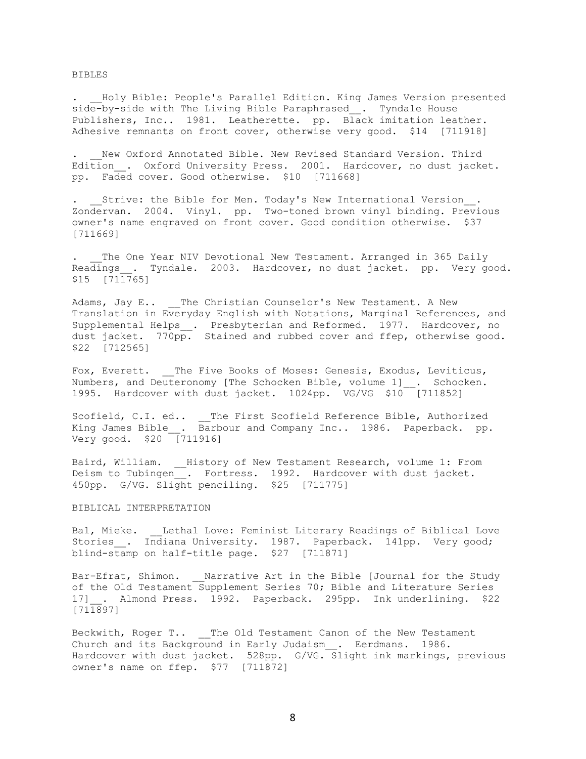BIBLES

. __Holy Bible: People's Parallel Edition. King James Version presented side-by-side with The Living Bible Paraphrased__. Tyndale House Publishers, Inc.. 1981. Leatherette. pp. Black imitation leather. Adhesive remnants on front cover, otherwise very good. $14 [711918]

. __New Oxford Annotated Bible. New Revised Standard Version. Third Edition__. Oxford University Press. 2001. Hardcover, no dust jacket. pp. Faded cover. Good otherwise. $10 [711668]

. __Strive: the Bible for Men. Today's New International Version__. Zondervan. 2004. Vinyl. pp. Two-toned brown vinyl binding. Previous owner's name engraved on front cover. Good condition otherwise. $37 [711669]

. __The One Year NIV Devotional New Testament. Arranged in 365 Daily Readings__. Tyndale. 2003. Hardcover, no dust jacket. pp. Very good. $15 [711765]

Adams, Jay E.. __The Christian Counselor's New Testament. A New Translation in Everyday English with Notations, Marginal References, and Supplemental Helps__. Presbyterian and Reformed. 1977. Hardcover, no dust jacket. 770pp. Stained and rubbed cover and ffep, otherwise good. $22 [712565]

Fox, Everett. __The Five Books of Moses: Genesis, Exodus, Leviticus, Numbers, and Deuteronomy [The Schocken Bible, volume 1]__. Schocken. 1995. Hardcover with dust jacket. 1024pp. VG/VG $10 [711852]

Scofield, C.I. ed.. __The First Scofield Reference Bible, Authorized King James Bible__. Barbour and Company Inc.. 1986. Paperback. pp. Very good. $20 [711916]

Baird, William. __History of New Testament Research, volume 1: From Deism to Tubingen__. Fortress. 1992. Hardcover with dust jacket. 450pp. G/VG. Slight penciling. $25 [711775]

BIBLICAL INTERPRETATION

Bal, Mieke. __Lethal Love: Feminist Literary Readings of Biblical Love Stories__. Indiana University. 1987. Paperback. 141pp. Very good; blind-stamp on half-title page. $27 [711871]

Bar-Efrat, Shimon. __Narrative Art in the Bible [Journal for the Study of the Old Testament Supplement Series 70; Bible and Literature Series 17]__. Almond Press. 1992. Paperback. 295pp. Ink underlining. $22 [711897]

Beckwith, Roger T.. __The Old Testament Canon of the New Testament Church and its Background in Early Judaism__. Eerdmans. 1986. Hardcover with dust jacket. 528pp. G/VG. Slight ink markings, previous owner's name on ffep. $77 [711872]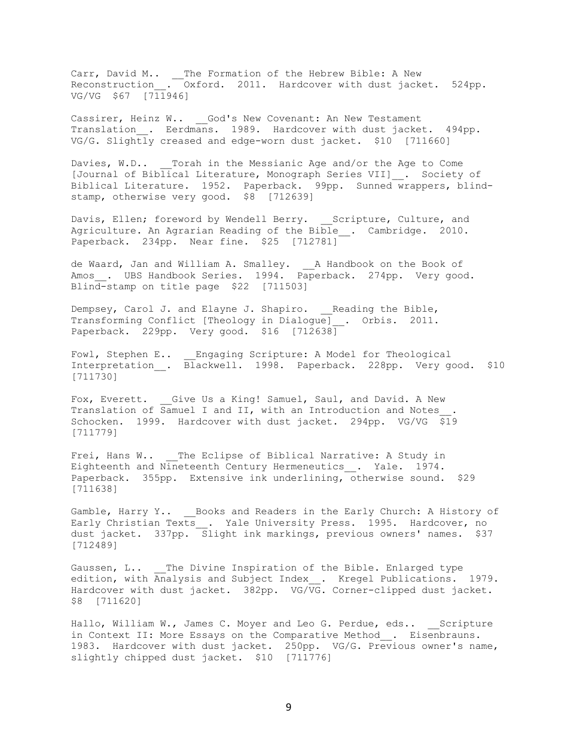Carr, David M.. __The Formation of the Hebrew Bible: A New Reconstruction__. Oxford. 2011. Hardcover with dust jacket. 524pp. VG/VG $67 [711946]

Cassirer, Heinz W.. __God's New Covenant: An New Testament Translation__. Eerdmans. 1989. Hardcover with dust jacket. 494pp. VG/G. Slightly creased and edge-worn dust jacket. $10 [711660]

Davies, W.D.. __Torah in the Messianic Age and/or the Age to Come [Journal of Biblical Literature, Monograph Series VII]__. Society of Biblical Literature. 1952. Paperback. 99pp. Sunned wrappers, blind-stamp, otherwise very good. $8 [712639]

Davis, Ellen; foreword by Wendell Berry. __Scripture, Culture, and Agriculture. An Agrarian Reading of the Bible__. Cambridge. 2010. Paperback. 234pp. Near fine. $25 [712781]

de Waard, Jan and William A. Smalley. __A Handbook on the Book of Amos__. UBS Handbook Series. 1994. Paperback. 274pp. Very good. Blind-stamp on title page $22 [711503]

Dempsey, Carol J. and Elayne J. Shapiro. __Reading the Bible, Transforming Conflict [Theology in Dialogue]__. Orbis. 2011. Paperback. 229pp. Very good. $16 [712638]

Fowl, Stephen E.. __Engaging Scripture: A Model for Theological Interpretation__. Blackwell. 1998. Paperback. 228pp. Very good. $10 [711730]

Fox, Everett. __Give Us a King! Samuel, Saul, and David. A New Translation of Samuel I and II, with an Introduction and Notes__. Schocken. 1999. Hardcover with dust jacket. 294pp. VG/VG $19 [711779]

Frei, Hans W.. __The Eclipse of Biblical Narrative: A Study in Eighteenth and Nineteenth Century Hermeneutics__. Yale. 1974. Paperback. 355pp. Extensive ink underlining, otherwise sound. $29 [711638]

Gamble, Harry Y.. __Books and Readers in the Early Church: A History of Early Christian Texts__. Yale University Press. 1995. Hardcover, no dust jacket. 337pp. Slight ink markings, previous owners' names. $37 [712489]

Gaussen, L.. __The Divine Inspiration of the Bible. Enlarged type edition, with Analysis and Subject Index__. Kregel Publications. 1979. Hardcover with dust jacket. 382pp. VG/VG. Corner-clipped dust jacket. $8 [711620]

Hallo, William W., James C. Moyer and Leo G. Perdue, eds.. __Scripture in Context II: More Essays on the Comparative Method__. Eisenbrauns. 1983. Hardcover with dust jacket. 250pp. VG/G. Previous owner's name, slightly chipped dust jacket. $10 [711776]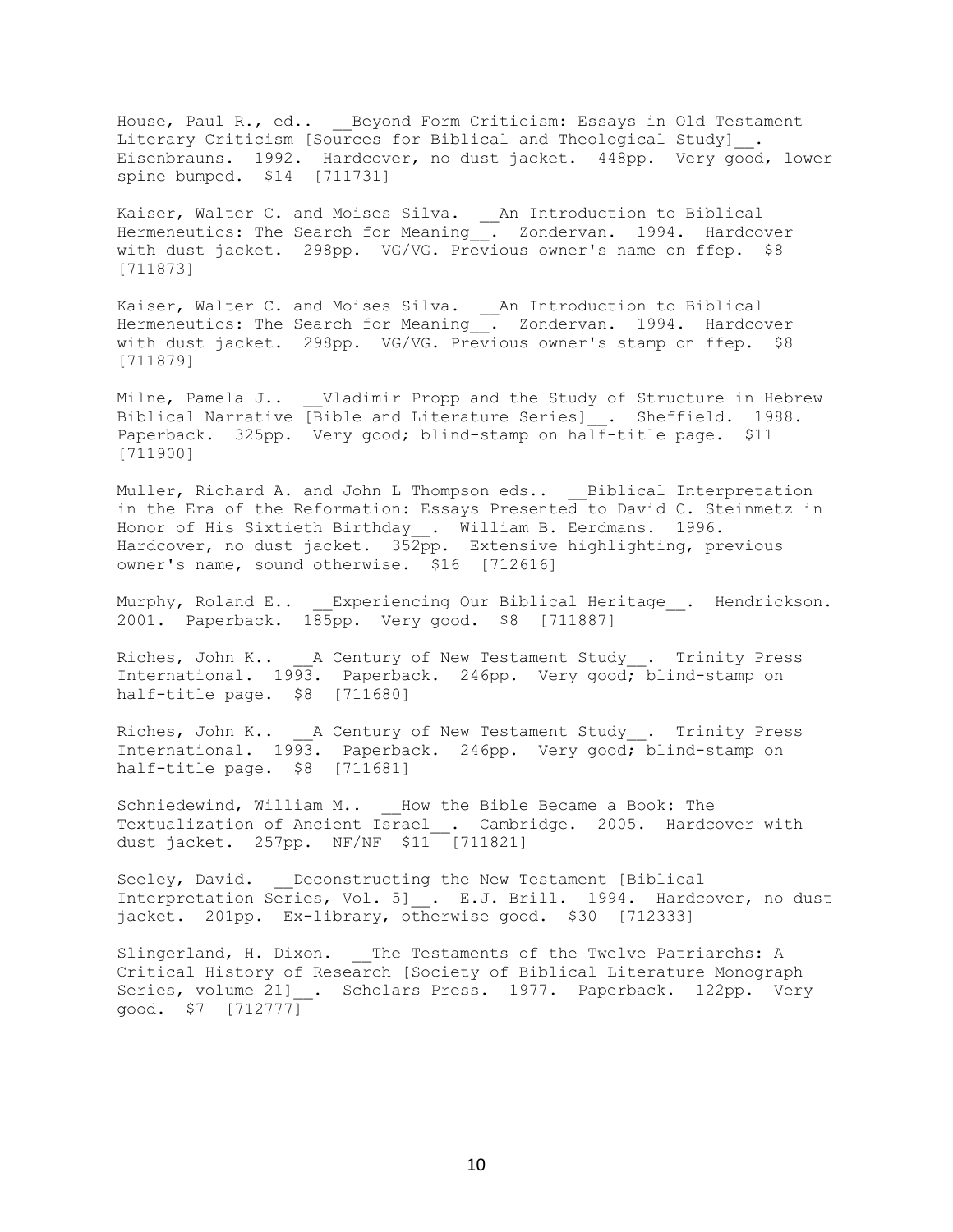House, Paul R., ed.. __Beyond Form Criticism: Essays in Old Testament Literary Criticism [Sources for Biblical and Theological Study]__. Eisenbrauns. 1992. Hardcover, no dust jacket. 448pp. Very good, lower spine bumped. $14 [711731]

Kaiser, Walter C. and Moises Silva. __An Introduction to Biblical Hermeneutics: The Search for Meaning__. Zondervan. 1994. Hardcover with dust jacket. 298pp. VG/VG. Previous owner's name on ffep. $8 [711873]

Kaiser, Walter C. and Moises Silva. __An Introduction to Biblical Hermeneutics: The Search for Meaning__. Zondervan. 1994. Hardcover with dust jacket. 298pp. VG/VG. Previous owner's stamp on ffep. $8 [711879]

Milne, Pamela J.. __Vladimir Propp and the Study of Structure in Hebrew Biblical Narrative [Bible and Literature Series]__. Sheffield. 1988. Paperback. 325pp. Very good; blind-stamp on half-title page. $11 [711900]

Muller, Richard A. and John L Thompson eds.. __Biblical Interpretation in the Era of the Reformation: Essays Presented to David C. Steinmetz in Honor of His Sixtieth Birthday__. William B. Eerdmans. 1996. Hardcover, no dust jacket. 352pp. Extensive highlighting, previous owner's name, sound otherwise. $16 [712616]

Murphy, Roland E.. __Experiencing Our Biblical Heritage__. Hendrickson. 2001. Paperback. 185pp. Very good. $8 [711887]

Riches, John K.. __A Century of New Testament Study__. Trinity Press International. 1993. Paperback. 246pp. Very good; blind-stamp on half-title page. $8 [711680]

Riches, John K.. __A Century of New Testament Study__. Trinity Press International. 1993. Paperback. 246pp. Very good; blind-stamp on half-title page. $8 [711681]

Schniedewind, William M.. __How the Bible Became a Book: The Textualization of Ancient Israel__. Cambridge. 2005. Hardcover with dust jacket. 257pp. NF/NF $11 [711821]

Seeley, David. __Deconstructing the New Testament [Biblical Interpretation Series, Vol. 5]__. E.J. Brill. 1994. Hardcover, no dust jacket. 201pp. Ex-library, otherwise good. $30 [712333]

Slingerland, H. Dixon. __The Testaments of the Twelve Patriarchs: A Critical History of Research [Society of Biblical Literature Monograph Series, volume 21]__. Scholars Press. 1977. Paperback. 122pp. Very good. $7 [712777]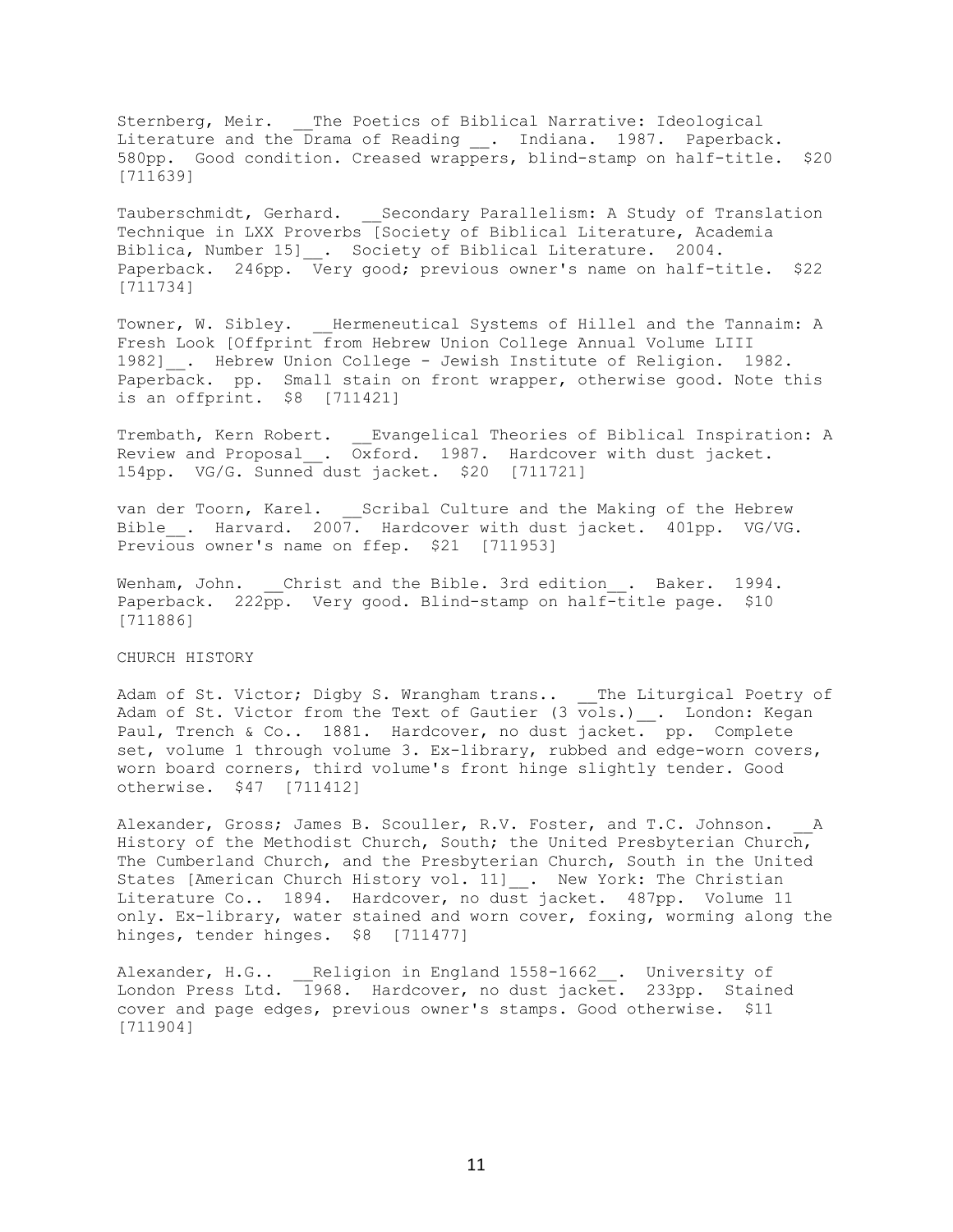Sternberg, Meir. __The Poetics of Biblical Narrative: Ideological Literature and the Drama of Reading __. Indiana. 1987. Paperback. 580pp. Good condition. Creased wrappers, blind-stamp on half-title. $20 [711639]

Tauberschmidt, Gerhard. __Secondary Parallelism: A Study of Translation Technique in LXX Proverbs [Society of Biblical Literature, Academia Biblica, Number 15]__. Society of Biblical Literature. 2004. Paperback. 246pp. Very good; previous owner's name on half-title. $22 [711734]

Towner, W. Sibley. __Hermeneutical Systems of Hillel and the Tannaim: A Fresh Look [Offprint from Hebrew Union College Annual Volume LIII 1982]__. Hebrew Union College - Jewish Institute of Religion. 1982. Paperback. pp. Small stain on front wrapper, otherwise good. Note this is an offprint. $8 [711421]

Trembath, Kern Robert. __Evangelical Theories of Biblical Inspiration: A Review and Proposal__. Oxford. 1987. Hardcover with dust jacket. 154pp. VG/G. Sunned dust jacket. $20 [711721]

van der Toorn, Karel. __Scribal Culture and the Making of the Hebrew Bible__. Harvard. 2007. Hardcover with dust jacket. 401pp. VG/VG. Previous owner's name on ffep. $21 [711953]

Wenham, John. __Christ and the Bible. 3rd edition__. Baker. 1994. Paperback. 222pp. Very good. Blind-stamp on half-title page. $10 [711886]

CHURCH HISTORY

Adam of St. Victor; Digby S. Wrangham trans.. __The Liturgical Poetry of Adam of St. Victor from the Text of Gautier (3 vols.)__. London: Kegan Paul, Trench & Co.. 1881. Hardcover, no dust jacket. pp. Complete set, volume 1 through volume 3. Ex-library, rubbed and edge-worn covers, worn board corners, third volume's front hinge slightly tender. Good otherwise. $47 [711412]

Alexander, Gross; James B. Scouller, R.V. Foster, and T.C. Johnson. __A History of the Methodist Church, South; the United Presbyterian Church, The Cumberland Church, and the Presbyterian Church, South in the United States [American Church History vol. 11]__. New York: The Christian Literature Co.. 1894. Hardcover, no dust jacket. 487pp. Volume 11 only. Ex-library, water stained and worn cover, foxing, worming along the hinges, tender hinges. $8 [711477]

Alexander, H.G.. __Religion in England 1558-1662__. University of London Press Ltd. 1968. Hardcover, no dust jacket. 233pp. Stained cover and page edges, previous owner's stamps. Good otherwise. $11 [711904]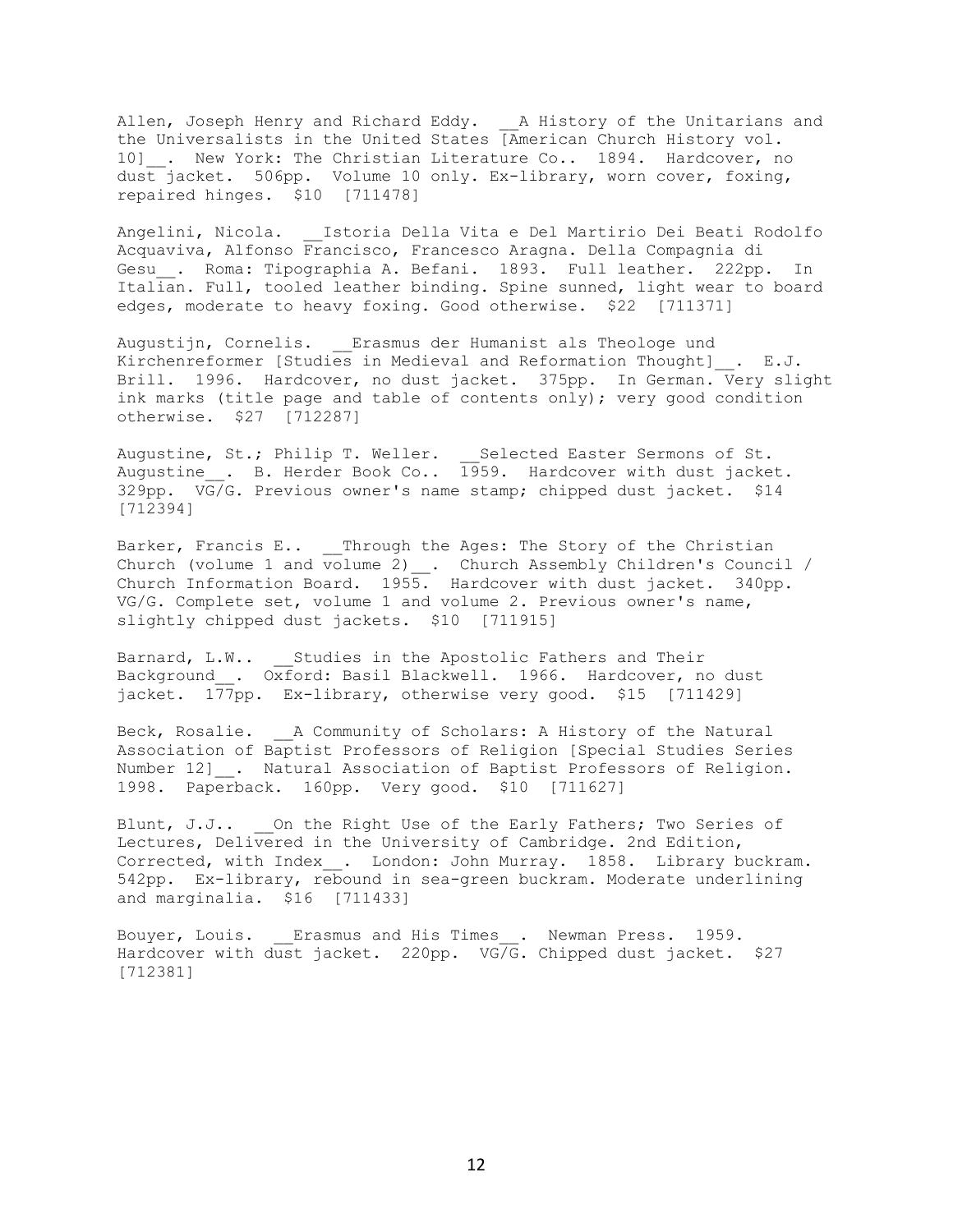Allen, Joseph Henry and Richard Eddy. __A History of the Unitarians and the Universalists in the United States [American Church History vol. 10]__. New York: The Christian Literature Co.. 1894. Hardcover, no dust jacket. 506pp. Volume 10 only. Ex-library, worn cover, foxing, repaired hinges. $10 [711478]

Angelini, Nicola. __Istoria Della Vita e Del Martirio Dei Beati Rodolfo Acquaviva, Alfonso Francisco, Francesco Aragna. Della Compagnia di Gesu__. Roma: Tipographia A. Befani. 1893. Full leather. 222pp. In Italian. Full, tooled leather binding. Spine sunned, light wear to board edges, moderate to heavy foxing. Good otherwise. $22 [711371]

Augustijn, Cornelis. __Erasmus der Humanist als Theologe und Kirchenreformer [Studies in Medieval and Reformation Thought]__. E.J. Brill. 1996. Hardcover, no dust jacket. 375pp. In German. Very slight ink marks (title page and table of contents only); very good condition otherwise. $27 [712287]

Augustine, St.; Philip T. Weller. __Selected Easter Sermons of St. Augustine__. B. Herder Book Co.. 1959. Hardcover with dust jacket. 329pp. VG/G. Previous owner's name stamp; chipped dust jacket. $14 [712394]

Barker, Francis E.. __Through the Ages: The Story of the Christian Church (volume 1 and volume 2)__. Church Assembly Children's Council / Church Information Board. 1955. Hardcover with dust jacket. 340pp. VG/G. Complete set, volume 1 and volume 2. Previous owner's name, slightly chipped dust jackets. $10 [711915]

Barnard, L.W.. __Studies in the Apostolic Fathers and Their Background__. Oxford: Basil Blackwell. 1966. Hardcover, no dust jacket. 177pp. Ex-library, otherwise very good. $15 [711429]

Beck, Rosalie. __A Community of Scholars: A History of the Natural Association of Baptist Professors of Religion [Special Studies Series Number 12]__. Natural Association of Baptist Professors of Religion. 1998. Paperback. 160pp. Very good. $10 [711627]

Blunt, J.J.. __On the Right Use of the Early Fathers; Two Series of Lectures, Delivered in the University of Cambridge. 2nd Edition, Corrected, with Index__. London: John Murray. 1858. Library buckram. 542pp. Ex-library, rebound in sea-green buckram. Moderate underlining and marginalia. $16 [711433]

Bouyer, Louis. __Erasmus and His Times__. Newman Press. 1959. Hardcover with dust jacket. 220pp. VG/G. Chipped dust jacket. $27 [712381]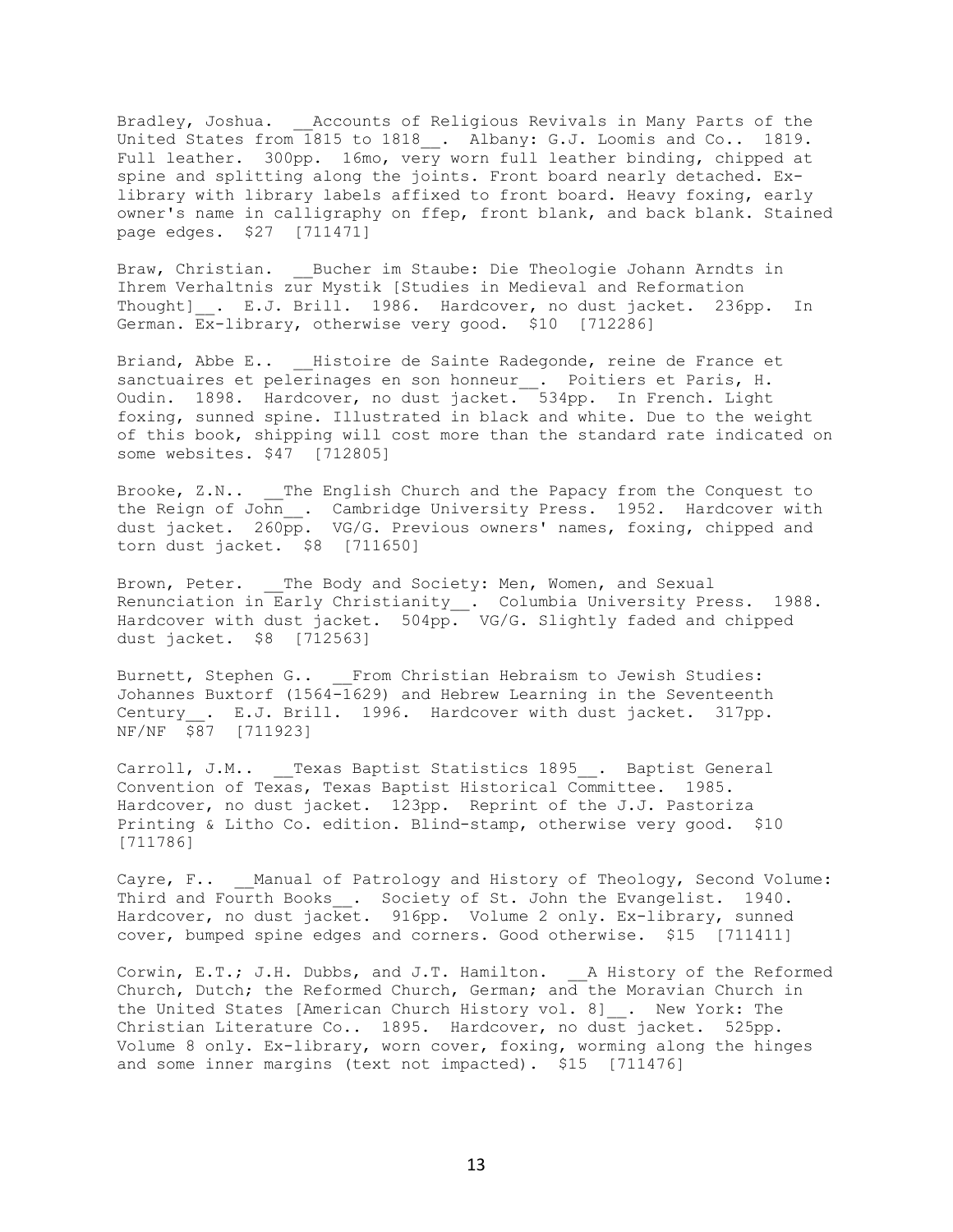Bradley, Joshua. __Accounts of Religious Revivals in Many Parts of the United States from 1815 to 1818__. Albany: G.J. Loomis and Co.. 1819. Full leather. 300pp. 16mo, very worn full leather binding, chipped at spine and splitting along the joints. Front board nearly detached. Ex-library with library labels affixed to front board. Heavy foxing, early owner's name in calligraphy on ffep, front blank, and back blank. Stained page edges. $27 [711471]

Braw, Christian. __Bucher im Staube: Die Theologie Johann Arndts in Ihrem Verhaltnis zur Mystik [Studies in Medieval and Reformation Thought]__. E.J. Brill. 1986. Hardcover, no dust jacket. 236pp. In German. Ex-library, otherwise very good. $10 [712286]

Briand, Abbe E.. __Histoire de Sainte Radegonde, reine de France et sanctuaires et pelerinages en son honneur__. Poitiers et Paris, H. Oudin. 1898. Hardcover, no dust jacket. 534pp. In French. Light foxing, sunned spine. Illustrated in black and white. Due to the weight of this book, shipping will cost more than the standard rate indicated on some websites. $47 [712805]

Brooke, Z.N.. __The English Church and the Papacy from the Conquest to the Reign of John__. Cambridge University Press. 1952. Hardcover with dust jacket. 260pp. VG/G. Previous owners' names, foxing, chipped and torn dust jacket. $8 [711650]

Brown, Peter. __The Body and Society: Men, Women, and Sexual Renunciation in Early Christianity__. Columbia University Press. 1988. Hardcover with dust jacket. 504pp. VG/G. Slightly faded and chipped dust jacket. $8 [712563]

Burnett, Stephen G.. __From Christian Hebraism to Jewish Studies: Johannes Buxtorf (1564-1629) and Hebrew Learning in the Seventeenth Century__. E.J. Brill. 1996. Hardcover with dust jacket. 317pp. NF/NF $87 [711923]

Carroll, J.M.. __Texas Baptist Statistics 1895__. Baptist General Convention of Texas, Texas Baptist Historical Committee. 1985. Hardcover, no dust jacket. 123pp. Reprint of the J.J. Pastoriza Printing & Litho Co. edition. Blind-stamp, otherwise very good. $10 [711786]

Cayre, F.. __Manual of Patrology and History of Theology, Second Volume: Third and Fourth Books__. Society of St. John the Evangelist. 1940. Hardcover, no dust jacket. 916pp. Volume 2 only. Ex-library, sunned cover, bumped spine edges and corners. Good otherwise. $15 [711411]

Corwin, E.T.; J.H. Dubbs, and J.T. Hamilton. __A History of the Reformed Church, Dutch; the Reformed Church, German; and the Moravian Church in the United States [American Church History vol. 8]__. New York: The Christian Literature Co.. 1895. Hardcover, no dust jacket. 525pp. Volume 8 only. Ex-library, worn cover, foxing, worming along the hinges and some inner margins (text not impacted). $15 [711476]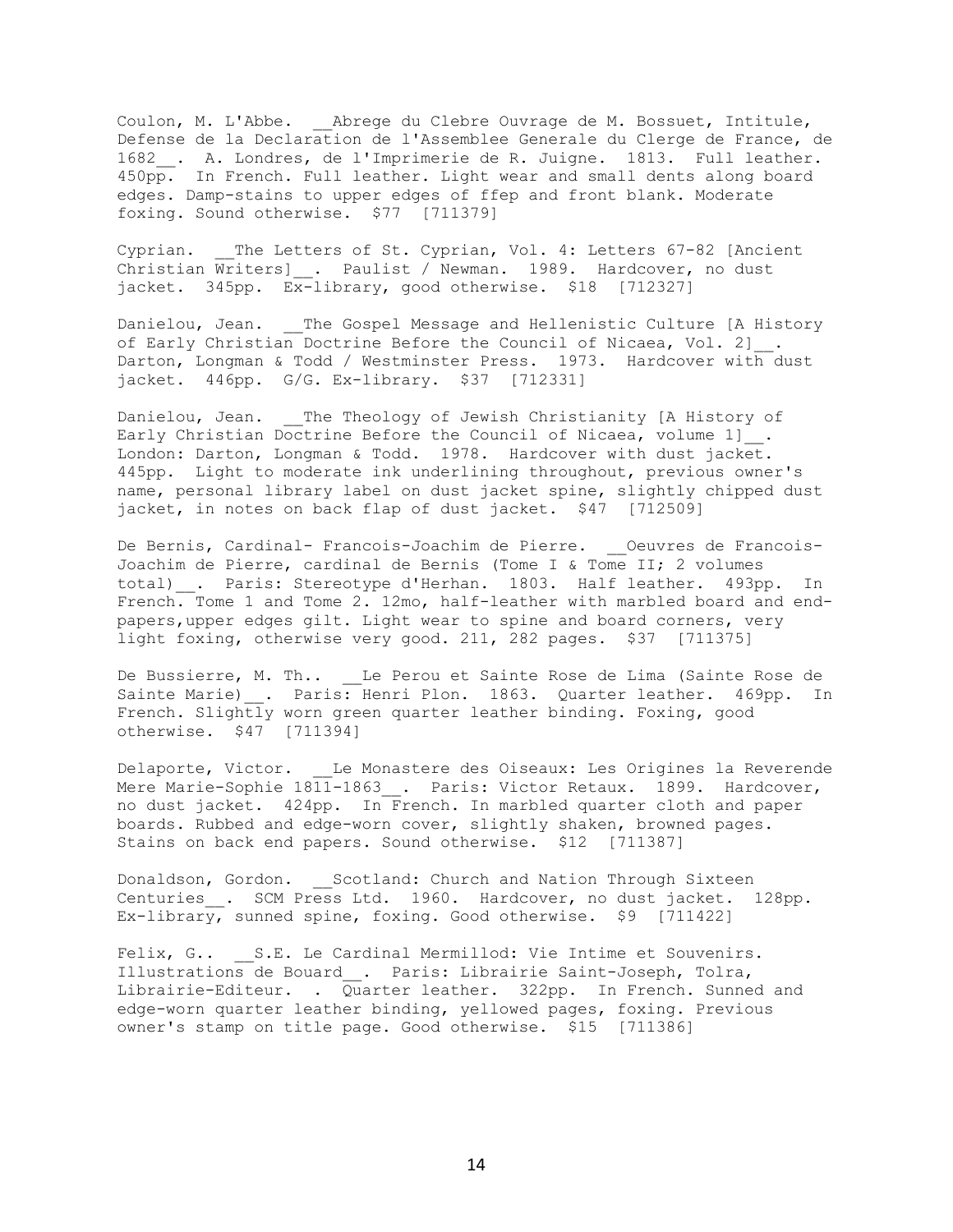Coulon, M. L'Abbe. __Abrege du Clebre Ouvrage de M. Bossuet, Intitule, Defense de la Declaration de l'Assemblee Generale du Clerge de France, de 1682__. A. Londres, de l'Imprimerie de R. Juigne. 1813. Full leather. 450pp. In French. Full leather. Light wear and small dents along board edges. Damp-stains to upper edges of ffep and front blank. Moderate foxing. Sound otherwise. $77 [711379]

Cyprian. __The Letters of St. Cyprian, Vol. 4: Letters 67-82 [Ancient Christian Writers]__. Paulist / Newman. 1989. Hardcover, no dust jacket. 345pp. Ex-library, good otherwise. $18 [712327]

Danielou, Jean. __The Gospel Message and Hellenistic Culture [A History of Early Christian Doctrine Before the Council of Nicaea, Vol. 2]__. Darton, Longman & Todd / Westminster Press. 1973. Hardcover with dust jacket. 446pp. G/G. Ex-library. $37 [712331]

Danielou, Jean. __The Theology of Jewish Christianity [A History of Early Christian Doctrine Before the Council of Nicaea, volume 1]__. London: Darton, Longman & Todd. 1978. Hardcover with dust jacket. 445pp. Light to moderate ink underlining throughout, previous owner's name, personal library label on dust jacket spine, slightly chipped dust jacket, in notes on back flap of dust jacket. $47 [712509]

De Bernis, Cardinal- Francois-Joachim de Pierre. __Oeuvres de Francois-Joachim de Pierre, cardinal de Bernis (Tome I & Tome II; 2 volumes total)__. Paris: Stereotype d'Herhan. 1803. Half leather. 493pp. In French. Tome 1 and Tome 2. 12mo, half-leather with marbled board and end-papers,upper edges gilt. Light wear to spine and board corners, very light foxing, otherwise very good. 211, 282 pages. $37 [711375]

De Bussierre, M. Th.. __Le Perou et Sainte Rose de Lima (Sainte Rose de Sainte Marie)__. Paris: Henri Plon. 1863. Quarter leather. 469pp. In French. Slightly worn green quarter leather binding. Foxing, good otherwise. $47 [711394]

Delaporte, Victor. __Le Monastere des Oiseaux: Les Origines la Reverende Mere Marie-Sophie 1811-1863__. Paris: Victor Retaux. 1899. Hardcover, no dust jacket. 424pp. In French. In marbled quarter cloth and paper boards. Rubbed and edge-worn cover, slightly shaken, browned pages. Stains on back end papers. Sound otherwise. $12 [711387]

Donaldson, Gordon. __Scotland: Church and Nation Through Sixteen Centuries__. SCM Press Ltd. 1960. Hardcover, no dust jacket. 128pp. Ex-library, sunned spine, foxing. Good otherwise. $9 [711422]

Felix, G.. __S.E. Le Cardinal Mermillod: Vie Intime et Souvenirs. Illustrations de Bouard__. Paris: Librairie Saint-Joseph, Tolra, Librairie-Editeur. . Quarter leather. 322pp. In French. Sunned and edge-worn quarter leather binding, yellowed pages, foxing. Previous owner's stamp on title page. Good otherwise. $15 [711386]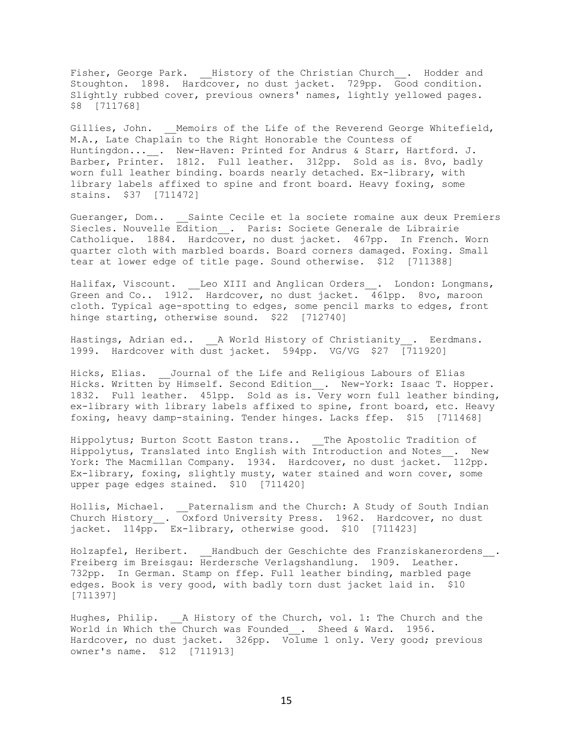Fisher, George Park. __History of the Christian Church__. Hodder and Stoughton. 1898. Hardcover, no dust jacket. 729pp. Good condition. Slightly rubbed cover, previous owners' names, lightly yellowed pages. $8 [711768]

Gillies, John. __Memoirs of the Life of the Reverend George Whitefield, M.A., Late Chaplain to the Right Honorable the Countess of Huntingdon...__. New-Haven: Printed for Andrus & Starr, Hartford. J. Barber, Printer. 1812. Full leather. 312pp. Sold as is. 8vo, badly worn full leather binding. boards nearly detached. Ex-library, with library labels affixed to spine and front board. Heavy foxing, some stains. $37 [711472]

Gueranger, Dom.. __Sainte Cecile et la societe romaine aux deux Premiers Siecles. Nouvelle Edition__. Paris: Societe Generale de Librairie Catholique. 1884. Hardcover, no dust jacket. 467pp. In French. Worn quarter cloth with marbled boards. Board corners damaged. Foxing. Small tear at lower edge of title page. Sound otherwise. $12 [711388]

Halifax, Viscount. __Leo XIII and Anglican Orders__. London: Longmans, Green and Co.. 1912. Hardcover, no dust jacket. 461pp. 8vo, maroon cloth. Typical age-spotting to edges, some pencil marks to edges, front hinge starting, otherwise sound. $22 [712740]

Hastings, Adrian ed.. __A World History of Christianity__. Eerdmans. 1999. Hardcover with dust jacket. 594pp. VG/VG $27 [711920]

Hicks, Elias. __Journal of the Life and Religious Labours of Elias Hicks. Written by Himself. Second Edition__. New-York: Isaac T. Hopper. 1832. Full leather. 451pp. Sold as is. Very worn full leather binding, ex-library with library labels affixed to spine, front board, etc. Heavy foxing, heavy damp-staining. Tender hinges. Lacks ffep. $15 [711468]

Hippolytus; Burton Scott Easton trans.. __The Apostolic Tradition of Hippolytus, Translated into English with Introduction and Notes__. New York: The Macmillan Company. 1934. Hardcover, no dust jacket. 112pp. Ex-library, foxing, slightly musty, water stained and worn cover, some upper page edges stained. $10 [711420]

Hollis, Michael. __Paternalism and the Church: A Study of South Indian Church History__. Oxford University Press. 1962. Hardcover, no dust jacket. 114pp. Ex-library, otherwise good. $10 [711423]

Holzapfel, Heribert. __Handbuch der Geschichte des Franziskanerordens__. Freiberg im Breisgau: Herdersche Verlagshandlung. 1909. Leather. 732pp. In German. Stamp on ffep. Full leather binding, marbled page edges. Book is very good, with badly torn dust jacket laid in. $10 [711397]

Hughes, Philip. __A History of the Church, vol. 1: The Church and the World in Which the Church was Founded__. Sheed & Ward. 1956. Hardcover, no dust jacket. 326pp. Volume 1 only. Very good; previous owner's name. $12 [711913]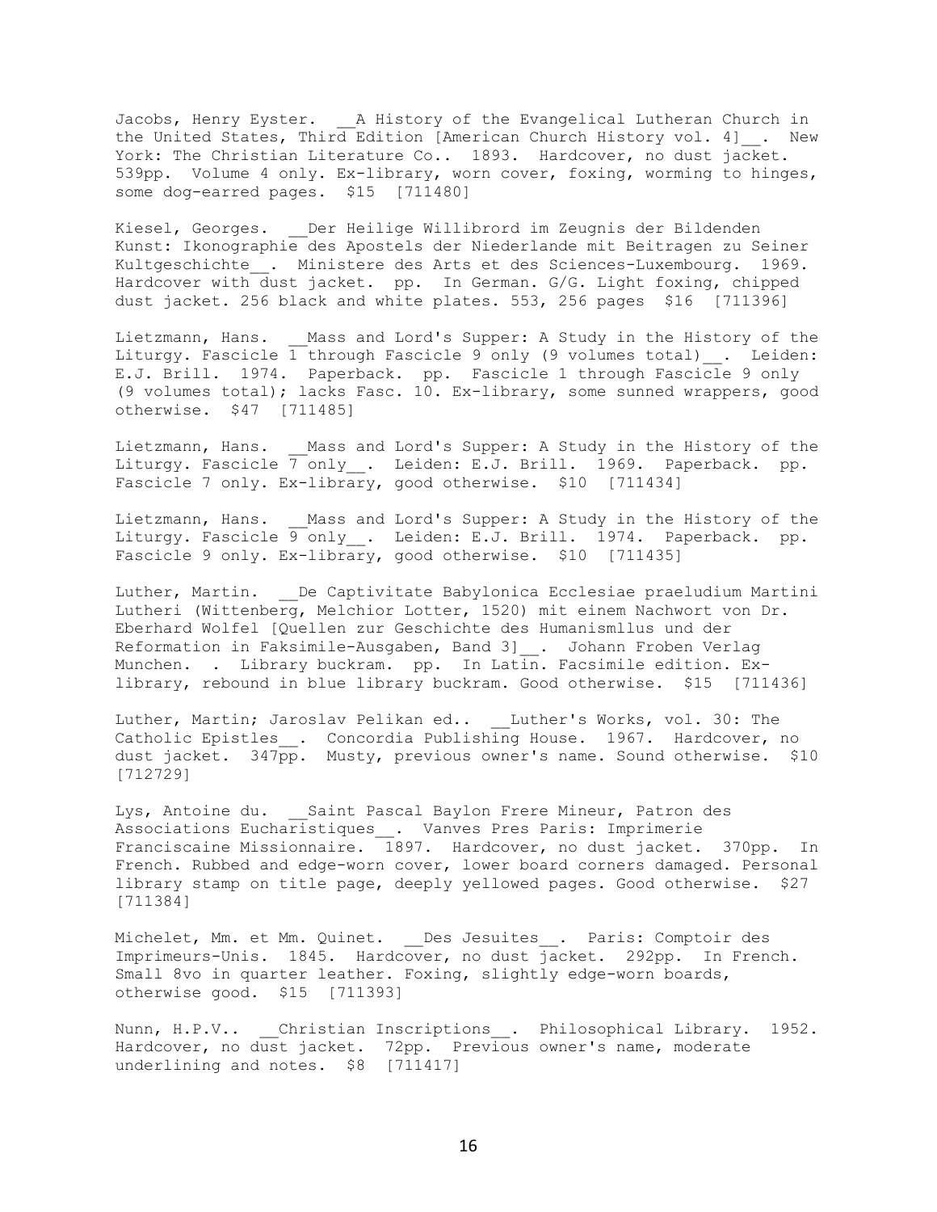Jacobs, Henry Eyster. __A History of the Evangelical Lutheran Church in the United States, Third Edition [American Church History vol. 4]__. New York: The Christian Literature Co.. 1893. Hardcover, no dust jacket. 539pp. Volume 4 only. Ex-library, worn cover, foxing, worming to hinges, some dog-earred pages. $15 [711480]

Kiesel, Georges. __Der Heilige Willibrord im Zeugnis der Bildenden Kunst: Ikonographie des Apostels der Niederlande mit Beitragen zu Seiner Kultgeschichte__. Ministere des Arts et des Sciences-Luxembourg. 1969. Hardcover with dust jacket. pp. In German. G/G. Light foxing, chipped dust jacket. 256 black and white plates. 553, 256 pages $16 [711396]

Lietzmann, Hans. __Mass and Lord's Supper: A Study in the History of the Liturgy. Fascicle 1 through Fascicle 9 only (9 volumes total)__. Leiden: E.J. Brill. 1974. Paperback. pp. Fascicle 1 through Fascicle 9 only (9 volumes total); lacks Fasc. 10. Ex-library, some sunned wrappers, good otherwise. $47 [711485]

Lietzmann, Hans. __Mass and Lord's Supper: A Study in the History of the Liturgy. Fascicle 7 only__. Leiden: E.J. Brill. 1969. Paperback. pp. Fascicle 7 only. Ex-library, good otherwise. $10 [711434]

Lietzmann, Hans. __Mass and Lord's Supper: A Study in the History of the Liturgy. Fascicle 9 only__. Leiden: E.J. Brill. 1974. Paperback. pp. Fascicle 9 only. Ex-library, good otherwise. $10 [711435]

Luther, Martin. __De Captivitate Babylonica Ecclesiae praeludium Martini Lutheri (Wittenberg, Melchior Lotter, 1520) mit einem Nachwort von Dr. Eberhard Wolfel [Quellen zur Geschichte des Humanismllus und der Reformation in Faksimile-Ausgaben, Band 3]__. Johann Froben Verlag Munchen. . Library buckram. pp. In Latin. Facsimile edition. Ex-library, rebound in blue library buckram. Good otherwise. $15 [711436]

Luther, Martin; Jaroslav Pelikan ed.. __Luther's Works, vol. 30: The Catholic Epistles__. Concordia Publishing House. 1967. Hardcover, no dust jacket. 347pp. Musty, previous owner's name. Sound otherwise. $10 [712729]

Lys, Antoine du. __Saint Pascal Baylon Frere Mineur, Patron des Associations Eucharistiques__. Vanves Pres Paris: Imprimerie Franciscaine Missionnaire. 1897. Hardcover, no dust jacket. 370pp. In French. Rubbed and edge-worn cover, lower board corners damaged. Personal library stamp on title page, deeply yellowed pages. Good otherwise. $27 [711384]

Michelet, Mm. et Mm. Quinet. __Des Jesuites__. Paris: Comptoir des Imprimeurs-Unis. 1845. Hardcover, no dust jacket. 292pp. In French. Small 8vo in quarter leather. Foxing, slightly edge-worn boards, otherwise good. $15 [711393]

Nunn, H.P.V.. __Christian Inscriptions__. Philosophical Library. 1952. Hardcover, no dust jacket. 72pp. Previous owner's name, moderate underlining and notes. $8 [711417]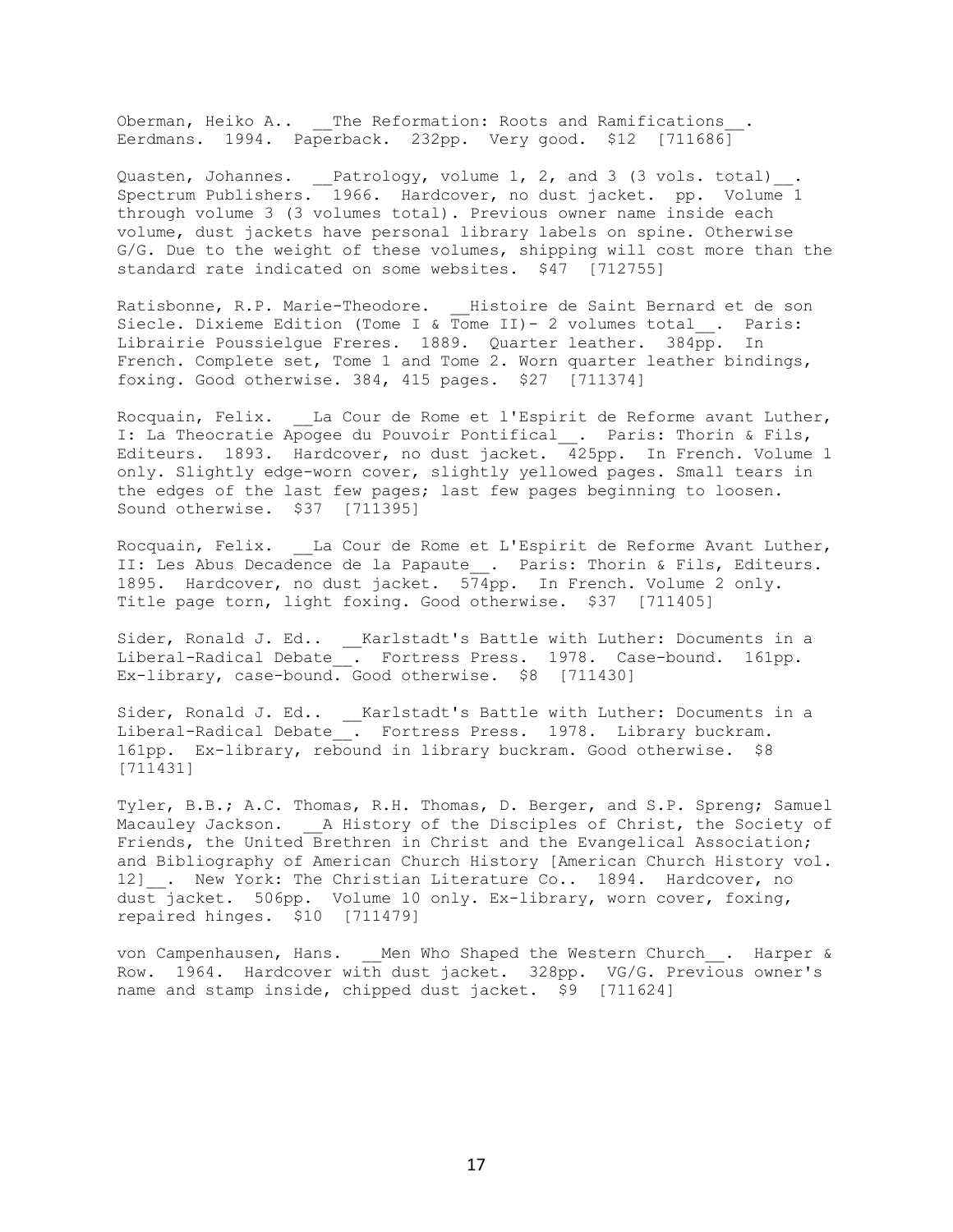Oberman, Heiko A.. __The Reformation: Roots and Ramifications__. Eerdmans. 1994. Paperback. 232pp. Very good. $12 [711686]

Quasten, Johannes. __Patrology, volume 1, 2, and 3 (3 vols. total)__. Spectrum Publishers. 1966. Hardcover, no dust jacket. pp. Volume 1 through volume 3 (3 volumes total). Previous owner name inside each volume, dust jackets have personal library labels on spine. Otherwise G/G. Due to the weight of these volumes, shipping will cost more than the standard rate indicated on some websites. $47 [712755]

Ratisbonne, R.P. Marie-Theodore. __Histoire de Saint Bernard et de son Siecle. Dixieme Edition (Tome I & Tome II)- 2 volumes total__. Paris: Librairie Poussielgue Freres. 1889. Quarter leather. 384pp. In French. Complete set, Tome 1 and Tome 2. Worn quarter leather bindings, foxing. Good otherwise. 384, 415 pages. $27 [711374]

Rocquain, Felix. __La Cour de Rome et l'Espirit de Reforme avant Luther, I: La Theocratie Apogee du Pouvoir Pontifical__. Paris: Thorin & Fils, Editeurs. 1893. Hardcover, no dust jacket. 425pp. In French. Volume 1 only. Slightly edge-worn cover, slightly yellowed pages. Small tears in the edges of the last few pages; last few pages beginning to loosen. Sound otherwise. $37 [711395]

Rocquain, Felix. __La Cour de Rome et L'Espirit de Reforme Avant Luther, II: Les Abus Decadence de la Papaute__. Paris: Thorin & Fils, Editeurs. 1895. Hardcover, no dust jacket. 574pp. In French. Volume 2 only. Title page torn, light foxing. Good otherwise. $37 [711405]

Sider, Ronald J. Ed.. __Karlstadt's Battle with Luther: Documents in a Liberal-Radical Debate__. Fortress Press. 1978. Case-bound. 161pp. Ex-library, case-bound. Good otherwise. $8 [711430]

Sider, Ronald J. Ed.. __Karlstadt's Battle with Luther: Documents in a Liberal-Radical Debate__. Fortress Press. 1978. Library buckram. 161pp. Ex-library, rebound in library buckram. Good otherwise. $8 [711431]

Tyler, B.B.; A.C. Thomas, R.H. Thomas, D. Berger, and S.P. Spreng; Samuel Macauley Jackson. __A History of the Disciples of Christ, the Society of Friends, the United Brethren in Christ and the Evangelical Association; and Bibliography of American Church History [American Church History vol. 12]__. New York: The Christian Literature Co.. 1894. Hardcover, no dust jacket. 506pp. Volume 10 only. Ex-library, worn cover, foxing, repaired hinges. $10 [711479]

von Campenhausen, Hans. __Men Who Shaped the Western Church__. Harper & Row. 1964. Hardcover with dust jacket. 328pp. VG/G. Previous owner's name and stamp inside, chipped dust jacket. $9 [711624]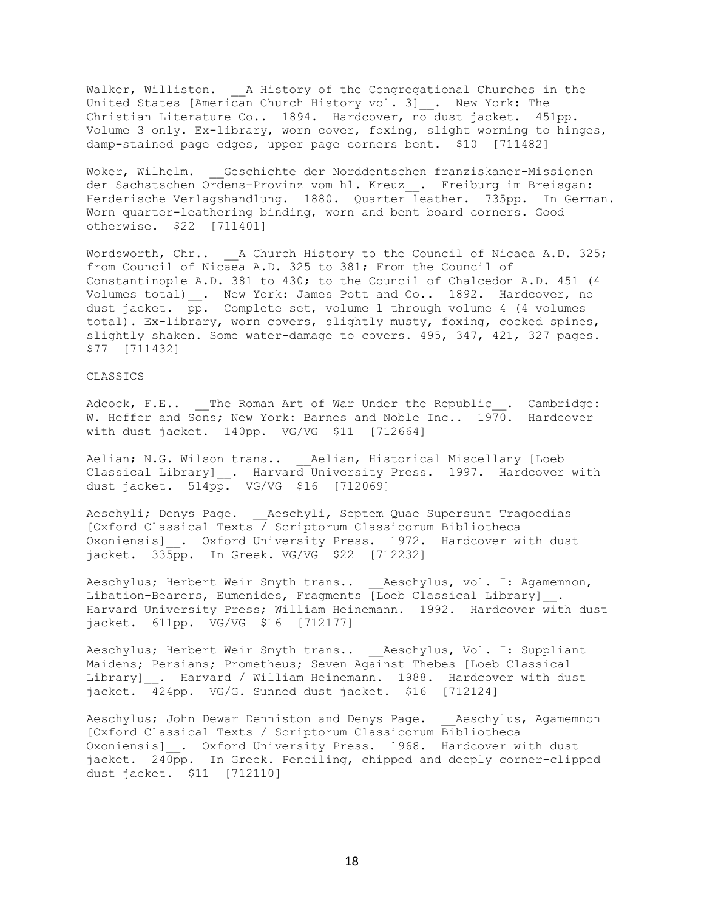Walker, Williston. __A History of the Congregational Churches in the United States [American Church History vol. 3]__. New York: The Christian Literature Co.. 1894. Hardcover, no dust jacket. 451pp. Volume 3 only. Ex-library, worn cover, foxing, slight worming to hinges, damp-stained page edges, upper page corners bent. $10 [711482]

Woker, Wilhelm. __Geschichte der Norddentschen franziskaner-Missionen der Sachstschen Ordens-Provinz vom hl. Kreuz__. Freiburg im Breisgan: Herderische Verlagshandlung. 1880. Quarter leather. 735pp. In German. Worn quarter-leathering binding, worn and bent board corners. Good otherwise. $22 [711401]

Wordsworth, Chr.. __A Church History to the Council of Nicaea A.D. 325; from Council of Nicaea A.D. 325 to 381; From the Council of Constantinople A.D. 381 to 430; to the Council of Chalcedon A.D. 451 (4 Volumes total)__. New York: James Pott and Co.. 1892. Hardcover, no dust jacket. pp. Complete set, volume 1 through volume 4 (4 volumes total). Ex-library, worn covers, slightly musty, foxing, cocked spines, slightly shaken. Some water-damage to covers. 495, 347, 421, 327 pages. $77 [711432]

CLASSICS

Adcock, F.E.. __The Roman Art of War Under the Republic__. Cambridge: W. Heffer and Sons; New York: Barnes and Noble Inc.. 1970. Hardcover with dust jacket. 140pp. VG/VG $11 [712664]

Aelian; N.G. Wilson trans.. __Aelian, Historical Miscellany [Loeb Classical Library]__. Harvard University Press. 1997. Hardcover with dust jacket. 514pp. VG/VG $16 [712069]

Aeschyli; Denys Page. __Aeschyli, Septem Quae Supersunt Tragoedias [Oxford Classical Texts / Scriptorum Classicorum Bibliotheca Oxoniensis]__. Oxford University Press. 1972. Hardcover with dust jacket. 335pp. In Greek. VG/VG $22 [712232]

Aeschylus; Herbert Weir Smyth trans.. __Aeschylus, vol. I: Agamemnon, Libation-Bearers, Eumenides, Fragments [Loeb Classical Library]__. Harvard University Press; William Heinemann. 1992. Hardcover with dust jacket. 611pp. VG/VG $16 [712177]

Aeschylus; Herbert Weir Smyth trans.. __Aeschylus, Vol. I: Suppliant Maidens; Persians; Prometheus; Seven Against Thebes [Loeb Classical Library]__. Harvard / William Heinemann. 1988. Hardcover with dust jacket. 424pp. VG/G. Sunned dust jacket. $16 [712124]

Aeschylus; John Dewar Denniston and Denys Page. __Aeschylus, Agamemnon [Oxford Classical Texts / Scriptorum Classicorum Bibliotheca Oxoniensis]__. Oxford University Press. 1968. Hardcover with dust jacket. 240pp. In Greek. Penciling, chipped and deeply corner-clipped dust jacket. $11 [712110]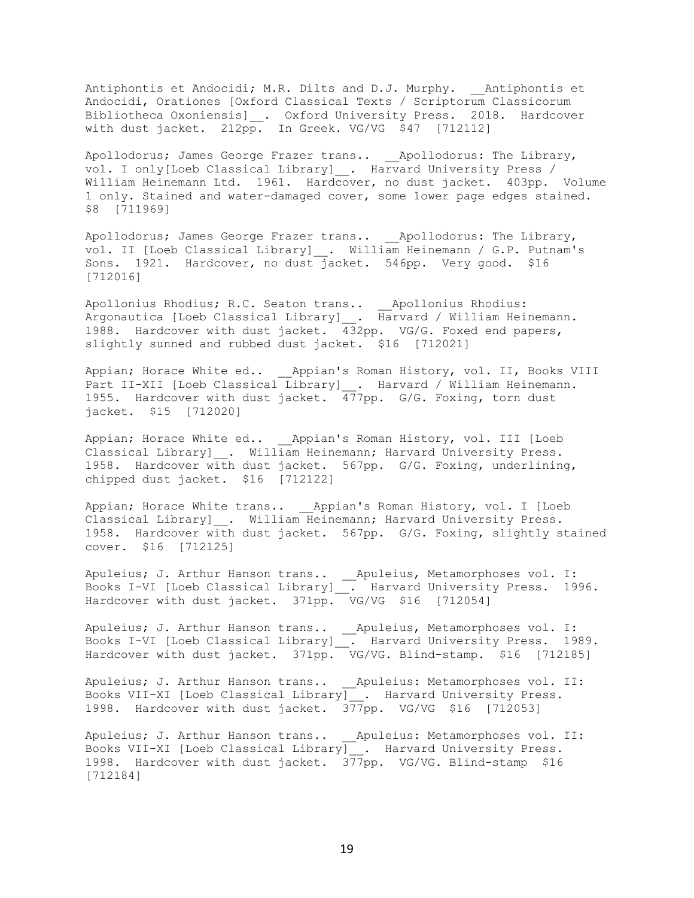Antiphontis et Andocidi; M.R. Dilts and D.J. Murphy. __Antiphontis et Andocidi, Orationes [Oxford Classical Texts / Scriptorum Classicorum Bibliotheca Oxoniensis]__. Oxford University Press. 2018. Hardcover with dust jacket. 212pp. In Greek. VG/VG $47 [712112]

Apollodorus; James George Frazer trans.. __Apollodorus: The Library, vol. I only[Loeb Classical Library]__. Harvard University Press / William Heinemann Ltd. 1961. Hardcover, no dust jacket. 403pp. Volume 1 only. Stained and water-damaged cover, some lower page edges stained. $8 [711969]

Apollodorus; James George Frazer trans.. __Apollodorus: The Library, vol. II [Loeb Classical Library]__. William Heinemann / G.P. Putnam's Sons. 1921. Hardcover, no dust jacket. 546pp. Very good. $16 [712016]

Apollonius Rhodius; R.C. Seaton trans.. __Apollonius Rhodius: Argonautica [Loeb Classical Library]__. Harvard / William Heinemann. 1988. Hardcover with dust jacket. 432pp. VG/G. Foxed end papers, slightly sunned and rubbed dust jacket. $16 [712021]

Appian; Horace White ed.. __Appian's Roman History, vol. II, Books VIII Part II-XII [Loeb Classical Library]__. Harvard / William Heinemann. 1955. Hardcover with dust jacket. 477pp. G/G. Foxing, torn dust jacket. $15 [712020]

Appian; Horace White ed.. __Appian's Roman History, vol. III [Loeb Classical Library]__. William Heinemann; Harvard University Press. 1958. Hardcover with dust jacket. 567pp. G/G. Foxing, underlining, chipped dust jacket. $16 [712122]

Appian; Horace White trans.. __Appian's Roman History, vol. I [Loeb Classical Library]__. William Heinemann; Harvard University Press. 1958. Hardcover with dust jacket. 567pp. G/G. Foxing, slightly stained cover. $16 [712125]

Apuleius; J. Arthur Hanson trans.. __Apuleius, Metamorphoses vol. I: Books I-VI [Loeb Classical Library]__. Harvard University Press. 1996. Hardcover with dust jacket. 371pp. VG/VG $16 [712054]

Apuleius; J. Arthur Hanson trans.. __Apuleius, Metamorphoses vol. I: Books I-VI [Loeb Classical Library]__. Harvard University Press. 1989. Hardcover with dust jacket. 371pp. VG/VG. Blind-stamp. $16 [712185]

Apuleius; J. Arthur Hanson trans.. __Apuleius: Metamorphoses vol. II: Books VII-XI [Loeb Classical Library]__. Harvard University Press. 1998. Hardcover with dust jacket. 377pp. VG/VG $16 [712053]

Apuleius; J. Arthur Hanson trans.. __Apuleius: Metamorphoses vol. II: Books VII-XI [Loeb Classical Library]__. Harvard University Press. 1998. Hardcover with dust jacket. 377pp. VG/VG. Blind-stamp $16 [712184]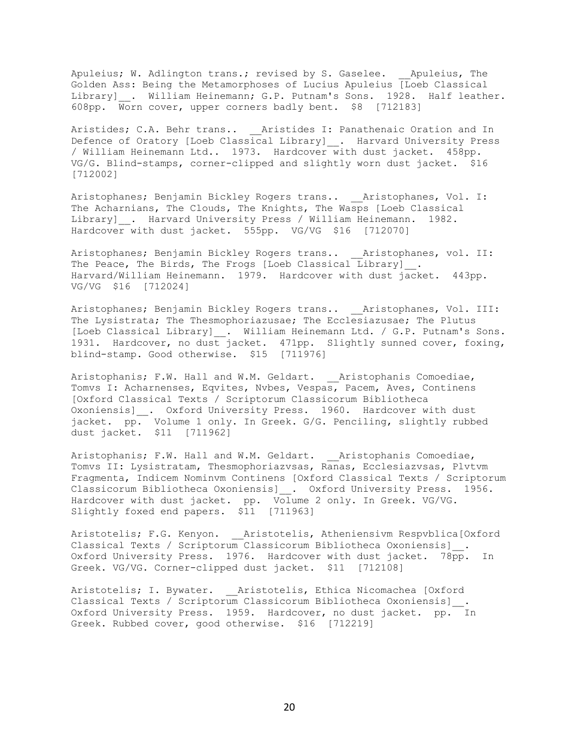Apuleius; W. Adlington trans.; revised by S. Gaselee. __Apuleius, The Golden Ass: Being the Metamorphoses of Lucius Apuleius [Loeb Classical Library]__. William Heinemann; G.P. Putnam's Sons. 1928. Half leather. 608pp. Worn cover, upper corners badly bent. $8 [712183]

Aristides; C.A. Behr trans.. __Aristides I: Panathenaic Oration and In Defence of Oratory [Loeb Classical Library]__. Harvard University Press / William Heinemann Ltd.. 1973. Hardcover with dust jacket. 458pp. VG/G. Blind-stamps, corner-clipped and slightly worn dust jacket. $16 [712002]

Aristophanes; Benjamin Bickley Rogers trans.. __Aristophanes, Vol. I: The Acharnians, The Clouds, The Knights, The Wasps [Loeb Classical Library]__. Harvard University Press / William Heinemann. 1982. Hardcover with dust jacket. 555pp. VG/VG $16 [712070]

Aristophanes; Benjamin Bickley Rogers trans.. __Aristophanes, vol. II: The Peace, The Birds, The Frogs [Loeb Classical Library]__. Harvard/William Heinemann. 1979. Hardcover with dust jacket. 443pp. VG/VG $16 [712024]

Aristophanes; Benjamin Bickley Rogers trans.. __Aristophanes, Vol. III: The Lysistrata; The Thesmophoriazusae; The Ecclesiazusae; The Plutus [Loeb Classical Library]__. William Heinemann Ltd. / G.P. Putnam's Sons. 1931. Hardcover, no dust jacket. 471pp. Slightly sunned cover, foxing, blind-stamp. Good otherwise. $15 [711976]

Aristophanis; F.W. Hall and W.M. Geldart. __Aristophanis Comoediae, Tomvs I: Acharnenses, Eqvites, Nvbes, Vespas, Pacem, Aves, Continens [Oxford Classical Texts / Scriptorum Classicorum Bibliotheca Oxoniensis]__. Oxford University Press. 1960. Hardcover with dust jacket. pp. Volume 1 only. In Greek. G/G. Penciling, slightly rubbed dust jacket. $11 [711962]

Aristophanis; F.W. Hall and W.M. Geldart. __Aristophanis Comoediae, Tomvs II: Lysistratam, Thesmophoriazvsas, Ranas, Ecclesiazvsas, Plvtvm Fragmenta, Indicem Nominvm Continens [Oxford Classical Texts / Scriptorum Classicorum Bibliotheca Oxoniensis]__. Oxford University Press. 1956. Hardcover with dust jacket. pp. Volume 2 only. In Greek. VG/VG. Slightly foxed end papers. $11 [711963]

Aristotelis; F.G. Kenyon. __Aristotelis, Atheniensivm Respvblica[Oxford Classical Texts / Scriptorum Classicorum Bibliotheca Oxoniensis]__. Oxford University Press. 1976. Hardcover with dust jacket. 78pp. In Greek. VG/VG. Corner-clipped dust jacket. $11 [712108]

Aristotelis; I. Bywater. __Aristotelis, Ethica Nicomachea [Oxford Classical Texts / Scriptorum Classicorum Bibliotheca Oxoniensis]__. Oxford University Press. 1959. Hardcover, no dust jacket. pp. In Greek. Rubbed cover, good otherwise. $16 [712219]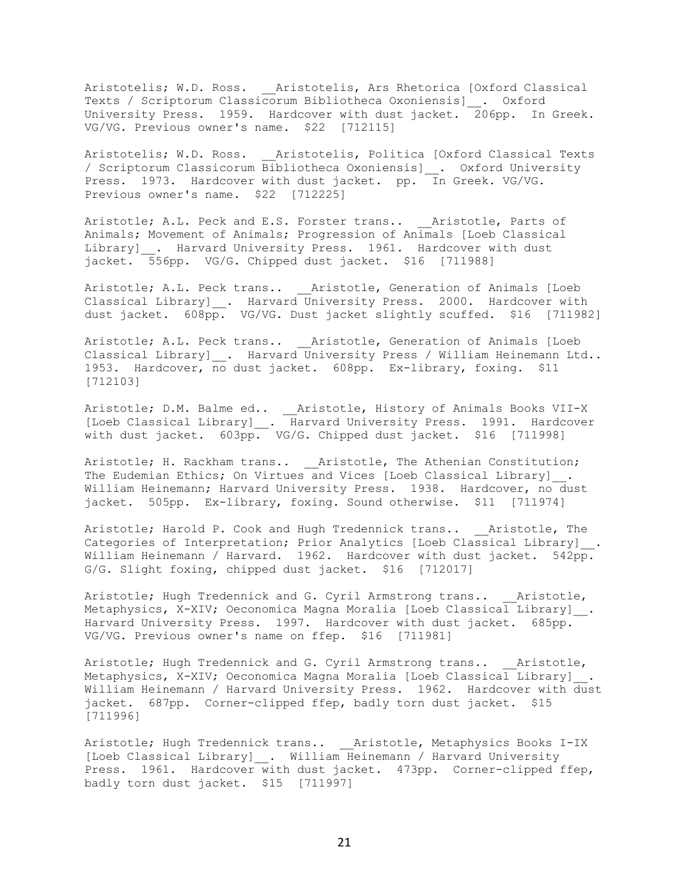Aristotelis; W.D. Ross. __Aristotelis, Ars Rhetorica [Oxford Classical Texts / Scriptorum Classicorum Bibliotheca Oxoniensis]__. Oxford University Press. 1959. Hardcover with dust jacket. 206pp. In Greek. VG/VG. Previous owner's name. $22 [712115]

Aristotelis; W.D. Ross. __Aristotelis, Politica [Oxford Classical Texts / Scriptorum Classicorum Bibliotheca Oxoniensis]__. Oxford University Press. 1973. Hardcover with dust jacket. pp. In Greek. VG/VG. Previous owner's name. $22 [712225]

Aristotle; A.L. Peck and E.S. Forster trans.. __Aristotle, Parts of Animals; Movement of Animals; Progression of Animals [Loeb Classical Library]__. Harvard University Press. 1961. Hardcover with dust jacket. 556pp. VG/G. Chipped dust jacket. $16 [711988]

Aristotle; A.L. Peck trans.. __Aristotle, Generation of Animals [Loeb Classical Library]__. Harvard University Press. 2000. Hardcover with dust jacket. 608pp. VG/VG. Dust jacket slightly scuffed. $16 [711982]

Aristotle; A.L. Peck trans.. __Aristotle, Generation of Animals [Loeb Classical Library]__. Harvard University Press / William Heinemann Ltd.. 1953. Hardcover, no dust jacket. 608pp. Ex-library, foxing. $11 [712103]

Aristotle; D.M. Balme ed.. __Aristotle, History of Animals Books VII-X [Loeb Classical Library]__. Harvard University Press. 1991. Hardcover with dust jacket. 603pp. VG/G. Chipped dust jacket. $16 [711998]

Aristotle; H. Rackham trans.. __Aristotle, The Athenian Constitution; The Eudemian Ethics; On Virtues and Vices [Loeb Classical Library]__. William Heinemann; Harvard University Press. 1938. Hardcover, no dust jacket. 505pp. Ex-library, foxing. Sound otherwise. $11 [711974]

Aristotle; Harold P. Cook and Hugh Tredennick trans.. __Aristotle, The Categories of Interpretation; Prior Analytics [Loeb Classical Library]__. William Heinemann / Harvard. 1962. Hardcover with dust jacket. 542pp. G/G. Slight foxing, chipped dust jacket. $16 [712017]

Aristotle; Hugh Tredennick and G. Cyril Armstrong trans.. __Aristotle, Metaphysics, X-XIV; Oeconomica Magna Moralia [Loeb Classical Library]__. Harvard University Press. 1997. Hardcover with dust jacket. 685pp. VG/VG. Previous owner's name on ffep. $16 [711981]

Aristotle; Hugh Tredennick and G. Cyril Armstrong trans.. __Aristotle, Metaphysics, X-XIV; Oeconomica Magna Moralia [Loeb Classical Library]__. William Heinemann / Harvard University Press. 1962. Hardcover with dust jacket. 687pp. Corner-clipped ffep, badly torn dust jacket. $15 [711996]

Aristotle; Hugh Tredennick trans.. __Aristotle, Metaphysics Books I-IX [Loeb Classical Library]__. William Heinemann / Harvard University Press. 1961. Hardcover with dust jacket. 473pp. Corner-clipped ffep, badly torn dust jacket. $15 [711997]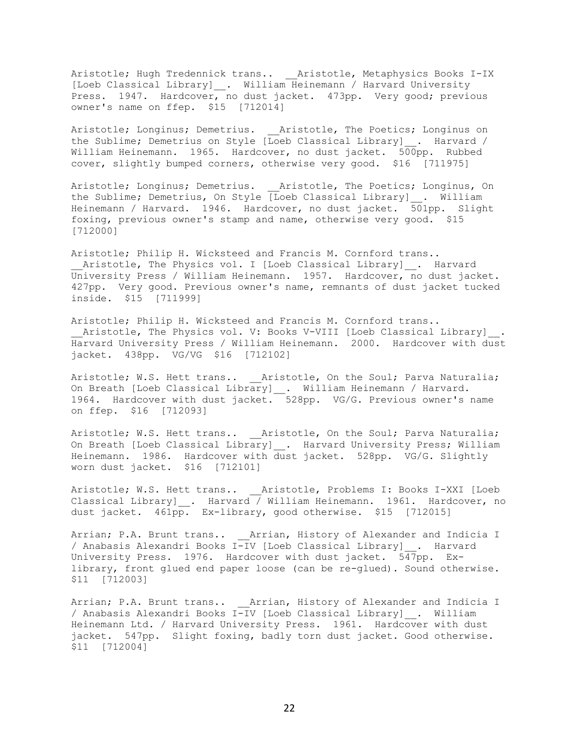Aristotle; Hugh Tredennick trans.. __Aristotle, Metaphysics Books I-IX [Loeb Classical Library]__. William Heinemann / Harvard University Press. 1947. Hardcover, no dust jacket. 473pp. Very good; previous owner's name on ffep. $15 [712014]

Aristotle; Longinus; Demetrius. __Aristotle, The Poetics; Longinus on the Sublime; Demetrius on Style [Loeb Classical Library]__. Harvard / William Heinemann. 1965. Hardcover, no dust jacket. 500pp. Rubbed cover, slightly bumped corners, otherwise very good. $16 [711975]

Aristotle; Longinus; Demetrius. __Aristotle, The Poetics; Longinus, On the Sublime; Demetrius, On Style [Loeb Classical Library]__. William Heinemann / Harvard. 1946. Hardcover, no dust jacket. 501pp. Slight foxing, previous owner's stamp and name, otherwise very good. $15 [712000]

Aristotle; Philip H. Wicksteed and Francis M. Cornford trans.. __Aristotle, The Physics vol. I [Loeb Classical Library]__. Harvard University Press / William Heinemann. 1957. Hardcover, no dust jacket. 427pp. Very good. Previous owner's name, remnants of dust jacket tucked inside. $15 [711999]

Aristotle; Philip H. Wicksteed and Francis M. Cornford trans.. __Aristotle, The Physics vol. V: Books V-VIII [Loeb Classical Library]__. Harvard University Press / William Heinemann. 2000. Hardcover with dust jacket. 438pp. VG/VG $16 [712102]

Aristotle; W.S. Hett trans.. __Aristotle, On the Soul; Parva Naturalia; On Breath [Loeb Classical Library]__. William Heinemann / Harvard. 1964. Hardcover with dust jacket. 528pp. VG/G. Previous owner's name on ffep. $16 [712093]

Aristotle; W.S. Hett trans.. __Aristotle, On the Soul; Parva Naturalia; On Breath [Loeb Classical Library]__. Harvard University Press; William Heinemann. 1986. Hardcover with dust jacket. 528pp. VG/G. Slightly worn dust jacket. $16 [712101]

Aristotle; W.S. Hett trans.. __Aristotle, Problems I: Books I-XXI [Loeb Classical Library]__. Harvard / William Heinemann. 1961. Hardcover, no dust jacket. 461pp. Ex-library, good otherwise. $15 [712015]

Arrian; P.A. Brunt trans.. __Arrian, History of Alexander and Indicia I / Anabasis Alexandri Books I-IV [Loeb Classical Library]__. Harvard University Press. 1976. Hardcover with dust jacket. 547pp. Ex-library, front glued end paper loose (can be re-glued). Sound otherwise. $11 [712003]

Arrian; P.A. Brunt trans.. __Arrian, History of Alexander and Indicia I / Anabasis Alexandri Books I-IV [Loeb Classical Library]__. William Heinemann Ltd. / Harvard University Press. 1961. Hardcover with dust jacket. 547pp. Slight foxing, badly torn dust jacket. Good otherwise. $11 [712004]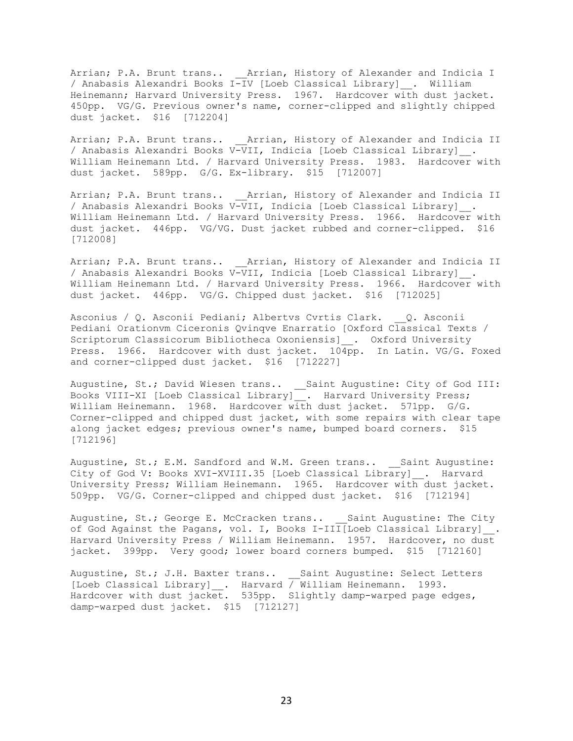Arrian; P.A. Brunt trans.. __Arrian, History of Alexander and Indicia I / Anabasis Alexandri Books I-IV [Loeb Classical Library]__. William Heinemann; Harvard University Press. 1967. Hardcover with dust jacket. 450pp. VG/G. Previous owner's name, corner-clipped and slightly chipped dust jacket. $16 [712204]

Arrian; P.A. Brunt trans.. __Arrian, History of Alexander and Indicia II / Anabasis Alexandri Books V-VII, Indicia [Loeb Classical Library]__. William Heinemann Ltd. / Harvard University Press. 1983. Hardcover with dust jacket. 589pp. G/G. Ex-library. $15 [712007]

Arrian; P.A. Brunt trans.. __Arrian, History of Alexander and Indicia II / Anabasis Alexandri Books V-VII, Indicia [Loeb Classical Library]__. William Heinemann Ltd. / Harvard University Press. 1966. Hardcover with dust jacket. 446pp. VG/VG. Dust jacket rubbed and corner-clipped. $16 [712008]

Arrian; P.A. Brunt trans.. __Arrian, History of Alexander and Indicia II / Anabasis Alexandri Books V-VII, Indicia [Loeb Classical Library]__. William Heinemann Ltd. / Harvard University Press. 1966. Hardcover with dust jacket. 446pp. VG/G. Chipped dust jacket. $16 [712025]

Asconius / Q. Asconii Pediani; Albertvs Cvrtis Clark. __Q. Asconii Pediani Orationvm Ciceronis Qvinqve Enarratio [Oxford Classical Texts / Scriptorum Classicorum Bibliotheca Oxoniensis]__. Oxford University Press. 1966. Hardcover with dust jacket. 104pp. In Latin. VG/G. Foxed and corner-clipped dust jacket. $16 [712227]

Augustine, St.; David Wiesen trans.. __Saint Augustine: City of God III: Books VIII-XI [Loeb Classical Library]__. Harvard University Press; William Heinemann. 1968. Hardcover with dust jacket. 571pp. G/G. Corner-clipped and chipped dust jacket, with some repairs with clear tape along jacket edges; previous owner's name, bumped board corners. $15 [712196]

Augustine, St.; E.M. Sandford and W.M. Green trans.. __Saint Augustine: City of God V: Books XVI-XVIII.35 [Loeb Classical Library]__. Harvard University Press; William Heinemann. 1965. Hardcover with dust jacket. 509pp. VG/G. Corner-clipped and chipped dust jacket. $16 [712194]

Augustine, St.; George E. McCracken trans.. __Saint Augustine: The City of God Against the Pagans, vol. I, Books I-III[Loeb Classical Library]__. Harvard University Press / William Heinemann. 1957. Hardcover, no dust jacket. 399pp. Very good; lower board corners bumped. $15 [712160]

Augustine, St.; J.H. Baxter trans.. __Saint Augustine: Select Letters [Loeb Classical Library]__. Harvard / William Heinemann. 1993. Hardcover with dust jacket. 535pp. Slightly damp-warped page edges, damp-warped dust jacket. $15 [712127]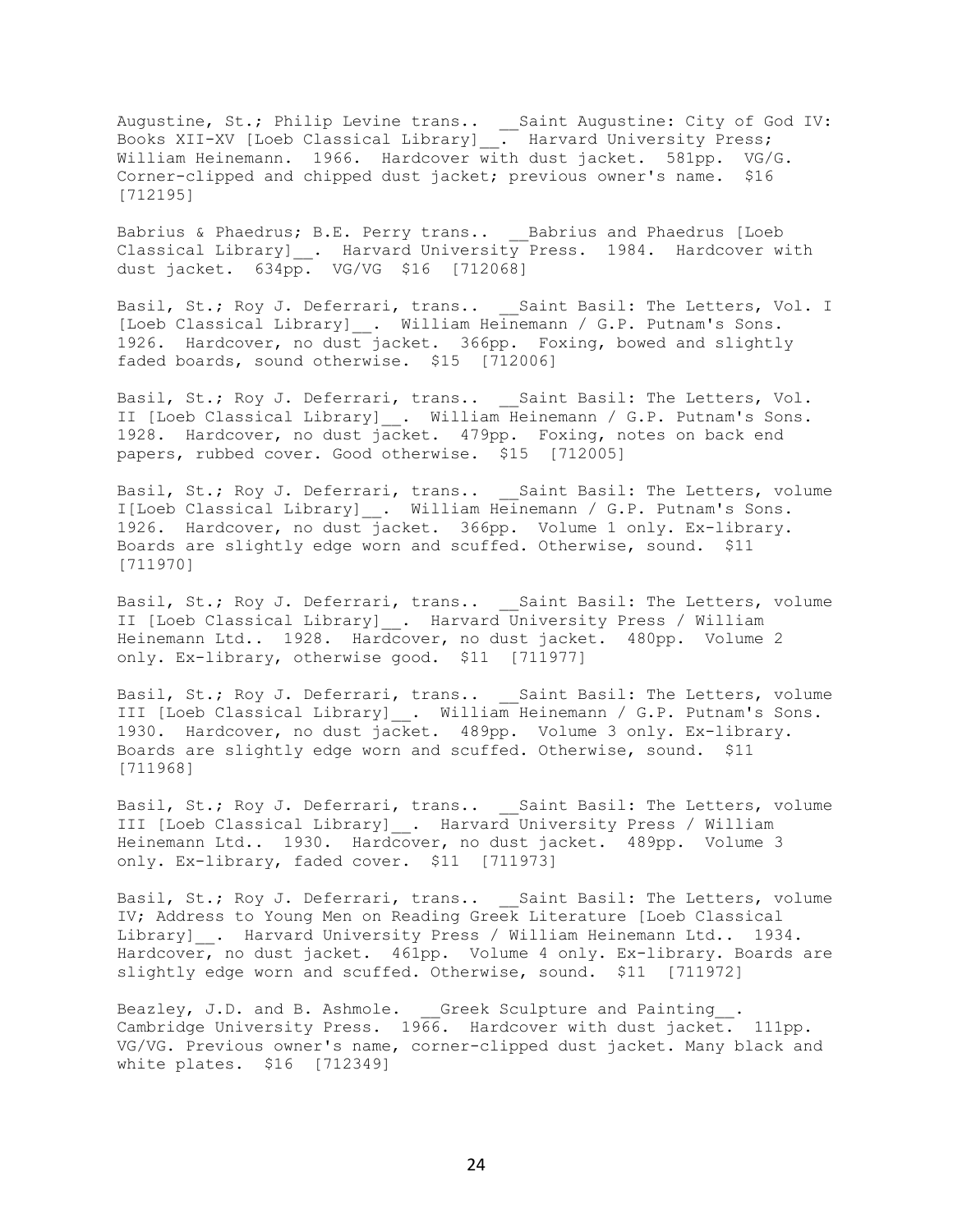Augustine, St.; Philip Levine trans.. __Saint Augustine: City of God IV: Books XII-XV [Loeb Classical Library]__. Harvard University Press; William Heinemann. 1966. Hardcover with dust jacket. 581pp. VG/G. Corner-clipped and chipped dust jacket; previous owner's name. $16 [712195]

Babrius & Phaedrus; B.E. Perry trans.. __Babrius and Phaedrus [Loeb Classical Library]__. Harvard University Press. 1984. Hardcover with dust jacket. 634pp. VG/VG $16 [712068]

Basil, St.; Roy J. Deferrari, trans.. __Saint Basil: The Letters, Vol. I [Loeb Classical Library]__. William Heinemann / G.P. Putnam's Sons. 1926. Hardcover, no dust jacket. 366pp. Foxing, bowed and slightly faded boards, sound otherwise. $15 [712006]

Basil, St.; Roy J. Deferrari, trans.. __Saint Basil: The Letters, Vol. II [Loeb Classical Library]__. William Heinemann / G.P. Putnam's Sons. 1928. Hardcover, no dust jacket. 479pp. Foxing, notes on back end papers, rubbed cover. Good otherwise. $15 [712005]

Basil, St.; Roy J. Deferrari, trans.. __Saint Basil: The Letters, volume I[Loeb Classical Library]__. William Heinemann / G.P. Putnam's Sons. 1926. Hardcover, no dust jacket. 366pp. Volume 1 only. Ex-library. Boards are slightly edge worn and scuffed. Otherwise, sound. $11 [711970]

Basil, St.; Roy J. Deferrari, trans.. __Saint Basil: The Letters, volume II [Loeb Classical Library]__. Harvard University Press / William Heinemann Ltd.. 1928. Hardcover, no dust jacket. 480pp. Volume 2 only. Ex-library, otherwise good. $11 [711977]

Basil, St.; Roy J. Deferrari, trans.. __Saint Basil: The Letters, volume III [Loeb Classical Library]__. William Heinemann / G.P. Putnam's Sons. 1930. Hardcover, no dust jacket. 489pp. Volume 3 only. Ex-library. Boards are slightly edge worn and scuffed. Otherwise, sound. $11 [711968]

Basil, St.; Roy J. Deferrari, trans.. __Saint Basil: The Letters, volume III [Loeb Classical Library]__. Harvard University Press / William Heinemann Ltd.. 1930. Hardcover, no dust jacket. 489pp. Volume 3 only. Ex-library, faded cover. $11 [711973]

Basil, St.; Roy J. Deferrari, trans.. __Saint Basil: The Letters, volume IV; Address to Young Men on Reading Greek Literature [Loeb Classical Library]__. Harvard University Press / William Heinemann Ltd.. 1934. Hardcover, no dust jacket. 461pp. Volume 4 only. Ex-library. Boards are slightly edge worn and scuffed. Otherwise, sound. $11 [711972]

Beazley, J.D. and B. Ashmole. __Greek Sculpture and Painting__. Cambridge University Press. 1966. Hardcover with dust jacket. 111pp. VG/VG. Previous owner's name, corner-clipped dust jacket. Many black and white plates. $16 [712349]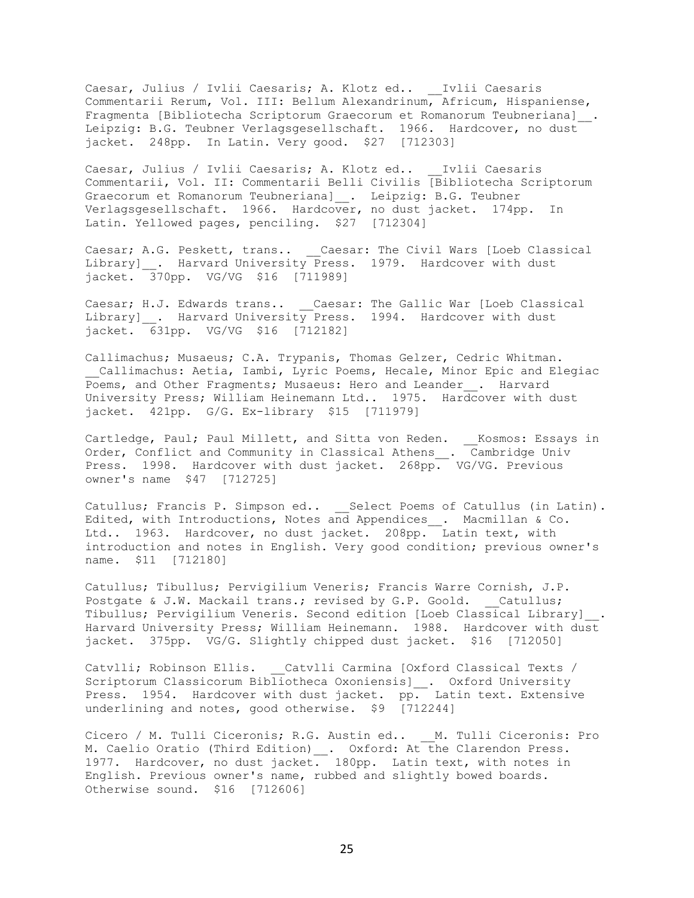Caesar, Julius / Ivlii Caesaris; A. Klotz ed.. __Ivlii Caesaris Commentarii Rerum, Vol. III: Bellum Alexandrinum, Africum, Hispaniense, Fragmenta [Bibliotecha Scriptorum Graecorum et Romanorum Teubneriana]__. Leipzig: B.G. Teubner Verlagsgesellschaft. 1966. Hardcover, no dust jacket. 248pp. In Latin. Very good. $27 [712303]

Caesar, Julius / Ivlii Caesaris; A. Klotz ed.. __Ivlii Caesaris Commentarii, Vol. II: Commentarii Belli Civilis [Bibliotecha Scriptorum Graecorum et Romanorum Teubneriana]__. Leipzig: B.G. Teubner Verlagsgesellschaft. 1966. Hardcover, no dust jacket. 174pp. In Latin. Yellowed pages, penciling. $27 [712304]

Caesar; A.G. Peskett, trans.. __Caesar: The Civil Wars [Loeb Classical Library]__. Harvard University Press. 1979. Hardcover with dust jacket. 370pp. VG/VG $16 [711989]

Caesar; H.J. Edwards trans.. __Caesar: The Gallic War [Loeb Classical Library]__. Harvard University Press. 1994. Hardcover with dust jacket. 631pp. VG/VG $16 [712182]

Callimachus; Musaeus; C.A. Trypanis, Thomas Gelzer, Cedric Whitman. __Callimachus: Aetia, Iambi, Lyric Poems, Hecale, Minor Epic and Elegiac Poems, and Other Fragments; Musaeus: Hero and Leander__. Harvard University Press; William Heinemann Ltd.. 1975. Hardcover with dust jacket. 421pp. G/G. Ex-library $15 [711979]

Cartledge, Paul; Paul Millett, and Sitta von Reden. __Kosmos: Essays in Order, Conflict and Community in Classical Athens__. Cambridge Univ Press. 1998. Hardcover with dust jacket. 268pp. VG/VG. Previous owner's name $47 [712725]

Catullus; Francis P. Simpson ed.. __Select Poems of Catullus (in Latin). Edited, with Introductions, Notes and Appendices__. Macmillan & Co. Ltd.. 1963. Hardcover, no dust jacket. 208pp. Latin text, with introduction and notes in English. Very good condition; previous owner's name. $11 [712180]

Catullus; Tibullus; Pervigilium Veneris; Francis Warre Cornish, J.P. Postgate & J.W. Mackail trans.; revised by G.P. Goold. __Catullus; Tibullus; Pervigilium Veneris. Second edition [Loeb Classical Library]__. Harvard University Press; William Heinemann. 1988. Hardcover with dust jacket. 375pp. VG/G. Slightly chipped dust jacket. $16 [712050]

Catvlli; Robinson Ellis. __Catvlli Carmina [Oxford Classical Texts / Scriptorum Classicorum Bibliotheca Oxoniensis]__. Oxford University Press. 1954. Hardcover with dust jacket. pp. Latin text. Extensive underlining and notes, good otherwise. $9 [712244]

Cicero / M. Tulli Ciceronis; R.G. Austin ed.. __M. Tulli Ciceronis: Pro M. Caelio Oratio (Third Edition)__. Oxford: At the Clarendon Press. 1977. Hardcover, no dust jacket. 180pp. Latin text, with notes in English. Previous owner's name, rubbed and slightly bowed boards. Otherwise sound. $16 [712606]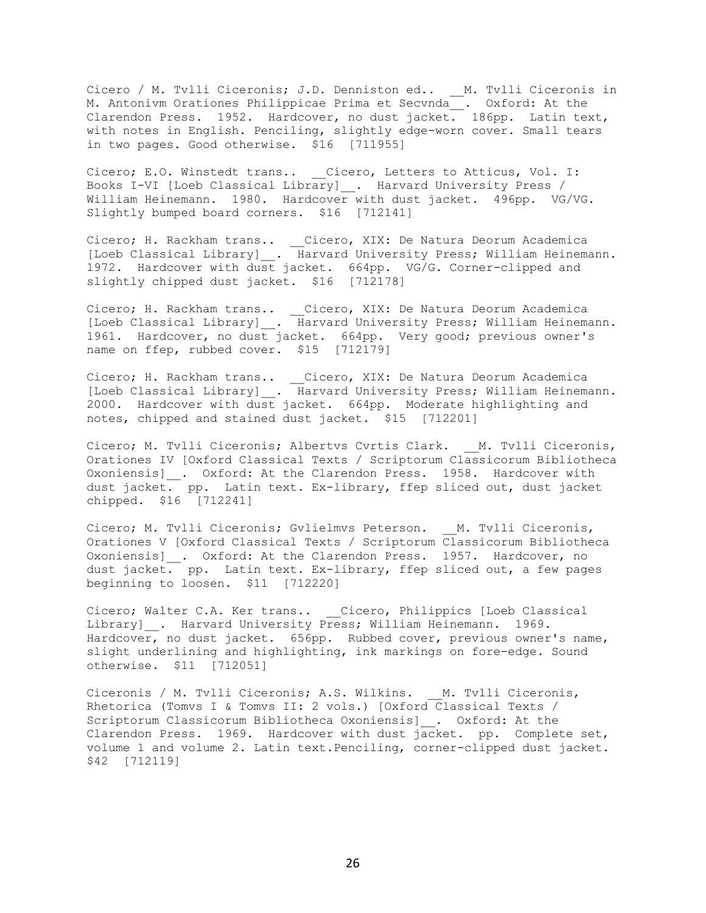Cicero / M. Tvlli Ciceronis; J.D. Denniston ed.. __M. Tvlli Ciceronis in M. Antonivm Orationes Philippicae Prima et Secvnda__. Oxford: At the Clarendon Press. 1952. Hardcover, no dust jacket. 186pp. Latin text, with notes in English. Penciling, slightly edge-worn cover. Small tears in two pages. Good otherwise. $16 [711955]

Cicero; E.O. Winstedt trans.. __Cicero, Letters to Atticus, Vol. I: Books I-VI [Loeb Classical Library]__. Harvard University Press / William Heinemann. 1980. Hardcover with dust jacket. 496pp. VG/VG. Slightly bumped board corners. $16 [712141]

Cicero; H. Rackham trans.. __Cicero, XIX: De Natura Deorum Academica [Loeb Classical Library]__. Harvard University Press; William Heinemann. 1972. Hardcover with dust jacket. 664pp. VG/G. Corner-clipped and slightly chipped dust jacket. $16 [712178]

Cicero; H. Rackham trans.. __Cicero, XIX: De Natura Deorum Academica [Loeb Classical Library]__. Harvard University Press; William Heinemann. 1961. Hardcover, no dust jacket. 664pp. Very good; previous owner's name on ffep, rubbed cover. $15 [712179]

Cicero; H. Rackham trans.. __Cicero, XIX: De Natura Deorum Academica [Loeb Classical Library]__. Harvard University Press; William Heinemann. 2000. Hardcover with dust jacket. 664pp. Moderate highlighting and notes, chipped and stained dust jacket. $15 [712201]

Cicero; M. Tvlli Ciceronis; Albertvs Cvrtis Clark. __M. Tvlli Ciceronis, Orationes IV [Oxford Classical Texts / Scriptorum Classicorum Bibliotheca Oxoniensis]__. Oxford: At the Clarendon Press. 1958. Hardcover with dust jacket. pp. Latin text. Ex-library, ffep sliced out, dust jacket chipped. $16 [712241]

Cicero; M. Tvlli Ciceronis; Gvlielmvs Peterson. __M. Tvlli Ciceronis, Orationes V [Oxford Classical Texts / Scriptorum Classicorum Bibliotheca Oxoniensis]__. Oxford: At the Clarendon Press. 1957. Hardcover, no dust jacket. pp. Latin text. Ex-library, ffep sliced out, a few pages beginning to loosen. $11 [712220]

Cicero; Walter C.A. Ker trans.. __Cicero, Philippics [Loeb Classical Library]__. Harvard University Press; William Heinemann. 1969. Hardcover, no dust jacket. 656pp. Rubbed cover, previous owner's name, slight underlining and highlighting, ink markings on fore-edge. Sound otherwise. $11 [712051]

Ciceronis / M. Tvlli Ciceronis; A.S. Wilkins. __M. Tvlli Ciceronis, Rhetorica (Tomvs I & Tomvs II: 2 vols.) [Oxford Classical Texts / Scriptorum Classicorum Bibliotheca Oxoniensis]__. Oxford: At the Clarendon Press. 1969. Hardcover with dust jacket. pp. Complete set, volume 1 and volume 2. Latin text.Penciling, corner-clipped dust jacket. $42 [712119]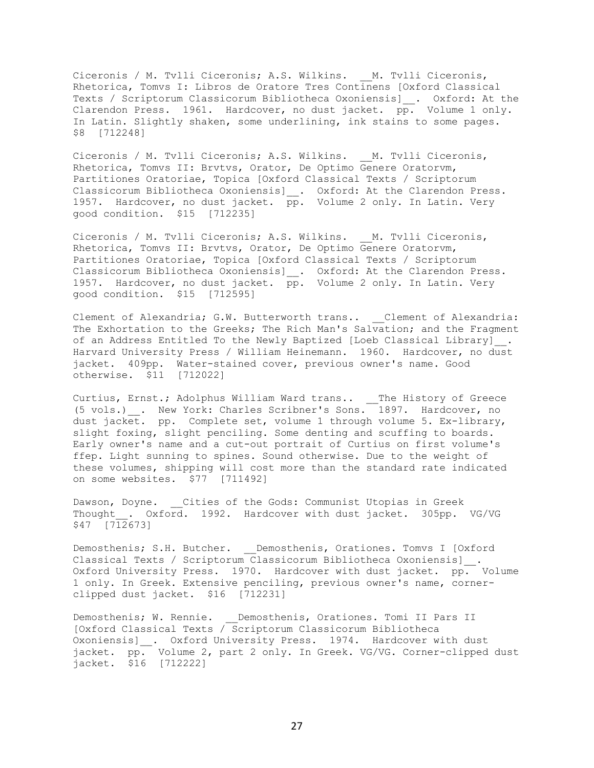Ciceronis / M. Tvlli Ciceronis; A.S. Wilkins. __M. Tvlli Ciceronis, Rhetorica, Tomvs I: Libros de Oratore Tres Continens [Oxford Classical Texts / Scriptorum Classicorum Bibliotheca Oxoniensis]__. Oxford: At the Clarendon Press. 1961. Hardcover, no dust jacket. pp. Volume 1 only. In Latin. Slightly shaken, some underlining, ink stains to some pages. $8 [712248]

Ciceronis / M. Tvlli Ciceronis; A.S. Wilkins. __M. Tvlli Ciceronis, Rhetorica, Tomvs II: Brvtvs, Orator, De Optimo Genere Oratorvm, Partitiones Oratoriae, Topica [Oxford Classical Texts / Scriptorum Classicorum Bibliotheca Oxoniensis]__. Oxford: At the Clarendon Press. 1957. Hardcover, no dust jacket. pp. Volume 2 only. In Latin. Very good condition. $15 [712235]

Ciceronis / M. Tvlli Ciceronis; A.S. Wilkins. __M. Tvlli Ciceronis, Rhetorica, Tomvs II: Brvtvs, Orator, De Optimo Genere Oratorvm, Partitiones Oratoriae, Topica [Oxford Classical Texts / Scriptorum Classicorum Bibliotheca Oxoniensis]__. Oxford: At the Clarendon Press. 1957. Hardcover, no dust jacket. pp. Volume 2 only. In Latin. Very good condition. $15 [712595]

Clement of Alexandria; G.W. Butterworth trans.. __Clement of Alexandria: The Exhortation to the Greeks; The Rich Man's Salvation; and the Fragment of an Address Entitled To the Newly Baptized [Loeb Classical Library]__. Harvard University Press / William Heinemann. 1960. Hardcover, no dust jacket. 409pp. Water-stained cover, previous owner's name. Good otherwise. $11 [712022]

Curtius, Ernst.; Adolphus William Ward trans.. __The History of Greece (5 vols.)__. New York: Charles Scribner's Sons. 1897. Hardcover, no dust jacket. pp. Complete set, volume 1 through volume 5. Ex-library, slight foxing, slight penciling. Some denting and scuffing to boards. Early owner's name and a cut-out portrait of Curtius on first volume's ffep. Light sunning to spines. Sound otherwise. Due to the weight of these volumes, shipping will cost more than the standard rate indicated on some websites. $77 [711492]

Dawson, Doyne. __Cities of the Gods: Communist Utopias in Greek Thought__. Oxford. 1992. Hardcover with dust jacket. 305pp. VG/VG $47 [712673]

Demosthenis; S.H. Butcher. __Demosthenis, Orationes. Tomvs I [Oxford Classical Texts / Scriptorum Classicorum Bibliotheca Oxoniensis]__. Oxford University Press. 1970. Hardcover with dust jacket. pp. Volume 1 only. In Greek. Extensive penciling, previous owner's name, corner-clipped dust jacket. $16 [712231]

Demosthenis; W. Rennie. __Demosthenis, Orationes. Tomi II Pars II [Oxford Classical Texts / Scriptorum Classicorum Bibliotheca Oxoniensis]__. Oxford University Press. 1974. Hardcover with dust jacket. pp. Volume 2, part 2 only. In Greek. VG/VG. Corner-clipped dust jacket. $16 [712222]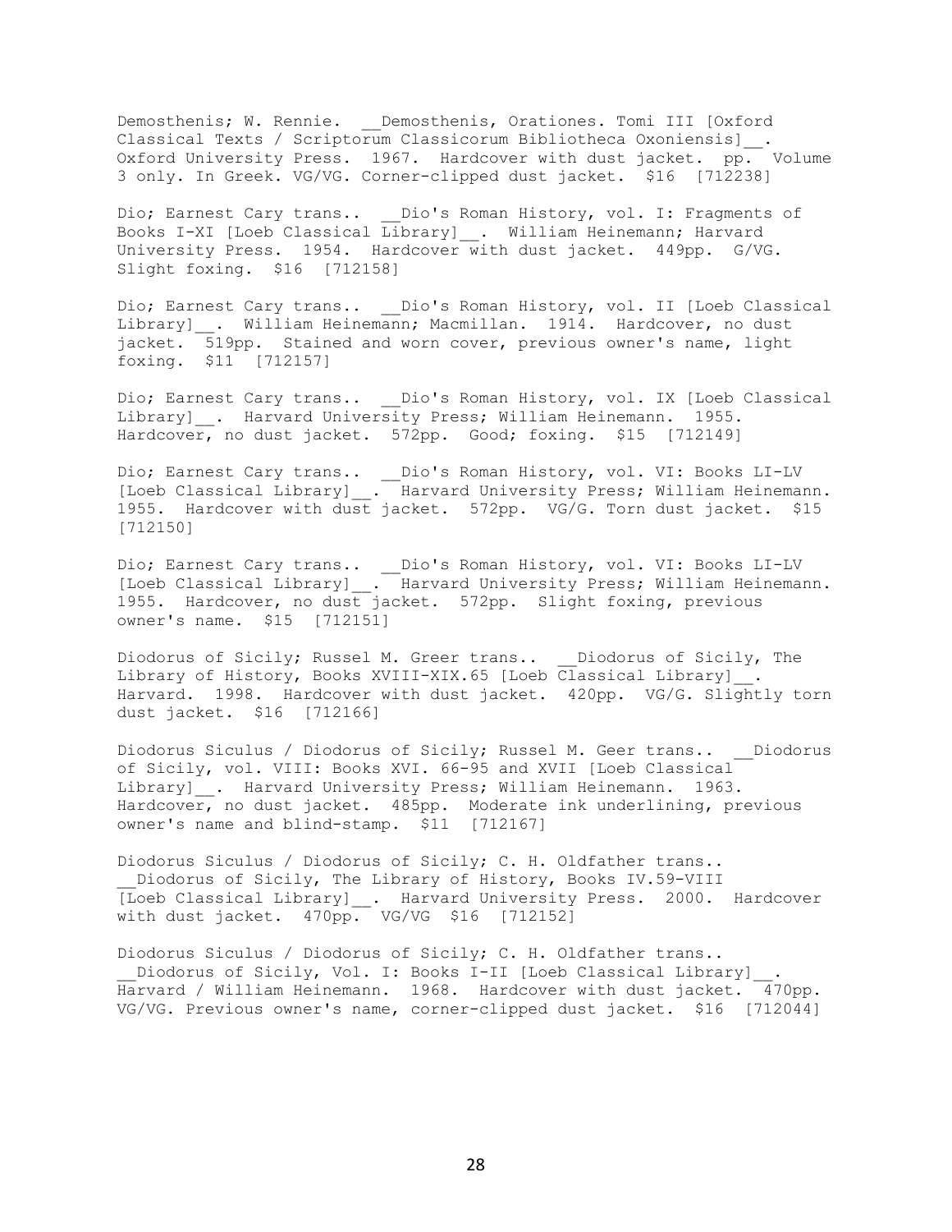Demosthenis; W. Rennie. __Demosthenis, Orationes. Tomi III [Oxford Classical Texts / Scriptorum Classicorum Bibliotheca Oxoniensis]__. Oxford University Press. 1967. Hardcover with dust jacket. pp. Volume 3 only. In Greek. VG/VG. Corner-clipped dust jacket. $16 [712238]

Dio; Earnest Cary trans.. __Dio's Roman History, vol. I: Fragments of Books I-XI [Loeb Classical Library]__. William Heinemann; Harvard University Press. 1954. Hardcover with dust jacket. 449pp. G/VG. Slight foxing. $16 [712158]

Dio; Earnest Cary trans.. __Dio's Roman History, vol. II [Loeb Classical Library]__. William Heinemann; Macmillan. 1914. Hardcover, no dust jacket. 519pp. Stained and worn cover, previous owner's name, light foxing. $11 [712157]

Dio; Earnest Cary trans.. __Dio's Roman History, vol. IX [Loeb Classical Library]__. Harvard University Press; William Heinemann. 1955. Hardcover, no dust jacket. 572pp. Good; foxing. $15 [712149]

Dio; Earnest Cary trans.. __Dio's Roman History, vol. VI: Books LI-LV [Loeb Classical Library]__. Harvard University Press; William Heinemann. 1955. Hardcover with dust jacket. 572pp. VG/G. Torn dust jacket. $15 [712150]

Dio; Earnest Cary trans.. __Dio's Roman History, vol. VI: Books LI-LV [Loeb Classical Library]__. Harvard University Press; William Heinemann. 1955. Hardcover, no dust jacket. 572pp. Slight foxing, previous owner's name. $15 [712151]

Diodorus of Sicily; Russel M. Greer trans.. __Diodorus of Sicily, The Library of History, Books XVIII-XIX.65 [Loeb Classical Library]__. Harvard. 1998. Hardcover with dust jacket. 420pp. VG/G. Slightly torn dust jacket. $16 [712166]

Diodorus Siculus / Diodorus of Sicily; Russel M. Geer trans.. __Diodorus of Sicily, vol. VIII: Books XVI. 66-95 and XVII [Loeb Classical Library]__. Harvard University Press; William Heinemann. 1963. Hardcover, no dust jacket. 485pp. Moderate ink underlining, previous owner's name and blind-stamp. $11 [712167]

Diodorus Siculus / Diodorus of Sicily; C. H. Oldfather trans.. __Diodorus of Sicily, The Library of History, Books IV.59-VIII [Loeb Classical Library]__. Harvard University Press. 2000. Hardcover with dust jacket. 470pp. VG/VG $16 [712152]

Diodorus Siculus / Diodorus of Sicily; C. H. Oldfather trans.. __Diodorus of Sicily, Vol. I: Books I-II [Loeb Classical Library]__. Harvard / William Heinemann. 1968. Hardcover with dust jacket. 470pp. VG/VG. Previous owner's name, corner-clipped dust jacket. $16 [712044]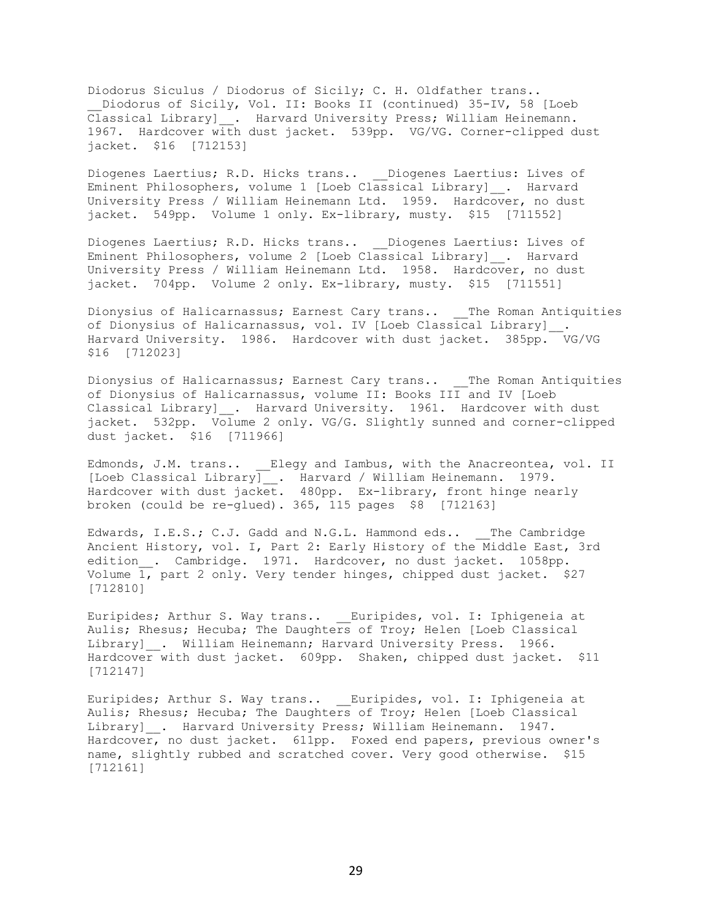Diodorus Siculus / Diodorus of Sicily; C. H. Oldfather trans.. __Diodorus of Sicily, Vol. II: Books II (continued) 35-IV, 58 [Loeb Classical Library]__. Harvard University Press; William Heinemann. 1967. Hardcover with dust jacket. 539pp. VG/VG. Corner-clipped dust jacket. $16 [712153]

Diogenes Laertius; R.D. Hicks trans.. __Diogenes Laertius: Lives of Eminent Philosophers, volume 1 [Loeb Classical Library]__. Harvard University Press / William Heinemann Ltd. 1959. Hardcover, no dust jacket. 549pp. Volume 1 only. Ex-library, musty. $15 [711552]

Diogenes Laertius; R.D. Hicks trans.. __Diogenes Laertius: Lives of Eminent Philosophers, volume 2 [Loeb Classical Library]__. Harvard University Press / William Heinemann Ltd. 1958. Hardcover, no dust jacket. 704pp. Volume 2 only. Ex-library, musty. $15 [711551]

Dionysius of Halicarnassus; Earnest Cary trans.. __The Roman Antiquities of Dionysius of Halicarnassus, vol. IV [Loeb Classical Library]__. Harvard University. 1986. Hardcover with dust jacket. 385pp. VG/VG $16 [712023]

Dionysius of Halicarnassus; Earnest Cary trans.. __The Roman Antiquities of Dionysius of Halicarnassus, volume II: Books III and IV [Loeb Classical Library]__. Harvard University. 1961. Hardcover with dust jacket. 532pp. Volume 2 only. VG/G. Slightly sunned and corner-clipped dust jacket. $16 [711966]

Edmonds, J.M. trans.. __Elegy and Iambus, with the Anacreontea, vol. II [Loeb Classical Library]__. Harvard / William Heinemann. 1979. Hardcover with dust jacket. 480pp. Ex-library, front hinge nearly broken (could be re-glued). 365, 115 pages $8 [712163]

Edwards, I.E.S.; C.J. Gadd and N.G.L. Hammond eds.. __The Cambridge Ancient History, vol. I, Part 2: Early History of the Middle East, 3rd edition__. Cambridge. 1971. Hardcover, no dust jacket. 1058pp. Volume 1, part 2 only. Very tender hinges, chipped dust jacket. $27 [712810]

Euripides; Arthur S. Way trans.. __Euripides, vol. I: Iphigeneia at Aulis; Rhesus; Hecuba; The Daughters of Troy; Helen [Loeb Classical Library]__. William Heinemann; Harvard University Press. 1966. Hardcover with dust jacket. 609pp. Shaken, chipped dust jacket. $11 [712147]

Euripides; Arthur S. Way trans.. __Euripides, vol. I: Iphigeneia at Aulis; Rhesus; Hecuba; The Daughters of Troy; Helen [Loeb Classical Library]__. Harvard University Press; William Heinemann. 1947. Hardcover, no dust jacket. 611pp. Foxed end papers, previous owner's name, slightly rubbed and scratched cover. Very good otherwise. $15 [712161]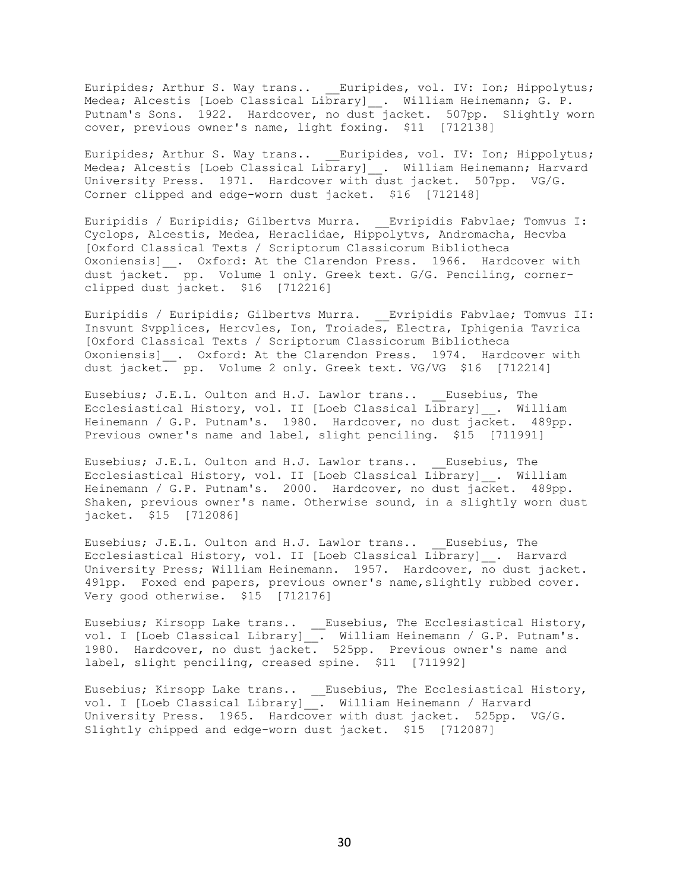Euripides; Arthur S. Way trans.. __Euripides, vol. IV: Ion; Hippolytus; Medea; Alcestis [Loeb Classical Library]__. William Heinemann; G. P. Putnam's Sons. 1922. Hardcover, no dust jacket. 507pp. Slightly worn cover, previous owner's name, light foxing. $11 [712138]

Euripides; Arthur S. Way trans.. __Euripides, vol. IV: Ion; Hippolytus; Medea; Alcestis [Loeb Classical Library]__. William Heinemann; Harvard University Press. 1971. Hardcover with dust jacket. 507pp. VG/G. Corner clipped and edge-worn dust jacket. $16 [712148]

Euripidis / Euripidis; Gilbertvs Murra. __Evripidis Fabvlae; Tomvus I: Cyclops, Alcestis, Medea, Heraclidae, Hippolytvs, Andromacha, Hecvba [Oxford Classical Texts / Scriptorum Classicorum Bibliotheca Oxoniensis]__. Oxford: At the Clarendon Press. 1966. Hardcover with dust jacket. pp. Volume 1 only. Greek text. G/G. Penciling, corner-clipped dust jacket. $16 [712216]

Euripidis / Euripidis; Gilbertvs Murra. __Evripidis Fabvlae; Tomvus II: Insvunt Svpplices, Hercvles, Ion, Troiades, Electra, Iphigenia Tavrica [Oxford Classical Texts / Scriptorum Classicorum Bibliotheca Oxoniensis]__. Oxford: At the Clarendon Press. 1974. Hardcover with dust jacket. pp. Volume 2 only. Greek text. VG/VG $16 [712214]

Eusebius; J.E.L. Oulton and H.J. Lawlor trans.. __Eusebius, The Ecclesiastical History, vol. II [Loeb Classical Library]__. William Heinemann / G.P. Putnam's. 1980. Hardcover, no dust jacket. 489pp. Previous owner's name and label, slight penciling. $15 [711991]

Eusebius; J.E.L. Oulton and H.J. Lawlor trans.. __Eusebius, The Ecclesiastical History, vol. II [Loeb Classical Library]__. William Heinemann / G.P. Putnam's. 2000. Hardcover, no dust jacket. 489pp. Shaken, previous owner's name. Otherwise sound, in a slightly worn dust jacket. $15 [712086]

Eusebius; J.E.L. Oulton and H.J. Lawlor trans.. __Eusebius, The Ecclesiastical History, vol. II [Loeb Classical Library]__. Harvard University Press; William Heinemann. 1957. Hardcover, no dust jacket. 491pp. Foxed end papers, previous owner's name,slightly rubbed cover. Very good otherwise. $15 [712176]

Eusebius; Kirsopp Lake trans.. __Eusebius, The Ecclesiastical History, vol. I [Loeb Classical Library]__. William Heinemann / G.P. Putnam's. 1980. Hardcover, no dust jacket. 525pp. Previous owner's name and label, slight penciling, creased spine. $11 [711992]

Eusebius; Kirsopp Lake trans.. __Eusebius, The Ecclesiastical History, vol. I [Loeb Classical Library]__. William Heinemann / Harvard University Press. 1965. Hardcover with dust jacket. 525pp. VG/G. Slightly chipped and edge-worn dust jacket. $15 [712087]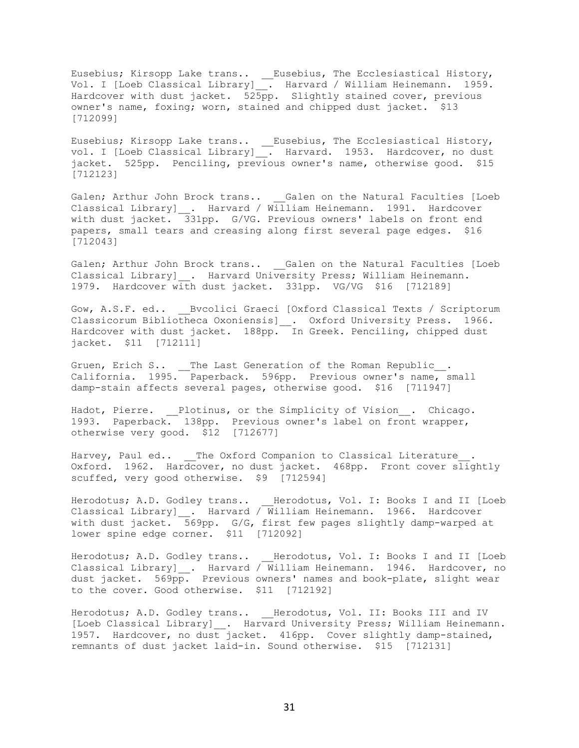Eusebius; Kirsopp Lake trans.. __Eusebius, The Ecclesiastical History, Vol. I [Loeb Classical Library]__. Harvard / William Heinemann. 1959. Hardcover with dust jacket. 525pp. Slightly stained cover, previous owner's name, foxing; worn, stained and chipped dust jacket. $13 [712099]

Eusebius; Kirsopp Lake trans.. __Eusebius, The Ecclesiastical History, vol. I [Loeb Classical Library]__. Harvard. 1953. Hardcover, no dust jacket. 525pp. Penciling, previous owner's name, otherwise good. $15 [712123]

Galen; Arthur John Brock trans.. __Galen on the Natural Faculties [Loeb Classical Library]__. Harvard / William Heinemann. 1991. Hardcover with dust jacket. 331pp. G/VG. Previous owners' labels on front end papers, small tears and creasing along first several page edges. $16 [712043]

Galen; Arthur John Brock trans.. __Galen on the Natural Faculties [Loeb Classical Library]__. Harvard University Press; William Heinemann. 1979. Hardcover with dust jacket. 331pp. VG/VG $16 [712189]

Gow, A.S.F. ed.. __Bvcolici Graeci [Oxford Classical Texts / Scriptorum Classicorum Bibliotheca Oxoniensis]__. Oxford University Press. 1966. Hardcover with dust jacket. 188pp. In Greek. Penciling, chipped dust jacket. $11 [712111]

Gruen, Erich S.. __The Last Generation of the Roman Republic__. California. 1995. Paperback. 596pp. Previous owner's name, small damp-stain affects several pages, otherwise good. $16 [711947]

Hadot, Pierre. __Plotinus, or the Simplicity of Vision__. Chicago. 1993. Paperback. 138pp. Previous owner's label on front wrapper, otherwise very good. $12 [712677]

Harvey, Paul ed.. __The Oxford Companion to Classical Literature__. Oxford. 1962. Hardcover, no dust jacket. 468pp. Front cover slightly scuffed, very good otherwise. $9 [712594]

Herodotus; A.D. Godley trans.. __Herodotus, Vol. I: Books I and II [Loeb Classical Library]__. Harvard / William Heinemann. 1966. Hardcover with dust jacket. 569pp. G/G, first few pages slightly damp-warped at lower spine edge corner. $11 [712092]

Herodotus; A.D. Godley trans.. __Herodotus, Vol. I: Books I and II [Loeb Classical Library]__. Harvard / William Heinemann. 1946. Hardcover, no dust jacket. 569pp. Previous owners' names and book-plate, slight wear to the cover. Good otherwise. $11 [712192]

Herodotus; A.D. Godley trans.. __Herodotus, Vol. II: Books III and IV [Loeb Classical Library]__. Harvard University Press; William Heinemann. 1957. Hardcover, no dust jacket. 416pp. Cover slightly damp-stained, remnants of dust jacket laid-in. Sound otherwise. $15 [712131]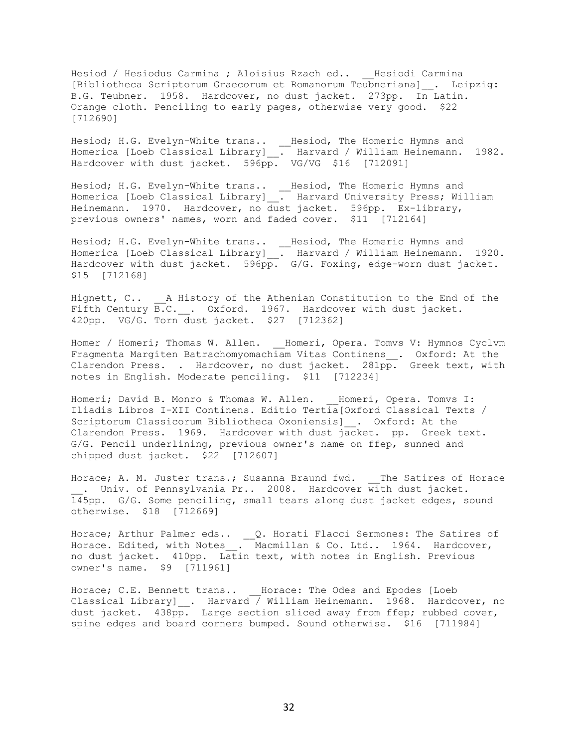Hesiod / Hesiodus Carmina ; Aloisius Rzach ed.. __Hesiodi Carmina [Bibliotheca Scriptorum Graecorum et Romanorum Teubneriana]__. Leipzig: B.G. Teubner. 1958. Hardcover, no dust jacket. 273pp. In Latin. Orange cloth. Penciling to early pages, otherwise very good. $22 [712690]

Hesiod; H.G. Evelyn-White trans.. __Hesiod, The Homeric Hymns and Homerica [Loeb Classical Library]__. Harvard / William Heinemann. 1982. Hardcover with dust jacket. 596pp. VG/VG $16 [712091]

Hesiod; H.G. Evelyn-White trans.. __Hesiod, The Homeric Hymns and Homerica [Loeb Classical Library]__. Harvard University Press; William Heinemann. 1970. Hardcover, no dust jacket. 596pp. Ex-library, previous owners' names, worn and faded cover. $11 [712164]

Hesiod; H.G. Evelyn-White trans.. __Hesiod, The Homeric Hymns and Homerica [Loeb Classical Library]__. Harvard / William Heinemann. 1920. Hardcover with dust jacket. 596pp. G/G. Foxing, edge-worn dust jacket. $15 [712168]

Hignett, C.. __A History of the Athenian Constitution to the End of the Fifth Century B.C.__. Oxford. 1967. Hardcover with dust jacket. 420pp. VG/G. Torn dust jacket. $27 [712362]

Homer / Homeri; Thomas W. Allen. __Homeri, Opera. Tomvs V: Hymnos Cyclvm Fragmenta Margiten Batrachomyomachiam Vitas Continens__. Oxford: At the Clarendon Press. . Hardcover, no dust jacket. 281pp. Greek text, with notes in English. Moderate penciling. $11 [712234]

Homeri; David B. Monro & Thomas W. Allen. __Homeri, Opera. Tomvs I: Iliadis Libros I-XII Continens. Editio Tertia[Oxford Classical Texts / Scriptorum Classicorum Bibliotheca Oxoniensis]__. Oxford: At the Clarendon Press. 1969. Hardcover with dust jacket. pp. Greek text. G/G. Pencil underlining, previous owner's name on ffep, sunned and chipped dust jacket. $22 [712607]

Horace; A. M. Juster trans.; Susanna Braund fwd. __The Satires of Horace __. Univ. of Pennsylvania Pr.. 2008. Hardcover with dust jacket. 145pp. G/G. Some penciling, small tears along dust jacket edges, sound otherwise. $18 [712669]

Horace; Arthur Palmer eds.. __Q. Horati Flacci Sermones: The Satires of Horace. Edited, with Notes__. Macmillan & Co. Ltd.. 1964. Hardcover, no dust jacket. 410pp. Latin text, with notes in English. Previous owner's name. $9 [711961]

Horace; C.E. Bennett trans.. __Horace: The Odes and Epodes [Loeb Classical Library]__. Harvard / William Heinemann. 1968. Hardcover, no dust jacket. 438pp. Large section sliced away from ffep; rubbed cover, spine edges and board corners bumped. Sound otherwise. $16 [711984]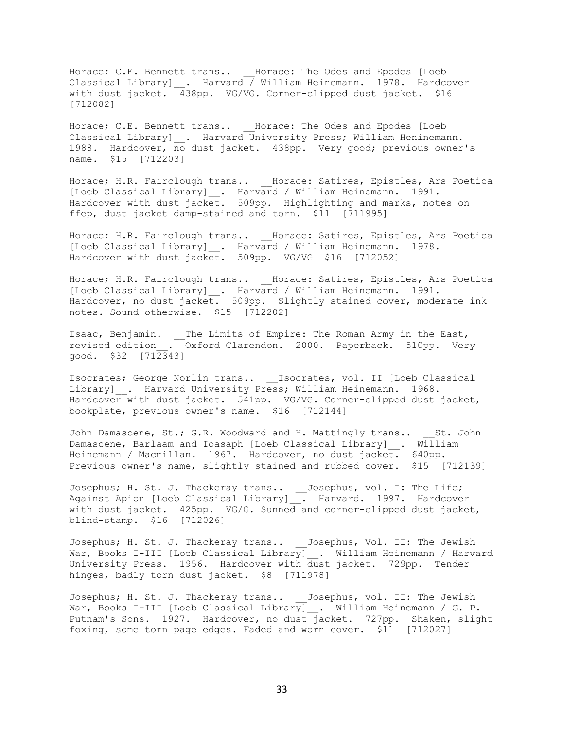Horace; C.E. Bennett trans.. __Horace: The Odes and Epodes [Loeb Classical Library]__. Harvard / William Heinemann. 1978. Hardcover with dust jacket. 438pp. VG/VG. Corner-clipped dust jacket. $16 [712082]

Horace; C.E. Bennett trans.. __Horace: The Odes and Epodes [Loeb Classical Library]__. Harvard University Press; William Heninemann. 1988. Hardcover, no dust jacket. 438pp. Very good; previous owner's name. $15 [712203]

Horace; H.R. Fairclough trans.. __Horace: Satires, Epistles, Ars Poetica [Loeb Classical Library]__. Harvard / William Heinemann. 1991. Hardcover with dust jacket. 509pp. Highlighting and marks, notes on ffep, dust jacket damp-stained and torn. $11 [711995]

Horace; H.R. Fairclough trans.. __Horace: Satires, Epistles, Ars Poetica [Loeb Classical Library]__. Harvard / William Heinemann. 1978. Hardcover with dust jacket. 509pp. VG/VG $16 [712052]

Horace; H.R. Fairclough trans.. __Horace: Satires, Epistles, Ars Poetica [Loeb Classical Library]__. Harvard / William Heinemann. 1991. Hardcover, no dust jacket. 509pp. Slightly stained cover, moderate ink notes. Sound otherwise. $15 [712202]

Isaac, Benjamin. __The Limits of Empire: The Roman Army in the East, revised edition__. Oxford Clarendon. 2000. Paperback. 510pp. Very good. $32 [712343]

Isocrates; George Norlin trans.. __Isocrates, vol. II [Loeb Classical Library]__. Harvard University Press; William Heinemann. 1968. Hardcover with dust jacket. 541pp. VG/VG. Corner-clipped dust jacket, bookplate, previous owner's name. $16 [712144]

John Damascene, St.; G.R. Woodward and H. Mattingly trans.. __St. John Damascene, Barlaam and Ioasaph [Loeb Classical Library]__. William Heinemann / Macmillan. 1967. Hardcover, no dust jacket. 640pp. Previous owner's name, slightly stained and rubbed cover. $15 [712139]

Josephus; H. St. J. Thackeray trans.. __Josephus, vol. I: The Life; Against Apion [Loeb Classical Library]__. Harvard. 1997. Hardcover with dust jacket. 425pp. VG/G. Sunned and corner-clipped dust jacket, blind-stamp. $16 [712026]

Josephus; H. St. J. Thackeray trans.. __Josephus, Vol. II: The Jewish War, Books I-III [Loeb Classical Library]__. William Heinemann / Harvard University Press. 1956. Hardcover with dust jacket. 729pp. Tender hinges, badly torn dust jacket. $8 [711978]

Josephus; H. St. J. Thackeray trans.. __Josephus, vol. II: The Jewish War, Books I-III [Loeb Classical Library]__. William Heinemann / G. P. Putnam's Sons. 1927. Hardcover, no dust jacket. 727pp. Shaken, slight foxing, some torn page edges. Faded and worn cover. $11 [712027]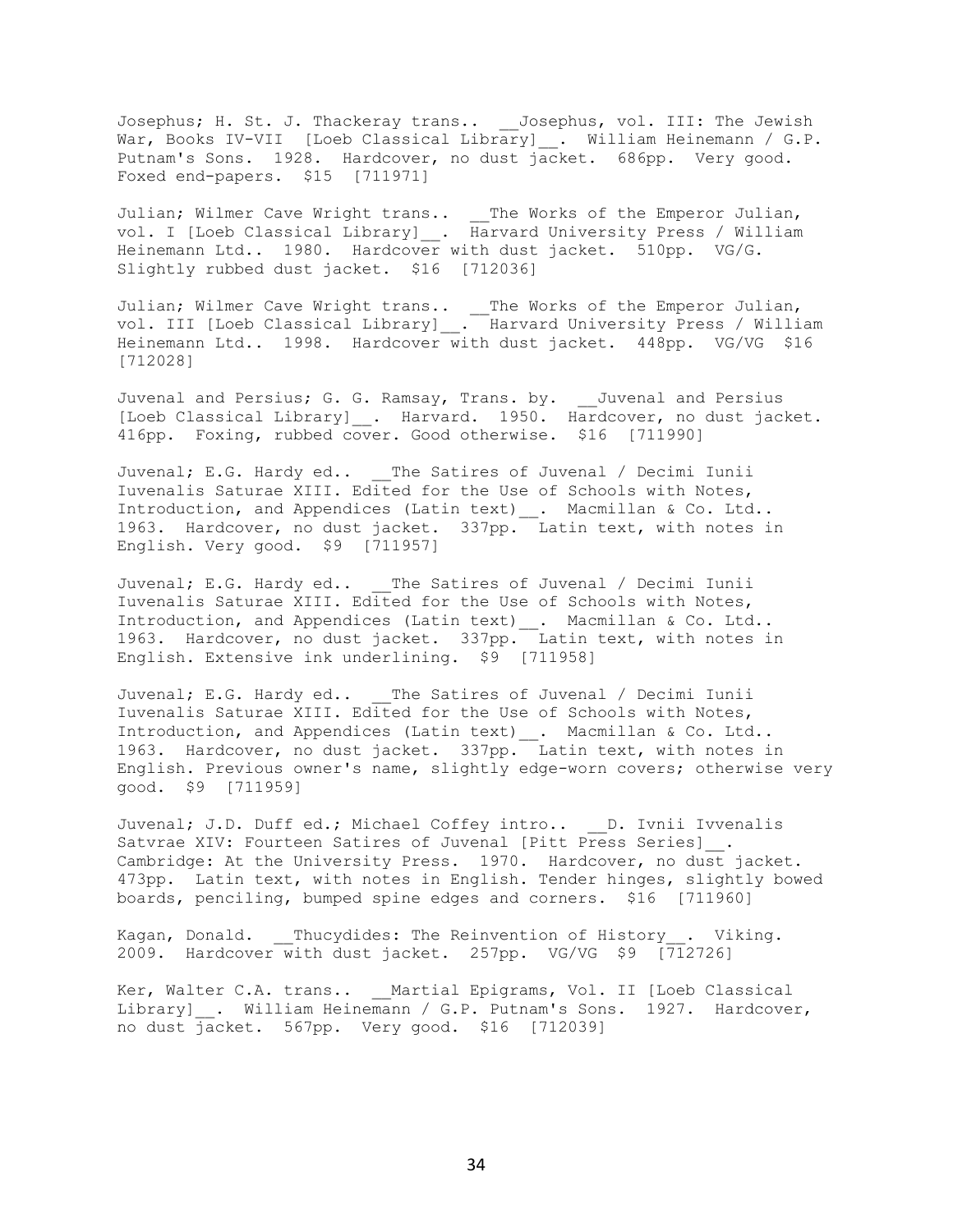Josephus; H. St. J. Thackeray trans.. __Josephus, vol. III: The Jewish War, Books IV-VII [Loeb Classical Library]__. William Heinemann / G.P. Putnam's Sons. 1928. Hardcover, no dust jacket. 686pp. Very good. Foxed end-papers. $15 [711971]

Julian; Wilmer Cave Wright trans.. __The Works of the Emperor Julian, vol. I [Loeb Classical Library]__. Harvard University Press / William Heinemann Ltd.. 1980. Hardcover with dust jacket. 510pp. VG/G. Slightly rubbed dust jacket. $16 [712036]

Julian; Wilmer Cave Wright trans.. __The Works of the Emperor Julian, vol. III [Loeb Classical Library]__. Harvard University Press / William Heinemann Ltd.. 1998. Hardcover with dust jacket. 448pp. VG/VG $16 [712028]

Juvenal and Persius; G. G. Ramsay, Trans. by. __Juvenal and Persius [Loeb Classical Library]__. Harvard. 1950. Hardcover, no dust jacket. 416pp. Foxing, rubbed cover. Good otherwise. $16 [711990]

Juvenal; E.G. Hardy ed.. __The Satires of Juvenal / Decimi Iunii Iuvenalis Saturae XIII. Edited for the Use of Schools with Notes, Introduction, and Appendices (Latin text)__. Macmillan & Co. Ltd.. 1963. Hardcover, no dust jacket. 337pp. Latin text, with notes in English. Very good. $9 [711957]

Juvenal; E.G. Hardy ed.. __The Satires of Juvenal / Decimi Iunii Iuvenalis Saturae XIII. Edited for the Use of Schools with Notes, Introduction, and Appendices (Latin text)__. Macmillan & Co. Ltd.. 1963. Hardcover, no dust jacket. 337pp. Latin text, with notes in English. Extensive ink underlining. $9 [711958]

Juvenal; E.G. Hardy ed.. __The Satires of Juvenal / Decimi Iunii Iuvenalis Saturae XIII. Edited for the Use of Schools with Notes, Introduction, and Appendices (Latin text)__. Macmillan & Co. Ltd.. 1963. Hardcover, no dust jacket. 337pp. Latin text, with notes in English. Previous owner's name, slightly edge-worn covers; otherwise very good. $9 [711959]

Juvenal; J.D. Duff ed.; Michael Coffey intro.. __D. Ivnii Ivvenalis Satvrae XIV: Fourteen Satires of Juvenal [Pitt Press Series]__. Cambridge: At the University Press. 1970. Hardcover, no dust jacket. 473pp. Latin text, with notes in English. Tender hinges, slightly bowed boards, penciling, bumped spine edges and corners. $16 [711960]

Kagan, Donald. __Thucydides: The Reinvention of History__. Viking. 2009. Hardcover with dust jacket. 257pp. VG/VG $9 [712726]

Ker, Walter C.A. trans.. __Martial Epigrams, Vol. II [Loeb Classical Library]__. William Heinemann / G.P. Putnam's Sons. 1927. Hardcover, no dust jacket. 567pp. Very good. $16 [712039]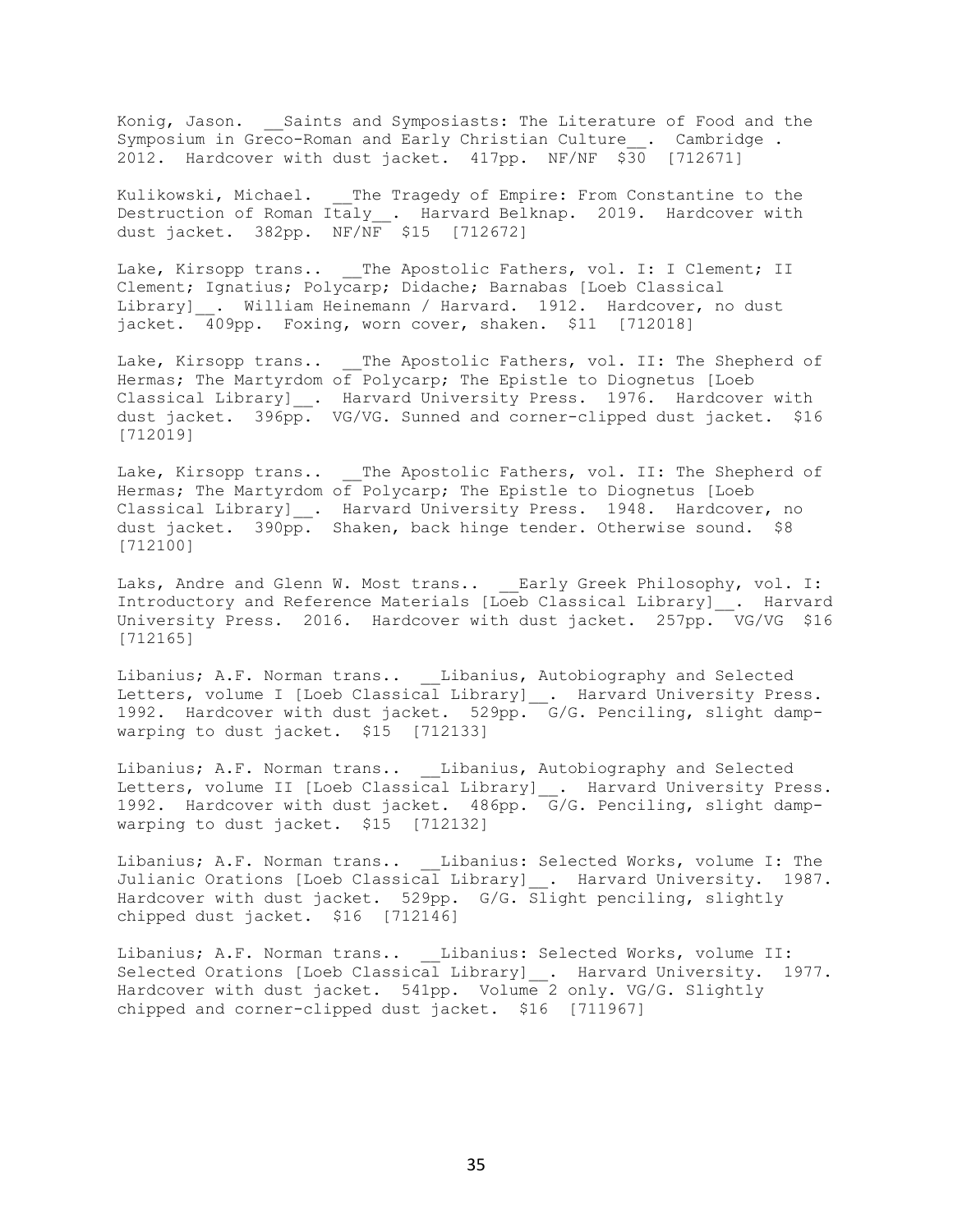Konig, Jason. __Saints and Symposiasts: The Literature of Food and the Symposium in Greco-Roman and Early Christian Culture__. Cambridge . 2012. Hardcover with dust jacket. 417pp. NF/NF $30 [712671]

Kulikowski, Michael. __The Tragedy of Empire: From Constantine to the Destruction of Roman Italy__. Harvard Belknap. 2019. Hardcover with dust jacket. 382pp. NF/NF $15 [712672]

Lake, Kirsopp trans.. __The Apostolic Fathers, vol. I: I Clement; II Clement; Ignatius; Polycarp; Didache; Barnabas [Loeb Classical Library]__. William Heinemann / Harvard. 1912. Hardcover, no dust jacket. 409pp. Foxing, worn cover, shaken. $11 [712018]

Lake, Kirsopp trans.. __The Apostolic Fathers, vol. II: The Shepherd of Hermas; The Martyrdom of Polycarp; The Epistle to Diognetus [Loeb Classical Library]__. Harvard University Press. 1976. Hardcover with dust jacket. 396pp. VG/VG. Sunned and corner-clipped dust jacket. $16 [712019]

Lake, Kirsopp trans.. __The Apostolic Fathers, vol. II: The Shepherd of Hermas; The Martyrdom of Polycarp; The Epistle to Diognetus [Loeb Classical Library]__. Harvard University Press. 1948. Hardcover, no dust jacket. 390pp. Shaken, back hinge tender. Otherwise sound. $8 [712100]

Laks, Andre and Glenn W. Most trans.. __Early Greek Philosophy, vol. I: Introductory and Reference Materials [Loeb Classical Library]__. Harvard University Press. 2016. Hardcover with dust jacket. 257pp. VG/VG $16 [712165]

Libanius; A.F. Norman trans.. __Libanius, Autobiography and Selected Letters, volume I [Loeb Classical Library]__. Harvard University Press. 1992. Hardcover with dust jacket. 529pp. G/G. Penciling, slight damp-warping to dust jacket. $15 [712133]

Libanius; A.F. Norman trans.. __Libanius, Autobiography and Selected Letters, volume II [Loeb Classical Library]__. Harvard University Press. 1992. Hardcover with dust jacket. 486pp. G/G. Penciling, slight damp-warping to dust jacket. $15 [712132]

Libanius; A.F. Norman trans.. __Libanius: Selected Works, volume I: The Julianic Orations [Loeb Classical Library]__. Harvard University. 1987. Hardcover with dust jacket. 529pp. G/G. Slight penciling, slightly chipped dust jacket. $16 [712146]

Libanius; A.F. Norman trans.. __Libanius: Selected Works, volume II: Selected Orations [Loeb Classical Library]__. Harvard University. 1977. Hardcover with dust jacket. 541pp. Volume 2 only. VG/G. Slightly chipped and corner-clipped dust jacket. $16 [711967]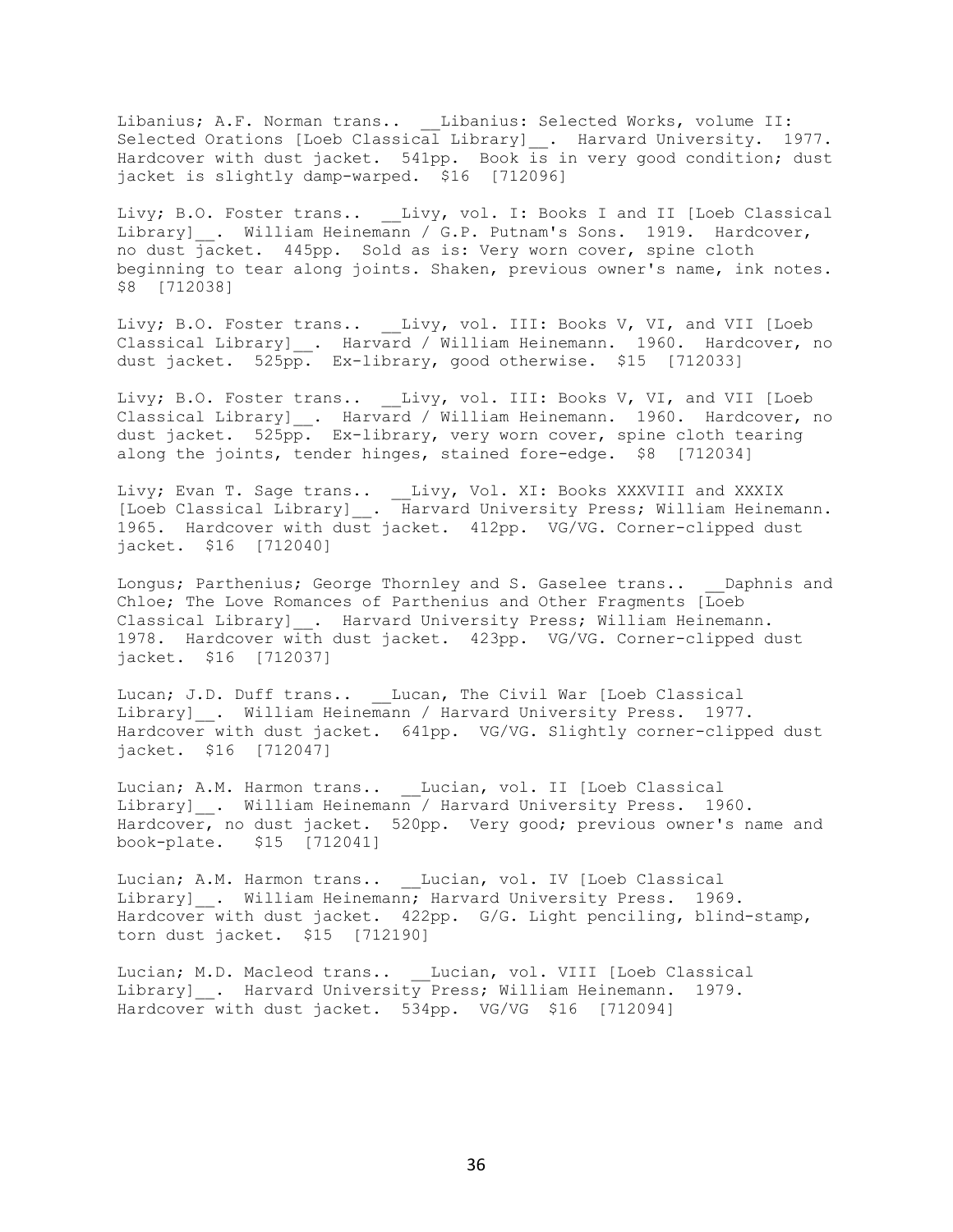Libanius; A.F. Norman trans.. __Libanius: Selected Works, volume II: Selected Orations [Loeb Classical Library]__. Harvard University. 1977. Hardcover with dust jacket. 541pp. Book is in very good condition; dust jacket is slightly damp-warped. $16 [712096]

Livy; B.O. Foster trans.. __Livy, vol. I: Books I and II [Loeb Classical Library]__. William Heinemann / G.P. Putnam's Sons. 1919. Hardcover, no dust jacket. 445pp. Sold as is: Very worn cover, spine cloth beginning to tear along joints. Shaken, previous owner's name, ink notes. $8 [712038]

Livy; B.O. Foster trans.. __Livy, vol. III: Books V, VI, and VII [Loeb Classical Library]__. Harvard / William Heinemann. 1960. Hardcover, no dust jacket. 525pp. Ex-library, good otherwise. $15 [712033]

Livy; B.O. Foster trans.. __Livy, vol. III: Books V, VI, and VII [Loeb Classical Library]__. Harvard / William Heinemann. 1960. Hardcover, no dust jacket. 525pp. Ex-library, very worn cover, spine cloth tearing along the joints, tender hinges, stained fore-edge. $8 [712034]

Livy; Evan T. Sage trans.. __Livy, Vol. XI: Books XXXVIII and XXXIX [Loeb Classical Library]__. Harvard University Press; William Heinemann. 1965. Hardcover with dust jacket. 412pp. VG/VG. Corner-clipped dust jacket. $16 [712040]

Longus; Parthenius; George Thornley and S. Gaselee trans.. __Daphnis and Chloe; The Love Romances of Parthenius and Other Fragments [Loeb Classical Library]__. Harvard University Press; William Heinemann. 1978. Hardcover with dust jacket. 423pp. VG/VG. Corner-clipped dust jacket. $16 [712037]

Lucan; J.D. Duff trans.. __Lucan, The Civil War [Loeb Classical Library]__. William Heinemann / Harvard University Press. 1977. Hardcover with dust jacket. 641pp. VG/VG. Slightly corner-clipped dust jacket. $16 [712047]

Lucian; A.M. Harmon trans.. __Lucian, vol. II [Loeb Classical Library]__. William Heinemann / Harvard University Press. 1960. Hardcover, no dust jacket. 520pp. Very good; previous owner's name and book-plate. $15 [712041]

Lucian; A.M. Harmon trans.. __Lucian, vol. IV [Loeb Classical Library]__. William Heinemann; Harvard University Press. 1969. Hardcover with dust jacket. 422pp. G/G. Light penciling, blind-stamp, torn dust jacket. $15 [712190]

Lucian; M.D. Macleod trans.. __Lucian, vol. VIII [Loeb Classical Library]__. Harvard University Press; William Heinemann. 1979. Hardcover with dust jacket. 534pp. VG/VG $16 [712094]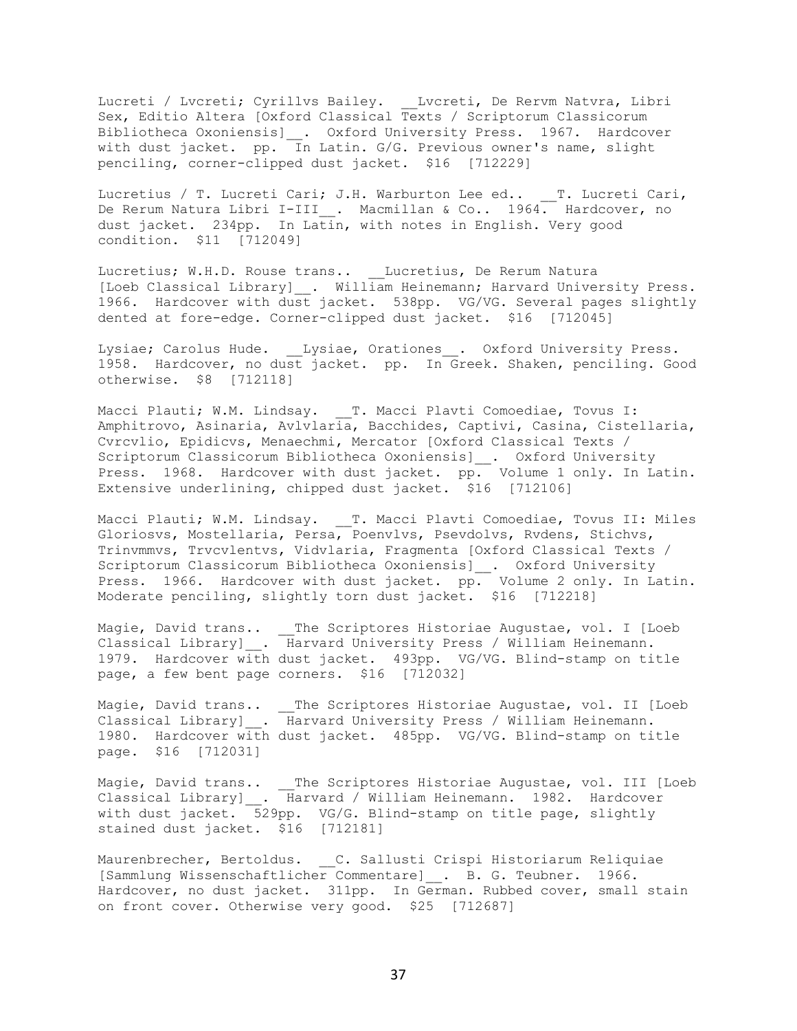Lucreti / Lvcreti; Cyrillvs Bailey. __Lvcreti, De Rervm Natvra, Libri Sex, Editio Altera [Oxford Classical Texts / Scriptorum Classicorum Bibliotheca Oxoniensis]__. Oxford University Press. 1967. Hardcover with dust jacket. pp. In Latin. G/G. Previous owner's name, slight penciling, corner-clipped dust jacket. $16 [712229]

Lucretius / T. Lucreti Cari; J.H. Warburton Lee ed.. __T. Lucreti Cari, De Rerum Natura Libri I-III__. Macmillan & Co.. 1964. Hardcover, no dust jacket. 234pp. In Latin, with notes in English. Very good condition. $11 [712049]

Lucretius; W.H.D. Rouse trans.. __Lucretius, De Rerum Natura [Loeb Classical Library]__. William Heinemann; Harvard University Press. 1966. Hardcover with dust jacket. 538pp. VG/VG. Several pages slightly dented at fore-edge. Corner-clipped dust jacket. $16 [712045]

Lysiae; Carolus Hude. __Lysiae, Orationes__. Oxford University Press. 1958. Hardcover, no dust jacket. pp. In Greek. Shaken, penciling. Good otherwise. $8 [712118]

Macci Plauti; W.M. Lindsay. __T. Macci Plavti Comoediae, Tovus I: Amphitrovo, Asinaria, Avlvlaria, Bacchides, Captivi, Casina, Cistellaria, Cvrcvlio, Epidicvs, Menaechmi, Mercator [Oxford Classical Texts / Scriptorum Classicorum Bibliotheca Oxoniensis]__. Oxford University Press. 1968. Hardcover with dust jacket. pp. Volume 1 only. In Latin. Extensive underlining, chipped dust jacket. $16 [712106]

Macci Plauti; W.M. Lindsay. __T. Macci Plavti Comoediae, Tovus II: Miles Gloriosvs, Mostellaria, Persa, Poenvlvs, Psevdolvs, Rvdens, Stichvs, Trinvmmvs, Trvcvlentvs, Vidvlaria, Fragmenta [Oxford Classical Texts / Scriptorum Classicorum Bibliotheca Oxoniensis]__. Oxford University Press. 1966. Hardcover with dust jacket. pp. Volume 2 only. In Latin. Moderate penciling, slightly torn dust jacket. $16 [712218]

Magie, David trans.. __The Scriptores Historiae Augustae, vol. I [Loeb Classical Library]__. Harvard University Press / William Heinemann. 1979. Hardcover with dust jacket. 493pp. VG/VG. Blind-stamp on title page, a few bent page corners. $16 [712032]

Magie, David trans.. __The Scriptores Historiae Augustae, vol. II [Loeb Classical Library]__. Harvard University Press / William Heinemann. 1980. Hardcover with dust jacket. 485pp. VG/VG. Blind-stamp on title page. $16 [712031]

Magie, David trans.. __The Scriptores Historiae Augustae, vol. III [Loeb Classical Library]__. Harvard / William Heinemann. 1982. Hardcover with dust jacket. 529pp. VG/G. Blind-stamp on title page, slightly stained dust jacket. $16 [712181]

Maurenbrecher, Bertoldus. __C. Sallusti Crispi Historiarum Reliquiae [Sammlung Wissenschaftlicher Commentare]__. B. G. Teubner. 1966. Hardcover, no dust jacket. 311pp. In German. Rubbed cover, small stain on front cover. Otherwise very good. $25 [712687]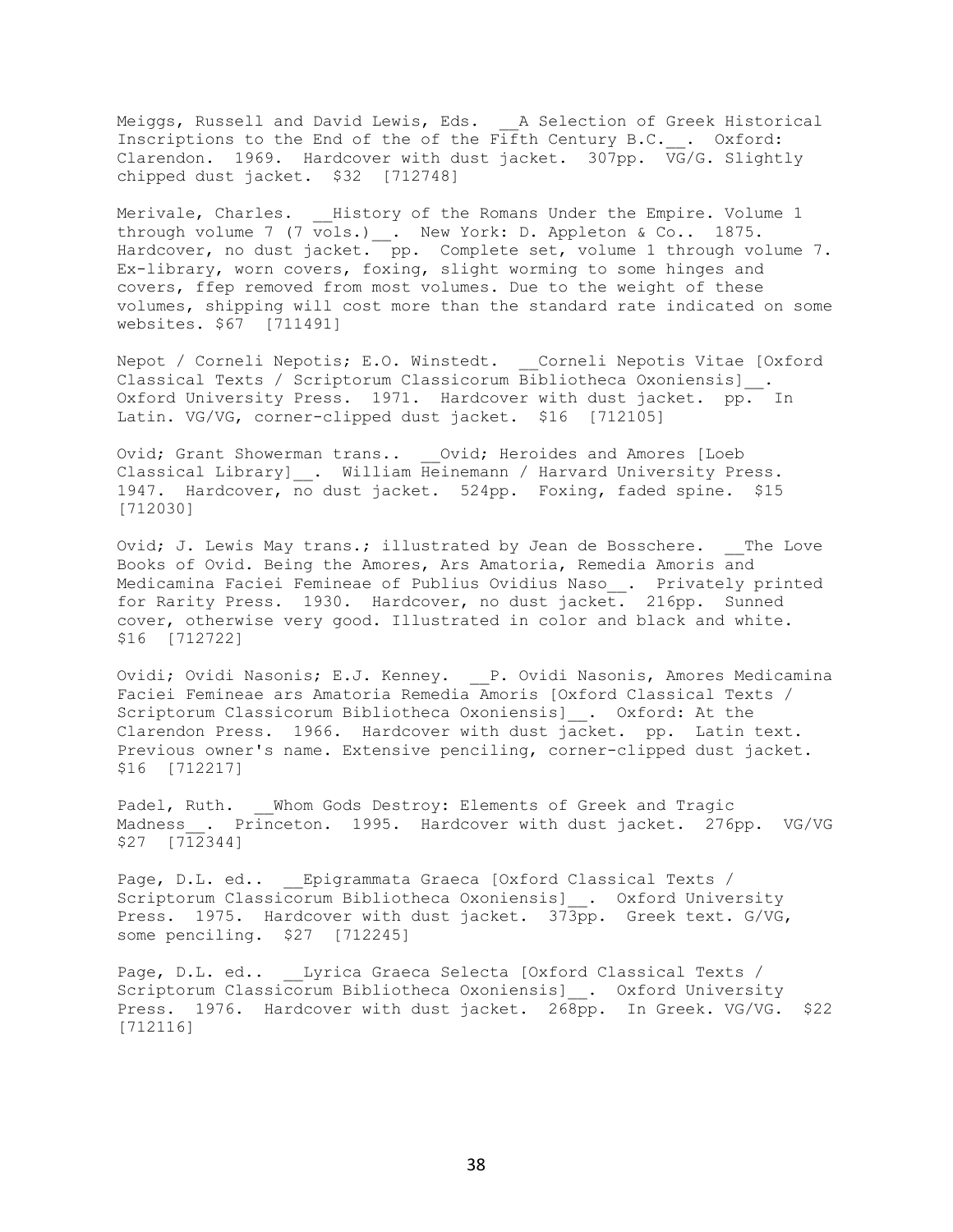Meiggs, Russell and David Lewis, Eds. __A Selection of Greek Historical Inscriptions to the End of the of the Fifth Century B.C.__. Oxford: Clarendon. 1969. Hardcover with dust jacket. 307pp. VG/G. Slightly chipped dust jacket. $32 [712748]

Merivale, Charles. __History of the Romans Under the Empire. Volume 1 through volume 7 (7 vols.)__. New York: D. Appleton & Co.. 1875. Hardcover, no dust jacket. pp. Complete set, volume 1 through volume 7. Ex-library, worn covers, foxing, slight worming to some hinges and covers, ffep removed from most volumes. Due to the weight of these volumes, shipping will cost more than the standard rate indicated on some websites. $67 [711491]

Nepot / Corneli Nepotis; E.O. Winstedt. __Corneli Nepotis Vitae [Oxford Classical Texts / Scriptorum Classicorum Bibliotheca Oxoniensis]__. Oxford University Press. 1971. Hardcover with dust jacket. pp. In Latin. VG/VG, corner-clipped dust jacket. $16 [712105]

Ovid; Grant Showerman trans.. __Ovid; Heroides and Amores [Loeb Classical Library]__. William Heinemann / Harvard University Press. 1947. Hardcover, no dust jacket. 524pp. Foxing, faded spine. $15 [712030]

Ovid; J. Lewis May trans.; illustrated by Jean de Bosschere. __The Love Books of Ovid. Being the Amores, Ars Amatoria, Remedia Amoris and Medicamina Faciei Femineae of Publius Ovidius Naso__. Privately printed for Rarity Press. 1930. Hardcover, no dust jacket. 216pp. Sunned cover, otherwise very good. Illustrated in color and black and white. $16 [712722]

Ovidi; Ovidi Nasonis; E.J. Kenney. __P. Ovidi Nasonis, Amores Medicamina Faciei Femineae ars Amatoria Remedia Amoris [Oxford Classical Texts / Scriptorum Classicorum Bibliotheca Oxoniensis]__. Oxford: At the Clarendon Press. 1966. Hardcover with dust jacket. pp. Latin text. Previous owner's name. Extensive penciling, corner-clipped dust jacket. $16 [712217]

Padel, Ruth. __Whom Gods Destroy: Elements of Greek and Tragic Madness__. Princeton. 1995. Hardcover with dust jacket. 276pp. VG/VG $27 [712344]

Page, D.L. ed.. __Epigrammata Graeca [Oxford Classical Texts / Scriptorum Classicorum Bibliotheca Oxoniensis]__. Oxford University Press. 1975. Hardcover with dust jacket. 373pp. Greek text. G/VG, some penciling. $27 [712245]

Page, D.L. ed.. __Lyrica Graeca Selecta [Oxford Classical Texts / Scriptorum Classicorum Bibliotheca Oxoniensis]__. Oxford University Press. 1976. Hardcover with dust jacket. 268pp. In Greek. VG/VG. $22 [712116]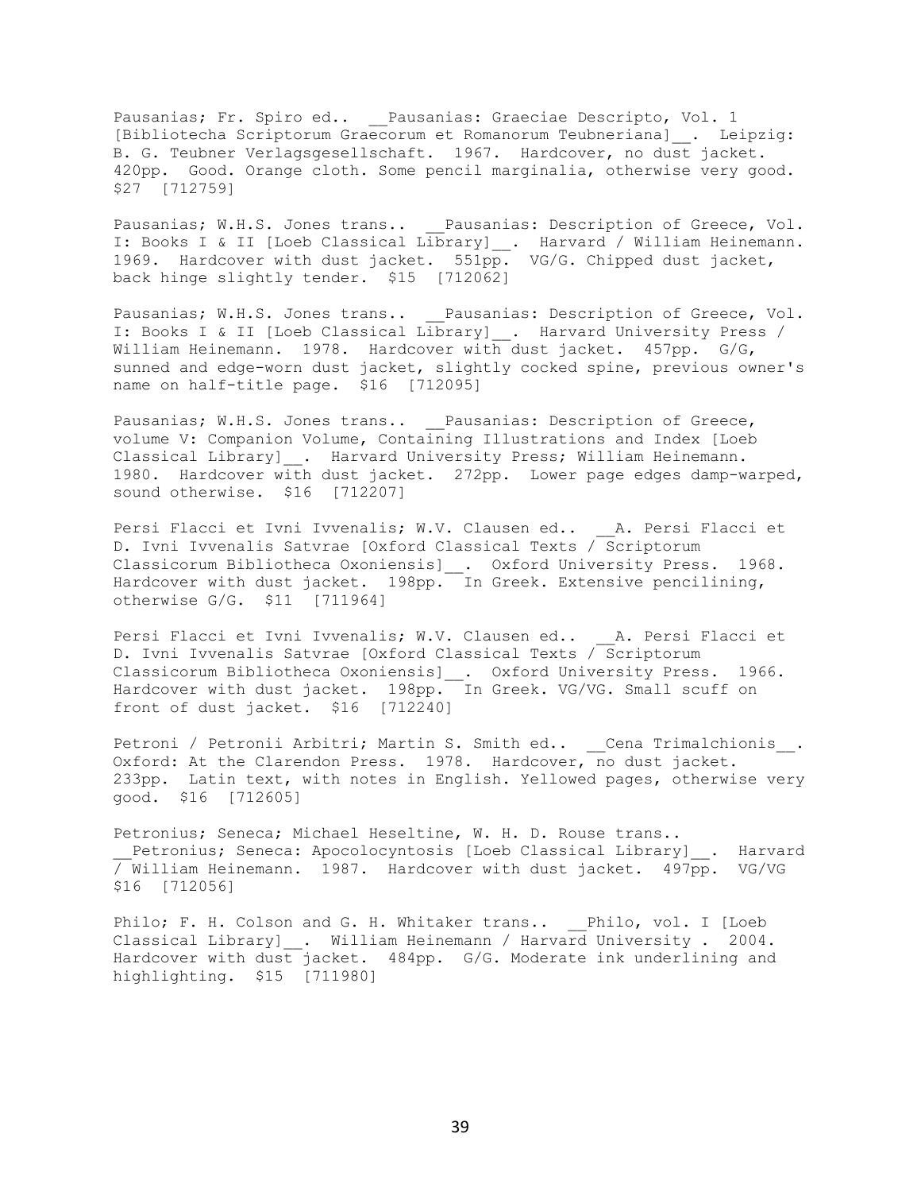Pausanias; Fr. Spiro ed.. __Pausanias: Graeciae Descripto, Vol. 1 [Bibliotecha Scriptorum Graecorum et Romanorum Teubneriana]__. Leipzig: B. G. Teubner Verlagsgesellschaft. 1967. Hardcover, no dust jacket. 420pp. Good. Orange cloth. Some pencil marginalia, otherwise very good. $27 [712759]

Pausanias; W.H.S. Jones trans.. __Pausanias: Description of Greece, Vol. I: Books I & II [Loeb Classical Library]__. Harvard / William Heinemann. 1969. Hardcover with dust jacket. 551pp. VG/G. Chipped dust jacket, back hinge slightly tender. $15 [712062]

Pausanias; W.H.S. Jones trans.. __Pausanias: Description of Greece, Vol. I: Books I & II [Loeb Classical Library]__. Harvard University Press / William Heinemann. 1978. Hardcover with dust jacket. 457pp. G/G, sunned and edge-worn dust jacket, slightly cocked spine, previous owner's name on half-title page. $16 [712095]

Pausanias; W.H.S. Jones trans.. __Pausanias: Description of Greece, volume V: Companion Volume, Containing Illustrations and Index [Loeb Classical Library]__. Harvard University Press; William Heinemann. 1980. Hardcover with dust jacket. 272pp. Lower page edges damp-warped, sound otherwise. $16 [712207]

Persi Flacci et Ivni Ivvenalis; W.V. Clausen ed.. __A. Persi Flacci et D. Ivni Ivvenalis Satvrae [Oxford Classical Texts / Scriptorum Classicorum Bibliotheca Oxoniensis]__. Oxford University Press. 1968. Hardcover with dust jacket. 198pp. In Greek. Extensive pencilining, otherwise G/G. $11 [711964]

Persi Flacci et Ivni Ivvenalis; W.V. Clausen ed.. __A. Persi Flacci et D. Ivni Ivvenalis Satvrae [Oxford Classical Texts / Scriptorum Classicorum Bibliotheca Oxoniensis]__. Oxford University Press. 1966. Hardcover with dust jacket. 198pp. In Greek. VG/VG. Small scuff on front of dust jacket. $16 [712240]

Petroni / Petronii Arbitri; Martin S. Smith ed.. __Cena Trimalchionis__. Oxford: At the Clarendon Press. 1978. Hardcover, no dust jacket. 233pp. Latin text, with notes in English. Yellowed pages, otherwise very good. $16 [712605]

Petronius; Seneca; Michael Heseltine, W. H. D. Rouse trans.. __Petronius; Seneca: Apocolocyntosis [Loeb Classical Library]__. Harvard / William Heinemann. 1987. Hardcover with dust jacket. 497pp. VG/VG $16 [712056]

Philo; F. H. Colson and G. H. Whitaker trans.. __Philo, vol. I [Loeb Classical Library]__. William Heinemann / Harvard University . 2004. Hardcover with dust jacket. 484pp. G/G. Moderate ink underlining and highlighting. $15 [711980]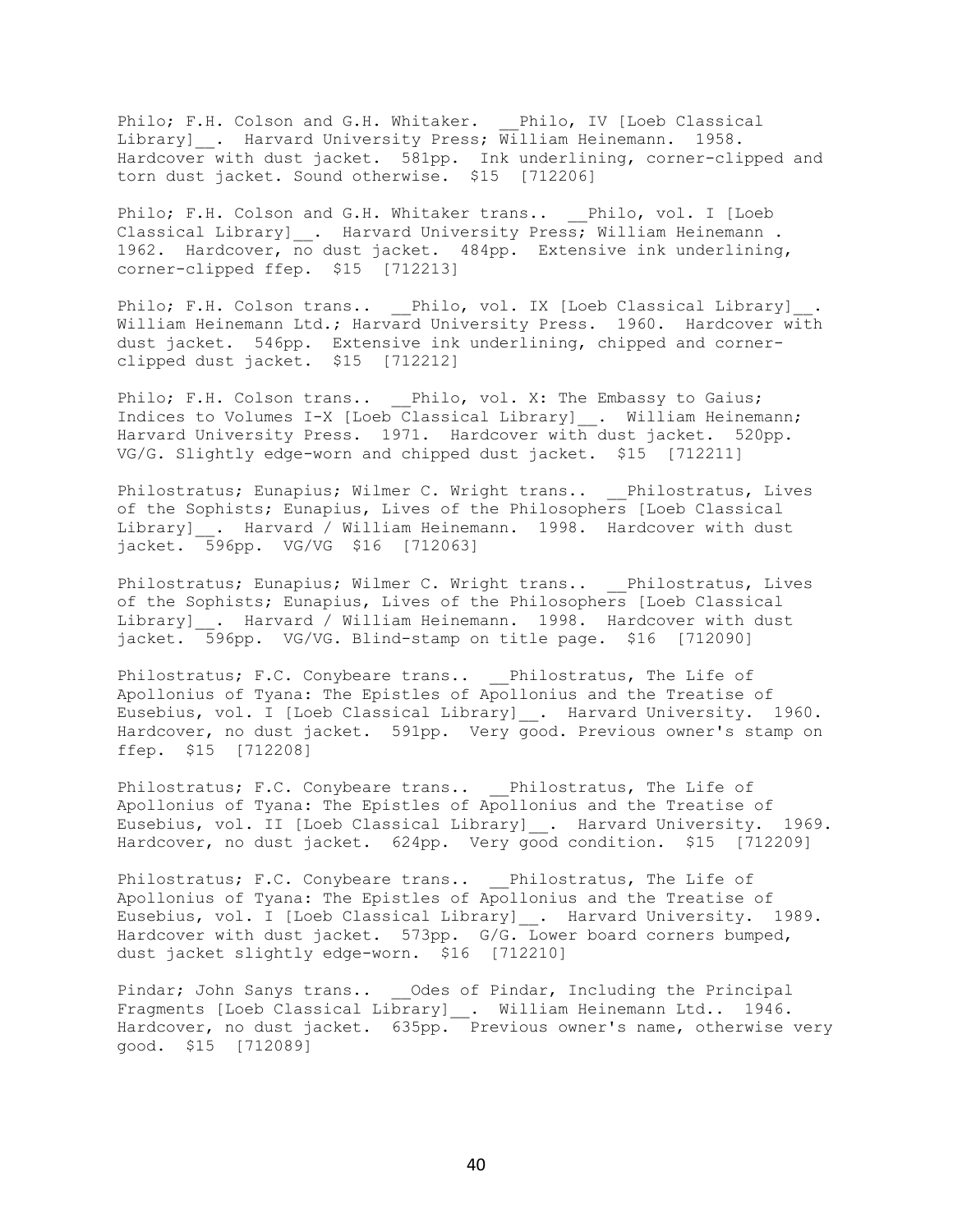Philo; F.H. Colson and G.H. Whitaker. __Philo, IV [Loeb Classical Library]__. Harvard University Press; William Heinemann. 1958. Hardcover with dust jacket. 581pp. Ink underlining, corner-clipped and torn dust jacket. Sound otherwise. $15 [712206]

Philo; F.H. Colson and G.H. Whitaker trans.. __Philo, vol. I [Loeb Classical Library]__. Harvard University Press; William Heinemann . 1962. Hardcover, no dust jacket. 484pp. Extensive ink underlining, corner-clipped ffep. $15 [712213]

Philo; F.H. Colson trans.. __Philo, vol. IX [Loeb Classical Library]__. William Heinemann Ltd.; Harvard University Press. 1960. Hardcover with dust jacket. 546pp. Extensive ink underlining, chipped and corner-clipped dust jacket. $15 [712212]

Philo; F.H. Colson trans.. __Philo, vol. X: The Embassy to Gaius; Indices to Volumes I-X [Loeb Classical Library]__. William Heinemann; Harvard University Press. 1971. Hardcover with dust jacket. 520pp. VG/G. Slightly edge-worn and chipped dust jacket. $15 [712211]

Philostratus; Eunapius; Wilmer C. Wright trans.. __Philostratus, Lives of the Sophists; Eunapius, Lives of the Philosophers [Loeb Classical Library]__. Harvard / William Heinemann. 1998. Hardcover with dust jacket. 596pp. VG/VG $16 [712063]

Philostratus; Eunapius; Wilmer C. Wright trans.. __Philostratus, Lives of the Sophists; Eunapius, Lives of the Philosophers [Loeb Classical Library]__. Harvard / William Heinemann. 1998. Hardcover with dust jacket. 596pp. VG/VG. Blind-stamp on title page. $16 [712090]

Philostratus; F.C. Conybeare trans.. __Philostratus, The Life of Apollonius of Tyana: The Epistles of Apollonius and the Treatise of Eusebius, vol. I [Loeb Classical Library]__. Harvard University. 1960. Hardcover, no dust jacket. 591pp. Very good. Previous owner's stamp on ffep. $15 [712208]

Philostratus; F.C. Conybeare trans.. __Philostratus, The Life of Apollonius of Tyana: The Epistles of Apollonius and the Treatise of Eusebius, vol. II [Loeb Classical Library]__. Harvard University. 1969. Hardcover, no dust jacket. 624pp. Very good condition. $15 [712209]

Philostratus; F.C. Conybeare trans.. __Philostratus, The Life of Apollonius of Tyana: The Epistles of Apollonius and the Treatise of Eusebius, vol. I [Loeb Classical Library]__. Harvard University. 1989. Hardcover with dust jacket. 573pp. G/G. Lower board corners bumped, dust jacket slightly edge-worn. $16 [712210]

Pindar; John Sanys trans.. __Odes of Pindar, Including the Principal Fragments [Loeb Classical Library]__. William Heinemann Ltd.. 1946. Hardcover, no dust jacket. 635pp. Previous owner's name, otherwise very good. $15 [712089]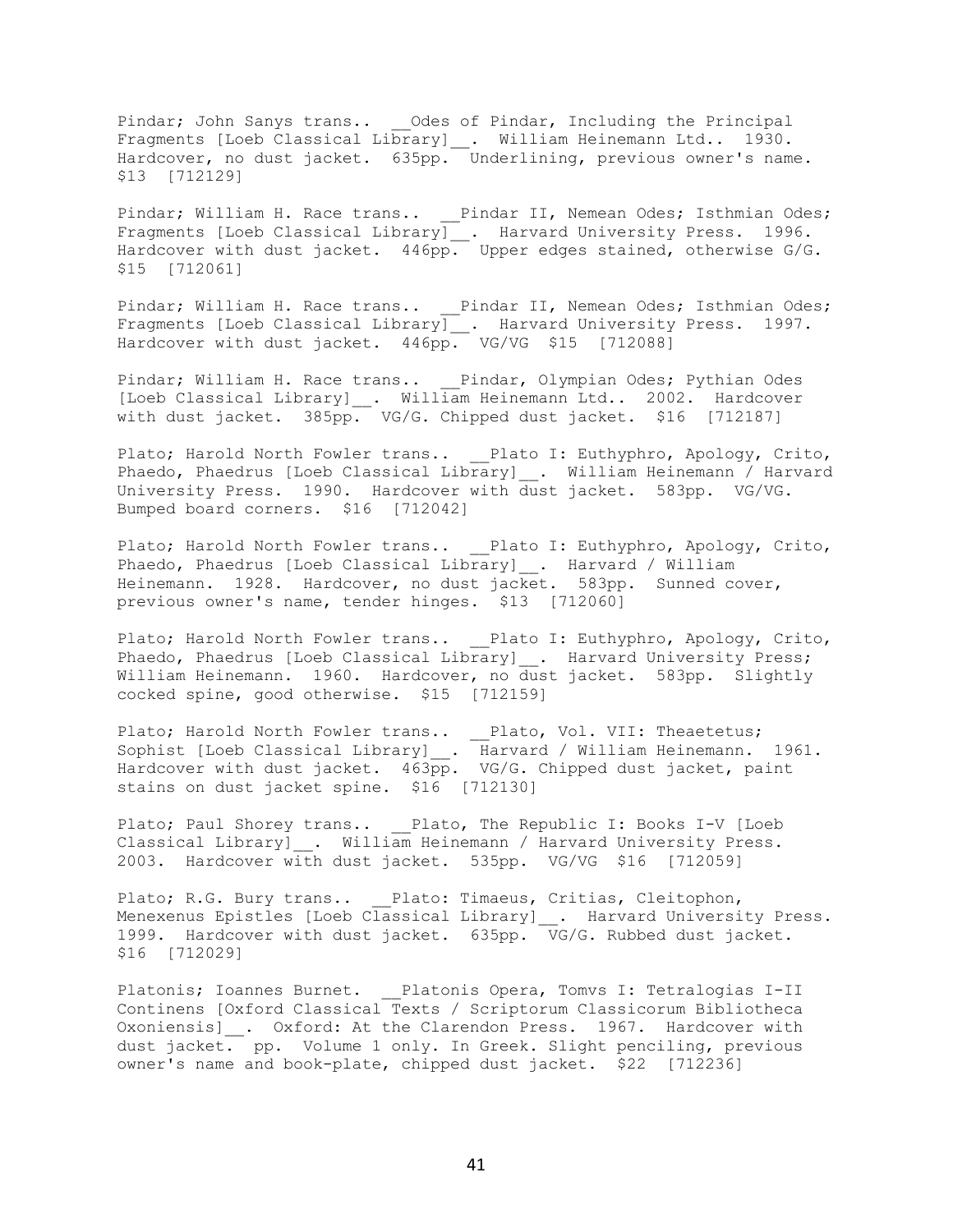Pindar; John Sanys trans.. __Odes of Pindar, Including the Principal Fragments [Loeb Classical Library]__. William Heinemann Ltd.. 1930. Hardcover, no dust jacket. 635pp. Underlining, previous owner's name. $13 [712129]

Pindar; William H. Race trans.. __Pindar II, Nemean Odes; Isthmian Odes; Fragments [Loeb Classical Library]__. Harvard University Press. 1996. Hardcover with dust jacket. 446pp. Upper edges stained, otherwise G/G. $15 [712061]

Pindar; William H. Race trans.. __Pindar II, Nemean Odes; Isthmian Odes; Fragments [Loeb Classical Library]__. Harvard University Press. 1997. Hardcover with dust jacket. 446pp. VG/VG $15 [712088]

Pindar; William H. Race trans.. __Pindar, Olympian Odes; Pythian Odes [Loeb Classical Library]__. William Heinemann Ltd.. 2002. Hardcover with dust jacket. 385pp. VG/G. Chipped dust jacket. $16 [712187]

Plato; Harold North Fowler trans.. __Plato I: Euthyphro, Apology, Crito, Phaedo, Phaedrus [Loeb Classical Library]__. William Heinemann / Harvard University Press. 1990. Hardcover with dust jacket. 583pp. VG/VG. Bumped board corners. $16 [712042]

Plato; Harold North Fowler trans.. __Plato I: Euthyphro, Apology, Crito, Phaedo, Phaedrus [Loeb Classical Library]__. Harvard / William Heinemann. 1928. Hardcover, no dust jacket. 583pp. Sunned cover, previous owner's name, tender hinges. $13 [712060]

Plato; Harold North Fowler trans.. __Plato I: Euthyphro, Apology, Crito, Phaedo, Phaedrus [Loeb Classical Library]__. Harvard University Press; William Heinemann. 1960. Hardcover, no dust jacket. 583pp. Slightly cocked spine, good otherwise. $15 [712159]

Plato; Harold North Fowler trans.. __Plato, Vol. VII: Theaetetus; Sophist [Loeb Classical Library]__. Harvard / William Heinemann. 1961. Hardcover with dust jacket. 463pp. VG/G. Chipped dust jacket, paint stains on dust jacket spine. $16 [712130]

Plato; Paul Shorey trans.. __Plato, The Republic I: Books I-V [Loeb Classical Library]__. William Heinemann / Harvard University Press. 2003. Hardcover with dust jacket. 535pp. VG/VG $16 [712059]

Plato; R.G. Bury trans.. __Plato: Timaeus, Critias, Cleitophon, Menexenus Epistles [Loeb Classical Library]__. Harvard University Press. 1999. Hardcover with dust jacket. 635pp. VG/G. Rubbed dust jacket. $16 [712029]

Platonis; Ioannes Burnet. __Platonis Opera, Tomvs I: Tetralogias I-II Continens [Oxford Classical Texts / Scriptorum Classicorum Bibliotheca Oxoniensis]__. Oxford: At the Clarendon Press. 1967. Hardcover with dust jacket. pp. Volume 1 only. In Greek. Slight penciling, previous owner's name and book-plate, chipped dust jacket. $22 [712236]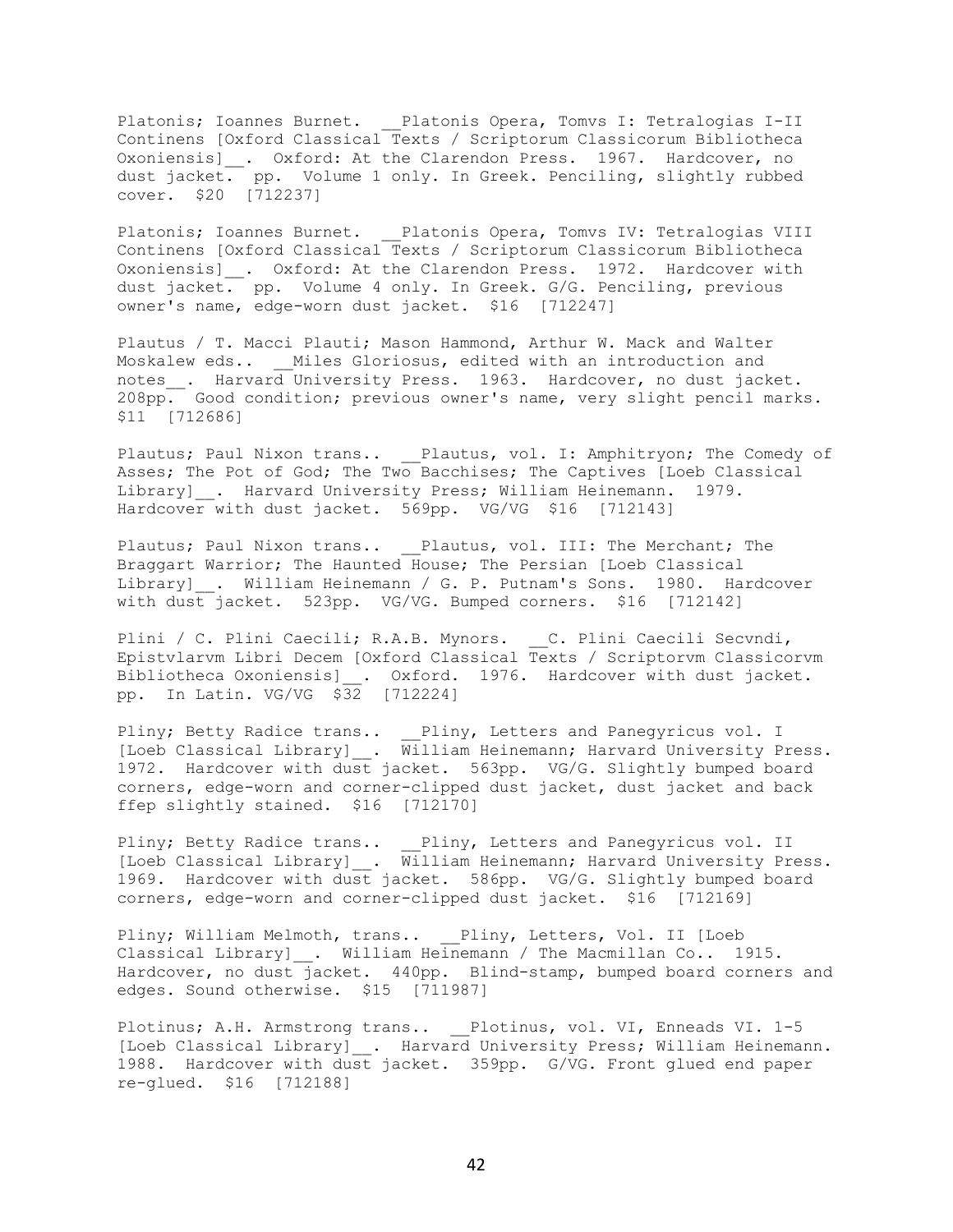Platonis; Ioannes Burnet. __Platonis Opera, Tomvs I: Tetralogias I-II Continens [Oxford Classical Texts / Scriptorum Classicorum Bibliotheca Oxoniensis]__. Oxford: At the Clarendon Press. 1967. Hardcover, no dust jacket. pp. Volume 1 only. In Greek. Penciling, slightly rubbed cover. $20 [712237]

Platonis; Ioannes Burnet. __Platonis Opera, Tomvs IV: Tetralogias VIII Continens [Oxford Classical Texts / Scriptorum Classicorum Bibliotheca Oxoniensis]__. Oxford: At the Clarendon Press. 1972. Hardcover with dust jacket. pp. Volume 4 only. In Greek. G/G. Penciling, previous owner's name, edge-worn dust jacket. $16 [712247]

Plautus / T. Macci Plauti; Mason Hammond, Arthur W. Mack and Walter Moskalew eds.. __Miles Gloriosus, edited with an introduction and notes__. Harvard University Press. 1963. Hardcover, no dust jacket. 208pp. Good condition; previous owner's name, very slight pencil marks. $11 [712686]

Plautus; Paul Nixon trans.. __Plautus, vol. I: Amphitryon; The Comedy of Asses; The Pot of God; The Two Bacchises; The Captives [Loeb Classical Library]__. Harvard University Press; William Heinemann. 1979. Hardcover with dust jacket. 569pp. VG/VG $16 [712143]

Plautus; Paul Nixon trans.. __Plautus, vol. III: The Merchant; The Braggart Warrior; The Haunted House; The Persian [Loeb Classical Library]__. William Heinemann / G. P. Putnam's Sons. 1980. Hardcover with dust jacket. 523pp. VG/VG. Bumped corners. $16 [712142]

Plini / C. Plini Caecili; R.A.B. Mynors. __C. Plini Caecili Secvndi, Epistvlarvm Libri Decem [Oxford Classical Texts / Scriptorvm Classicorvm Bibliotheca Oxoniensis]__. Oxford. 1976. Hardcover with dust jacket. pp. In Latin. VG/VG $32 [712224]

Pliny; Betty Radice trans.. __Pliny, Letters and Panegyricus vol. I [Loeb Classical Library]__. William Heinemann; Harvard University Press. 1972. Hardcover with dust jacket. 563pp. VG/G. Slightly bumped board corners, edge-worn and corner-clipped dust jacket, dust jacket and back ffep slightly stained. $16 [712170]

Pliny; Betty Radice trans.. __Pliny, Letters and Panegyricus vol. II [Loeb Classical Library]__. William Heinemann; Harvard University Press. 1969. Hardcover with dust jacket. 586pp. VG/G. Slightly bumped board corners, edge-worn and corner-clipped dust jacket. $16 [712169]

Pliny; William Melmoth, trans.. __Pliny, Letters, Vol. II [Loeb Classical Library]__. William Heinemann / The Macmillan Co.. 1915. Hardcover, no dust jacket. 440pp. Blind-stamp, bumped board corners and edges. Sound otherwise. $15 [711987]

Plotinus; A.H. Armstrong trans.. __Plotinus, vol. VI, Enneads VI. 1-5 [Loeb Classical Library]__. Harvard University Press; William Heinemann. 1988. Hardcover with dust jacket. 359pp. G/VG. Front glued end paper re-glued. $16 [712188]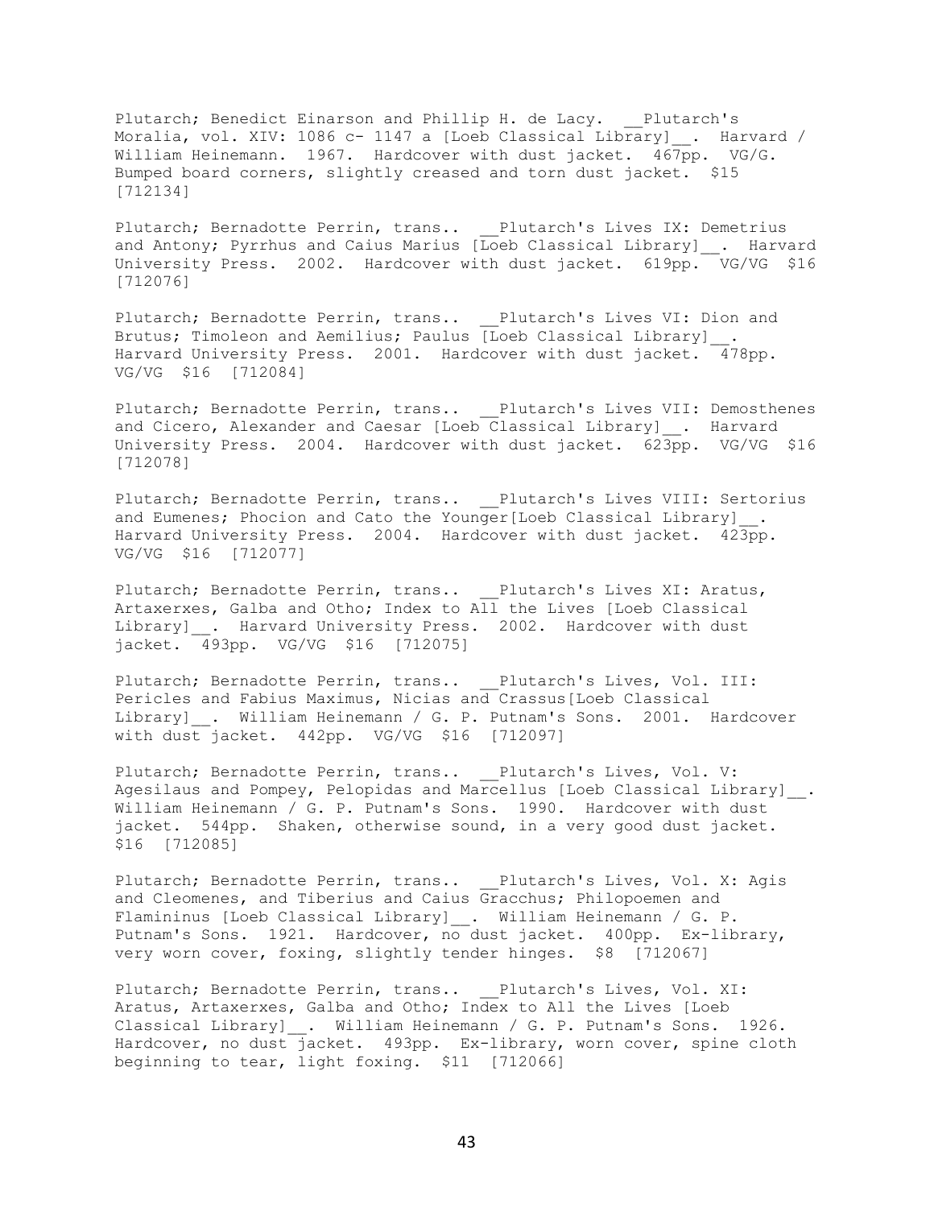Plutarch; Benedict Einarson and Phillip H. de Lacy. __Plutarch's Moralia, vol. XIV: 1086 c- 1147 a [Loeb Classical Library]__. Harvard / William Heinemann. 1967. Hardcover with dust jacket. 467pp. VG/G. Bumped board corners, slightly creased and torn dust jacket. $15 [712134]

Plutarch; Bernadotte Perrin, trans.. __Plutarch's Lives IX: Demetrius and Antony; Pyrrhus and Caius Marius [Loeb Classical Library]__. Harvard University Press. 2002. Hardcover with dust jacket. 619pp. VG/VG $16 [712076]

Plutarch; Bernadotte Perrin, trans.. __Plutarch's Lives VI: Dion and Brutus; Timoleon and Aemilius; Paulus [Loeb Classical Library]__. Harvard University Press. 2001. Hardcover with dust jacket. 478pp. VG/VG $16 [712084]

Plutarch; Bernadotte Perrin, trans.. __Plutarch's Lives VII: Demosthenes and Cicero, Alexander and Caesar [Loeb Classical Library]__. Harvard University Press. 2004. Hardcover with dust jacket. 623pp. VG/VG $16 [712078]

Plutarch; Bernadotte Perrin, trans.. __Plutarch's Lives VIII: Sertorius and Eumenes; Phocion and Cato the Younger[Loeb Classical Library]__. Harvard University Press. 2004. Hardcover with dust jacket. 423pp. VG/VG $16 [712077]

Plutarch; Bernadotte Perrin, trans.. __Plutarch's Lives XI: Aratus, Artaxerxes, Galba and Otho; Index to All the Lives [Loeb Classical Library]__. Harvard University Press. 2002. Hardcover with dust jacket. 493pp. VG/VG $16 [712075]

Plutarch; Bernadotte Perrin, trans.. __Plutarch's Lives, Vol. III: Pericles and Fabius Maximus, Nicias and Crassus[Loeb Classical Library]__. William Heinemann / G. P. Putnam's Sons. 2001. Hardcover with dust jacket. 442pp. VG/VG $16 [712097]

Plutarch; Bernadotte Perrin, trans.. __Plutarch's Lives, Vol. V: Agesilaus and Pompey, Pelopidas and Marcellus [Loeb Classical Library]__. William Heinemann / G. P. Putnam's Sons. 1990. Hardcover with dust jacket. 544pp. Shaken, otherwise sound, in a very good dust jacket. $16 [712085]

Plutarch; Bernadotte Perrin, trans.. __Plutarch's Lives, Vol. X: Agis and Cleomenes, and Tiberius and Caius Gracchus; Philopoemen and Flamininus [Loeb Classical Library]__. William Heinemann / G. P. Putnam's Sons. 1921. Hardcover, no dust jacket. 400pp. Ex-library, very worn cover, foxing, slightly tender hinges. $8 [712067]

Plutarch; Bernadotte Perrin, trans.. __Plutarch's Lives, Vol. XI: Aratus, Artaxerxes, Galba and Otho; Index to All the Lives [Loeb Classical Library]__. William Heinemann / G. P. Putnam's Sons. 1926. Hardcover, no dust jacket. 493pp. Ex-library, worn cover, spine cloth beginning to tear, light foxing. $11 [712066]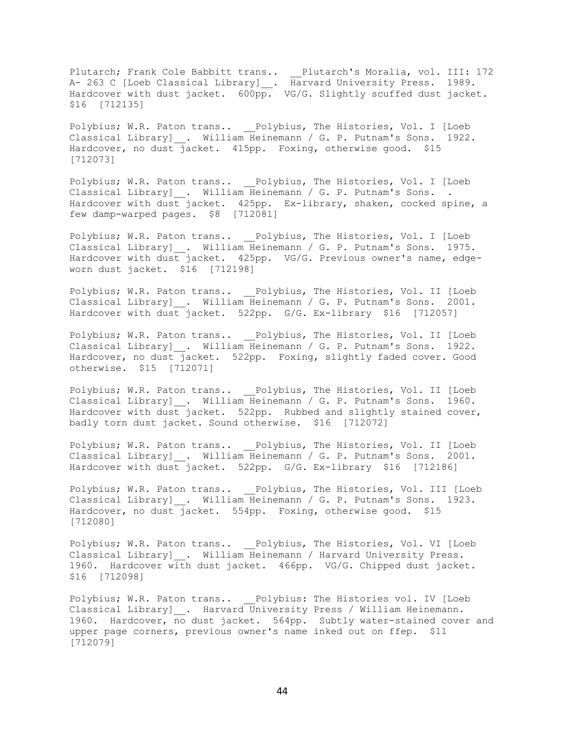Plutarch; Frank Cole Babbitt trans.. __Plutarch's Moralia, vol. III: 172 A- 263 C [Loeb Classical Library]__. Harvard University Press. 1989. Hardcover with dust jacket. 600pp. VG/G. Slightly scuffed dust jacket. $16 [712135]

Polybius; W.R. Paton trans.. __Polybius, The Histories, Vol. I [Loeb Classical Library]__. William Heinemann / G. P. Putnam's Sons. 1922. Hardcover, no dust jacket. 415pp. Foxing, otherwise good. $15 [712073]

Polybius; W.R. Paton trans.. __Polybius, The Histories, Vol. I [Loeb Classical Library]__. William Heinemann / G. P. Putnam's Sons. . Hardcover with dust jacket. 425pp. Ex-library, shaken, cocked spine, a few damp-warped pages. $8 [712081]

Polybius; W.R. Paton trans.. __Polybius, The Histories, Vol. I [Loeb Classical Library]__. William Heinemann / G. P. Putnam's Sons. 1975. Hardcover with dust jacket. 425pp. VG/G. Previous owner's name, edge-worn dust jacket. $16 [712198]

Polybius; W.R. Paton trans.. __Polybius, The Histories, Vol. II [Loeb Classical Library]__. William Heinemann / G. P. Putnam's Sons. 2001. Hardcover with dust jacket. 522pp. G/G. Ex-library $16 [712057]

Polybius; W.R. Paton trans.. __Polybius, The Histories, Vol. II [Loeb Classical Library]__. William Heinemann / G. P. Putnam's Sons. 1922. Hardcover, no dust jacket. 522pp. Foxing, slightly faded cover. Good otherwise. $15 [712071]

Polybius; W.R. Paton trans.. __Polybius, The Histories, Vol. II [Loeb Classical Library]__. William Heinemann / G. P. Putnam's Sons. 1960. Hardcover with dust jacket. 522pp. Rubbed and slightly stained cover, badly torn dust jacket. Sound otherwise. $16 [712072]

Polybius; W.R. Paton trans.. __Polybius, The Histories, Vol. II [Loeb Classical Library]__. William Heinemann / G. P. Putnam's Sons. 2001. Hardcover with dust jacket. 522pp. G/G. Ex-library $16 [712186]

Polybius; W.R. Paton trans.. __Polybius, The Histories, Vol. III [Loeb Classical Library]__. William Heinemann / G. P. Putnam's Sons. 1923. Hardcover, no dust jacket. 554pp. Foxing, otherwise good. $15 [712080]

Polybius; W.R. Paton trans.. __Polybius, The Histories, Vol. VI [Loeb Classical Library]__. William Heinemann / Harvard University Press. 1960. Hardcover with dust jacket. 466pp. VG/G. Chipped dust jacket. $16 [712098]

Polybius; W.R. Paton trans.. __Polybius: The Histories vol. IV [Loeb Classical Library]__. Harvard University Press / William Heinemann. 1960. Hardcover, no dust jacket. 564pp. Subtly water-stained cover and upper page corners, previous owner's name inked out on ffep. $11 [712079]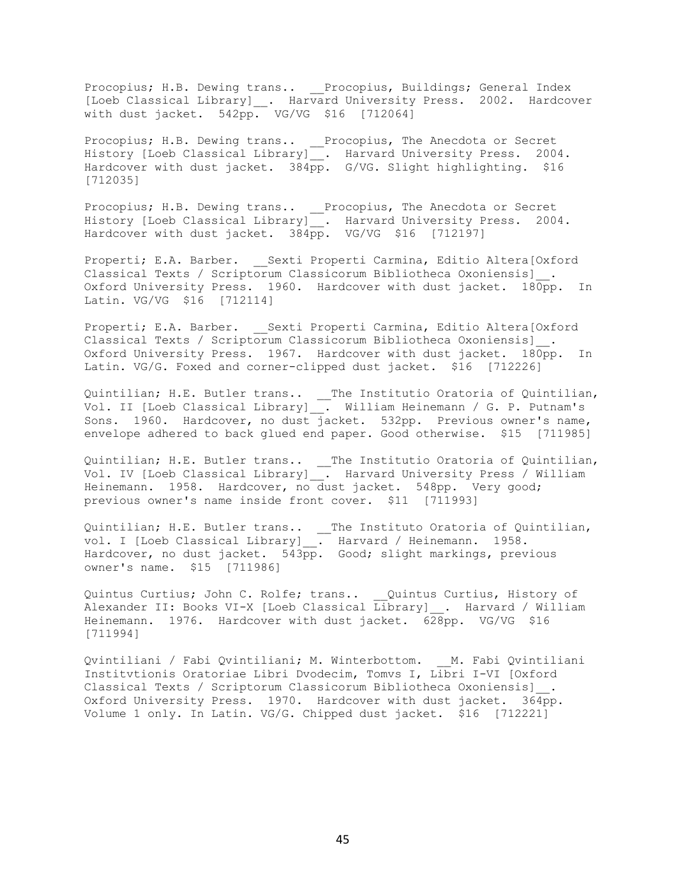Procopius; H.B. Dewing trans.. __Procopius, Buildings; General Index [Loeb Classical Library]__. Harvard University Press. 2002. Hardcover with dust jacket. 542pp. VG/VG $16 [712064]

Procopius; H.B. Dewing trans.. __Procopius, The Anecdota or Secret History [Loeb Classical Library]__. Harvard University Press. 2004. Hardcover with dust jacket. 384pp. G/VG. Slight highlighting. $16 [712035]

Procopius; H.B. Dewing trans.. __Procopius, The Anecdota or Secret History [Loeb Classical Library]__. Harvard University Press. 2004. Hardcover with dust jacket. 384pp. VG/VG $16 [712197]

Properti; E.A. Barber. __Sexti Properti Carmina, Editio Altera[Oxford Classical Texts / Scriptorum Classicorum Bibliotheca Oxoniensis]__. Oxford University Press. 1960. Hardcover with dust jacket. 180pp. In Latin. VG/VG $16 [712114]

Properti; E.A. Barber. __Sexti Properti Carmina, Editio Altera[Oxford Classical Texts / Scriptorum Classicorum Bibliotheca Oxoniensis]__. Oxford University Press. 1967. Hardcover with dust jacket. 180pp. In Latin. VG/G. Foxed and corner-clipped dust jacket. $16 [712226]

Quintilian; H.E. Butler trans.. __The Institutio Oratoria of Quintilian, Vol. II [Loeb Classical Library]__. William Heinemann / G. P. Putnam's Sons. 1960. Hardcover, no dust jacket. 532pp. Previous owner's name, envelope adhered to back glued end paper. Good otherwise. $15 [711985]

Quintilian; H.E. Butler trans.. __The Institutio Oratoria of Quintilian, Vol. IV [Loeb Classical Library]__. Harvard University Press / William Heinemann. 1958. Hardcover, no dust jacket. 548pp. Very good; previous owner's name inside front cover. $11 [711993]

Quintilian; H.E. Butler trans.. __The Instituto Oratoria of Quintilian, vol. I [Loeb Classical Library]__. Harvard / Heinemann. 1958. Hardcover, no dust jacket. 543pp. Good; slight markings, previous owner's name. $15 [711986]

Quintus Curtius; John C. Rolfe; trans.. __Quintus Curtius, History of Alexander II: Books VI-X [Loeb Classical Library]__. Harvard / William Heinemann. 1976. Hardcover with dust jacket. 628pp. VG/VG $16 [711994]

Qvintiliani / Fabi Qvintiliani; M. Winterbottom. __M. Fabi Qvintiliani Institvtionis Oratoriae Libri Dvodecim, Tomvs I, Libri I-VI [Oxford Classical Texts / Scriptorum Classicorum Bibliotheca Oxoniensis]__. Oxford University Press. 1970. Hardcover with dust jacket. 364pp. Volume 1 only. In Latin. VG/G. Chipped dust jacket. $16 [712221]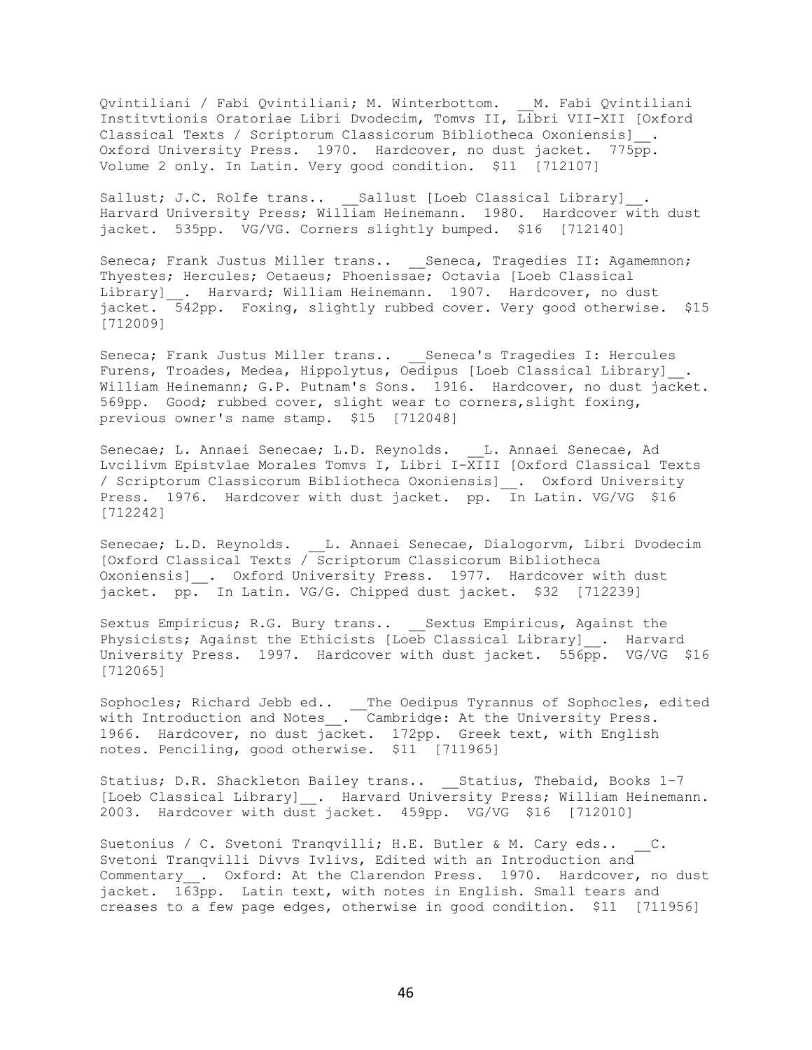Qvintiliani / Fabi Qvintiliani; M. Winterbottom. __M. Fabi Qvintiliani Institvtionis Oratoriae Libri Dvodecim, Tomvs II, Libri VII-XII [Oxford Classical Texts / Scriptorum Classicorum Bibliotheca Oxoniensis]__. Oxford University Press. 1970. Hardcover, no dust jacket. 775pp. Volume 2 only. In Latin. Very good condition. $11 [712107]

Sallust; J.C. Rolfe trans.. __Sallust [Loeb Classical Library]__. Harvard University Press; William Heinemann. 1980. Hardcover with dust jacket. 535pp. VG/VG. Corners slightly bumped. $16 [712140]

Seneca; Frank Justus Miller trans.. __Seneca, Tragedies II: Agamemnon; Thyestes; Hercules; Oetaeus; Phoenissae; Octavia [Loeb Classical Library]__. Harvard; William Heinemann. 1907. Hardcover, no dust jacket. 542pp. Foxing, slightly rubbed cover. Very good otherwise. $15 [712009]

Seneca; Frank Justus Miller trans.. __Seneca's Tragedies I: Hercules Furens, Troades, Medea, Hippolytus, Oedipus [Loeb Classical Library]__. William Heinemann; G.P. Putnam's Sons. 1916. Hardcover, no dust jacket. 569pp. Good; rubbed cover, slight wear to corners,slight foxing, previous owner's name stamp. $15 [712048]

Senecae; L. Annaei Senecae; L.D. Reynolds. __L. Annaei Senecae, Ad Lvcilivm Epistvlae Morales Tomvs I, Libri I-XIII [Oxford Classical Texts / Scriptorum Classicorum Bibliotheca Oxoniensis]__. Oxford University Press. 1976. Hardcover with dust jacket. pp. In Latin. VG/VG $16 [712242]

Senecae; L.D. Reynolds. __L. Annaei Senecae, Dialogorvm, Libri Dvodecim [Oxford Classical Texts / Scriptorum Classicorum Bibliotheca Oxoniensis]__. Oxford University Press. 1977. Hardcover with dust jacket. pp. In Latin. VG/G. Chipped dust jacket. $32 [712239]

Sextus Empiricus; R.G. Bury trans.. __Sextus Empiricus, Against the Physicists; Against the Ethicists [Loeb Classical Library]__. Harvard University Press. 1997. Hardcover with dust jacket. 556pp. VG/VG $16 [712065]

Sophocles; Richard Jebb ed.. __The Oedipus Tyrannus of Sophocles, edited with Introduction and Notes__. Cambridge: At the University Press. 1966. Hardcover, no dust jacket. 172pp. Greek text, with English notes. Penciling, good otherwise. $11 [711965]

Statius; D.R. Shackleton Bailey trans.. __Statius, Thebaid, Books 1-7 [Loeb Classical Library]__. Harvard University Press; William Heinemann. 2003. Hardcover with dust jacket. 459pp. VG/VG $16 [712010]

Suetonius / C. Svetoni Tranqvilli; H.E. Butler & M. Cary eds.. __C. Svetoni Tranqvilli Divvs Ivlivs, Edited with an Introduction and Commentary__. Oxford: At the Clarendon Press. 1970. Hardcover, no dust jacket. 163pp. Latin text, with notes in English. Small tears and creases to a few page edges, otherwise in good condition. $11 [711956]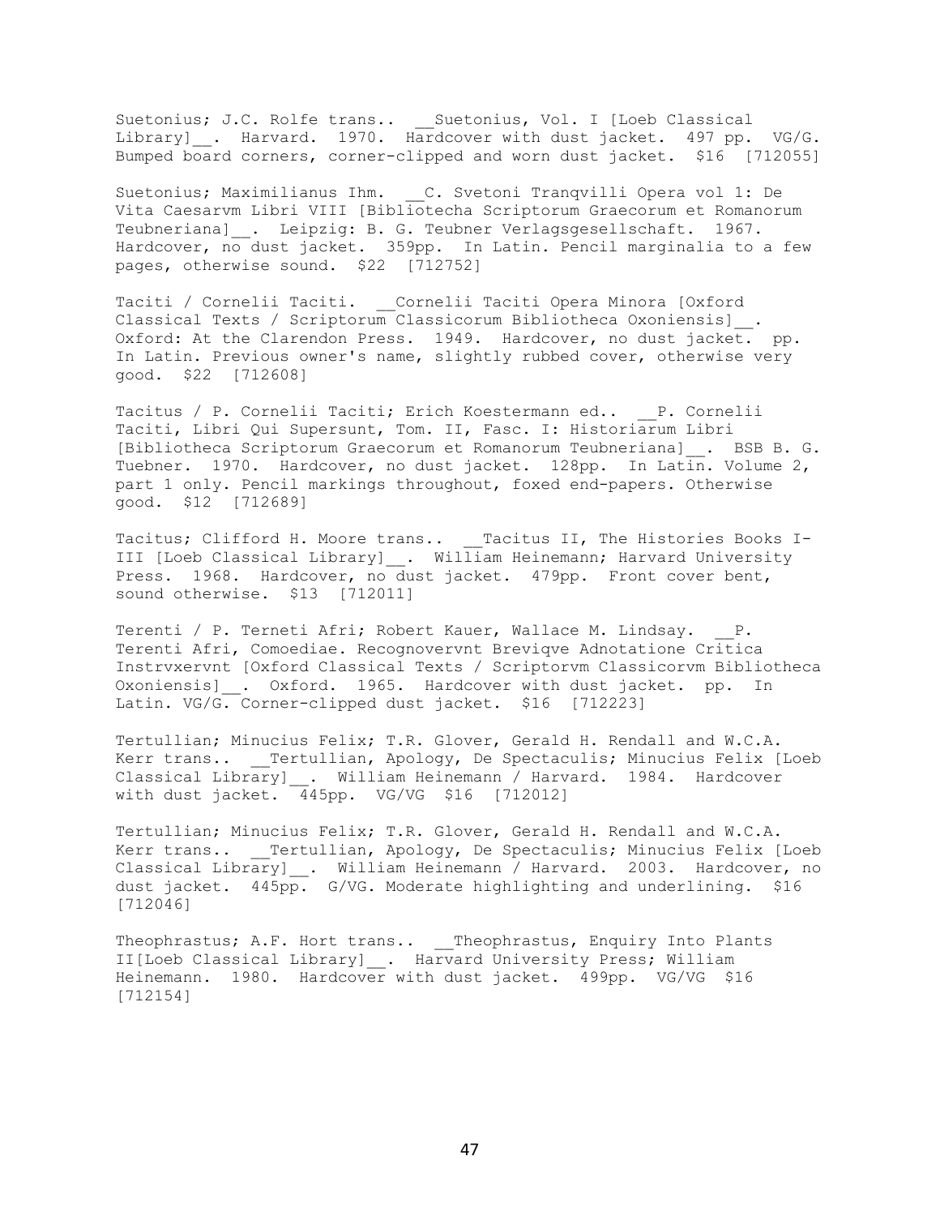Suetonius; J.C. Rolfe trans.. __Suetonius, Vol. I [Loeb Classical Library]__. Harvard. 1970. Hardcover with dust jacket. 497 pp. VG/G. Bumped board corners, corner-clipped and worn dust jacket. $16 [712055]

Suetonius; Maximilianus Ihm. __C. Svetoni Tranqvilli Opera vol 1: De Vita Caesarvm Libri VIII [Bibliotecha Scriptorum Graecorum et Romanorum Teubneriana]__. Leipzig: B. G. Teubner Verlagsgesellschaft. 1967. Hardcover, no dust jacket. 359pp. In Latin. Pencil marginalia to a few pages, otherwise sound. $22 [712752]

Taciti / Cornelii Taciti. __Cornelii Taciti Opera Minora [Oxford Classical Texts / Scriptorum Classicorum Bibliotheca Oxoniensis]__. Oxford: At the Clarendon Press. 1949. Hardcover, no dust jacket. pp. In Latin. Previous owner's name, slightly rubbed cover, otherwise very good. $22 [712608]

Tacitus / P. Cornelii Taciti; Erich Koestermann ed.. __P. Cornelii Taciti, Libri Qui Supersunt, Tom. II, Fasc. I: Historiarum Libri [Bibliotheca Scriptorum Graecorum et Romanorum Teubneriana]__. BSB B. G. Tuebner. 1970. Hardcover, no dust jacket. 128pp. In Latin. Volume 2, part 1 only. Pencil markings throughout, foxed end-papers. Otherwise good. $12 [712689]

Tacitus; Clifford H. Moore trans.. __Tacitus II, The Histories Books I-III [Loeb Classical Library]__. William Heinemann; Harvard University Press. 1968. Hardcover, no dust jacket. 479pp. Front cover bent, sound otherwise. $13 [712011]

Terenti / P. Terneti Afri; Robert Kauer, Wallace M. Lindsay. __P. Terenti Afri, Comoediae. Recognovervnt Breviqve Adnotatione Critica Instrvxervnt [Oxford Classical Texts / Scriptorvm Classicorvm Bibliotheca Oxoniensis]__. Oxford. 1965. Hardcover with dust jacket. pp. In Latin. VG/G. Corner-clipped dust jacket. $16 [712223]

Tertullian; Minucius Felix; T.R. Glover, Gerald H. Rendall and W.C.A. Kerr trans.. __Tertullian, Apology, De Spectaculis; Minucius Felix [Loeb Classical Library]__. William Heinemann / Harvard. 1984. Hardcover with dust jacket. 445pp. VG/VG $16 [712012]

Tertullian; Minucius Felix; T.R. Glover, Gerald H. Rendall and W.C.A. Kerr trans.. __Tertullian, Apology, De Spectaculis; Minucius Felix [Loeb Classical Library]__. William Heinemann / Harvard. 2003. Hardcover, no dust jacket. 445pp. G/VG. Moderate highlighting and underlining. $16 [712046]

Theophrastus; A.F. Hort trans.. __Theophrastus, Enquiry Into Plants II[Loeb Classical Library]__. Harvard University Press; William Heinemann. 1980. Hardcover with dust jacket. 499pp. VG/VG $16 [712154]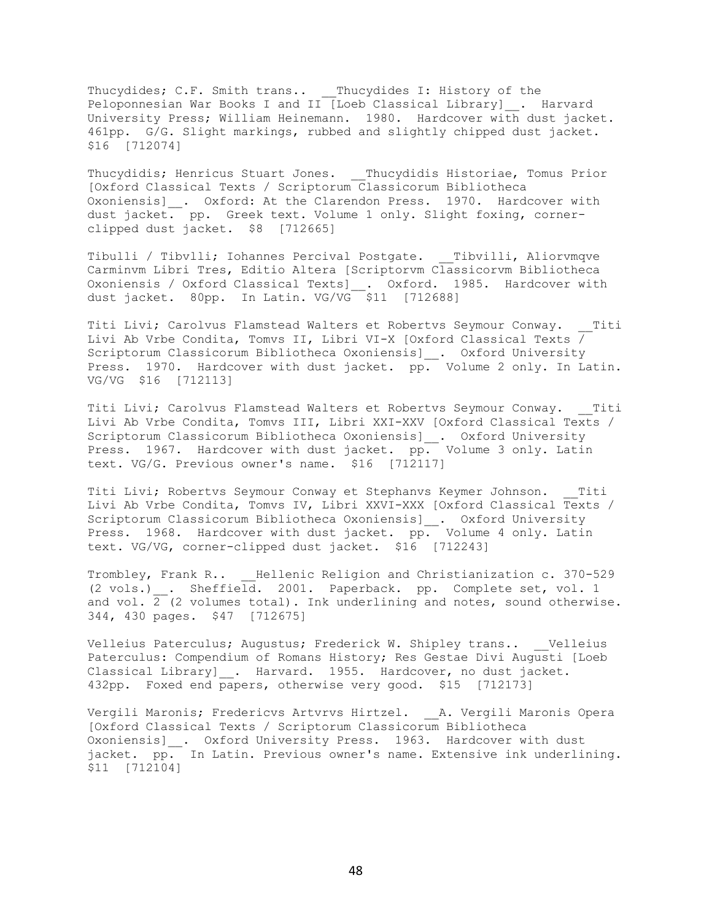Thucydides; C.F. Smith trans.. __Thucydides I: History of the Peloponnesian War Books I and II [Loeb Classical Library]__. Harvard University Press; William Heinemann. 1980. Hardcover with dust jacket. 461pp. G/G. Slight markings, rubbed and slightly chipped dust jacket. $16 [712074]

Thucydidis; Henricus Stuart Jones. __Thucydidis Historiae, Tomus Prior [Oxford Classical Texts / Scriptorum Classicorum Bibliotheca Oxoniensis]__. Oxford: At the Clarendon Press. 1970. Hardcover with dust jacket. pp. Greek text. Volume 1 only. Slight foxing, corner-clipped dust jacket. $8 [712665]

Tibulli / Tibvlli; Iohannes Percival Postgate. __Tibvilli, Aliorvmqve Carminvm Libri Tres, Editio Altera [Scriptorvm Classicorvm Bibliotheca Oxoniensis / Oxford Classical Texts]__. Oxford. 1985. Hardcover with dust jacket. 80pp. In Latin. VG/VG $11 [712688]

Titi Livi; Carolvus Flamstead Walters et Robertvs Seymour Conway. __Titi Livi Ab Vrbe Condita, Tomvs II, Libri VI-X [Oxford Classical Texts / Scriptorum Classicorum Bibliotheca Oxoniensis]__. Oxford University Press. 1970. Hardcover with dust jacket. pp. Volume 2 only. In Latin. VG/VG $16 [712113]

Titi Livi; Carolvus Flamstead Walters et Robertvs Seymour Conway. __Titi Livi Ab Vrbe Condita, Tomvs III, Libri XXI-XXV [Oxford Classical Texts / Scriptorum Classicorum Bibliotheca Oxoniensis]__. Oxford University Press. 1967. Hardcover with dust jacket. pp. Volume 3 only. Latin text. VG/G. Previous owner's name. $16 [712117]

Titi Livi; Robertvs Seymour Conway et Stephanvs Keymer Johnson. __Titi Livi Ab Vrbe Condita, Tomvs IV, Libri XXVI-XXX [Oxford Classical Texts / Scriptorum Classicorum Bibliotheca Oxoniensis]__. Oxford University Press. 1968. Hardcover with dust jacket. pp. Volume 4 only. Latin text. VG/VG, corner-clipped dust jacket. $16 [712243]

Trombley, Frank R.. __Hellenic Religion and Christianization c. 370-529 (2 vols.)__. Sheffield. 2001. Paperback. pp. Complete set, vol. 1 and vol. 2 (2 volumes total). Ink underlining and notes, sound otherwise. 344, 430 pages. $47 [712675]

Velleius Paterculus; Augustus; Frederick W. Shipley trans.. __Velleius Paterculus: Compendium of Romans History; Res Gestae Divi Augusti [Loeb Classical Library]__. Harvard. 1955. Hardcover, no dust jacket. 432pp. Foxed end papers, otherwise very good. $15 [712173]

Vergili Maronis; Fredericvs Artvrvs Hirtzel. __A. Vergili Maronis Opera [Oxford Classical Texts / Scriptorum Classicorum Bibliotheca Oxoniensis]__. Oxford University Press. 1963. Hardcover with dust jacket. pp. In Latin. Previous owner's name. Extensive ink underlining. $11 [712104]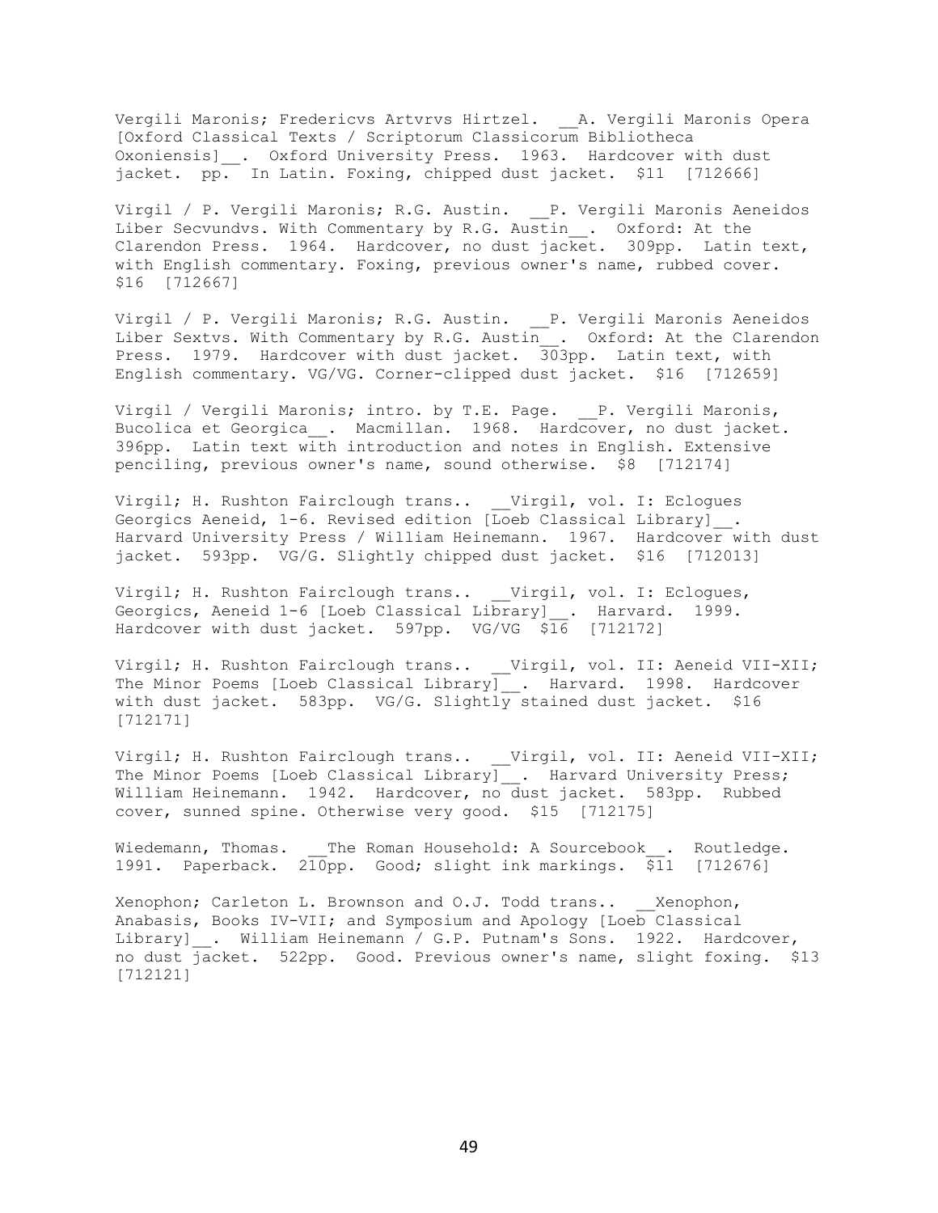Vergili Maronis; Fredericvs Artvrvs Hirtzel. __A. Vergili Maronis Opera [Oxford Classical Texts / Scriptorum Classicorum Bibliotheca Oxoniensis]__. Oxford University Press. 1963. Hardcover with dust jacket. pp. In Latin. Foxing, chipped dust jacket. $11 [712666]

Virgil / P. Vergili Maronis; R.G. Austin. __P. Vergili Maronis Aeneidos Liber Secvndvs. With Commentary by R.G. Austin__. Oxford: At the Clarendon Press. 1964. Hardcover, no dust jacket. 309pp. Latin text, with English commentary. Foxing, previous owner's name, rubbed cover. $16 [712667]

Virgil / P. Vergili Maronis; R.G. Austin. __P. Vergili Maronis Aeneidos Liber Sextvs. With Commentary by R.G. Austin__. Oxford: At the Clarendon Press. 1979. Hardcover with dust jacket. 303pp. Latin text, with English commentary. VG/VG. Corner-clipped dust jacket. $16 [712659]

Virgil / Vergili Maronis; intro. by T.E. Page. __P. Vergili Maronis, Bucolica et Georgica__. Macmillan. 1968. Hardcover, no dust jacket. 396pp. Latin text with introduction and notes in English. Extensive penciling, previous owner's name, sound otherwise. $8 [712174]

Virgil; H. Rushton Fairclough trans.. __Virgil, vol. I: Eclogues Georgics Aeneid, 1-6. Revised edition [Loeb Classical Library]__. Harvard University Press / William Heinemann. 1967. Hardcover with dust jacket. 593pp. VG/G. Slightly chipped dust jacket. $16 [712013]

Virgil; H. Rushton Fairclough trans.. __Virgil, vol. I: Eclogues, Georgics, Aeneid 1-6 [Loeb Classical Library]__. Harvard. 1999. Hardcover with dust jacket. 597pp. VG/VG $16 [712172]

Virgil; H. Rushton Fairclough trans.. __Virgil, vol. II: Aeneid VII-XII; The Minor Poems [Loeb Classical Library]__. Harvard. 1998. Hardcover with dust jacket. 583pp. VG/G. Slightly stained dust jacket. $16 [712171]

Virgil; H. Rushton Fairclough trans.. __Virgil, vol. II: Aeneid VII-XII; The Minor Poems [Loeb Classical Library]__. Harvard University Press; William Heinemann. 1942. Hardcover, no dust jacket. 583pp. Rubbed cover, sunned spine. Otherwise very good. $15 [712175]

Wiedemann, Thomas. __The Roman Household: A Sourcebook__. Routledge. 1991. Paperback. 210pp. Good; slight ink markings. $11 [712676]

Xenophon; Carleton L. Brownson and O.J. Todd trans.. __Xenophon, Anabasis, Books IV-VII; and Symposium and Apology [Loeb Classical Library]__. William Heinemann / G.P. Putnam's Sons. 1922. Hardcover, no dust jacket. 522pp. Good. Previous owner's name, slight foxing. $13 [712121]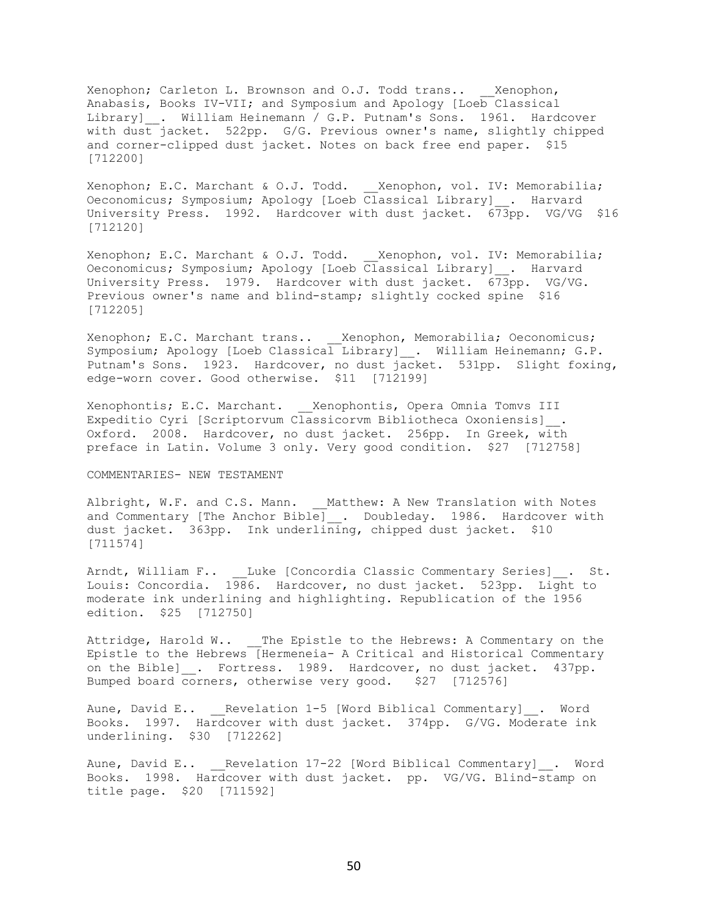Xenophon; Carleton L. Brownson and O.J. Todd trans.. __Xenophon, Anabasis, Books IV-VII; and Symposium and Apology [Loeb Classical Library]__. William Heinemann / G.P. Putnam's Sons. 1961. Hardcover with dust jacket. 522pp. G/G. Previous owner's name, slightly chipped and corner-clipped dust jacket. Notes on back free end paper. $15 [712200]

Xenophon; E.C. Marchant & O.J. Todd. __Xenophon, vol. IV: Memorabilia; Oeconomicus; Symposium; Apology [Loeb Classical Library]__. Harvard University Press. 1992. Hardcover with dust jacket. 673pp. VG/VG $16 [712120]

Xenophon; E.C. Marchant & O.J. Todd. __Xenophon, vol. IV: Memorabilia; Oeconomicus; Symposium; Apology [Loeb Classical Library]__. Harvard University Press. 1979. Hardcover with dust jacket. 673pp. VG/VG. Previous owner's name and blind-stamp; slightly cocked spine $16 [712205]

Xenophon; E.C. Marchant trans.. __Xenophon, Memorabilia; Oeconomicus; Symposium; Apology [Loeb Classical Library]__. William Heinemann; G.P. Putnam's Sons. 1923. Hardcover, no dust jacket. 531pp. Slight foxing, edge-worn cover. Good otherwise. $11 [712199]

Xenophontis; E.C. Marchant. __Xenophontis, Opera Omnia Tomvs III Expeditio Cyri [Scriptorvum Classicorvm Bibliotheca Oxoniensis]__. Oxford. 2008. Hardcover, no dust jacket. 256pp. In Greek, with preface in Latin. Volume 3 only. Very good condition. $27 [712758]

COMMENTARIES- NEW TESTAMENT

Albright, W.F. and C.S. Mann. __Matthew: A New Translation with Notes and Commentary [The Anchor Bible]__. Doubleday. 1986. Hardcover with dust jacket. 363pp. Ink underlining, chipped dust jacket. $10 [711574]

Arndt, William F.. __Luke [Concordia Classic Commentary Series]__. St. Louis: Concordia. 1986. Hardcover, no dust jacket. 523pp. Light to moderate ink underlining and highlighting. Republication of the 1956 edition. $25 [712750]

Attridge, Harold W.. __The Epistle to the Hebrews: A Commentary on the Epistle to the Hebrews [Hermeneia- A Critical and Historical Commentary on the Bible]__. Fortress. 1989. Hardcover, no dust jacket. 437pp. Bumped board corners, otherwise very good. $27 [712576]

Aune, David E.. __Revelation 1-5 [Word Biblical Commentary]__. Word Books. 1997. Hardcover with dust jacket. 374pp. G/VG. Moderate ink underlining. $30 [712262]

Aune, David E.. __Revelation 17-22 [Word Biblical Commentary]__. Word Books. 1998. Hardcover with dust jacket. pp. VG/VG. Blind-stamp on title page. $20 [711592]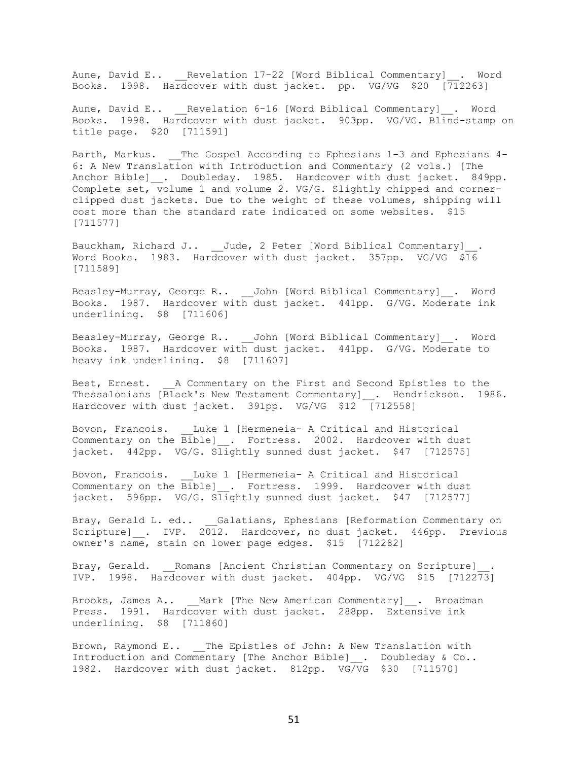Aune, David E.. __Revelation 17-22 [Word Biblical Commentary]__. Word Books. 1998. Hardcover with dust jacket. pp. VG/VG $20 [712263]

Aune, David E.. __Revelation 6-16 [Word Biblical Commentary]__. Word Books. 1998. Hardcover with dust jacket. 903pp. VG/VG. Blind-stamp on title page. $20 [711591]

Barth, Markus. __The Gospel According to Ephesians 1-3 and Ephesians 4-6: A New Translation with Introduction and Commentary (2 vols.) [The Anchor Bible]__. Doubleday. 1985. Hardcover with dust jacket. 849pp. Complete set, volume 1 and volume 2. VG/G. Slightly chipped and corner-clipped dust jackets. Due to the weight of these volumes, shipping will cost more than the standard rate indicated on some websites. $15 [711577]

Bauckham, Richard J.. __Jude, 2 Peter [Word Biblical Commentary]__. Word Books. 1983. Hardcover with dust jacket. 357pp. VG/VG $16 [711589]

Beasley-Murray, George R.. __John [Word Biblical Commentary]__. Word Books. 1987. Hardcover with dust jacket. 441pp. G/VG. Moderate ink underlining. $8 [711606]

Beasley-Murray, George R.. __John [Word Biblical Commentary]__. Word Books. 1987. Hardcover with dust jacket. 441pp. G/VG. Moderate to heavy ink underlining. $8 [711607]

Best, Ernest. __A Commentary on the First and Second Epistles to the Thessalonians [Black's New Testament Commentary]__. Hendrickson. 1986. Hardcover with dust jacket. 391pp. VG/VG $12 [712558]

Bovon, Francois. __Luke 1 [Hermeneia- A Critical and Historical Commentary on the Bible]__. Fortress. 2002. Hardcover with dust jacket. 442pp. VG/G. Slightly sunned dust jacket. $47 [712575]

Bovon, Francois. __Luke 1 [Hermeneia- A Critical and Historical Commentary on the Bible]__. Fortress. 1999. Hardcover with dust jacket. 596pp. VG/G. Slightly sunned dust jacket. $47 [712577]

Bray, Gerald L. ed.. __Galatians, Ephesians [Reformation Commentary on Scripture]__. IVP. 2012. Hardcover, no dust jacket. 446pp. Previous owner's name, stain on lower page edges. $15 [712282]

Bray, Gerald. __Romans [Ancient Christian Commentary on Scripture]__. IVP. 1998. Hardcover with dust jacket. 404pp. VG/VG $15 [712273]

Brooks, James A.. __Mark [The New American Commentary]__. Broadman Press. 1991. Hardcover with dust jacket. 288pp. Extensive ink underlining. $8 [711860]

Brown, Raymond E.. __The Epistles of John: A New Translation with Introduction and Commentary [The Anchor Bible]__. Doubleday & Co.. 1982. Hardcover with dust jacket. 812pp. VG/VG $30 [711570]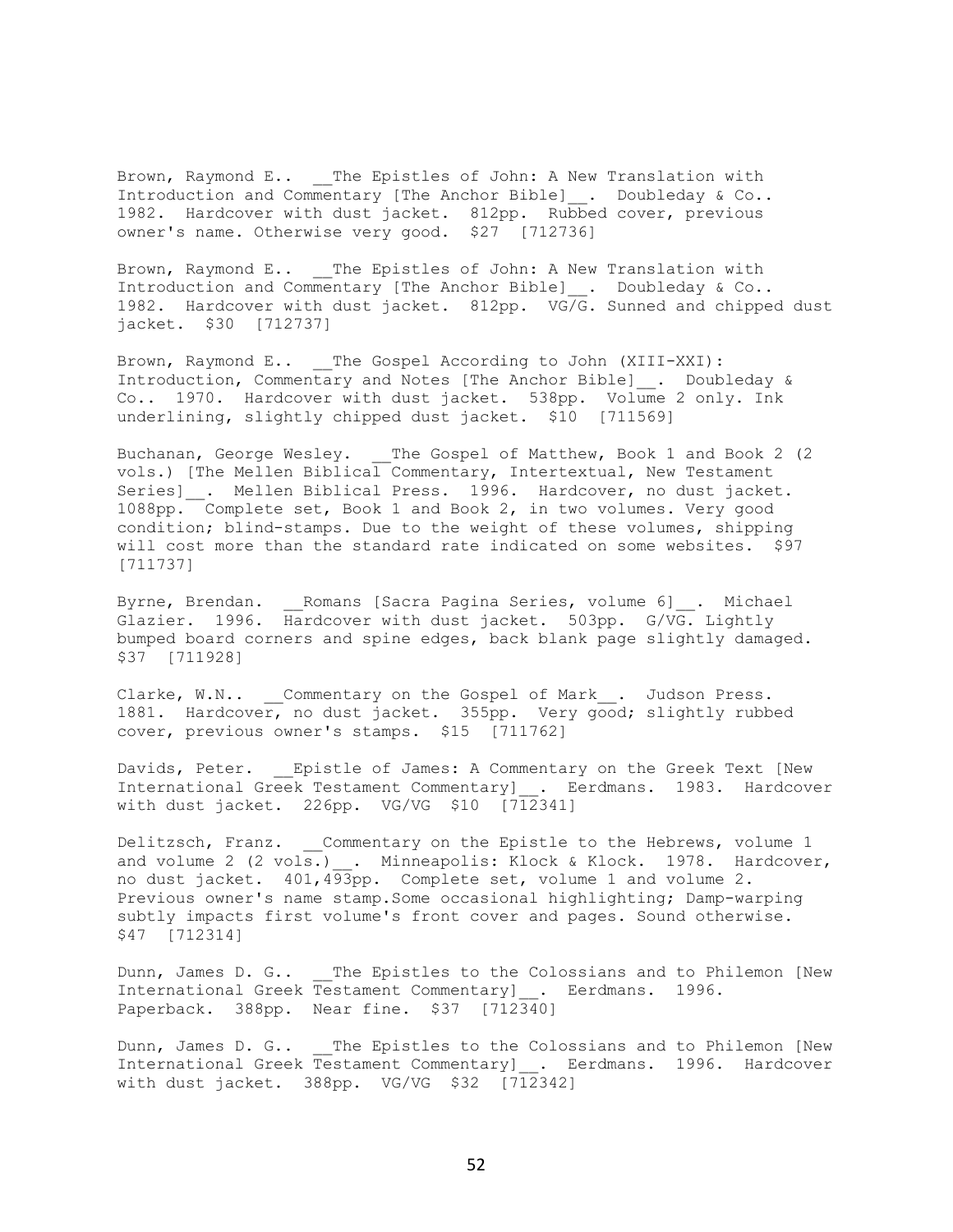Brown, Raymond E.. __The Epistles of John: A New Translation with Introduction and Commentary [The Anchor Bible]__. Doubleday & Co.. 1982. Hardcover with dust jacket. 812pp. Rubbed cover, previous owner's name. Otherwise very good. $27 [712736]

Brown, Raymond E.. __The Epistles of John: A New Translation with Introduction and Commentary [The Anchor Bible]__. Doubleday & Co.. 1982. Hardcover with dust jacket. 812pp. VG/G. Sunned and chipped dust jacket. $30 [712737]

Brown, Raymond E.. __The Gospel According to John (XIII-XXI): Introduction, Commentary and Notes [The Anchor Bible]__. Doubleday & Co.. 1970. Hardcover with dust jacket. 538pp. Volume 2 only. Ink underlining, slightly chipped dust jacket. $10 [711569]

Buchanan, George Wesley. __The Gospel of Matthew, Book 1 and Book 2 (2 vols.) [The Mellen Biblical Commentary, Intertextual, New Testament Series]__. Mellen Biblical Press. 1996. Hardcover, no dust jacket. 1088pp. Complete set, Book 1 and Book 2, in two volumes. Very good condition; blind-stamps. Due to the weight of these volumes, shipping will cost more than the standard rate indicated on some websites. $97 [711737]

Byrne, Brendan. __Romans [Sacra Pagina Series, volume 6]__. Michael Glazier. 1996. Hardcover with dust jacket. 503pp. G/VG. Lightly bumped board corners and spine edges, back blank page slightly damaged. $37 [711928]

Clarke, W.N.. __Commentary on the Gospel of Mark__. Judson Press. 1881. Hardcover, no dust jacket. 355pp. Very good; slightly rubbed cover, previous owner's stamps. $15 [711762]

Davids, Peter. __Epistle of James: A Commentary on the Greek Text [New International Greek Testament Commentary]__. Eerdmans. 1983. Hardcover with dust jacket. 226pp. VG/VG $10 [712341]

Delitzsch, Franz. __Commentary on the Epistle to the Hebrews, volume 1 and volume 2 (2 vols.)__. Minneapolis: Klock & Klock. 1978. Hardcover, no dust jacket. 401,493pp. Complete set, volume 1 and volume 2. Previous owner's name stamp.Some occasional highlighting; Damp-warping subtly impacts first volume's front cover and pages. Sound otherwise. $47 [712314]

Dunn, James D. G.. __The Epistles to the Colossians and to Philemon [New International Greek Testament Commentary]__. Eerdmans. 1996. Paperback. 388pp. Near fine. $37 [712340]

Dunn, James D. G.. __The Epistles to the Colossians and to Philemon [New International Greek Testament Commentary]__. Eerdmans. 1996. Hardcover with dust jacket. 388pp. VG/VG $32 [712342]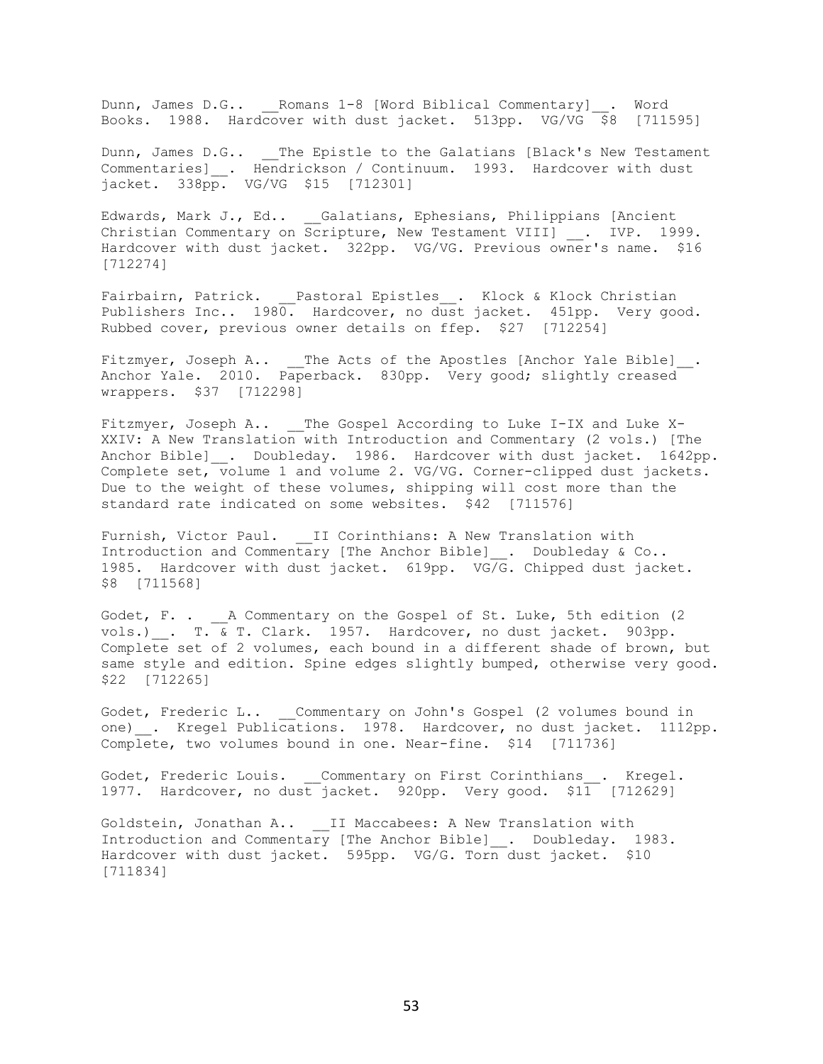Dunn, James D.G.. __Romans 1-8 [Word Biblical Commentary]__. Word Books. 1988. Hardcover with dust jacket. 513pp. VG/VG $8 [711595]

Dunn, James D.G.. __The Epistle to the Galatians [Black's New Testament Commentaries]__. Hendrickson / Continuum. 1993. Hardcover with dust jacket. 338pp. VG/VG $15 [712301]

Edwards, Mark J., Ed.. __Galatians, Ephesians, Philippians [Ancient Christian Commentary on Scripture, New Testament VIII] __. IVP. 1999. Hardcover with dust jacket. 322pp. VG/VG. Previous owner's name. $16 [712274]

Fairbairn, Patrick. __Pastoral Epistles__. Klock & Klock Christian Publishers Inc.. 1980. Hardcover, no dust jacket. 451pp. Very good. Rubbed cover, previous owner details on ffep. $27 [712254]

Fitzmyer, Joseph A.. __The Acts of the Apostles [Anchor Yale Bible]__. Anchor Yale. 2010. Paperback. 830pp. Very good; slightly creased wrappers. $37 [712298]

Fitzmyer, Joseph A.. __The Gospel According to Luke I-IX and Luke X-XXIV: A New Translation with Introduction and Commentary (2 vols.) [The Anchor Bible]__. Doubleday. 1986. Hardcover with dust jacket. 1642pp. Complete set, volume 1 and volume 2. VG/VG. Corner-clipped dust jackets. Due to the weight of these volumes, shipping will cost more than the standard rate indicated on some websites. $42 [711576]

Furnish, Victor Paul. __II Corinthians: A New Translation with Introduction and Commentary [The Anchor Bible]__. Doubleday & Co.. 1985. Hardcover with dust jacket. 619pp. VG/G. Chipped dust jacket. $8 [711568]

Godet, F. . __A Commentary on the Gospel of St. Luke, 5th edition (2 vols.)__. T. & T. Clark. 1957. Hardcover, no dust jacket. 903pp. Complete set of 2 volumes, each bound in a different shade of brown, but same style and edition. Spine edges slightly bumped, otherwise very good. $22 [712265]

Godet, Frederic L.. __Commentary on John's Gospel (2 volumes bound in one)__. Kregel Publications. 1978. Hardcover, no dust jacket. 1112pp. Complete, two volumes bound in one. Near-fine. $14 [711736]

Godet, Frederic Louis. __Commentary on First Corinthians__. Kregel. 1977. Hardcover, no dust jacket. 920pp. Very good. $11 [712629]

Goldstein, Jonathan A.. __II Maccabees: A New Translation with Introduction and Commentary [The Anchor Bible]__. Doubleday. 1983. Hardcover with dust jacket. 595pp. VG/G. Torn dust jacket. $10 [711834]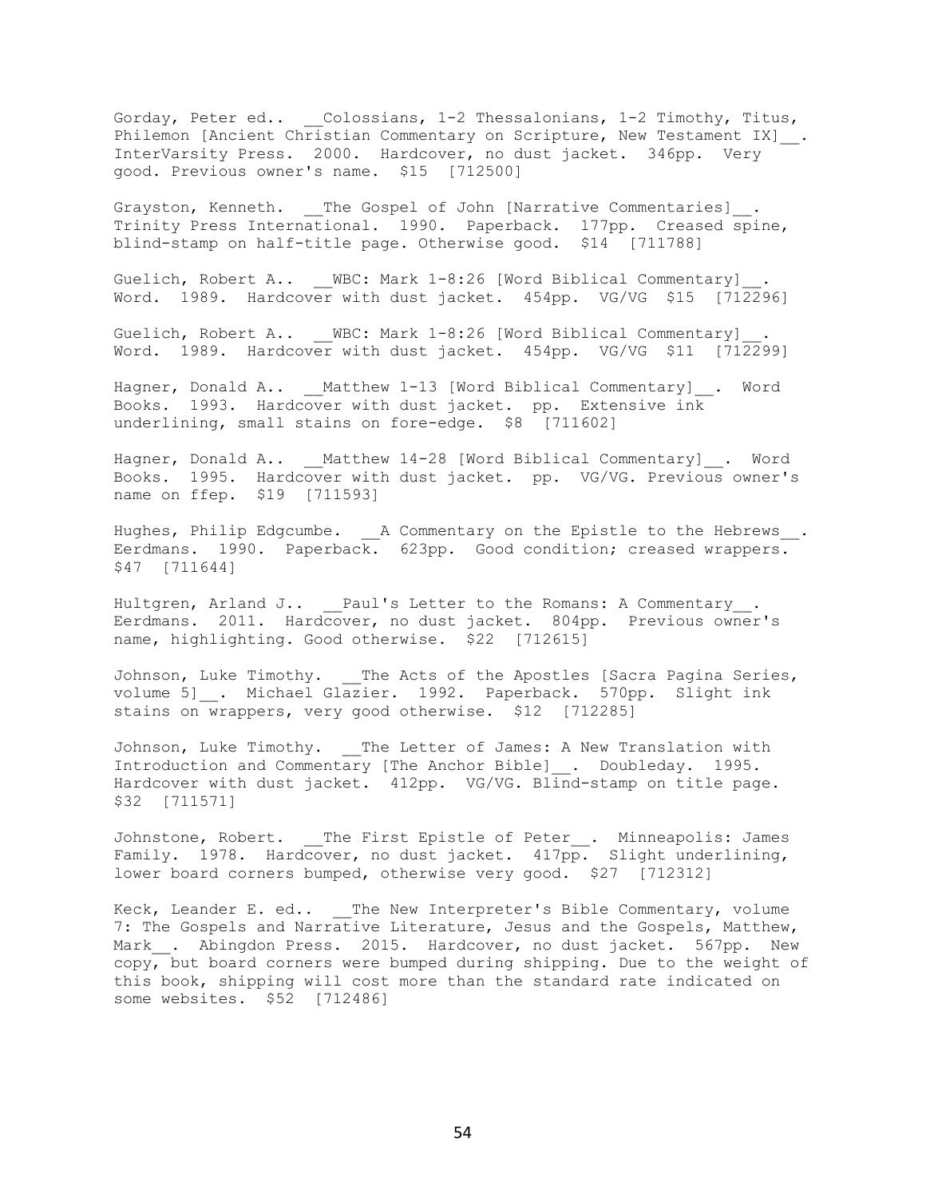Gorday, Peter ed.. __Colossians, 1-2 Thessalonians, 1-2 Timothy, Titus, Philemon [Ancient Christian Commentary on Scripture, New Testament IX]__. InterVarsity Press. 2000. Hardcover, no dust jacket. 346pp. Very good. Previous owner's name. $15 [712500]

Grayston, Kenneth. __The Gospel of John [Narrative Commentaries]__. Trinity Press International. 1990. Paperback. 177pp. Creased spine, blind-stamp on half-title page. Otherwise good. $14 [711788]

Guelich, Robert A.. __WBC: Mark 1-8:26 [Word Biblical Commentary]__. Word. 1989. Hardcover with dust jacket. 454pp. VG/VG $15 [712296]

Guelich, Robert A.. __WBC: Mark 1-8:26 [Word Biblical Commentary]__. Word. 1989. Hardcover with dust jacket. 454pp. VG/VG $11 [712299]

Hagner, Donald A.. __Matthew 1-13 [Word Biblical Commentary]__. Word Books. 1993. Hardcover with dust jacket. pp. Extensive ink underlining, small stains on fore-edge. $8 [711602]

Hagner, Donald A.. __Matthew 14-28 [Word Biblical Commentary]__. Word Books. 1995. Hardcover with dust jacket. pp. VG/VG. Previous owner's name on ffep. $19 [711593]

Hughes, Philip Edgcumbe. __A Commentary on the Epistle to the Hebrews__. Eerdmans. 1990. Paperback. 623pp. Good condition; creased wrappers. $47 [711644]

Hultgren, Arland J.. __Paul's Letter to the Romans: A Commentary__. Eerdmans. 2011. Hardcover, no dust jacket. 804pp. Previous owner's name, highlighting. Good otherwise. $22 [712615]

Johnson, Luke Timothy. __The Acts of the Apostles [Sacra Pagina Series, volume 5]__. Michael Glazier. 1992. Paperback. 570pp. Slight ink stains on wrappers, very good otherwise. $12 [712285]

Johnson, Luke Timothy. __The Letter of James: A New Translation with Introduction and Commentary [The Anchor Bible]__. Doubleday. 1995. Hardcover with dust jacket. 412pp. VG/VG. Blind-stamp on title page. $32 [711571]

Johnstone, Robert. __The First Epistle of Peter__. Minneapolis: James Family. 1978. Hardcover, no dust jacket. 417pp. Slight underlining, lower board corners bumped, otherwise very good. $27 [712312]

Keck, Leander E. ed.. __The New Interpreter's Bible Commentary, volume 7: The Gospels and Narrative Literature, Jesus and the Gospels, Matthew, Mark__. Abingdon Press. 2015. Hardcover, no dust jacket. 567pp. New copy, but board corners were bumped during shipping. Due to the weight of this book, shipping will cost more than the standard rate indicated on some websites. $52 [712486]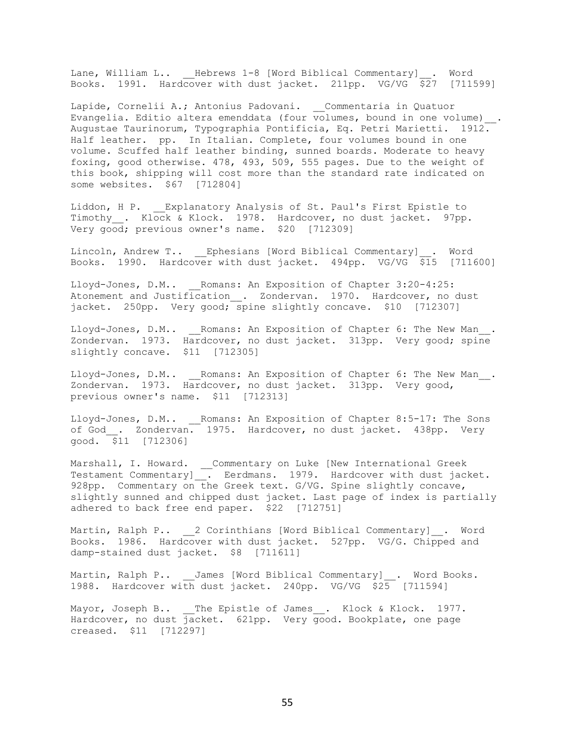Lane, William L.. __Hebrews 1-8 [Word Biblical Commentary]__. Word Books. 1991. Hardcover with dust jacket. 211pp. VG/VG $27 [711599]

Lapide, Cornelii A.; Antonius Padovani. __Commentaria in Quatuor Evangelia. Editio altera emenddata (four volumes, bound in one volume)__. Augustae Taurinorum, Typographia Pontificia, Eq. Petri Marietti. 1912. Half leather. pp. In Italian. Complete, four volumes bound in one volume. Scuffed half leather binding, sunned boards. Moderate to heavy foxing, good otherwise. 478, 493, 509, 555 pages. Due to the weight of this book, shipping will cost more than the standard rate indicated on some websites. $67 [712804]

Liddon, H P. __Explanatory Analysis of St. Paul's First Epistle to Timothy__. Klock & Klock. 1978. Hardcover, no dust jacket. 97pp. Very good; previous owner's name. $20 [712309]

Lincoln, Andrew T.. __Ephesians [Word Biblical Commentary]__. Word Books. 1990. Hardcover with dust jacket. 494pp. VG/VG $15 [711600]

Lloyd-Jones, D.M.. __Romans: An Exposition of Chapter 3:20-4:25: Atonement and Justification__. Zondervan. 1970. Hardcover, no dust jacket. 250pp. Very good; spine slightly concave. $10 [712307]

Lloyd-Jones, D.M.. __Romans: An Exposition of Chapter 6: The New Man__. Zondervan. 1973. Hardcover, no dust jacket. 313pp. Very good; spine slightly concave. $11 [712305]

Lloyd-Jones, D.M.. __Romans: An Exposition of Chapter 6: The New Man__. Zondervan. 1973. Hardcover, no dust jacket. 313pp. Very good, previous owner's name. $11 [712313]

Lloyd-Jones, D.M.. __Romans: An Exposition of Chapter 8:5-17: The Sons of God__. Zondervan. 1975. Hardcover, no dust jacket. 438pp. Very good. $11 [712306]

Marshall, I. Howard. __Commentary on Luke [New International Greek Testament Commentary]__. Eerdmans. 1979. Hardcover with dust jacket. 928pp. Commentary on the Greek text. G/VG. Spine slightly concave, slightly sunned and chipped dust jacket. Last page of index is partially adhered to back free end paper. $22 [712751]

Martin, Ralph P.. __2 Corinthians [Word Biblical Commentary]__. Word Books. 1986. Hardcover with dust jacket. 527pp. VG/G. Chipped and damp-stained dust jacket. $8 [711611]

Martin, Ralph P.. __James [Word Biblical Commentary]__. Word Books. 1988. Hardcover with dust jacket. 240pp. VG/VG $25 [711594]

Mayor, Joseph B.. __The Epistle of James__. Klock & Klock. 1977. Hardcover, no dust jacket. 621pp. Very good. Bookplate, one page creased. $11 [712297]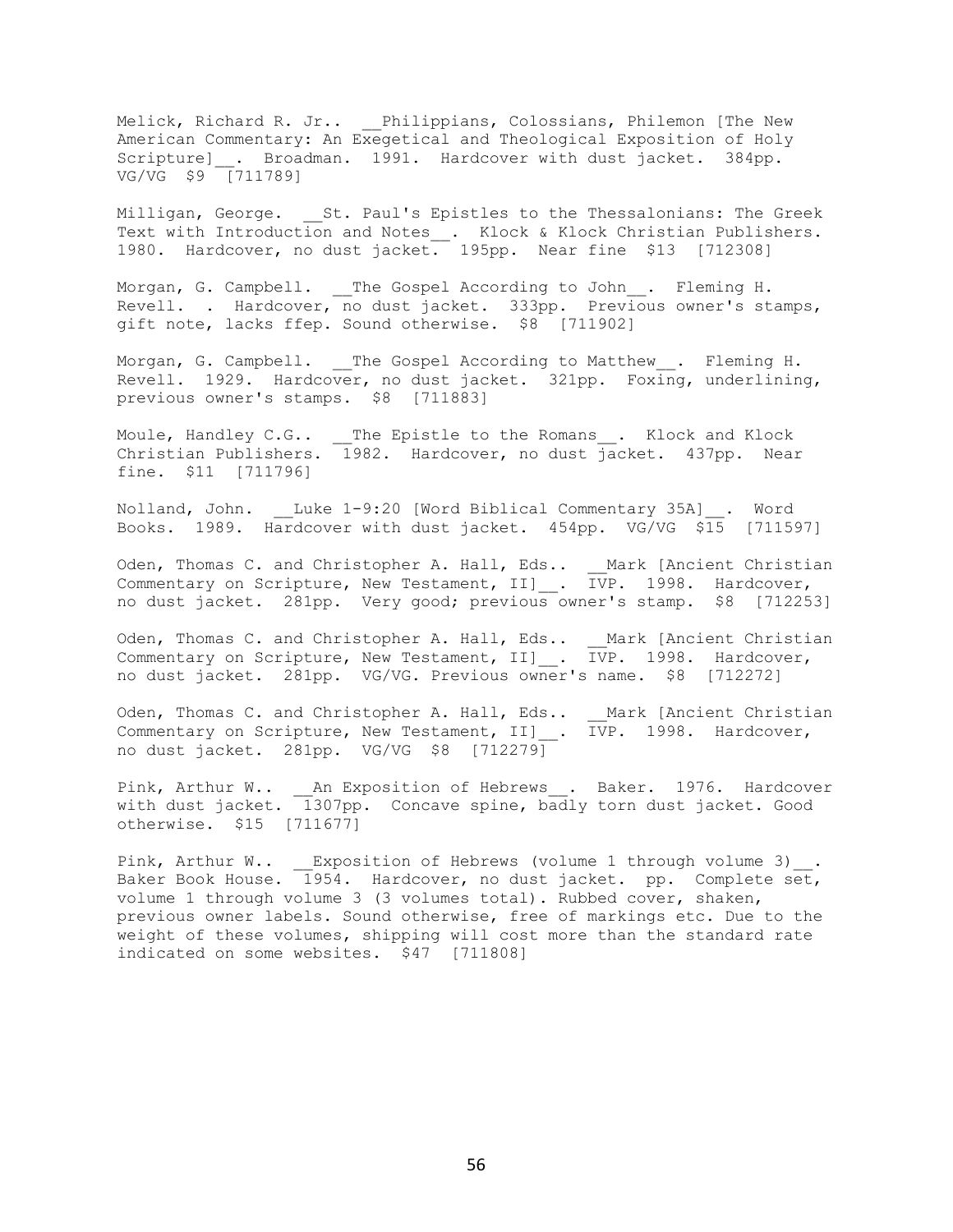Melick, Richard R. Jr.. __Philippians, Colossians, Philemon [The New American Commentary: An Exegetical and Theological Exposition of Holy Scripture]__. Broadman. 1991. Hardcover with dust jacket. 384pp. VG/VG $9 [711789]

Milligan, George. __St. Paul's Epistles to the Thessalonians: The Greek Text with Introduction and Notes__. Klock & Klock Christian Publishers. 1980. Hardcover, no dust jacket. 195pp. Near fine $13 [712308]

Morgan, G. Campbell. __The Gospel According to John__. Fleming H. Revell. . Hardcover, no dust jacket. 333pp. Previous owner's stamps, gift note, lacks ffep. Sound otherwise. $8 [711902]

Morgan, G. Campbell. __The Gospel According to Matthew__. Fleming H. Revell. 1929. Hardcover, no dust jacket. 321pp. Foxing, underlining, previous owner's stamps. $8 [711883]

Moule, Handley C.G.. __The Epistle to the Romans__. Klock and Klock Christian Publishers. 1982. Hardcover, no dust jacket. 437pp. Near fine. $11 [711796]

Nolland, John. __Luke 1-9:20 [Word Biblical Commentary 35A]__. Word Books. 1989. Hardcover with dust jacket. 454pp. VG/VG $15 [711597]

Oden, Thomas C. and Christopher A. Hall, Eds.. __Mark [Ancient Christian Commentary on Scripture, New Testament, II]__. IVP. 1998. Hardcover, no dust jacket. 281pp. Very good; previous owner's stamp. $8 [712253]

Oden, Thomas C. and Christopher A. Hall, Eds.. __Mark [Ancient Christian Commentary on Scripture, New Testament, II]__. IVP. 1998. Hardcover, no dust jacket. 281pp. VG/VG. Previous owner's name. $8 [712272]

Oden, Thomas C. and Christopher A. Hall, Eds.. __Mark [Ancient Christian Commentary on Scripture, New Testament, II]__. IVP. 1998. Hardcover, no dust jacket. 281pp. VG/VG $8 [712279]

Pink, Arthur W.. __An Exposition of Hebrews__. Baker. 1976. Hardcover with dust jacket. 1307pp. Concave spine, badly torn dust jacket. Good otherwise. $15 [711677]

Pink, Arthur W.. __Exposition of Hebrews (volume 1 through volume 3)__. Baker Book House. 1954. Hardcover, no dust jacket. pp. Complete set, volume 1 through volume 3 (3 volumes total). Rubbed cover, shaken, previous owner labels. Sound otherwise, free of markings etc. Due to the weight of these volumes, shipping will cost more than the standard rate indicated on some websites. $47 [711808]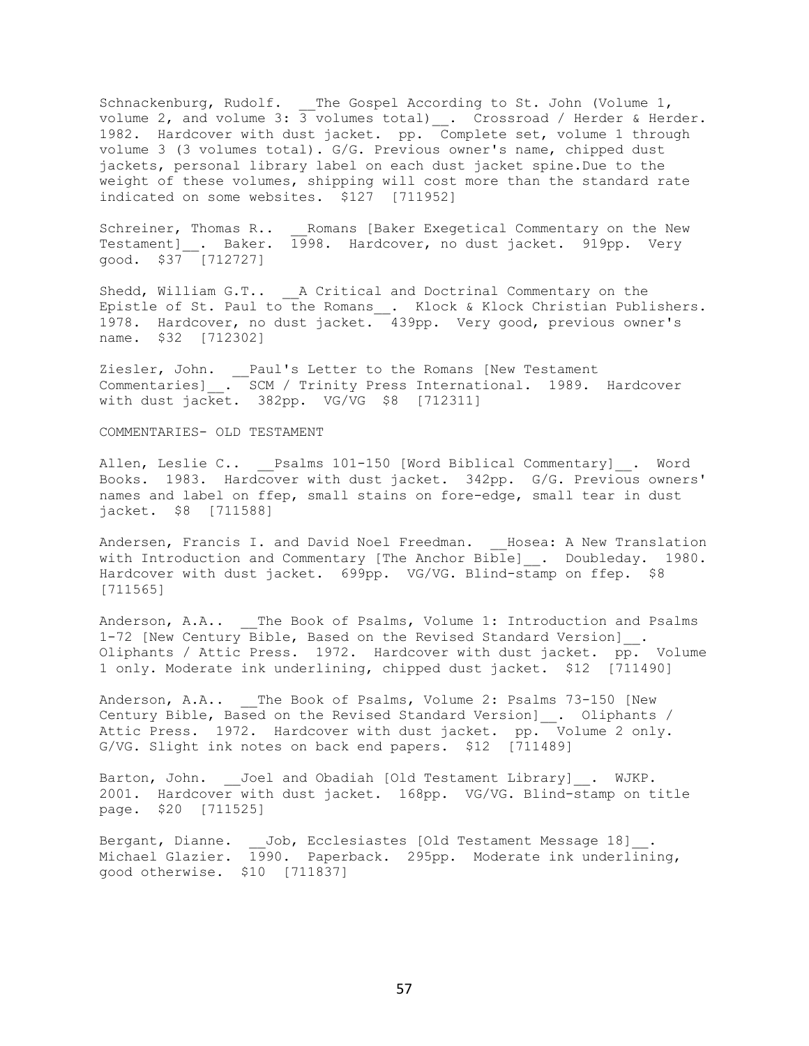Schnackenburg, Rudolf. __The Gospel According to St. John (Volume 1, volume 2, and volume 3: 3 volumes total)__. Crossroad / Herder & Herder. 1982. Hardcover with dust jacket. pp. Complete set, volume 1 through volume 3 (3 volumes total). G/G. Previous owner's name, chipped dust jackets, personal library label on each dust jacket spine.Due to the weight of these volumes, shipping will cost more than the standard rate indicated on some websites. $127 [711952]

Schreiner, Thomas R.. __Romans [Baker Exegetical Commentary on the New Testament]__. Baker. 1998. Hardcover, no dust jacket. 919pp. Very good. $37 [712727]

Shedd, William G.T.. __A Critical and Doctrinal Commentary on the Epistle of St. Paul to the Romans__. Klock & Klock Christian Publishers. 1978. Hardcover, no dust jacket. 439pp. Very good, previous owner's name. $32 [712302]

Ziesler, John. __Paul's Letter to the Romans [New Testament Commentaries]__. SCM / Trinity Press International. 1989. Hardcover with dust jacket. 382pp. VG/VG $8 [712311]

COMMENTARIES- OLD TESTAMENT

Allen, Leslie C.. __Psalms 101-150 [Word Biblical Commentary]__. Word Books. 1983. Hardcover with dust jacket. 342pp. G/G. Previous owners' names and label on ffep, small stains on fore-edge, small tear in dust jacket. $8 [711588]

Andersen, Francis I. and David Noel Freedman. __Hosea: A New Translation with Introduction and Commentary [The Anchor Bible]__. Doubleday. 1980. Hardcover with dust jacket. 699pp. VG/VG. Blind-stamp on ffep. $8 [711565]

Anderson, A.A.. __The Book of Psalms, Volume 1: Introduction and Psalms 1-72 [New Century Bible, Based on the Revised Standard Version]__. Oliphants / Attic Press. 1972. Hardcover with dust jacket. pp. Volume 1 only. Moderate ink underlining, chipped dust jacket. $12 [711490]

Anderson, A.A.. __The Book of Psalms, Volume 2: Psalms 73-150 [New Century Bible, Based on the Revised Standard Version]__. Oliphants / Attic Press. 1972. Hardcover with dust jacket. pp. Volume 2 only. G/VG. Slight ink notes on back end papers. $12 [711489]

Barton, John. __Joel and Obadiah [Old Testament Library]__. WJKP. 2001. Hardcover with dust jacket. 168pp. VG/VG. Blind-stamp on title page. $20 [711525]

Bergant, Dianne. __Job, Ecclesiastes [Old Testament Message 18]__. Michael Glazier. 1990. Paperback. 295pp. Moderate ink underlining, good otherwise. $10 [711837]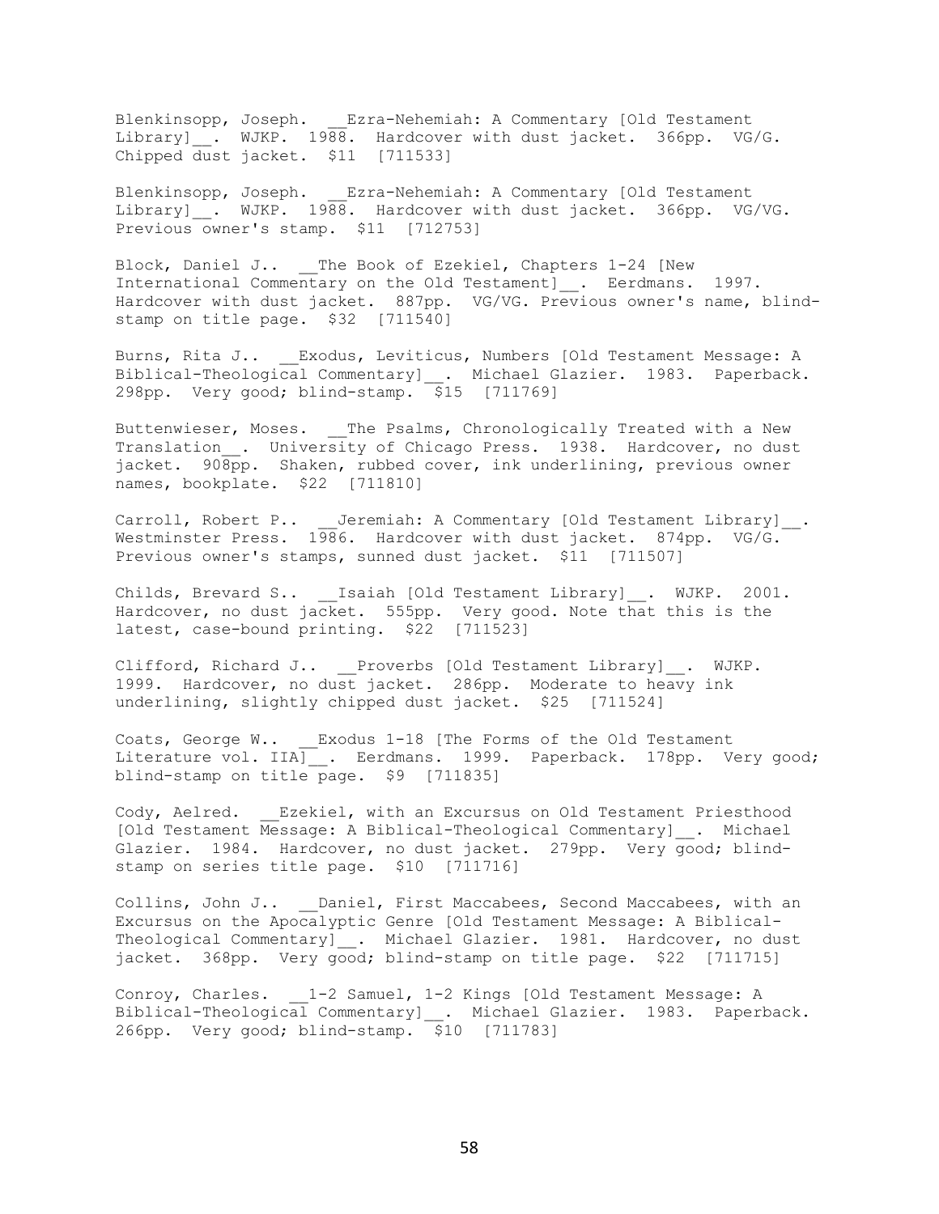Blenkinsopp, Joseph. __Ezra-Nehemiah: A Commentary [Old Testament Library]__. WJKP. 1988. Hardcover with dust jacket. 366pp. VG/G. Chipped dust jacket. $11 [711533]

Blenkinsopp, Joseph. __Ezra-Nehemiah: A Commentary [Old Testament Library]__. WJKP. 1988. Hardcover with dust jacket. 366pp. VG/VG. Previous owner's stamp. $11 [712753]

Block, Daniel J.. __The Book of Ezekiel, Chapters 1-24 [New International Commentary on the Old Testament]__. Eerdmans. 1997. Hardcover with dust jacket. 887pp. VG/VG. Previous owner's name, blind-stamp on title page. $32 [711540]

Burns, Rita J.. __Exodus, Leviticus, Numbers [Old Testament Message: A Biblical-Theological Commentary]__. Michael Glazier. 1983. Paperback. 298pp. Very good; blind-stamp. $15 [711769]

Buttenwieser, Moses. __The Psalms, Chronologically Treated with a New Translation__. University of Chicago Press. 1938. Hardcover, no dust jacket. 908pp. Shaken, rubbed cover, ink underlining, previous owner names, bookplate. $22 [711810]

Carroll, Robert P.. __Jeremiah: A Commentary [Old Testament Library]__. Westminster Press. 1986. Hardcover with dust jacket. 874pp. VG/G. Previous owner's stamps, sunned dust jacket. $11 [711507]

Childs, Brevard S.. __Isaiah [Old Testament Library]__. WJKP. 2001. Hardcover, no dust jacket. 555pp. Very good. Note that this is the latest, case-bound printing. $22 [711523]

Clifford, Richard J.. __Proverbs [Old Testament Library]__. WJKP. 1999. Hardcover, no dust jacket. 286pp. Moderate to heavy ink underlining, slightly chipped dust jacket. $25 [711524]

Coats, George W.. __Exodus 1-18 [The Forms of the Old Testament Literature vol. IIA]__. Eerdmans. 1999. Paperback. 178pp. Very good; blind-stamp on title page. $9 [711835]

Cody, Aelred. __Ezekiel, with an Excursus on Old Testament Priesthood [Old Testament Message: A Biblical-Theological Commentary]__. Michael Glazier. 1984. Hardcover, no dust jacket. 279pp. Very good; blind-stamp on series title page. $10 [711716]

Collins, John J.. __Daniel, First Maccabees, Second Maccabees, with an Excursus on the Apocalyptic Genre [Old Testament Message: A Biblical-Theological Commentary]__. Michael Glazier. 1981. Hardcover, no dust jacket. 368pp. Very good; blind-stamp on title page. $22 [711715]

Conroy, Charles. __1-2 Samuel, 1-2 Kings [Old Testament Message: A Biblical-Theological Commentary]__. Michael Glazier. 1983. Paperback. 266pp. Very good; blind-stamp. $10 [711783]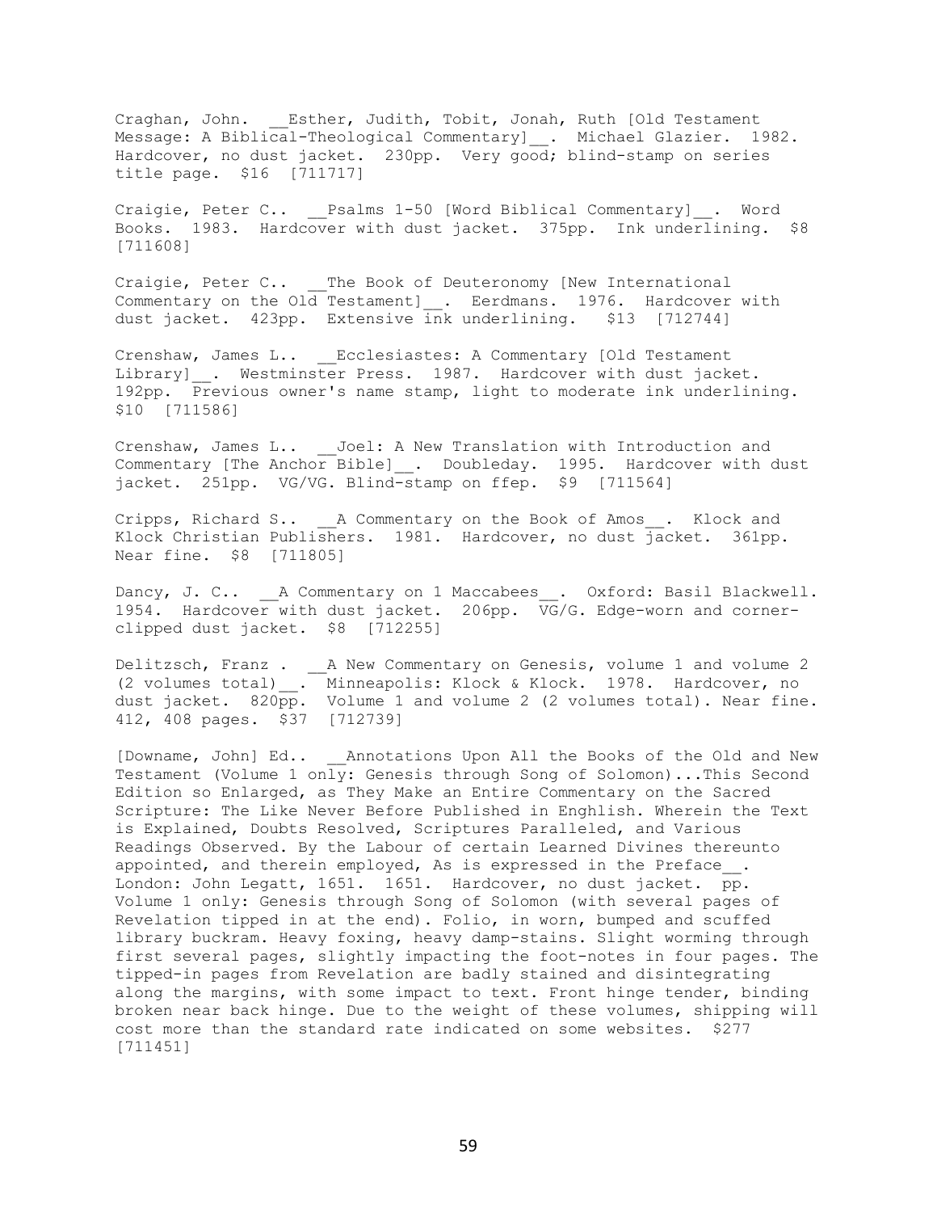Craghan, John. __Esther, Judith, Tobit, Jonah, Ruth [Old Testament Message: A Biblical-Theological Commentary]__. Michael Glazier. 1982. Hardcover, no dust jacket. 230pp. Very good; blind-stamp on series title page. $16 [711717]

Craigie, Peter C.. __Psalms 1-50 [Word Biblical Commentary]__. Word Books. 1983. Hardcover with dust jacket. 375pp. Ink underlining. $8 [711608]

Craigie, Peter C.. __The Book of Deuteronomy [New International Commentary on the Old Testament]__. Eerdmans. 1976. Hardcover with dust jacket. 423pp. Extensive ink underlining. $13 [712744]

Crenshaw, James L.. __Ecclesiastes: A Commentary [Old Testament Library]__. Westminster Press. 1987. Hardcover with dust jacket. 192pp. Previous owner's name stamp, light to moderate ink underlining. $10 [711586]

Crenshaw, James L.. __Joel: A New Translation with Introduction and Commentary [The Anchor Bible]__. Doubleday. 1995. Hardcover with dust jacket. 251pp. VG/VG. Blind-stamp on ffep. $9 [711564]

Cripps, Richard S.. __A Commentary on the Book of Amos__. Klock and Klock Christian Publishers. 1981. Hardcover, no dust jacket. 361pp. Near fine. $8 [711805]

Dancy, J. C.. __A Commentary on 1 Maccabees__. Oxford: Basil Blackwell. 1954. Hardcover with dust jacket. 206pp. VG/G. Edge-worn and corner-clipped dust jacket. $8 [712255]

Delitzsch, Franz . __A New Commentary on Genesis, volume 1 and volume 2 (2 volumes total)__. Minneapolis: Klock & Klock. 1978. Hardcover, no dust jacket. 820pp. Volume 1 and volume 2 (2 volumes total). Near fine. 412, 408 pages. $37 [712739]

[Downame, John] Ed.. __Annotations Upon All the Books of the Old and New Testament (Volume 1 only: Genesis through Song of Solomon)...This Second Edition so Enlarged, as They Make an Entire Commentary on the Sacred Scripture: The Like Never Before Published in Enghlish. Wherein the Text is Explained, Doubts Resolved, Scriptures Paralleled, and Various Readings Observed. By the Labour of certain Learned Divines thereunto appointed, and therein employed, As is expressed in the Preface__. London: John Legatt, 1651. 1651. Hardcover, no dust jacket. pp. Volume 1 only: Genesis through Song of Solomon (with several pages of Revelation tipped in at the end). Folio, in worn, bumped and scuffed library buckram. Heavy foxing, heavy damp-stains. Slight worming through first several pages, slightly impacting the foot-notes in four pages. The tipped-in pages from Revelation are badly stained and disintegrating along the margins, with some impact to text. Front hinge tender, binding broken near back hinge. Due to the weight of these volumes, shipping will cost more than the standard rate indicated on some websites. $277 [711451]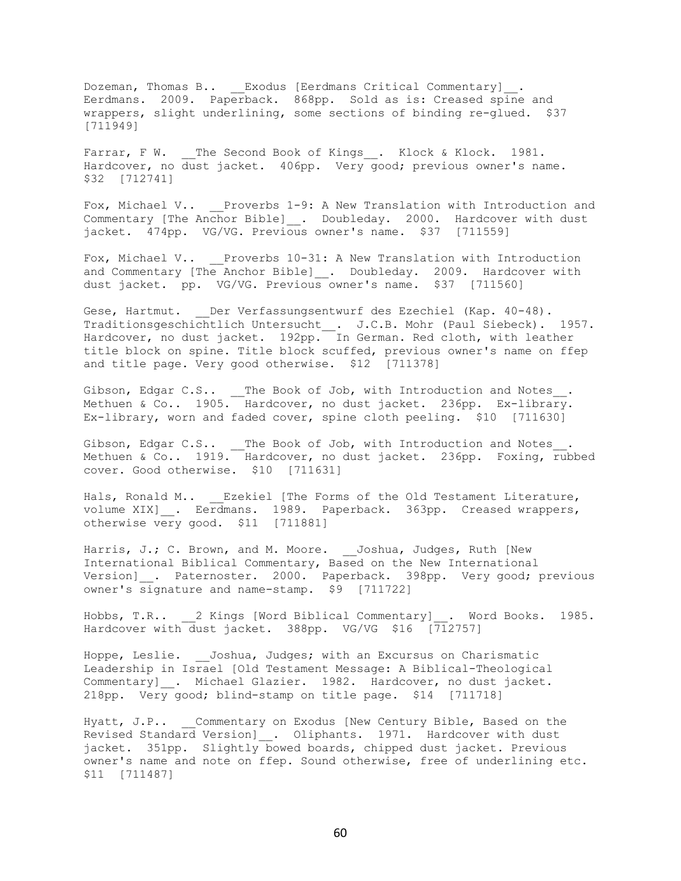Dozeman, Thomas B.. __Exodus [Eerdmans Critical Commentary]__. Eerdmans. 2009. Paperback. 868pp. Sold as is: Creased spine and wrappers, slight underlining, some sections of binding re-glued. $37 [711949]

Farrar, F W. __The Second Book of Kings__. Klock & Klock. 1981. Hardcover, no dust jacket. 406pp. Very good; previous owner's name. $32 [712741]

Fox, Michael V.. __Proverbs 1-9: A New Translation with Introduction and Commentary [The Anchor Bible]__. Doubleday. 2000. Hardcover with dust jacket. 474pp. VG/VG. Previous owner's name. $37 [711559]

Fox, Michael V.. __Proverbs 10-31: A New Translation with Introduction and Commentary [The Anchor Bible]__. Doubleday. 2009. Hardcover with dust jacket. pp. VG/VG. Previous owner's name. $37 [711560]

Gese, Hartmut. __Der Verfassungsentwurf des Ezechiel (Kap. 40-48). Traditionsgeschichtlich Untersucht__. J.C.B. Mohr (Paul Siebeck). 1957. Hardcover, no dust jacket. 192pp. In German. Red cloth, with leather title block on spine. Title block scuffed, previous owner's name on ffep and title page. Very good otherwise. $12 [711378]

Gibson, Edgar C.S.. __The Book of Job, with Introduction and Notes__. Methuen & Co.. 1905. Hardcover, no dust jacket. 236pp. Ex-library. Ex-library, worn and faded cover, spine cloth peeling. $10 [711630]

Gibson, Edgar C.S.. __The Book of Job, with Introduction and Notes__. Methuen & Co.. 1919. Hardcover, no dust jacket. 236pp. Foxing, rubbed cover. Good otherwise. $10 [711631]

Hals, Ronald M.. __Ezekiel [The Forms of the Old Testament Literature, volume XIX]__. Eerdmans. 1989. Paperback. 363pp. Creased wrappers, otherwise very good. $11 [711881]

Harris, J.; C. Brown, and M. Moore. __Joshua, Judges, Ruth [New International Biblical Commentary, Based on the New International Version]__. Paternoster. 2000. Paperback. 398pp. Very good; previous owner's signature and name-stamp. $9 [711722]

Hobbs, T.R.. __2 Kings [Word Biblical Commentary]__. Word Books. 1985. Hardcover with dust jacket. 388pp. VG/VG $16 [712757]

Hoppe, Leslie. __Joshua, Judges; with an Excursus on Charismatic Leadership in Israel [Old Testament Message: A Biblical-Theological Commentary]__. Michael Glazier. 1982. Hardcover, no dust jacket. 218pp. Very good; blind-stamp on title page. $14 [711718]

Hyatt, J.P.. __Commentary on Exodus [New Century Bible, Based on the Revised Standard Version]__. Oliphants. 1971. Hardcover with dust jacket. 351pp. Slightly bowed boards, chipped dust jacket. Previous owner's name and note on ffep. Sound otherwise, free of underlining etc. $11 [711487]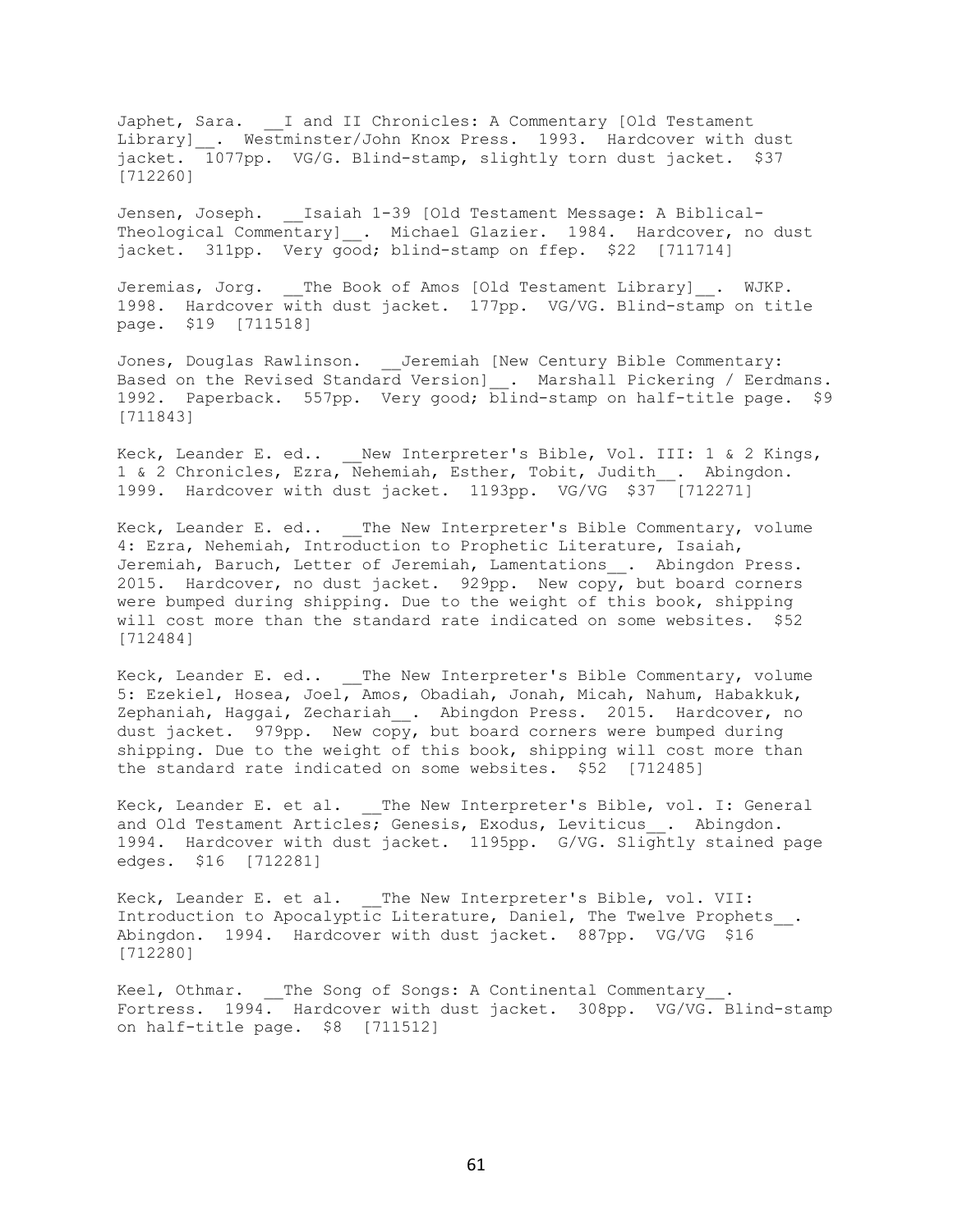Japhet, Sara. __I and II Chronicles: A Commentary [Old Testament Library]__. Westminster/John Knox Press. 1993. Hardcover with dust jacket. 1077pp. VG/G. Blind-stamp, slightly torn dust jacket. $37 [712260]

Jensen, Joseph. __Isaiah 1-39 [Old Testament Message: A Biblical-Theological Commentary]__. Michael Glazier. 1984. Hardcover, no dust jacket. 311pp. Very good; blind-stamp on ffep. $22 [711714]

Jeremias, Jorg. __The Book of Amos [Old Testament Library]__. WJKP. 1998. Hardcover with dust jacket. 177pp. VG/VG. Blind-stamp on title page. $19 [711518]

Jones, Douglas Rawlinson. __Jeremiah [New Century Bible Commentary: Based on the Revised Standard Version]__. Marshall Pickering / Eerdmans. 1992. Paperback. 557pp. Very good; blind-stamp on half-title page. $9 [711843]

Keck, Leander E. ed.. __New Interpreter's Bible, Vol. III: 1 & 2 Kings, 1 & 2 Chronicles, Ezra, Nehemiah, Esther, Tobit, Judith__. Abingdon. 1999. Hardcover with dust jacket. 1193pp. VG/VG $37 [712271]

Keck, Leander E. ed.. __The New Interpreter's Bible Commentary, volume 4: Ezra, Nehemiah, Introduction to Prophetic Literature, Isaiah, Jeremiah, Baruch, Letter of Jeremiah, Lamentations__. Abingdon Press. 2015. Hardcover, no dust jacket. 929pp. New copy, but board corners were bumped during shipping. Due to the weight of this book, shipping will cost more than the standard rate indicated on some websites. $52 [712484]

Keck, Leander E. ed.. __The New Interpreter's Bible Commentary, volume 5: Ezekiel, Hosea, Joel, Amos, Obadiah, Jonah, Micah, Nahum, Habakkuk, Zephaniah, Haggai, Zechariah__. Abingdon Press. 2015. Hardcover, no dust jacket. 979pp. New copy, but board corners were bumped during shipping. Due to the weight of this book, shipping will cost more than the standard rate indicated on some websites. $52 [712485]

Keck, Leander E. et al. __The New Interpreter's Bible, vol. I: General and Old Testament Articles; Genesis, Exodus, Leviticus__. Abingdon. 1994. Hardcover with dust jacket. 1195pp. G/VG. Slightly stained page edges. $16 [712281]

Keck, Leander E. et al. __The New Interpreter's Bible, vol. VII: Introduction to Apocalyptic Literature, Daniel, The Twelve Prophets__. Abingdon. 1994. Hardcover with dust jacket. 887pp. VG/VG $16 [712280]

Keel, Othmar. __The Song of Songs: A Continental Commentary__. Fortress. 1994. Hardcover with dust jacket. 308pp. VG/VG. Blind-stamp on half-title page. $8 [711512]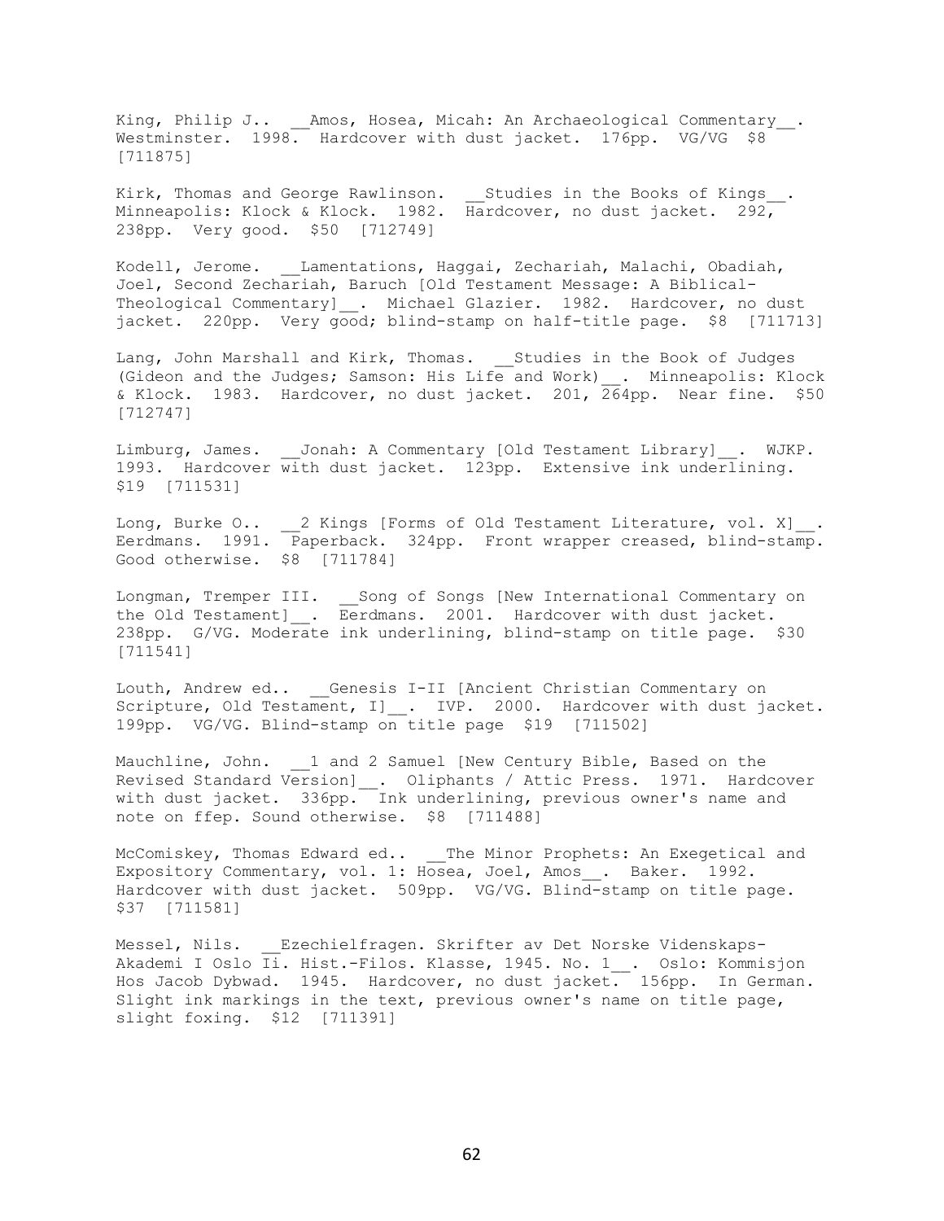King, Philip J.. __Amos, Hosea, Micah: An Archaeological Commentary__. Westminster. 1998. Hardcover with dust jacket. 176pp. VG/VG $8 [711875]

Kirk, Thomas and George Rawlinson. __Studies in the Books of Kings__. Minneapolis: Klock & Klock. 1982. Hardcover, no dust jacket. 292, 238pp. Very good. $50 [712749]

Kodell, Jerome. __Lamentations, Haggai, Zechariah, Malachi, Obadiah, Joel, Second Zechariah, Baruch [Old Testament Message: A Biblical-Theological Commentary]__. Michael Glazier. 1982. Hardcover, no dust jacket. 220pp. Very good; blind-stamp on half-title page. $8 [711713]

Lang, John Marshall and Kirk, Thomas. __Studies in the Book of Judges (Gideon and the Judges; Samson: His Life and Work)__. Minneapolis: Klock & Klock. 1983. Hardcover, no dust jacket. 201, 264pp. Near fine. $50 [712747]

Limburg, James. __Jonah: A Commentary [Old Testament Library]__. WJKP. 1993. Hardcover with dust jacket. 123pp. Extensive ink underlining. $19 [711531]

Long, Burke O.. __2 Kings [Forms of Old Testament Literature, vol. X]__. Eerdmans. 1991. Paperback. 324pp. Front wrapper creased, blind-stamp. Good otherwise. $8 [711784]

Longman, Tremper III. __Song of Songs [New International Commentary on the Old Testament]__. Eerdmans. 2001. Hardcover with dust jacket. 238pp. G/VG. Moderate ink underlining, blind-stamp on title page. $30 [711541]

Louth, Andrew ed.. __Genesis I-II [Ancient Christian Commentary on Scripture, Old Testament, I]__. IVP. 2000. Hardcover with dust jacket. 199pp. VG/VG. Blind-stamp on title page $19 [711502]

Mauchline, John. __1 and 2 Samuel [New Century Bible, Based on the Revised Standard Version]__. Oliphants / Attic Press. 1971. Hardcover with dust jacket. 336pp. Ink underlining, previous owner's name and note on ffep. Sound otherwise. $8 [711488]

McComiskey, Thomas Edward ed.. __The Minor Prophets: An Exegetical and Expository Commentary, vol. 1: Hosea, Joel, Amos__. Baker. 1992. Hardcover with dust jacket. 509pp. VG/VG. Blind-stamp on title page. $37 [711581]

Messel, Nils. __Ezechielfragen. Skrifter av Det Norske Videnskaps-Akademi I Oslo Ii. Hist.-Filos. Klasse, 1945. No. 1__. Oslo: Kommisjon Hos Jacob Dybwad. 1945. Hardcover, no dust jacket. 156pp. In German. Slight ink markings in the text, previous owner's name on title page, slight foxing. $12 [711391]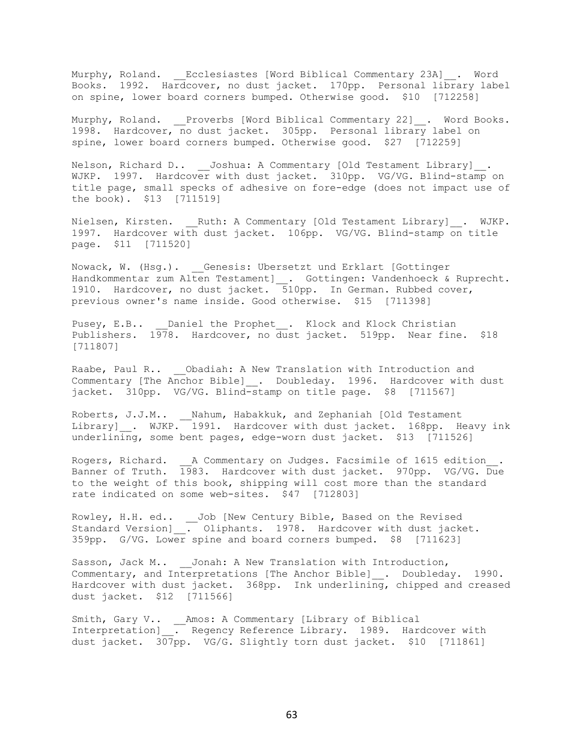Murphy, Roland. __Ecclesiastes [Word Biblical Commentary 23A]__. Word Books. 1992. Hardcover, no dust jacket. 170pp. Personal library label on spine, lower board corners bumped. Otherwise good. $10 [712258]

Murphy, Roland. __Proverbs [Word Biblical Commentary 22]__. Word Books. 1998. Hardcover, no dust jacket. 305pp. Personal library label on spine, lower board corners bumped. Otherwise good. $27 [712259]

Nelson, Richard D.. __Joshua: A Commentary [Old Testament Library]__. WJKP. 1997. Hardcover with dust jacket. 310pp. VG/VG. Blind-stamp on title page, small specks of adhesive on fore-edge (does not impact use of the book). $13 [711519]

Nielsen, Kirsten. __Ruth: A Commentary [Old Testament Library]__. WJKP. 1997. Hardcover with dust jacket. 106pp. VG/VG. Blind-stamp on title page. $11 [711520]

Nowack, W. (Hsg.). __Genesis: Ubersetzt und Erklart [Gottinger Handkommentar zum Alten Testament]__. Gottingen: Vandenhoeck & Ruprecht. 1910. Hardcover, no dust jacket. 510pp. In German. Rubbed cover, previous owner's name inside. Good otherwise. $15 [711398]

Pusey, E.B.. __Daniel the Prophet__. Klock and Klock Christian Publishers. 1978. Hardcover, no dust jacket. 519pp. Near fine. $18 [711807]

Raabe, Paul R.. __Obadiah: A New Translation with Introduction and Commentary [The Anchor Bible]__. Doubleday. 1996. Hardcover with dust jacket. 310pp. VG/VG. Blind-stamp on title page. $8 [711567]

Roberts, J.J.M.. __Nahum, Habakkuk, and Zephaniah [Old Testament Library]__. WJKP. 1991. Hardcover with dust jacket. 168pp. Heavy ink underlining, some bent pages, edge-worn dust jacket. $13 [711526]

Rogers, Richard. __A Commentary on Judges. Facsimile of 1615 edition__. Banner of Truth. 1983. Hardcover with dust jacket. 970pp. VG/VG. Due to the weight of this book, shipping will cost more than the standard rate indicated on some web-sites. $47 [712803]

Rowley, H.H. ed.. __Job [New Century Bible, Based on the Revised Standard Version]__. Oliphants. 1978. Hardcover with dust jacket. 359pp. G/VG. Lower spine and board corners bumped. $8 [711623]

Sasson, Jack M.. __Jonah: A New Translation with Introduction, Commentary, and Interpretations [The Anchor Bible]__. Doubleday. 1990. Hardcover with dust jacket. 368pp. Ink underlining, chipped and creased dust jacket. $12 [711566]

Smith, Gary V.. __Amos: A Commentary [Library of Biblical Interpretation]__. Regency Reference Library. 1989. Hardcover with dust jacket. 307pp. VG/G. Slightly torn dust jacket. $10 [711861]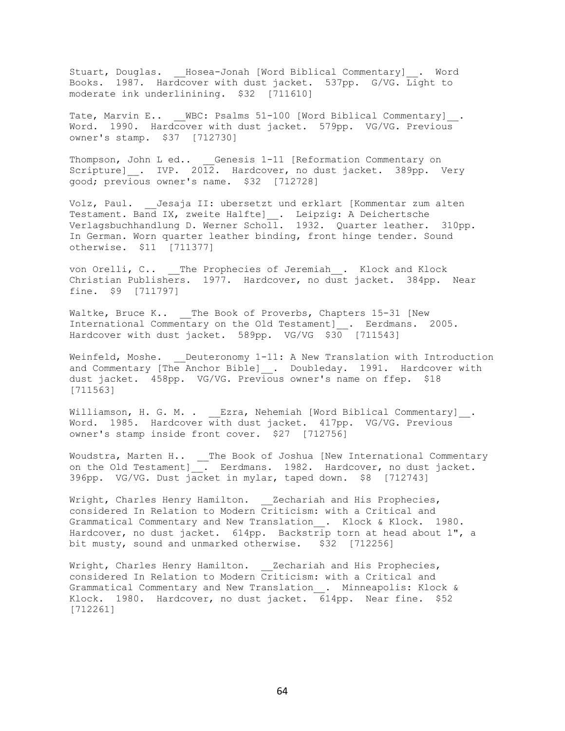Stuart, Douglas. __Hosea-Jonah [Word Biblical Commentary]__. Word Books. 1987. Hardcover with dust jacket. 537pp. G/VG. Light to moderate ink underlinining. $32 [711610]

Tate, Marvin E.. __WBC: Psalms 51-100 [Word Biblical Commentary]__. Word. 1990. Hardcover with dust jacket. 579pp. VG/VG. Previous owner's stamp. $37 [712730]

Thompson, John L ed.. __Genesis 1-11 [Reformation Commentary on Scripture]__. IVP. 2012. Hardcover, no dust jacket. 389pp. Very good; previous owner's name. $32 [712728]

Volz, Paul. __Jesaja II: ubersetzt und erklart [Kommentar zum alten Testament. Band IX, zweite Halfte]__. Leipzig: A Deichertsche Verlagsbuchhandlung D. Werner Scholl. 1932. Quarter leather. 310pp. In German. Worn quarter leather binding, front hinge tender. Sound otherwise. $11 [711377]

von Orelli, C.. __The Prophecies of Jeremiah__. Klock and Klock Christian Publishers. 1977. Hardcover, no dust jacket. 384pp. Near fine. $9 [711797]

Waltke, Bruce K.. __The Book of Proverbs, Chapters 15-31 [New International Commentary on the Old Testament]__. Eerdmans. 2005. Hardcover with dust jacket. 589pp. VG/VG $30 [711543]

Weinfeld, Moshe. __Deuteronomy 1-11: A New Translation with Introduction and Commentary [The Anchor Bible]__. Doubleday. 1991. Hardcover with dust jacket. 458pp. VG/VG. Previous owner's name on ffep. $18 [711563]

Williamson, H. G. M. . __Ezra, Nehemiah [Word Biblical Commentary]__. Word. 1985. Hardcover with dust jacket. 417pp. VG/VG. Previous owner's stamp inside front cover. $27 [712756]

Woudstra, Marten H.. __The Book of Joshua [New International Commentary on the Old Testament]__. Eerdmans. 1982. Hardcover, no dust jacket. 396pp. VG/VG. Dust jacket in mylar, taped down. $8 [712743]

Wright, Charles Henry Hamilton. __Zechariah and His Prophecies, considered In Relation to Modern Criticism: with a Critical and Grammatical Commentary and New Translation__. Klock & Klock. 1980. Hardcover, no dust jacket. 614pp. Backstrip torn at head about 1", a bit musty, sound and unmarked otherwise. $32 [712256]

Wright, Charles Henry Hamilton. __Zechariah and His Prophecies, considered In Relation to Modern Criticism: with a Critical and Grammatical Commentary and New Translation__. Minneapolis: Klock & Klock. 1980. Hardcover, no dust jacket. 614pp. Near fine. $52 [712261]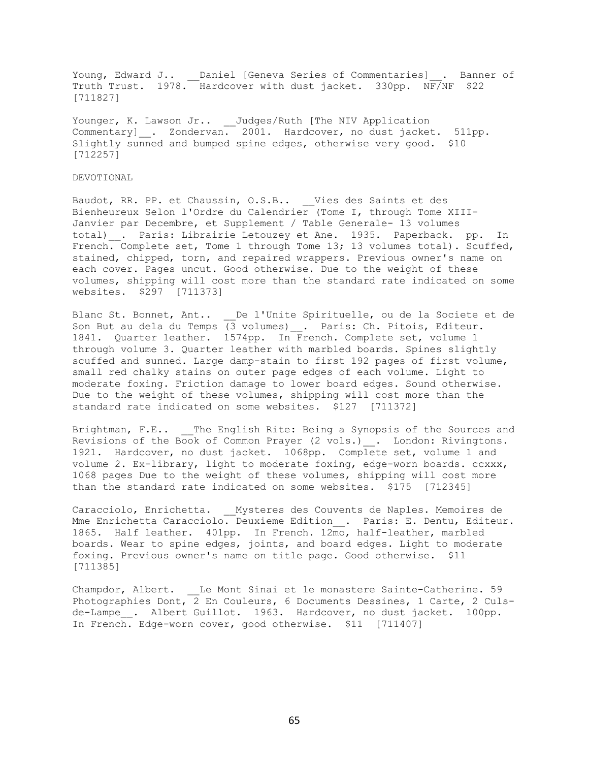Young, Edward J.. __Daniel [Geneva Series of Commentaries]__. Banner of Truth Trust. 1978. Hardcover with dust jacket. 330pp. NF/NF $22 [711827]

Younger, K. Lawson Jr.. __Judges/Ruth [The NIV Application Commentary]__. Zondervan. 2001. Hardcover, no dust jacket. 511pp. Slightly sunned and bumped spine edges, otherwise very good. $10 [712257]

DEVOTIONAL

Baudot, RR. PP. et Chaussin, O.S.B.. __Vies des Saints et des Bienheureux Selon l'Ordre du Calendrier (Tome I, through Tome XIII-Janvier par Decembre, et Supplement / Table Generale- 13 volumes total)__. Paris: Librairie Letouzey et Ane. 1935. Paperback. pp. In French. Complete set, Tome 1 through Tome 13; 13 volumes total). Scuffed, stained, chipped, torn, and repaired wrappers. Previous owner's name on each cover. Pages uncut. Good otherwise. Due to the weight of these volumes, shipping will cost more than the standard rate indicated on some websites. $297 [711373]

Blanc St. Bonnet, Ant.. __De l'Unite Spirituelle, ou de la Societe et de Son But au dela du Temps (3 volumes)__. Paris: Ch. Pitois, Editeur. 1841. Quarter leather. 1574pp. In French. Complete set, volume 1 through volume 3. Quarter leather with marbled boards. Spines slightly scuffed and sunned. Large damp-stain to first 192 pages of first volume, small red chalky stains on outer page edges of each volume. Light to moderate foxing. Friction damage to lower board edges. Sound otherwise. Due to the weight of these volumes, shipping will cost more than the standard rate indicated on some websites. $127 [711372]

Brightman, F.E.. __The English Rite: Being a Synopsis of the Sources and Revisions of the Book of Common Prayer (2 vols.)__. London: Rivingtons. 1921. Hardcover, no dust jacket. 1068pp. Complete set, volume 1 and volume 2. Ex-library, light to moderate foxing, edge-worn boards. ccxxx, 1068 pages Due to the weight of these volumes, shipping will cost more than the standard rate indicated on some websites. $175 [712345]

Caracciolo, Enrichetta. __Mysteres des Couvents de Naples. Memoires de Mme Enrichetta Caracciolo. Deuxieme Edition__. Paris: E. Dentu, Editeur. 1865. Half leather. 401pp. In French. 12mo, half-leather, marbled boards. Wear to spine edges, joints, and board edges. Light to moderate foxing. Previous owner's name on title page. Good otherwise. $11 [711385]

Champdor, Albert. __Le Mont Sinai et le monastere Sainte-Catherine. 59 Photographies Dont, 2 En Couleurs, 6 Documents Dessines, 1 Carte, 2 Culs-de-Lampe__. Albert Guillot. 1963. Hardcover, no dust jacket. 100pp. In French. Edge-worn cover, good otherwise. $11 [711407]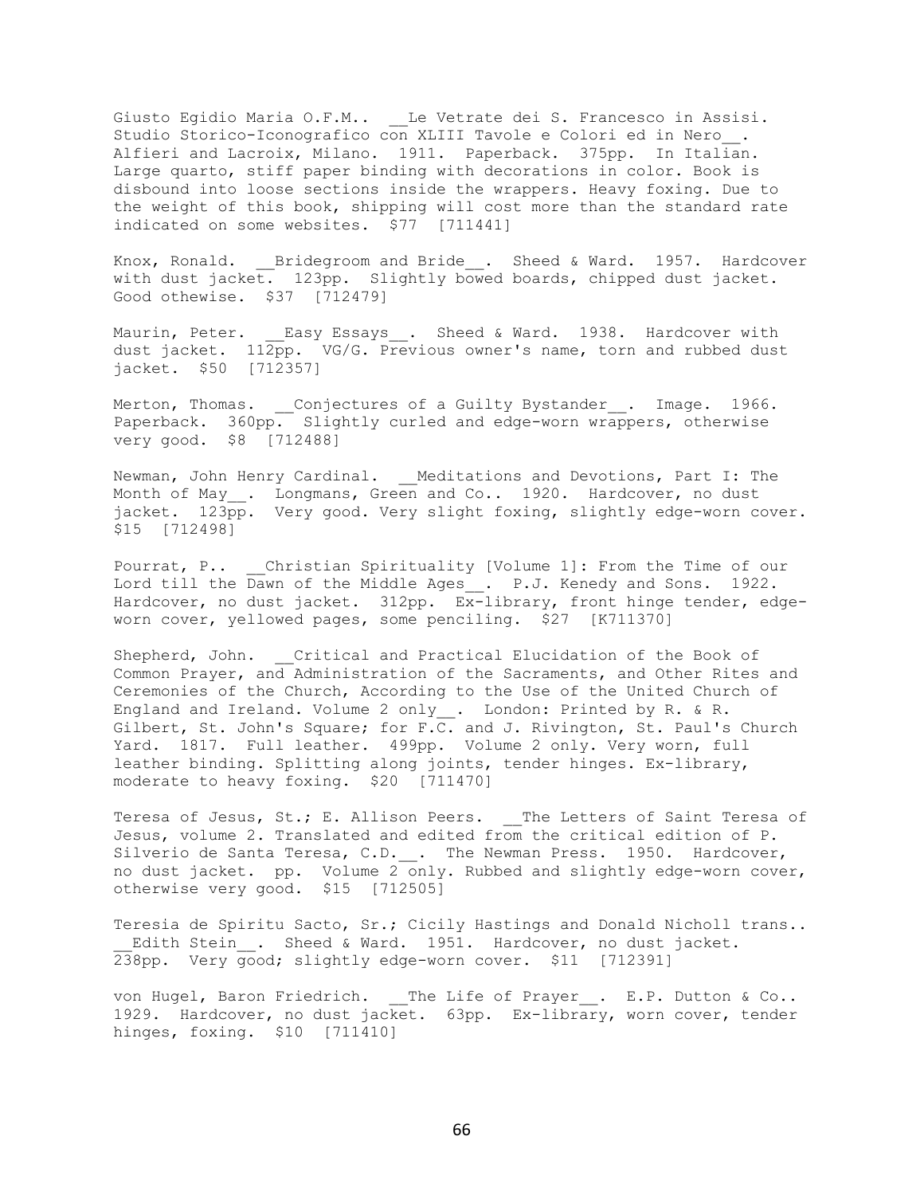Giusto Egidio Maria O.F.M.. __Le Vetrate dei S. Francesco in Assisi. Studio Storico-Iconografico con XLIII Tavole e Colori ed in Nero__. Alfieri and Lacroix, Milano. 1911. Paperback. 375pp. In Italian. Large quarto, stiff paper binding with decorations in color. Book is disbound into loose sections inside the wrappers. Heavy foxing. Due to the weight of this book, shipping will cost more than the standard rate indicated on some websites. $77 [711441]

Knox, Ronald. __Bridegroom and Bride__. Sheed & Ward. 1957. Hardcover with dust jacket. 123pp. Slightly bowed boards, chipped dust jacket. Good othewise. $37 [712479]

Maurin, Peter. __Easy Essays__. Sheed & Ward. 1938. Hardcover with dust jacket. 112pp. VG/G. Previous owner's name, torn and rubbed dust jacket. $50 [712357]

Merton, Thomas. __Conjectures of a Guilty Bystander__. Image. 1966. Paperback. 360pp. Slightly curled and edge-worn wrappers, otherwise very good. $8 [712488]

Newman, John Henry Cardinal. __Meditations and Devotions, Part I: The Month of May__. Longmans, Green and Co.. 1920. Hardcover, no dust jacket. 123pp. Very good. Very slight foxing, slightly edge-worn cover. $15 [712498]

Pourrat, P.. __Christian Spirituality [Volume 1]: From the Time of our Lord till the Dawn of the Middle Ages__. P.J. Kenedy and Sons. 1922. Hardcover, no dust jacket. 312pp. Ex-library, front hinge tender, edge-worn cover, yellowed pages, some penciling. $27 [K711370]

Shepherd, John. __Critical and Practical Elucidation of the Book of Common Prayer, and Administration of the Sacraments, and Other Rites and Ceremonies of the Church, According to the Use of the United Church of England and Ireland. Volume 2 only__. London: Printed by R. & R. Gilbert, St. John's Square; for F.C. and J. Rivington, St. Paul's Church Yard. 1817. Full leather. 499pp. Volume 2 only. Very worn, full leather binding. Splitting along joints, tender hinges. Ex-library, moderate to heavy foxing. $20 [711470]

Teresa of Jesus, St.; E. Allison Peers. __The Letters of Saint Teresa of Jesus, volume 2. Translated and edited from the critical edition of P. Silverio de Santa Teresa, C.D.__. The Newman Press. 1950. Hardcover, no dust jacket. pp. Volume 2 only. Rubbed and slightly edge-worn cover, otherwise very good. $15 [712505]

Teresia de Spiritu Sacto, Sr.; Cicily Hastings and Donald Nicholl trans.. __Edith Stein__. Sheed & Ward. 1951. Hardcover, no dust jacket. 238pp. Very good; slightly edge-worn cover. $11 [712391]

von Hugel, Baron Friedrich. __The Life of Prayer__. E.P. Dutton & Co.. 1929. Hardcover, no dust jacket. 63pp. Ex-library, worn cover, tender hinges, foxing. $10 [711410]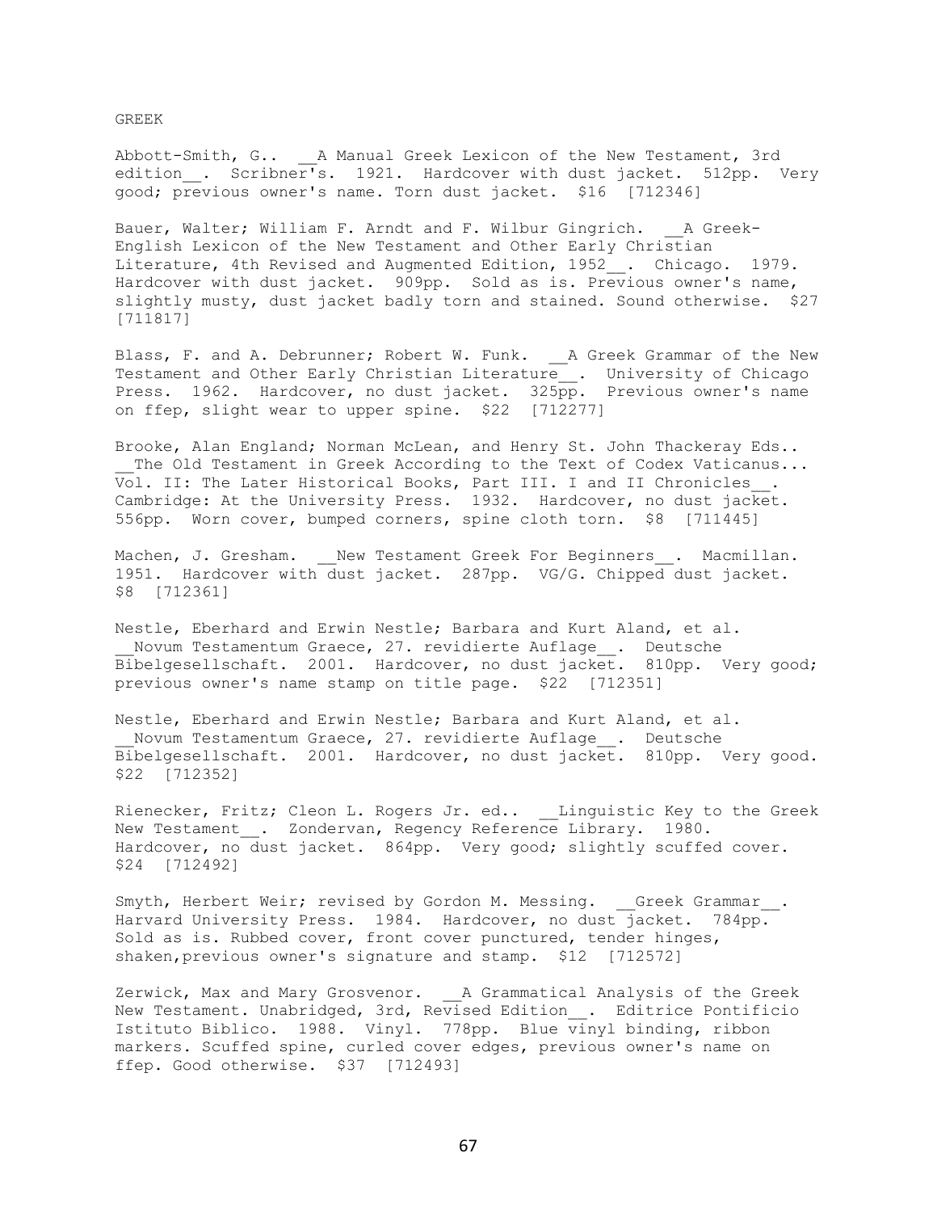# GREEK

Abbott-Smith, G.. __A Manual Greek Lexicon of the New Testament, 3rd edition__. Scribner's. 1921. Hardcover with dust jacket. 512pp. Very good; previous owner's name. Torn dust jacket. $16 [712346]

Bauer, Walter; William F. Arndt and F. Wilbur Gingrich. __A Greek-English Lexicon of the New Testament and Other Early Christian Literature, 4th Revised and Augmented Edition, 1952__. Chicago. 1979. Hardcover with dust jacket. 909pp. Sold as is. Previous owner's name, slightly musty, dust jacket badly torn and stained. Sound otherwise. $27 [711817]

Blass, F. and A. Debrunner; Robert W. Funk. __A Greek Grammar of the New Testament and Other Early Christian Literature__. University of Chicago Press. 1962. Hardcover, no dust jacket. 325pp. Previous owner's name on ffep, slight wear to upper spine. $22 [712277]

Brooke, Alan England; Norman McLean, and Henry St. John Thackeray Eds.. __The Old Testament in Greek According to the Text of Codex Vaticanus... Vol. II: The Later Historical Books, Part III. I and II Chronicles__. Cambridge: At the University Press. 1932. Hardcover, no dust jacket. 556pp. Worn cover, bumped corners, spine cloth torn. $8 [711445]

Machen, J. Gresham. __New Testament Greek For Beginners__. Macmillan. 1951. Hardcover with dust jacket. 287pp. VG/G. Chipped dust jacket. $8 [712361]

Nestle, Eberhard and Erwin Nestle; Barbara and Kurt Aland, et al. __Novum Testamentum Graece, 27. revidierte Auflage__. Deutsche Bibelgesellschaft. 2001. Hardcover, no dust jacket. 810pp. Very good; previous owner's name stamp on title page. $22 [712351]

Nestle, Eberhard and Erwin Nestle; Barbara and Kurt Aland, et al. __Novum Testamentum Graece, 27. revidierte Auflage__. Deutsche Bibelgesellschaft. 2001. Hardcover, no dust jacket. 810pp. Very good. $22 [712352]

Rienecker, Fritz; Cleon L. Rogers Jr. ed.. __Linguistic Key to the Greek New Testament__. Zondervan, Regency Reference Library. 1980. Hardcover, no dust jacket. 864pp. Very good; slightly scuffed cover. $24 [712492]

Smyth, Herbert Weir; revised by Gordon M. Messing. __Greek Grammar__. Harvard University Press. 1984. Hardcover, no dust jacket. 784pp. Sold as is. Rubbed cover, front cover punctured, tender hinges, shaken,previous owner's signature and stamp. $12 [712572]

Zerwick, Max and Mary Grosvenor. __A Grammatical Analysis of the Greek New Testament. Unabridged, 3rd, Revised Edition__. Editrice Pontificio Istituto Biblico. 1988. Vinyl. 778pp. Blue vinyl binding, ribbon markers. Scuffed spine, curled cover edges, previous owner's name on ffep. Good otherwise. $37 [712493]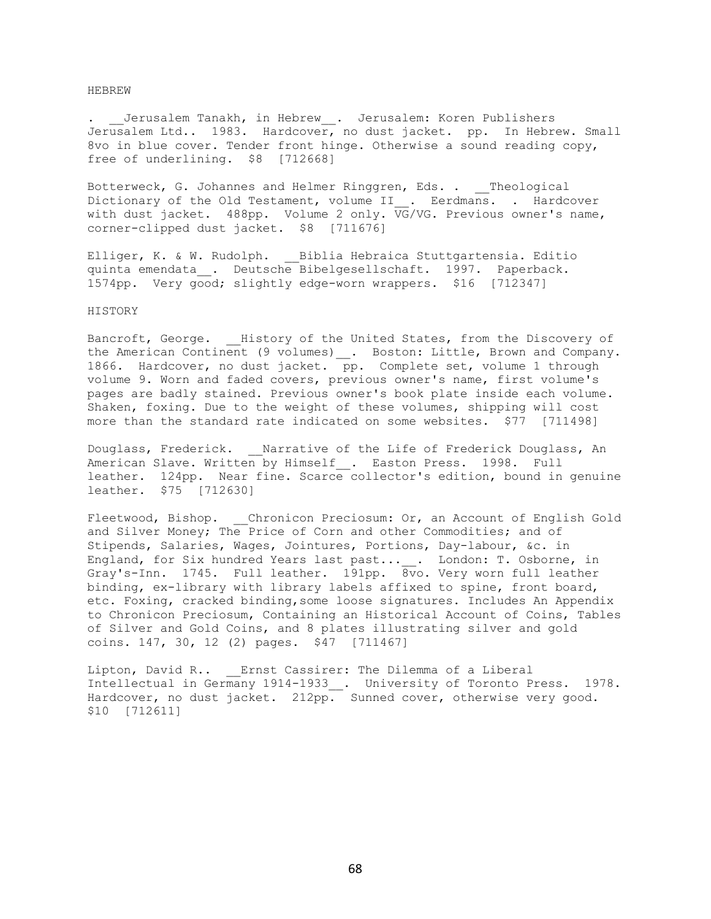## HEBREW

. __Jerusalem Tanakh, in Hebrew__. Jerusalem: Koren Publishers Jerusalem Ltd.. 1983. Hardcover, no dust jacket. pp. In Hebrew. Small 8vo in blue cover. Tender front hinge. Otherwise a sound reading copy, free of underlining. $8 [712668]

Botterweck, G. Johannes and Helmer Ringgren, Eds. . __Theological Dictionary of the Old Testament, volume II__. Eerdmans. . Hardcover with dust jacket. 488pp. Volume 2 only. VG/VG. Previous owner's name, corner-clipped dust jacket. $8 [711676]

Elliger, K. & W. Rudolph. __Biblia Hebraica Stuttgartensia. Editio quinta emendata__. Deutsche Bibelgesellschaft. 1997. Paperback. 1574pp. Very good; slightly edge-worn wrappers. $16 [712347]

## HISTORY

Bancroft, George. __History of the United States, from the Discovery of the American Continent (9 volumes)__. Boston: Little, Brown and Company. 1866. Hardcover, no dust jacket. pp. Complete set, volume 1 through volume 9. Worn and faded covers, previous owner's name, first volume's pages are badly stained. Previous owner's book plate inside each volume. Shaken, foxing. Due to the weight of these volumes, shipping will cost more than the standard rate indicated on some websites. $77 [711498]

Douglass, Frederick. __Narrative of the Life of Frederick Douglass, An American Slave. Written by Himself__. Easton Press. 1998. Full leather. 124pp. Near fine. Scarce collector's edition, bound in genuine leather. $75 [712630]

Fleetwood, Bishop. __Chronicon Preciosum: Or, an Account of English Gold and Silver Money; The Price of Corn and other Commodities; and of Stipends, Salaries, Wages, Jointures, Portions, Day-labour, &c. in England, for Six hundred Years last past...__. London: T. Osborne, in Gray's-Inn. 1745. Full leather. 191pp. 8vo. Very worn full leather binding, ex-library with library labels affixed to spine, front board, etc. Foxing, cracked binding,some loose signatures. Includes An Appendix to Chronicon Preciosum, Containing an Historical Account of Coins, Tables of Silver and Gold Coins, and 8 plates illustrating silver and gold coins. 147, 30, 12 (2) pages. $47 [711467]

Lipton, David R.. __Ernst Cassirer: The Dilemma of a Liberal Intellectual in Germany 1914-1933__. University of Toronto Press. 1978. Hardcover, no dust jacket. 212pp. Sunned cover, otherwise very good. $10 [712611]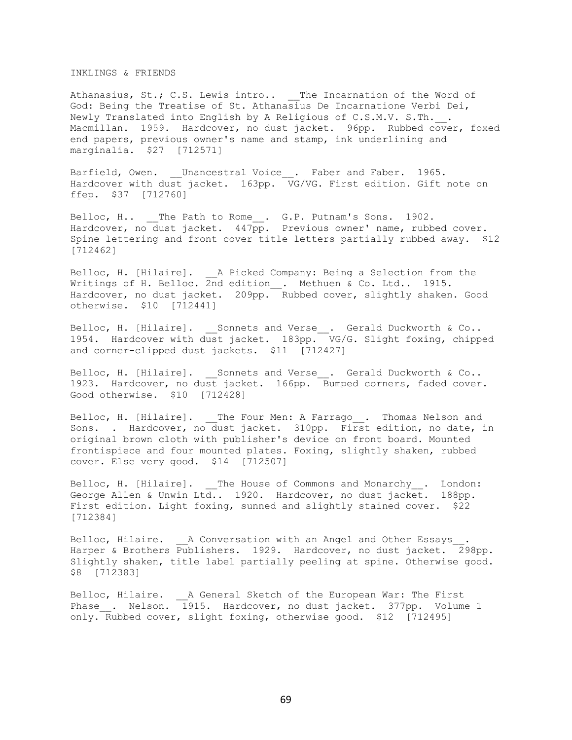INKLINGS & FRIENDS

Athanasius, St.; C.S. Lewis intro.. __The Incarnation of the Word of God: Being the Treatise of St. Athanasius De Incarnatione Verbi Dei, Newly Translated into English by A Religious of C.S.M.V. S.Th.__. Macmillan. 1959. Hardcover, no dust jacket. 96pp. Rubbed cover, foxed end papers, previous owner's name and stamp, ink underlining and marginalia. $27 [712571]

Barfield, Owen. __Unancestral Voice__. Faber and Faber. 1965. Hardcover with dust jacket. 163pp. VG/VG. First edition. Gift note on ffep. $37 [712760]

Belloc, H.. __The Path to Rome__. G.P. Putnam's Sons. 1902. Hardcover, no dust jacket. 447pp. Previous owner' name, rubbed cover. Spine lettering and front cover title letters partially rubbed away. $12 [712462]

Belloc, H. [Hilaire]. __A Picked Company: Being a Selection from the Writings of H. Belloc. 2nd edition__. Methuen & Co. Ltd.. 1915. Hardcover, no dust jacket. 209pp. Rubbed cover, slightly shaken. Good otherwise. $10 [712441]

Belloc, H. [Hilaire]. __Sonnets and Verse__. Gerald Duckworth & Co.. 1954. Hardcover with dust jacket. 183pp. VG/G. Slight foxing, chipped and corner-clipped dust jackets. $11 [712427]

Belloc, H. [Hilaire]. __Sonnets and Verse__. Gerald Duckworth & Co.. 1923. Hardcover, no dust jacket. 166pp. Bumped corners, faded cover. Good otherwise. $10 [712428]

Belloc, H. [Hilaire]. __The Four Men: A Farrago__. Thomas Nelson and Sons. . Hardcover, no dust jacket. 310pp. First edition, no date, in original brown cloth with publisher's device on front board. Mounted frontispiece and four mounted plates. Foxing, slightly shaken, rubbed cover. Else very good. $14 [712507]

Belloc, H. [Hilaire]. __The House of Commons and Monarchy__. London: George Allen & Unwin Ltd.. 1920. Hardcover, no dust jacket. 188pp. First edition. Light foxing, sunned and slightly stained cover. $22 [712384]

Belloc, Hilaire. __A Conversation with an Angel and Other Essays__. Harper & Brothers Publishers. 1929. Hardcover, no dust jacket. 298pp. Slightly shaken, title label partially peeling at spine. Otherwise good. $8 [712383]

Belloc, Hilaire. __A General Sketch of the European War: The First Phase__. Nelson. 1915. Hardcover, no dust jacket. 377pp. Volume 1 only. Rubbed cover, slight foxing, otherwise good. $12 [712495]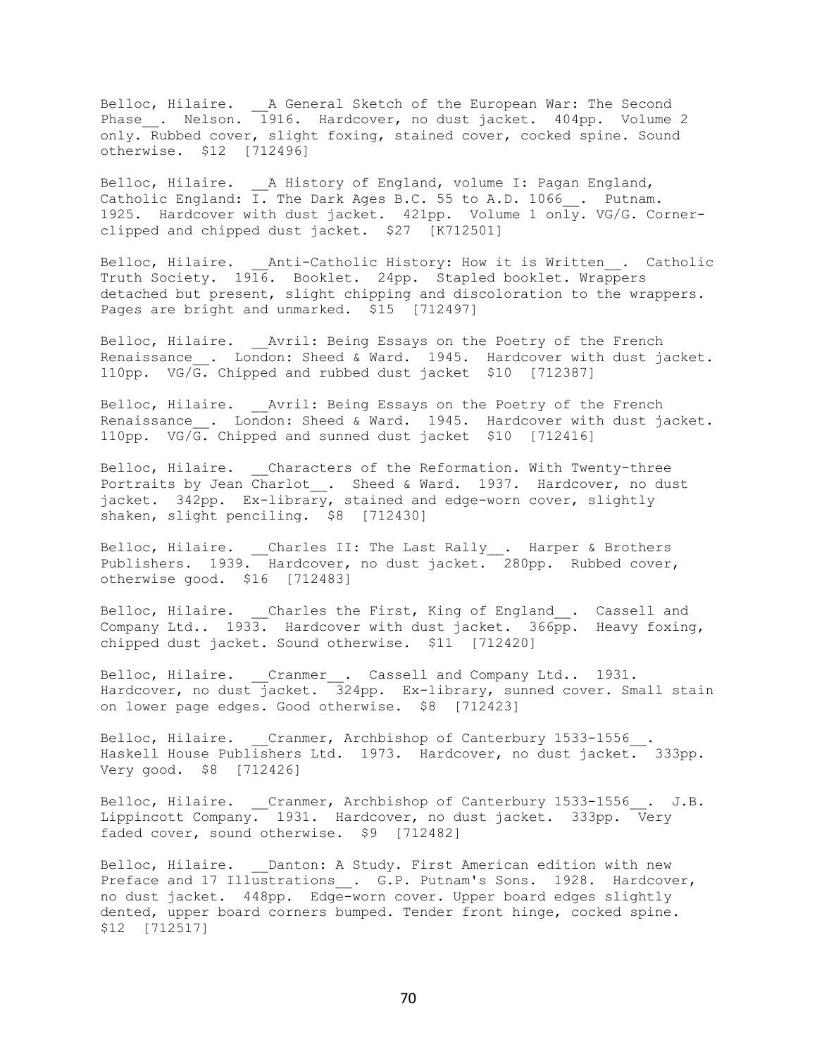Belloc, Hilaire. __A General Sketch of the European War: The Second Phase__. Nelson. 1916. Hardcover, no dust jacket. 404pp. Volume 2 only. Rubbed cover, slight foxing, stained cover, cocked spine. Sound otherwise. $12 [712496]

Belloc, Hilaire. __A History of England, volume I: Pagan England, Catholic England: I. The Dark Ages B.C. 55 to A.D. 1066__. Putnam. 1925. Hardcover with dust jacket. 421pp. Volume 1 only. VG/G. Corner-clipped and chipped dust jacket. $27 [K712501]

Belloc, Hilaire. __Anti-Catholic History: How it is Written__. Catholic Truth Society. 1916. Booklet. 24pp. Stapled booklet. Wrappers detached but present, slight chipping and discoloration to the wrappers. Pages are bright and unmarked. $15 [712497]

Belloc, Hilaire. __Avril: Being Essays on the Poetry of the French Renaissance__. London: Sheed & Ward. 1945. Hardcover with dust jacket. 110pp. VG/G. Chipped and rubbed dust jacket $10 [712387]

Belloc, Hilaire. __Avril: Being Essays on the Poetry of the French Renaissance__. London: Sheed & Ward. 1945. Hardcover with dust jacket. 110pp. VG/G. Chipped and sunned dust jacket $10 [712416]

Belloc, Hilaire. __Characters of the Reformation. With Twenty-three Portraits by Jean Charlot__. Sheed & Ward. 1937. Hardcover, no dust jacket. 342pp. Ex-library, stained and edge-worn cover, slightly shaken, slight penciling. $8 [712430]

Belloc, Hilaire. __Charles II: The Last Rally__. Harper & Brothers Publishers. 1939. Hardcover, no dust jacket. 280pp. Rubbed cover, otherwise good. $16 [712483]

Belloc, Hilaire. __Charles the First, King of England__. Cassell and Company Ltd.. 1933. Hardcover with dust jacket. 366pp. Heavy foxing, chipped dust jacket. Sound otherwise. $11 [712420]

Belloc, Hilaire. __Cranmer__. Cassell and Company Ltd.. 1931. Hardcover, no dust jacket. 324pp. Ex-library, sunned cover. Small stain on lower page edges. Good otherwise. $8 [712423]

Belloc, Hilaire. __Cranmer, Archbishop of Canterbury 1533-1556__. Haskell House Publishers Ltd. 1973. Hardcover, no dust jacket. 333pp. Very good. $8 [712426]

Belloc, Hilaire. __Cranmer, Archbishop of Canterbury 1533-1556__. J.B. Lippincott Company. 1931. Hardcover, no dust jacket. 333pp. Very faded cover, sound otherwise. $9 [712482]

Belloc, Hilaire. __Danton: A Study. First American edition with new Preface and 17 Illustrations__. G.P. Putnam's Sons. 1928. Hardcover, no dust jacket. 448pp. Edge-worn cover. Upper board edges slightly dented, upper board corners bumped. Tender front hinge, cocked spine. $12 [712517]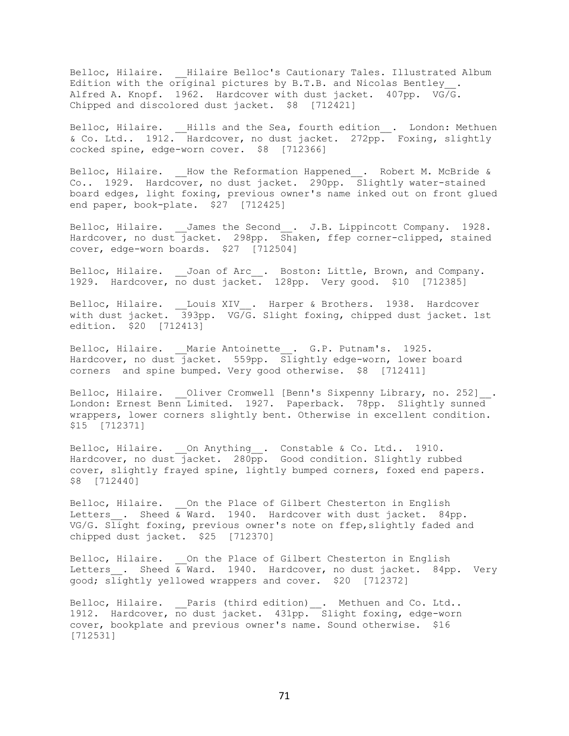Belloc, Hilaire. __Hilaire Belloc's Cautionary Tales. Illustrated Album Edition with the original pictures by B.T.B. and Nicolas Bentley__. Alfred A. Knopf. 1962. Hardcover with dust jacket. 407pp. VG/G. Chipped and discolored dust jacket. $8 [712421]

Belloc, Hilaire. __Hills and the Sea, fourth edition__. London: Methuen & Co. Ltd.. 1912. Hardcover, no dust jacket. 272pp. Foxing, slightly cocked spine, edge-worn cover. $8 [712366]

Belloc, Hilaire. __How the Reformation Happened__. Robert M. McBride & Co.. 1929. Hardcover, no dust jacket. 290pp. Slightly water-stained board edges, light foxing, previous owner's name inked out on front glued end paper, book-plate. $27 [712425]

Belloc, Hilaire. __James the Second__. J.B. Lippincott Company. 1928. Hardcover, no dust jacket. 298pp. Shaken, ffep corner-clipped, stained cover, edge-worn boards. $27 [712504]

Belloc, Hilaire. __Joan of Arc__. Boston: Little, Brown, and Company. 1929. Hardcover, no dust jacket. 128pp. Very good. $10 [712385]

Belloc, Hilaire. __Louis XIV__. Harper & Brothers. 1938. Hardcover with dust jacket. 393pp. VG/G. Slight foxing, chipped dust jacket. 1st edition. $20 [712413]

Belloc, Hilaire. __Marie Antoinette__. G.P. Putnam's. 1925. Hardcover, no dust jacket. 559pp. Slightly edge-worn, lower board corners and spine bumped. Very good otherwise. $8 [712411]

Belloc, Hilaire. __Oliver Cromwell [Benn's Sixpenny Library, no. 252]__. London: Ernest Benn Limited. 1927. Paperback. 78pp. Slightly sunned wrappers, lower corners slightly bent. Otherwise in excellent condition. $15 [712371]

Belloc, Hilaire. __On Anything__. Constable & Co. Ltd.. 1910. Hardcover, no dust jacket. 280pp. Good condition. Slightly rubbed cover, slightly frayed spine, lightly bumped corners, foxed end papers. $8 [712440]

Belloc, Hilaire. __On the Place of Gilbert Chesterton in English Letters__. Sheed & Ward. 1940. Hardcover with dust jacket. 84pp. VG/G. Slight foxing, previous owner's note on ffep,slightly faded and chipped dust jacket. $25 [712370]

Belloc, Hilaire. __On the Place of Gilbert Chesterton in English Letters__. Sheed & Ward. 1940. Hardcover, no dust jacket. 84pp. Very good; slightly yellowed wrappers and cover. $20 [712372]

Belloc, Hilaire. __Paris (third edition)__. Methuen and Co. Ltd.. 1912. Hardcover, no dust jacket. 431pp. Slight foxing, edge-worn cover, bookplate and previous owner's name. Sound otherwise. $16 [712531]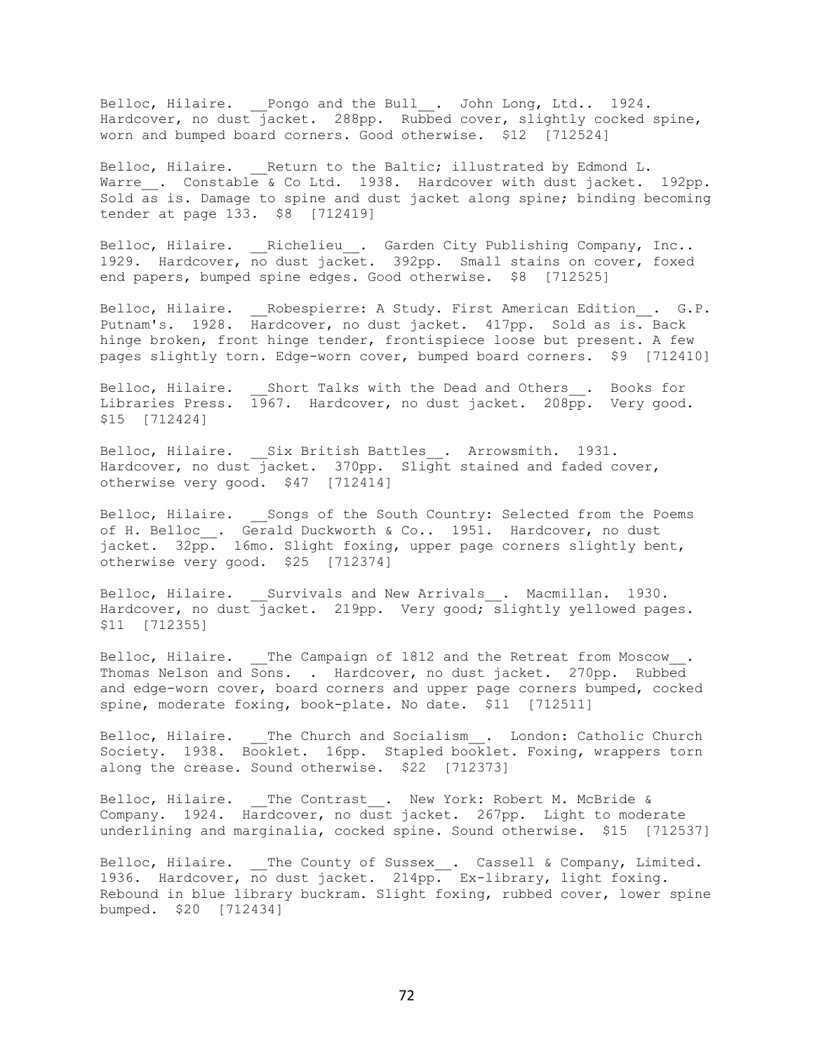Belloc, Hilaire. __Pongo and the Bull__. John Long, Ltd.. 1924. Hardcover, no dust jacket. 288pp. Rubbed cover, slightly cocked spine, worn and bumped board corners. Good otherwise. $12 [712524]

Belloc, Hilaire. __Return to the Baltic; illustrated by Edmond L. Warre__. Constable & Co Ltd. 1938. Hardcover with dust jacket. 192pp. Sold as is. Damage to spine and dust jacket along spine; binding becoming tender at page 133. $8 [712419]

Belloc, Hilaire. __Richelieu__. Garden City Publishing Company, Inc.. 1929. Hardcover, no dust jacket. 392pp. Small stains on cover, foxed end papers, bumped spine edges. Good otherwise. $8 [712525]

Belloc, Hilaire. __Robespierre: A Study. First American Edition__. G.P. Putnam's. 1928. Hardcover, no dust jacket. 417pp. Sold as is. Back hinge broken, front hinge tender, frontispiece loose but present. A few pages slightly torn. Edge-worn cover, bumped board corners. $9 [712410]

Belloc, Hilaire. __Short Talks with the Dead and Others__. Books for Libraries Press. 1967. Hardcover, no dust jacket. 208pp. Very good. $15 [712424]

Belloc, Hilaire. __Six British Battles__. Arrowsmith. 1931. Hardcover, no dust jacket. 370pp. Slight stained and faded cover, otherwise very good. $47 [712414]

Belloc, Hilaire. __Songs of the South Country: Selected from the Poems of H. Belloc__. Gerald Duckworth & Co.. 1951. Hardcover, no dust jacket. 32pp. 16mo. Slight foxing, upper page corners slightly bent, otherwise very good. $25 [712374]

Belloc, Hilaire. __Survivals and New Arrivals__. Macmillan. 1930. Hardcover, no dust jacket. 219pp. Very good; slightly yellowed pages. $11 [712355]

Belloc, Hilaire. __The Campaign of 1812 and the Retreat from Moscow__. Thomas Nelson and Sons. . Hardcover, no dust jacket. 270pp. Rubbed and edge-worn cover, board corners and upper page corners bumped, cocked spine, moderate foxing, book-plate. No date. $11 [712511]

Belloc, Hilaire. __The Church and Socialism__. London: Catholic Church Society. 1938. Booklet. 16pp. Stapled booklet. Foxing, wrappers torn along the crease. Sound otherwise. $22 [712373]

Belloc, Hilaire. __The Contrast__. New York: Robert M. McBride & Company. 1924. Hardcover, no dust jacket. 267pp. Light to moderate underlining and marginalia, cocked spine. Sound otherwise. $15 [712537]

Belloc, Hilaire. __The County of Sussex__. Cassell & Company, Limited. 1936. Hardcover, no dust jacket. 214pp. Ex-library, light foxing. Rebound in blue library buckram. Slight foxing, rubbed cover, lower spine bumped. $20 [712434]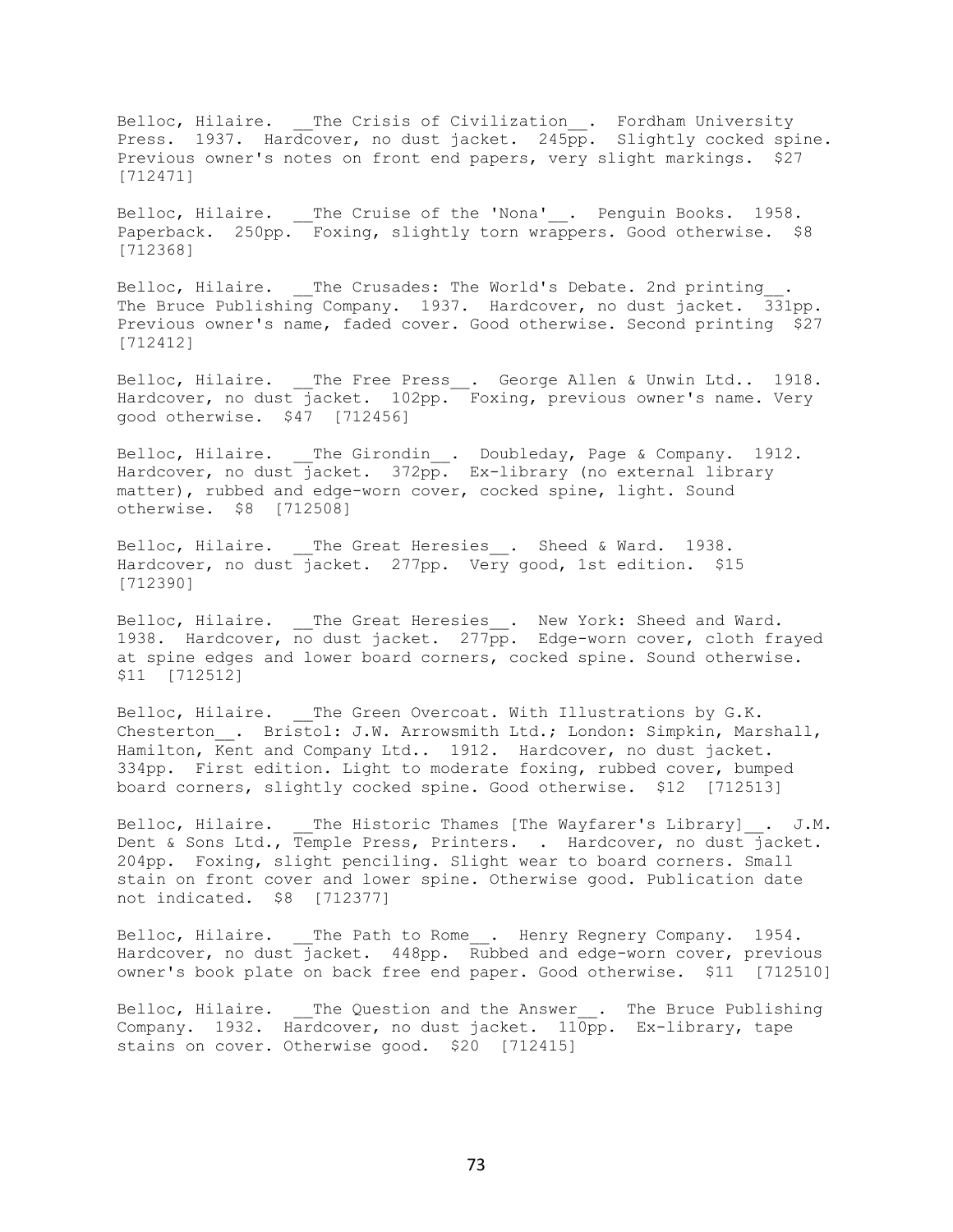Belloc, Hilaire. __The Crisis of Civilization__. Fordham University Press. 1937. Hardcover, no dust jacket. 245pp. Slightly cocked spine. Previous owner's notes on front end papers, very slight markings. $27 [712471]

Belloc, Hilaire. __The Cruise of the 'Nona'__. Penguin Books. 1958. Paperback. 250pp. Foxing, slightly torn wrappers. Good otherwise. $8 [712368]

Belloc, Hilaire. __The Crusades: The World's Debate. 2nd printing__. The Bruce Publishing Company. 1937. Hardcover, no dust jacket. 331pp. Previous owner's name, faded cover. Good otherwise. Second printing $27 [712412]

Belloc, Hilaire. __The Free Press__. George Allen & Unwin Ltd.. 1918. Hardcover, no dust jacket. 102pp. Foxing, previous owner's name. Very good otherwise. $47 [712456]

Belloc, Hilaire. __The Girondin__. Doubleday, Page & Company. 1912. Hardcover, no dust jacket. 372pp. Ex-library (no external library matter), rubbed and edge-worn cover, cocked spine, light. Sound otherwise. $8 [712508]

Belloc, Hilaire. __The Great Heresies__. Sheed & Ward. 1938. Hardcover, no dust jacket. 277pp. Very good, 1st edition. $15 [712390]

Belloc, Hilaire. __The Great Heresies__. New York: Sheed and Ward. 1938. Hardcover, no dust jacket. 277pp. Edge-worn cover, cloth frayed at spine edges and lower board corners, cocked spine. Sound otherwise. $11 [712512]

Belloc, Hilaire. __The Green Overcoat. With Illustrations by G.K. Chesterton__. Bristol: J.W. Arrowsmith Ltd.; London: Simpkin, Marshall, Hamilton, Kent and Company Ltd.. 1912. Hardcover, no dust jacket. 334pp. First edition. Light to moderate foxing, rubbed cover, bumped board corners, slightly cocked spine. Good otherwise. $12 [712513]

Belloc, Hilaire. __The Historic Thames [The Wayfarer's Library]__. J.M. Dent & Sons Ltd., Temple Press, Printers. . Hardcover, no dust jacket. 204pp. Foxing, slight penciling. Slight wear to board corners. Small stain on front cover and lower spine. Otherwise good. Publication date not indicated. $8 [712377]

Belloc, Hilaire. __The Path to Rome__. Henry Regnery Company. 1954. Hardcover, no dust jacket. 448pp. Rubbed and edge-worn cover, previous owner's book plate on back free end paper. Good otherwise. $11 [712510]

Belloc, Hilaire. __The Question and the Answer__. The Bruce Publishing Company. 1932. Hardcover, no dust jacket. 110pp. Ex-library, tape stains on cover. Otherwise good. $20 [712415]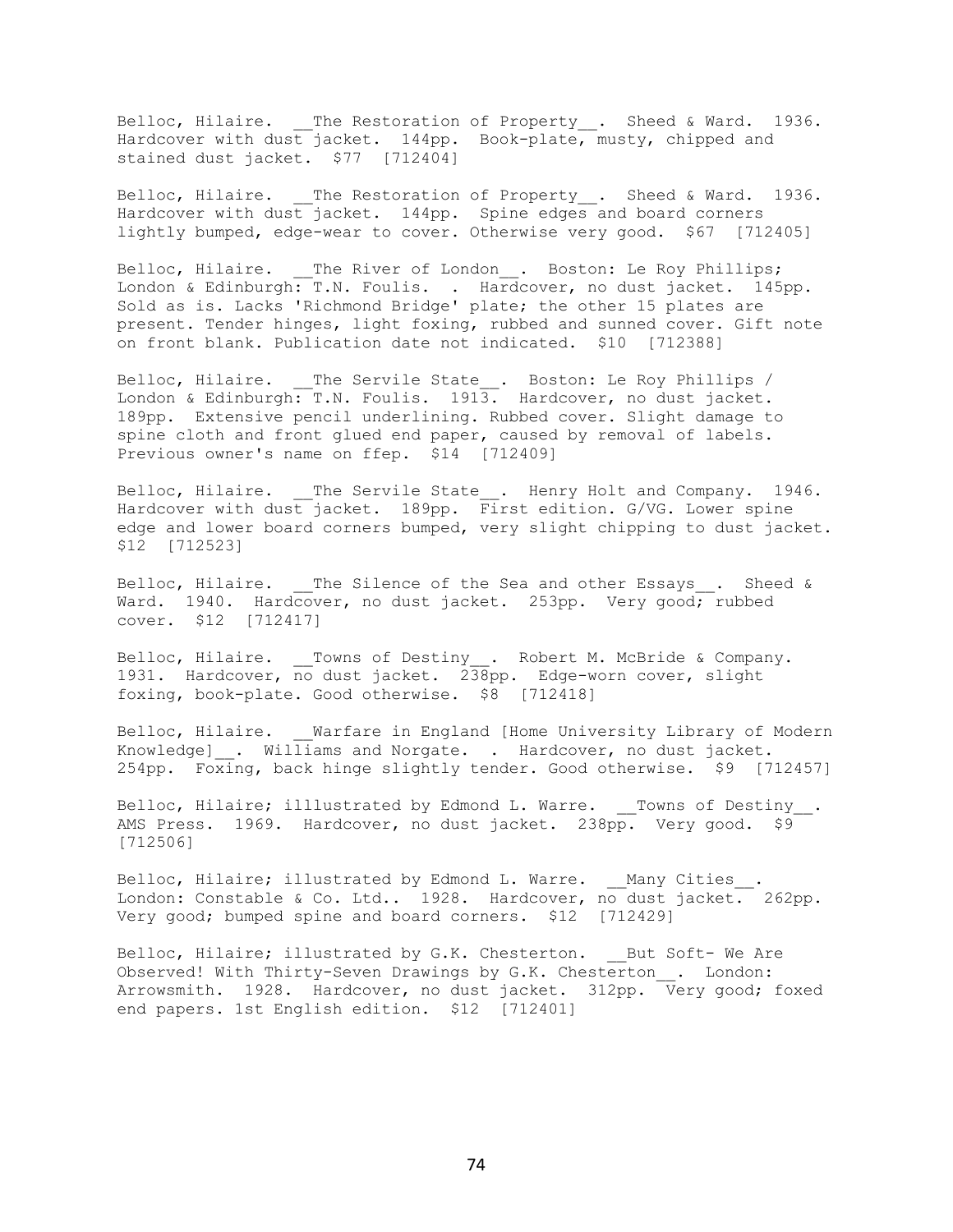Belloc, Hilaire. __The Restoration of Property__. Sheed & Ward. 1936. Hardcover with dust jacket. 144pp. Book-plate, musty, chipped and stained dust jacket. $77 [712404]

Belloc, Hilaire. __The Restoration of Property__. Sheed & Ward. 1936. Hardcover with dust jacket. 144pp. Spine edges and board corners lightly bumped, edge-wear to cover. Otherwise very good. $67 [712405]

Belloc, Hilaire. __The River of London__. Boston: Le Roy Phillips; London & Edinburgh: T.N. Foulis. . Hardcover, no dust jacket. 145pp. Sold as is. Lacks 'Richmond Bridge' plate; the other 15 plates are present. Tender hinges, light foxing, rubbed and sunned cover. Gift note on front blank. Publication date not indicated. $10 [712388]

Belloc, Hilaire. __The Servile State__. Boston: Le Roy Phillips / London & Edinburgh: T.N. Foulis. 1913. Hardcover, no dust jacket. 189pp. Extensive pencil underlining. Rubbed cover. Slight damage to spine cloth and front glued end paper, caused by removal of labels. Previous owner's name on ffep. $14 [712409]

Belloc, Hilaire. __The Servile State__. Henry Holt and Company. 1946. Hardcover with dust jacket. 189pp. First edition. G/VG. Lower spine edge and lower board corners bumped, very slight chipping to dust jacket. $12 [712523]

Belloc, Hilaire. __The Silence of the Sea and other Essays__. Sheed & Ward. 1940. Hardcover, no dust jacket. 253pp. Very good; rubbed cover. $12 [712417]

Belloc, Hilaire. __Towns of Destiny__. Robert M. McBride & Company. 1931. Hardcover, no dust jacket. 238pp. Edge-worn cover, slight foxing, book-plate. Good otherwise. $8 [712418]

Belloc, Hilaire. __Warfare in England [Home University Library of Modern Knowledge]__. Williams and Norgate. . Hardcover, no dust jacket. 254pp. Foxing, back hinge slightly tender. Good otherwise. $9 [712457]

Belloc, Hilaire; illlustrated by Edmond L. Warre. __Towns of Destiny__. AMS Press. 1969. Hardcover, no dust jacket. 238pp. Very good. $9 [712506]

Belloc, Hilaire; illustrated by Edmond L. Warre. __Many Cities__. London: Constable & Co. Ltd.. 1928. Hardcover, no dust jacket. 262pp. Very good; bumped spine and board corners. $12 [712429]

Belloc, Hilaire; illustrated by G.K. Chesterton. __But Soft- We Are Observed! With Thirty-Seven Drawings by G.K. Chesterton__. London: Arrowsmith. 1928. Hardcover, no dust jacket. 312pp. Very good; foxed end papers. 1st English edition. $12 [712401]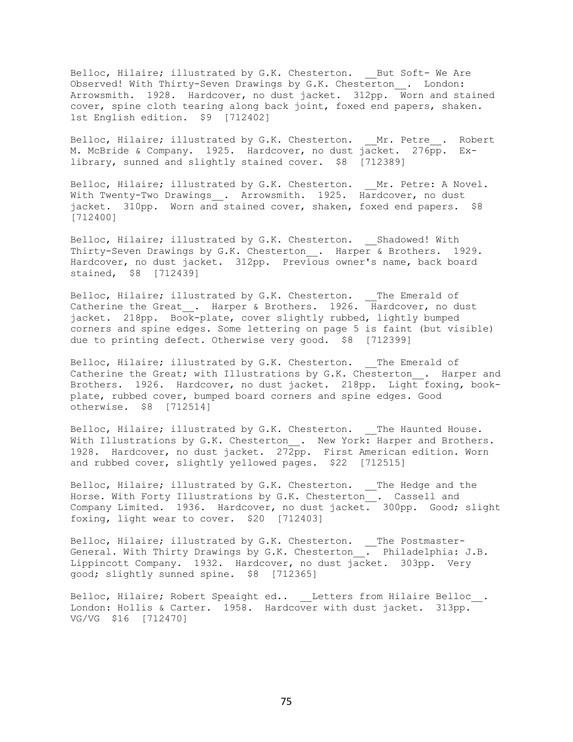Belloc, Hilaire; illustrated by G.K. Chesterton. __But Soft- We Are Observed! With Thirty-Seven Drawings by G.K. Chesterton__. London: Arrowsmith. 1928. Hardcover, no dust jacket. 312pp. Worn and stained cover, spine cloth tearing along back joint, foxed end papers, shaken. 1st English edition. $9 [712402]

Belloc, Hilaire; illustrated by G.K. Chesterton. __Mr. Petre__. Robert M. McBride & Company. 1925. Hardcover, no dust jacket. 276pp. Ex-library, sunned and slightly stained cover. $8 [712389]

Belloc, Hilaire; illustrated by G.K. Chesterton. __Mr. Petre: A Novel. With Twenty-Two Drawings__. Arrowsmith. 1925. Hardcover, no dust jacket. 310pp. Worn and stained cover, shaken, foxed end papers. $8 [712400]

Belloc, Hilaire; illustrated by G.K. Chesterton. __Shadowed! With Thirty-Seven Drawings by G.K. Chesterton__. Harper & Brothers. 1929. Hardcover, no dust jacket. 312pp. Previous owner's name, back board stained, $8 [712439]

Belloc, Hilaire; illustrated by G.K. Chesterton. __The Emerald of Catherine the Great__. Harper & Brothers. 1926. Hardcover, no dust jacket. 218pp. Book-plate, cover slightly rubbed, lightly bumped corners and spine edges. Some lettering on page 5 is faint (but visible) due to printing defect. Otherwise very good. $8 [712399]

Belloc, Hilaire; illustrated by G.K. Chesterton. __The Emerald of Catherine the Great; with Illustrations by G.K. Chesterton__. Harper and Brothers. 1926. Hardcover, no dust jacket. 218pp. Light foxing, book-plate, rubbed cover, bumped board corners and spine edges. Good otherwise. $8 [712514]

Belloc, Hilaire; illustrated by G.K. Chesterton. __The Haunted House. With Illustrations by G.K. Chesterton__. New York: Harper and Brothers. 1928. Hardcover, no dust jacket. 272pp. First American edition. Worn and rubbed cover, slightly yellowed pages. $22 [712515]

Belloc, Hilaire; illustrated by G.K. Chesterton. __The Hedge and the Horse. With Forty Illustrations by G.K. Chesterton__. Cassell and Company Limited. 1936. Hardcover, no dust jacket. 300pp. Good; slight foxing, light wear to cover. $20 [712403]

Belloc, Hilaire; illustrated by G.K. Chesterton. __The Postmaster-General. With Thirty Drawings by G.K. Chesterton__. Philadelphia: J.B. Lippincott Company. 1932. Hardcover, no dust jacket. 303pp. Very good; slightly sunned spine. $8 [712365]

Belloc, Hilaire; Robert Speaight ed.. __Letters from Hilaire Belloc__. London: Hollis & Carter. 1958. Hardcover with dust jacket. 313pp. VG/VG $16 [712470]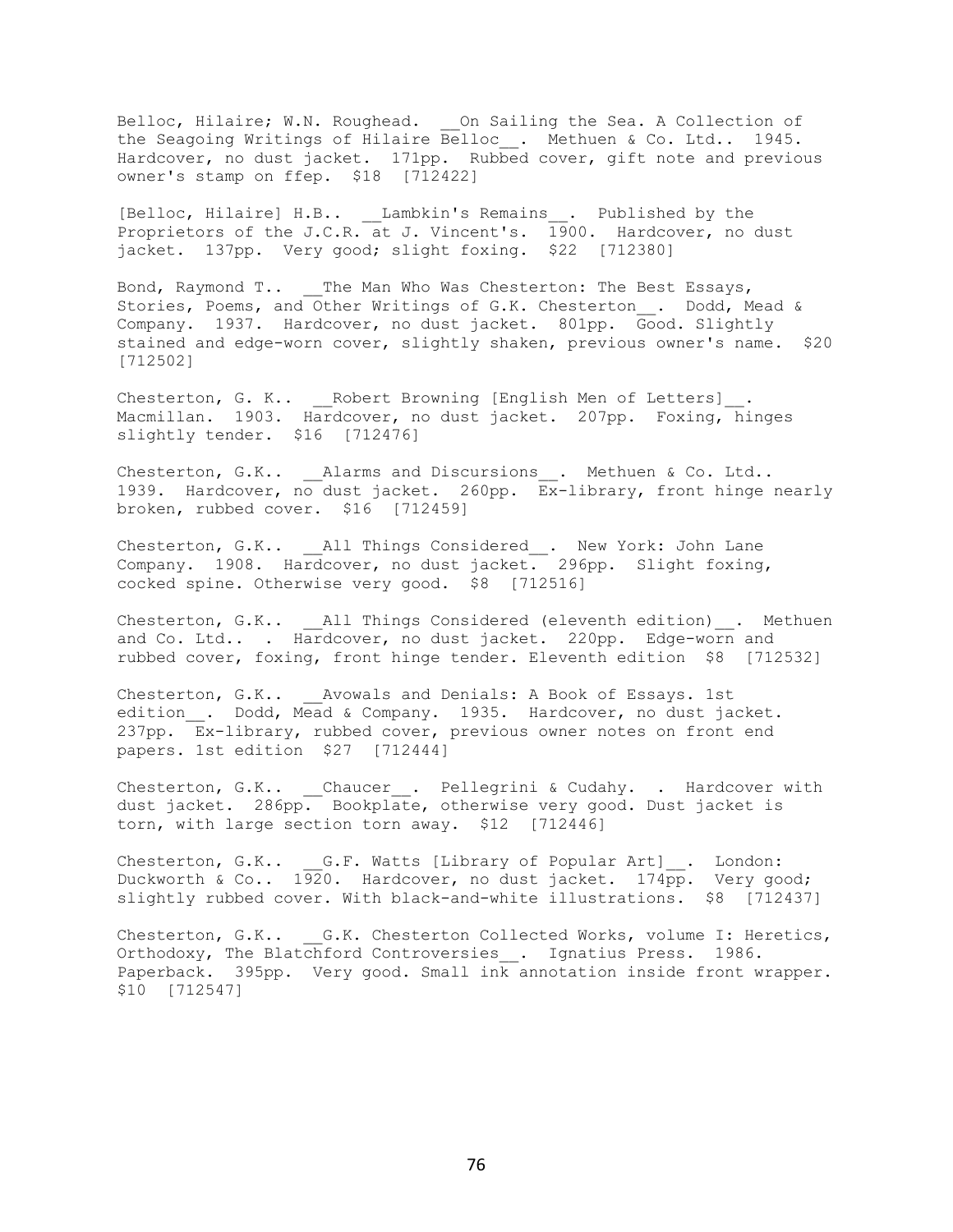Belloc, Hilaire; W.N. Roughead. __On Sailing the Sea. A Collection of the Seagoing Writings of Hilaire Belloc__. Methuen & Co. Ltd.. 1945. Hardcover, no dust jacket. 171pp. Rubbed cover, gift note and previous owner's stamp on ffep. $18 [712422]

[Belloc, Hilaire] H.B.. __Lambkin's Remains__. Published by the Proprietors of the J.C.R. at J. Vincent's. 1900. Hardcover, no dust jacket. 137pp. Very good; slight foxing. $22 [712380]

Bond, Raymond T.. __The Man Who Was Chesterton: The Best Essays, Stories, Poems, and Other Writings of G.K. Chesterton__. Dodd, Mead & Company. 1937. Hardcover, no dust jacket. 801pp. Good. Slightly stained and edge-worn cover, slightly shaken, previous owner's name. $20 [712502]

Chesterton, G. K.. __Robert Browning [English Men of Letters]__. Macmillan. 1903. Hardcover, no dust jacket. 207pp. Foxing, hinges slightly tender. $16 [712476]

Chesterton, G.K.. __Alarms and Discursions__. Methuen & Co. Ltd.. 1939. Hardcover, no dust jacket. 260pp. Ex-library, front hinge nearly broken, rubbed cover. $16 [712459]

Chesterton, G.K.. __All Things Considered__. New York: John Lane Company. 1908. Hardcover, no dust jacket. 296pp. Slight foxing, cocked spine. Otherwise very good. $8 [712516]

Chesterton, G.K.. __All Things Considered (eleventh edition)__. Methuen and Co. Ltd.. . Hardcover, no dust jacket. 220pp. Edge-worn and rubbed cover, foxing, front hinge tender. Eleventh edition $8 [712532]

Chesterton, G.K.. __Avowals and Denials: A Book of Essays. 1st edition__. Dodd, Mead & Company. 1935. Hardcover, no dust jacket. 237pp. Ex-library, rubbed cover, previous owner notes on front end papers. 1st edition $27 [712444]

Chesterton, G.K.. __Chaucer__. Pellegrini & Cudahy. . Hardcover with dust jacket. 286pp. Bookplate, otherwise very good. Dust jacket is torn, with large section torn away. $12 [712446]

Chesterton, G.K.. __G.F. Watts [Library of Popular Art]__. London: Duckworth & Co.. 1920. Hardcover, no dust jacket. 174pp. Very good; slightly rubbed cover. With black-and-white illustrations. $8 [712437]

Chesterton, G.K.. __G.K. Chesterton Collected Works, volume I: Heretics, Orthodoxy, The Blatchford Controversies__. Ignatius Press. 1986. Paperback. 395pp. Very good. Small ink annotation inside front wrapper. $10 [712547]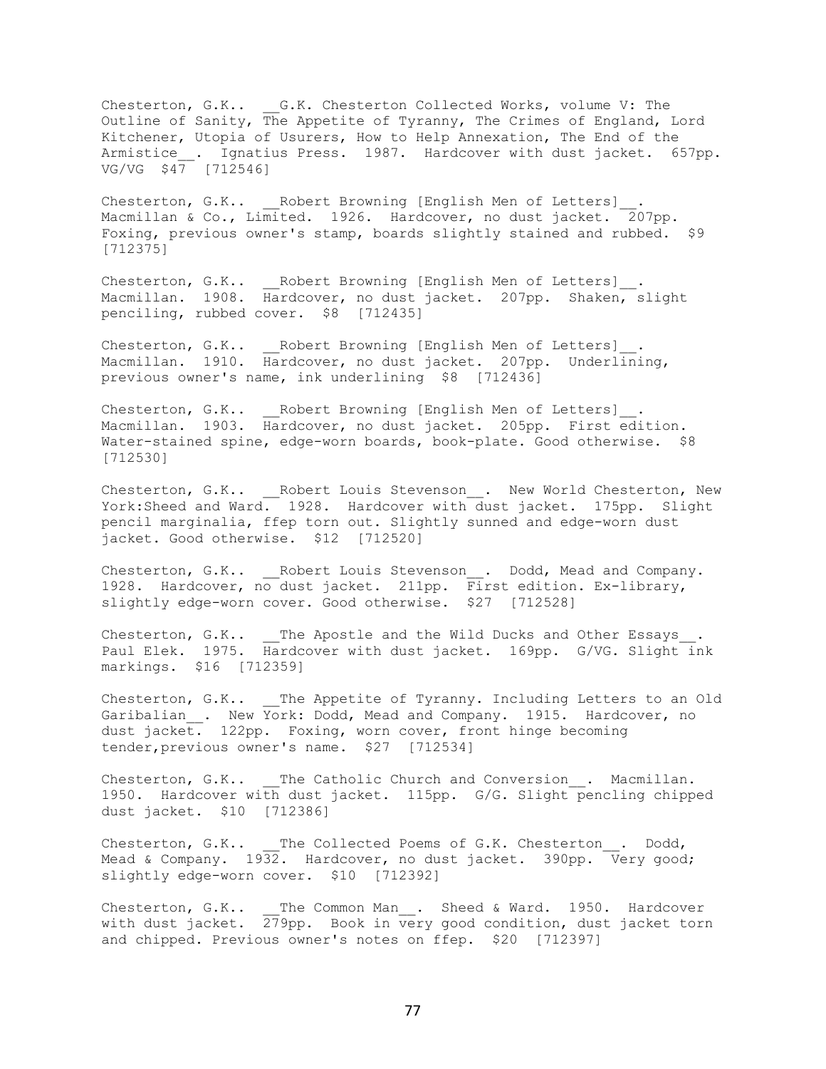Chesterton, G.K.. __G.K. Chesterton Collected Works, volume V: The Outline of Sanity, The Appetite of Tyranny, The Crimes of England, Lord Kitchener, Utopia of Usurers, How to Help Annexation, The End of the Armistice__. Ignatius Press. 1987. Hardcover with dust jacket. 657pp. VG/VG $47 [712546]

Chesterton, G.K.. __Robert Browning [English Men of Letters]__. Macmillan & Co., Limited. 1926. Hardcover, no dust jacket. 207pp. Foxing, previous owner's stamp, boards slightly stained and rubbed. $9 [712375]

Chesterton, G.K.. __Robert Browning [English Men of Letters]__. Macmillan. 1908. Hardcover, no dust jacket. 207pp. Shaken, slight penciling, rubbed cover. $8 [712435]

Chesterton, G.K.. __Robert Browning [English Men of Letters]__. Macmillan. 1910. Hardcover, no dust jacket. 207pp. Underlining, previous owner's name, ink underlining $8 [712436]

Chesterton, G.K.. __Robert Browning [English Men of Letters]__. Macmillan. 1903. Hardcover, no dust jacket. 205pp. First edition. Water-stained spine, edge-worn boards, book-plate. Good otherwise. $8 [712530]

Chesterton, G.K.. __Robert Louis Stevenson__. New World Chesterton, New York:Sheed and Ward. 1928. Hardcover with dust jacket. 175pp. Slight pencil marginalia, ffep torn out. Slightly sunned and edge-worn dust jacket. Good otherwise. $12 [712520]

Chesterton, G.K.. __Robert Louis Stevenson__. Dodd, Mead and Company. 1928. Hardcover, no dust jacket. 211pp. First edition. Ex-library, slightly edge-worn cover. Good otherwise. $27 [712528]

Chesterton, G.K.. __The Apostle and the Wild Ducks and Other Essays__. Paul Elek. 1975. Hardcover with dust jacket. 169pp. G/VG. Slight ink markings. $16 [712359]

Chesterton, G.K.. __The Appetite of Tyranny. Including Letters to an Old Garibalian__. New York: Dodd, Mead and Company. 1915. Hardcover, no dust jacket. 122pp. Foxing, worn cover, front hinge becoming tender,previous owner's name. $27 [712534]

Chesterton, G.K.. __The Catholic Church and Conversion__. Macmillan. 1950. Hardcover with dust jacket. 115pp. G/G. Slight pencling chipped dust jacket. $10 [712386]

Chesterton, G.K.. __The Collected Poems of G.K. Chesterton__. Dodd, Mead & Company. 1932. Hardcover, no dust jacket. 390pp. Very good; slightly edge-worn cover. $10 [712392]

Chesterton, G.K.. __The Common Man__. Sheed & Ward. 1950. Hardcover with dust jacket. 279pp. Book in very good condition, dust jacket torn and chipped. Previous owner's notes on ffep. $20 [712397]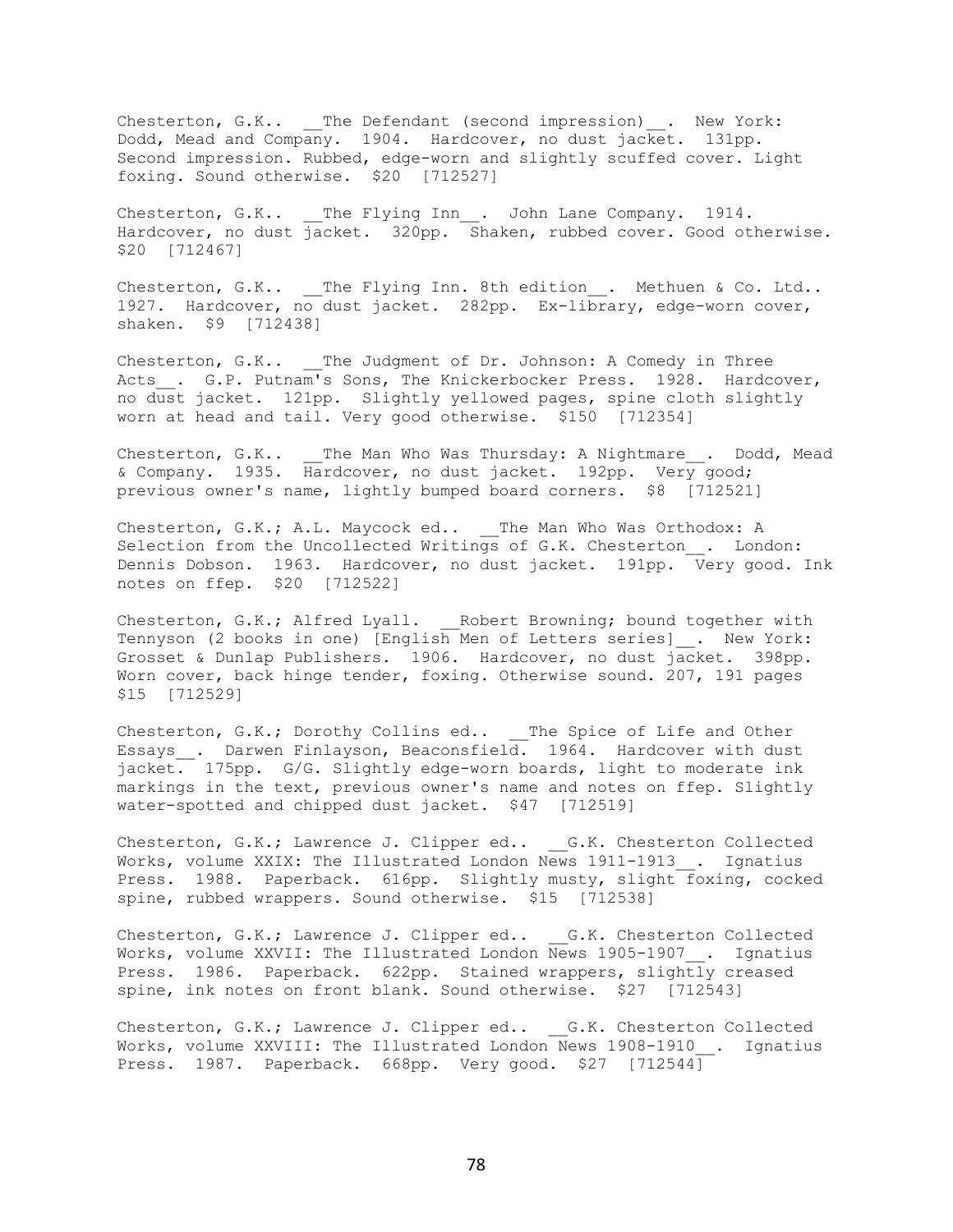Chesterton, G.K.. __The Defendant (second impression)__. New York: Dodd, Mead and Company. 1904. Hardcover, no dust jacket. 131pp. Second impression. Rubbed, edge-worn and slightly scuffed cover. Light foxing. Sound otherwise. $20 [712527]

Chesterton, G.K.. __The Flying Inn__. John Lane Company. 1914. Hardcover, no dust jacket. 320pp. Shaken, rubbed cover. Good otherwise. $20 [712467]

Chesterton, G.K.. __The Flying Inn. 8th edition__. Methuen & Co. Ltd.. 1927. Hardcover, no dust jacket. 282pp. Ex-library, edge-worn cover, shaken. $9 [712438]

Chesterton, G.K.. __The Judgment of Dr. Johnson: A Comedy in Three Acts__. G.P. Putnam's Sons, The Knickerbocker Press. 1928. Hardcover, no dust jacket. 121pp. Slightly yellowed pages, spine cloth slightly worn at head and tail. Very good otherwise. $150 [712354]

Chesterton, G.K.. __The Man Who Was Thursday: A Nightmare__. Dodd, Mead & Company. 1935. Hardcover, no dust jacket. 192pp. Very good; previous owner's name, lightly bumped board corners. $8 [712521]

Chesterton, G.K.; A.L. Maycock ed.. __The Man Who Was Orthodox: A Selection from the Uncollected Writings of G.K. Chesterton__. London: Dennis Dobson. 1963. Hardcover, no dust jacket. 191pp. Very good. Ink notes on ffep. $20 [712522]

Chesterton, G.K.; Alfred Lyall. __Robert Browning; bound together with Tennyson (2 books in one) [English Men of Letters series]__. New York: Grosset & Dunlap Publishers. 1906. Hardcover, no dust jacket. 398pp. Worn cover, back hinge tender, foxing. Otherwise sound. 207, 191 pages $15 [712529]

Chesterton, G.K.; Dorothy Collins ed.. __The Spice of Life and Other Essays__. Darwen Finlayson, Beaconsfield. 1964. Hardcover with dust jacket. 175pp. G/G. Slightly edge-worn boards, light to moderate ink markings in the text, previous owner's name and notes on ffep. Slightly water-spotted and chipped dust jacket. $47 [712519]

Chesterton, G.K.; Lawrence J. Clipper ed.. __G.K. Chesterton Collected Works, volume XXIX: The Illustrated London News 1911-1913__. Ignatius Press. 1988. Paperback. 616pp. Slightly musty, slight foxing, cocked spine, rubbed wrappers. Sound otherwise. $15 [712538]

Chesterton, G.K.; Lawrence J. Clipper ed.. __G.K. Chesterton Collected Works, volume XXVII: The Illustrated London News 1905-1907__. Ignatius Press. 1986. Paperback. 622pp. Stained wrappers, slightly creased spine, ink notes on front blank. Sound otherwise. $27 [712543]

Chesterton, G.K.; Lawrence J. Clipper ed.. __G.K. Chesterton Collected Works, volume XXVIII: The Illustrated London News 1908-1910__. Ignatius Press. 1987. Paperback. 668pp. Very good. $27 [712544]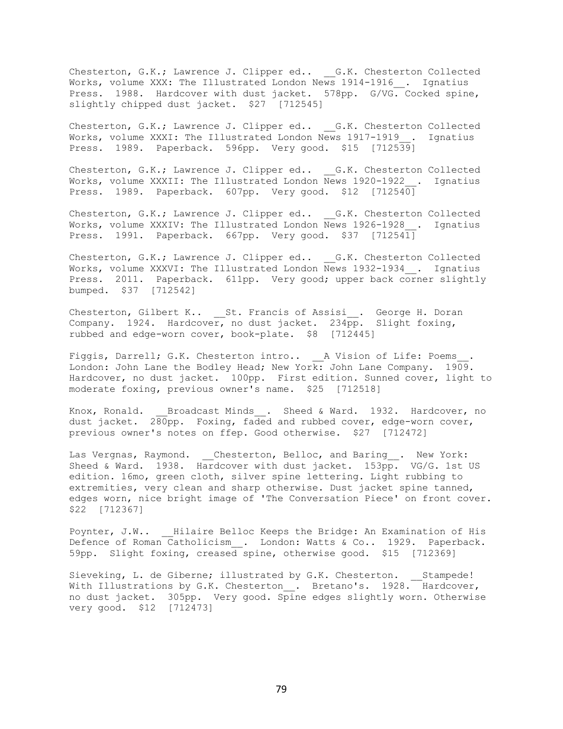Chesterton, G.K.; Lawrence J. Clipper ed.. __G.K. Chesterton Collected Works, volume XXX: The Illustrated London News 1914-1916__. Ignatius Press. 1988. Hardcover with dust jacket. 578pp. G/VG. Cocked spine, slightly chipped dust jacket. $27 [712545]

Chesterton, G.K.; Lawrence J. Clipper ed.. __G.K. Chesterton Collected Works, volume XXXI: The Illustrated London News 1917-1919__. Ignatius Press. 1989. Paperback. 596pp. Very good. $15 [712539]

Chesterton, G.K.; Lawrence J. Clipper ed.. __G.K. Chesterton Collected Works, volume XXXII: The Illustrated London News 1920-1922__. Ignatius Press. 1989. Paperback. 607pp. Very good. $12 [712540]

Chesterton, G.K.; Lawrence J. Clipper ed.. __G.K. Chesterton Collected Works, volume XXXIV: The Illustrated London News 1926-1928__. Ignatius Press. 1991. Paperback. 667pp. Very good. $37 [712541]

Chesterton, G.K.; Lawrence J. Clipper ed.. __G.K. Chesterton Collected Works, volume XXXVI: The Illustrated London News 1932-1934__. Ignatius Press. 2011. Paperback. 611pp. Very good; upper back corner slightly bumped. $37 [712542]

Chesterton, Gilbert K.. __St. Francis of Assisi__. George H. Doran Company. 1924. Hardcover, no dust jacket. 234pp. Slight foxing, rubbed and edge-worn cover, book-plate. $8 [712445]

Figgis, Darrell; G.K. Chesterton intro.. __A Vision of Life: Poems__. London: John Lane the Bodley Head; New York: John Lane Company. 1909. Hardcover, no dust jacket. 100pp. First edition. Sunned cover, light to moderate foxing, previous owner's name. $25 [712518]

Knox, Ronald. __Broadcast Minds__. Sheed & Ward. 1932. Hardcover, no dust jacket. 280pp. Foxing, faded and rubbed cover, edge-worn cover, previous owner's notes on ffep. Good otherwise. $27 [712472]

Las Vergnas, Raymond. __Chesterton, Belloc, and Baring__. New York: Sheed & Ward. 1938. Hardcover with dust jacket. 153pp. VG/G. 1st US edition. 16mo, green cloth, silver spine lettering. Light rubbing to extremities, very clean and sharp otherwise. Dust jacket spine tanned, edges worn, nice bright image of 'The Conversation Piece' on front cover. $22 [712367]

Poynter, J.W.. __Hilaire Belloc Keeps the Bridge: An Examination of His Defence of Roman Catholicism__. London: Watts & Co.. 1929. Paperback. 59pp. Slight foxing, creased spine, otherwise good. $15 [712369]

Sieveking, L. de Giberne; illustrated by G.K. Chesterton. __Stampede! With Illustrations by G.K. Chesterton__. Bretano's. 1928. Hardcover, no dust jacket. 305pp. Very good. Spine edges slightly worn. Otherwise very good. $12 [712473]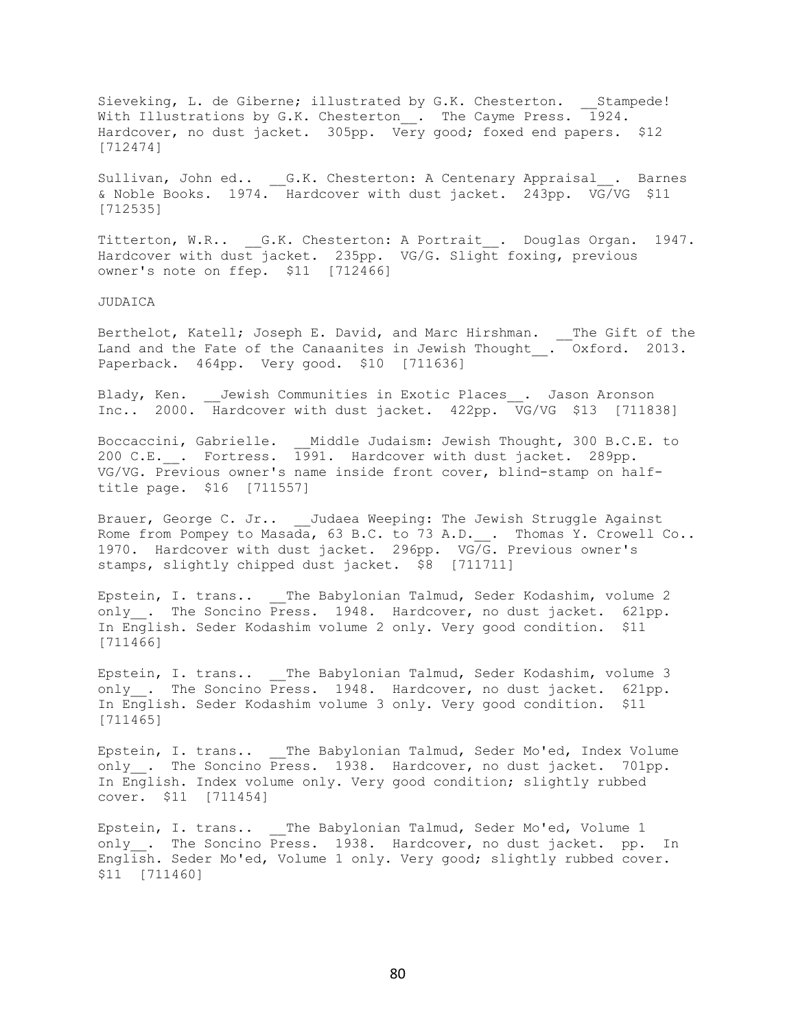Sieveking, L. de Giberne; illustrated by G.K. Chesterton. __Stampede! With Illustrations by G.K. Chesterton__. The Cayme Press. 1924. Hardcover, no dust jacket. 305pp. Very good; foxed end papers. $12 [712474]

Sullivan, John ed.. __G.K. Chesterton: A Centenary Appraisal__. Barnes & Noble Books. 1974. Hardcover with dust jacket. 243pp. VG/VG $11 [712535]

Titterton, W.R.. __G.K. Chesterton: A Portrait__. Douglas Organ. 1947. Hardcover with dust jacket. 235pp. VG/G. Slight foxing, previous owner's note on ffep. $11 [712466]

JUDAICA

Berthelot, Katell; Joseph E. David, and Marc Hirshman. __The Gift of the Land and the Fate of the Canaanites in Jewish Thought__. Oxford. 2013. Paperback. 464pp. Very good. $10 [711636]

Blady, Ken. __Jewish Communities in Exotic Places__. Jason Aronson Inc.. 2000. Hardcover with dust jacket. 422pp. VG/VG $13 [711838]

Boccaccini, Gabrielle. __Middle Judaism: Jewish Thought, 300 B.C.E. to 200 C.E.__. Fortress. 1991. Hardcover with dust jacket. 289pp. VG/VG. Previous owner's name inside front cover, blind-stamp on half-title page. $16 [711557]

Brauer, George C. Jr.. __Judaea Weeping: The Jewish Struggle Against Rome from Pompey to Masada, 63 B.C. to 73 A.D.__. Thomas Y. Crowell Co.. 1970. Hardcover with dust jacket. 296pp. VG/G. Previous owner's stamps, slightly chipped dust jacket. $8 [711711]

Epstein, I. trans.. __The Babylonian Talmud, Seder Kodashim, volume 2 only__. The Soncino Press. 1948. Hardcover, no dust jacket. 621pp. In English. Seder Kodashim volume 2 only. Very good condition. $11 [711466]

Epstein, I. trans.. __The Babylonian Talmud, Seder Kodashim, volume 3 only__. The Soncino Press. 1948. Hardcover, no dust jacket. 621pp. In English. Seder Kodashim volume 3 only. Very good condition. $11 [711465]

Epstein, I. trans.. __The Babylonian Talmud, Seder Mo'ed, Index Volume only__. The Soncino Press. 1938. Hardcover, no dust jacket. 701pp. In English. Index volume only. Very good condition; slightly rubbed cover. $11 [711454]

Epstein, I. trans.. __The Babylonian Talmud, Seder Mo'ed, Volume 1 only__. The Soncino Press. 1938. Hardcover, no dust jacket. pp. In English. Seder Mo'ed, Volume 1 only. Very good; slightly rubbed cover. $11 [711460]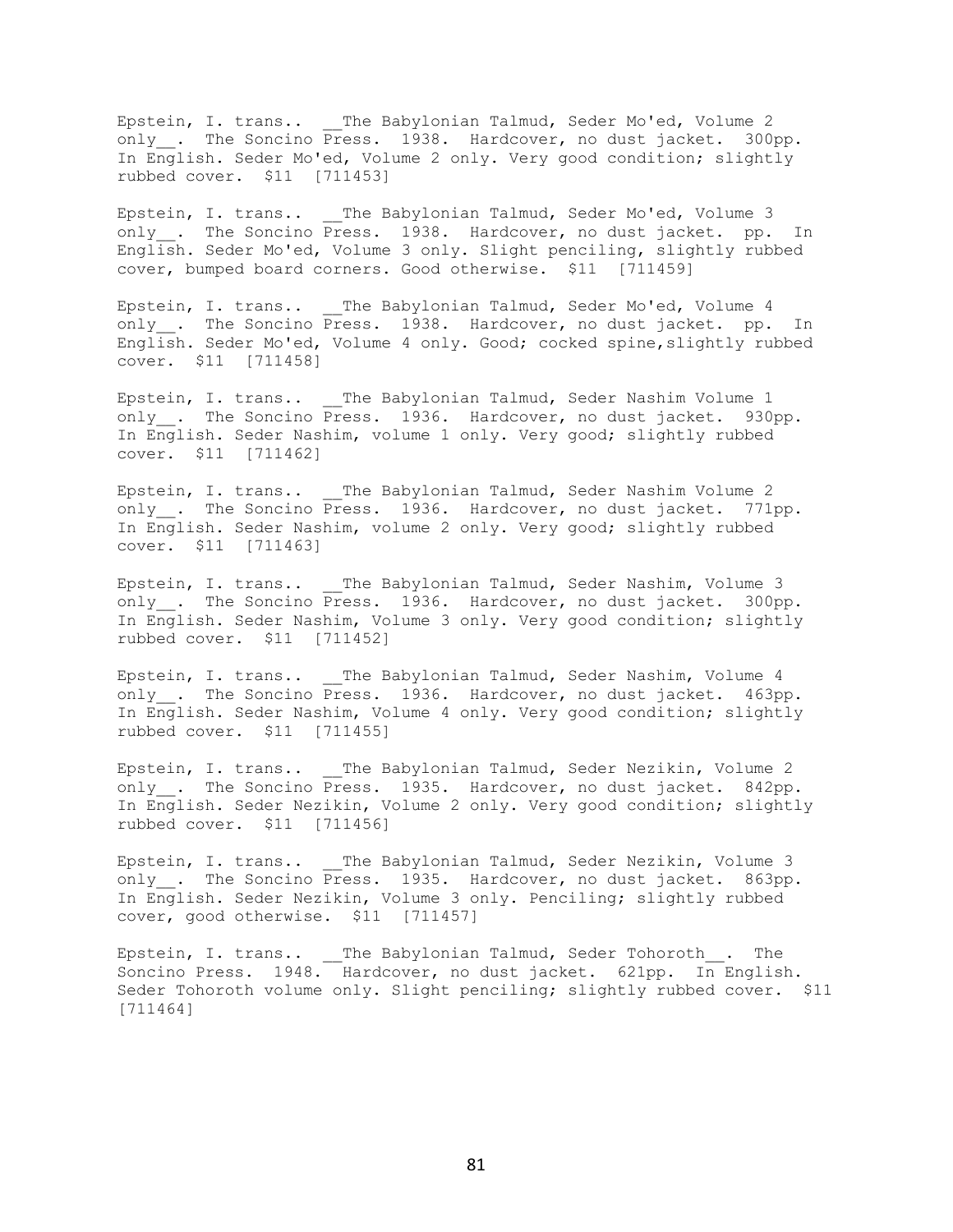Epstein, I. trans.. __The Babylonian Talmud, Seder Mo'ed, Volume 2 only__. The Soncino Press. 1938. Hardcover, no dust jacket. 300pp. In English. Seder Mo'ed, Volume 2 only. Very good condition; slightly rubbed cover. $11 [711453]

Epstein, I. trans.. __The Babylonian Talmud, Seder Mo'ed, Volume 3 only__. The Soncino Press. 1938. Hardcover, no dust jacket. pp. In English. Seder Mo'ed, Volume 3 only. Slight penciling, slightly rubbed cover, bumped board corners. Good otherwise. $11 [711459]

Epstein, I. trans.. __The Babylonian Talmud, Seder Mo'ed, Volume 4 only__. The Soncino Press. 1938. Hardcover, no dust jacket. pp. In English. Seder Mo'ed, Volume 4 only. Good; cocked spine,slightly rubbed cover. $11 [711458]

Epstein, I. trans.. __The Babylonian Talmud, Seder Nashim Volume 1 only__. The Soncino Press. 1936. Hardcover, no dust jacket. 930pp. In English. Seder Nashim, volume 1 only. Very good; slightly rubbed cover. $11 [711462]

Epstein, I. trans.. __The Babylonian Talmud, Seder Nashim Volume 2 only__. The Soncino Press. 1936. Hardcover, no dust jacket. 771pp. In English. Seder Nashim, volume 2 only. Very good; slightly rubbed cover. $11 [711463]

Epstein, I. trans.. __The Babylonian Talmud, Seder Nashim, Volume 3 only__. The Soncino Press. 1936. Hardcover, no dust jacket. 300pp. In English. Seder Nashim, Volume 3 only. Very good condition; slightly rubbed cover. $11 [711452]

Epstein, I. trans.. __The Babylonian Talmud, Seder Nashim, Volume 4 only__. The Soncino Press. 1936. Hardcover, no dust jacket. 463pp. In English. Seder Nashim, Volume 4 only. Very good condition; slightly rubbed cover. $11 [711455]

Epstein, I. trans.. __The Babylonian Talmud, Seder Nezikin, Volume 2 only__. The Soncino Press. 1935. Hardcover, no dust jacket. 842pp. In English. Seder Nezikin, Volume 2 only. Very good condition; slightly rubbed cover. $11 [711456]

Epstein, I. trans.. __The Babylonian Talmud, Seder Nezikin, Volume 3 only__. The Soncino Press. 1935. Hardcover, no dust jacket. 863pp. In English. Seder Nezikin, Volume 3 only. Penciling; slightly rubbed cover, good otherwise. $11 [711457]

Epstein, I. trans.. __The Babylonian Talmud, Seder Tohoroth__. The Soncino Press. 1948. Hardcover, no dust jacket. 621pp. In English. Seder Tohoroth volume only. Slight penciling; slightly rubbed cover. $11 [711464]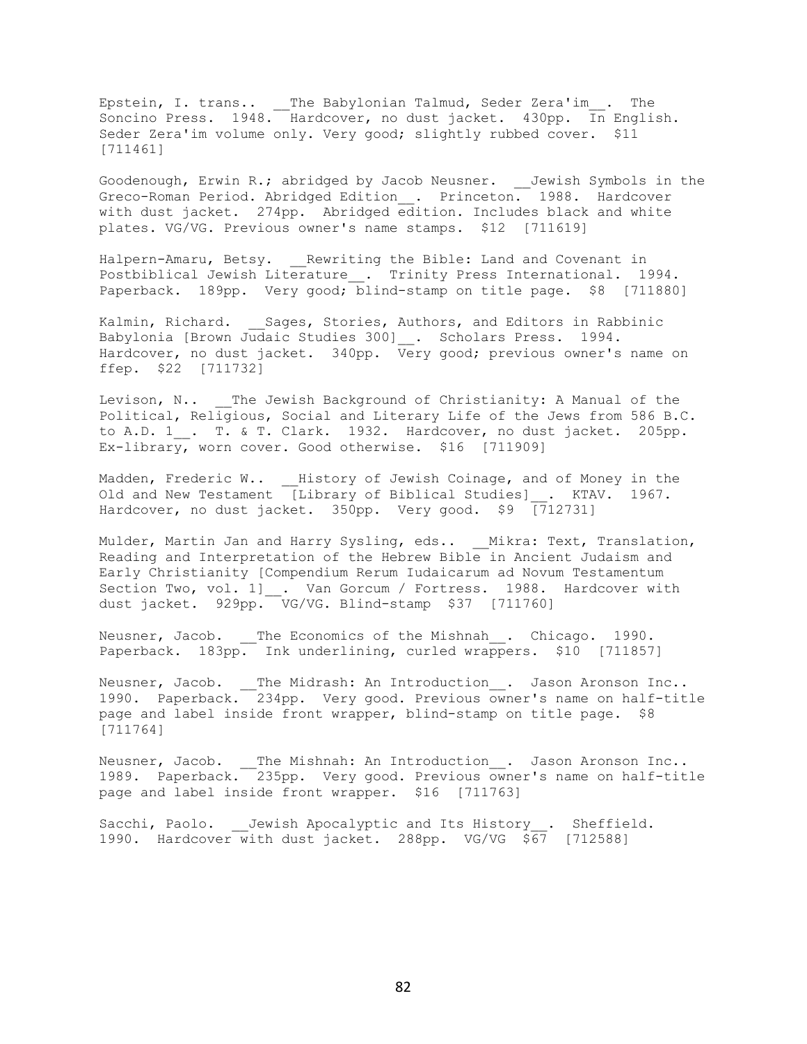Epstein, I. trans.. __The Babylonian Talmud, Seder Zera'im__. The Soncino Press. 1948. Hardcover, no dust jacket. 430pp. In English. Seder Zera'im volume only. Very good; slightly rubbed cover. $11 [711461]

Goodenough, Erwin R.; abridged by Jacob Neusner. __Jewish Symbols in the Greco-Roman Period. Abridged Edition__. Princeton. 1988. Hardcover with dust jacket. 274pp. Abridged edition. Includes black and white plates. VG/VG. Previous owner's name stamps. $12 [711619]

Halpern-Amaru, Betsy. __Rewriting the Bible: Land and Covenant in Postbiblical Jewish Literature__. Trinity Press International. 1994. Paperback. 189pp. Very good; blind-stamp on title page. $8 [711880]

Kalmin, Richard. __Sages, Stories, Authors, and Editors in Rabbinic Babylonia [Brown Judaic Studies 300]__. Scholars Press. 1994. Hardcover, no dust jacket. 340pp. Very good; previous owner's name on ffep. $22 [711732]

Levison, N.. __The Jewish Background of Christianity: A Manual of the Political, Religious, Social and Literary Life of the Jews from 586 B.C. to A.D. 1__. T. & T. Clark. 1932. Hardcover, no dust jacket. 205pp. Ex-library, worn cover. Good otherwise. $16 [711909]

Madden, Frederic W.. __History of Jewish Coinage, and of Money in the Old and New Testament [Library of Biblical Studies]__. KTAV. 1967. Hardcover, no dust jacket. 350pp. Very good. $9 [712731]

Mulder, Martin Jan and Harry Sysling, eds.. __Mikra: Text, Translation, Reading and Interpretation of the Hebrew Bible in Ancient Judaism and Early Christianity [Compendium Rerum Iudaicarum ad Novum Testamentum Section Two, vol. 1]__. Van Gorcum / Fortress. 1988. Hardcover with dust jacket. 929pp. VG/VG. Blind-stamp $37 [711760]

Neusner, Jacob. __The Economics of the Mishnah__. Chicago. 1990. Paperback. 183pp. Ink underlining, curled wrappers. $10 [711857]

Neusner, Jacob. __The Midrash: An Introduction__. Jason Aronson Inc.. 1990. Paperback. 234pp. Very good. Previous owner's name on half-title page and label inside front wrapper, blind-stamp on title page. $8 [711764]

Neusner, Jacob. __The Mishnah: An Introduction__. Jason Aronson Inc.. 1989. Paperback. 235pp. Very good. Previous owner's name on half-title page and label inside front wrapper. $16 [711763]

Sacchi, Paolo. __Jewish Apocalyptic and Its History__. Sheffield. 1990. Hardcover with dust jacket. 288pp. VG/VG $67 [712588]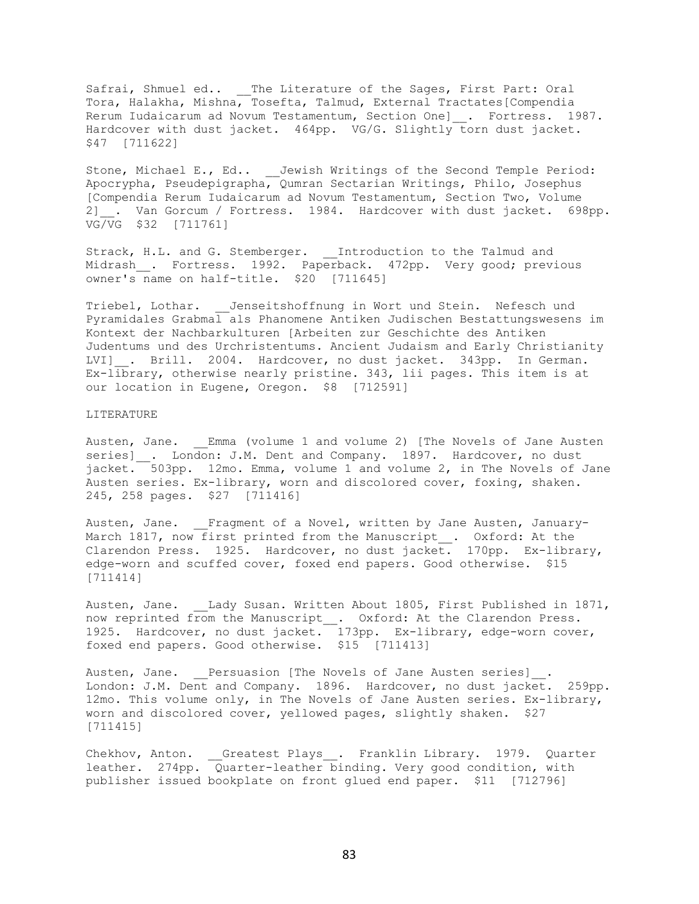Safrai, Shmuel ed.. __The Literature of the Sages, First Part: Oral Tora, Halakha, Mishna, Tosefta, Talmud, External Tractates[Compendia Rerum Iudaicarum ad Novum Testamentum, Section One]__. Fortress. 1987. Hardcover with dust jacket. 464pp. VG/G. Slightly torn dust jacket. $47 [711622]

Stone, Michael E., Ed.. __Jewish Writings of the Second Temple Period: Apocrypha, Pseudepigrapha, Qumran Sectarian Writings, Philo, Josephus [Compendia Rerum Iudaicarum ad Novum Testamentum, Section Two, Volume 2]__. Van Gorcum / Fortress. 1984. Hardcover with dust jacket. 698pp. VG/VG $32 [711761]

Strack, H.L. and G. Stemberger. __Introduction to the Talmud and Midrash__. Fortress. 1992. Paperback. 472pp. Very good; previous owner's name on half-title. $20 [711645]

Triebel, Lothar. __Jenseitshoffnung in Wort und Stein. Nefesch und Pyramidales Grabmal als Phanomene Antiken Judischen Bestattungswesens im Kontext der Nachbarkulturen [Arbeiten zur Geschichte des Antiken Judentums und des Urchristentums. Ancient Judaism and Early Christianity LVI]__. Brill. 2004. Hardcover, no dust jacket. 343pp. In German. Ex-library, otherwise nearly pristine. 343, lii pages. This item is at our location in Eugene, Oregon. $8 [712591]

LITERATURE

Austen, Jane. __Emma (volume 1 and volume 2) [The Novels of Jane Austen series]__. London: J.M. Dent and Company. 1897. Hardcover, no dust jacket. 503pp. 12mo. Emma, volume 1 and volume 2, in The Novels of Jane Austen series. Ex-library, worn and discolored cover, foxing, shaken. 245, 258 pages. $27 [711416]

Austen, Jane. __Fragment of a Novel, written by Jane Austen, January-March 1817, now first printed from the Manuscript__. Oxford: At the Clarendon Press. 1925. Hardcover, no dust jacket. 170pp. Ex-library, edge-worn and scuffed cover, foxed end papers. Good otherwise. $15 [711414]

Austen, Jane. __Lady Susan. Written About 1805, First Published in 1871, now reprinted from the Manuscript__. Oxford: At the Clarendon Press. 1925. Hardcover, no dust jacket. 173pp. Ex-library, edge-worn cover, foxed end papers. Good otherwise. $15 [711413]

Austen, Jane. __Persuasion [The Novels of Jane Austen series]__. London: J.M. Dent and Company. 1896. Hardcover, no dust jacket. 259pp. 12mo. This volume only, in The Novels of Jane Austen series. Ex-library, worn and discolored cover, yellowed pages, slightly shaken. $27 [711415]

Chekhov, Anton. __Greatest Plays__. Franklin Library. 1979. Quarter leather. 274pp. Quarter-leather binding. Very good condition, with publisher issued bookplate on front glued end paper. $11 [712796]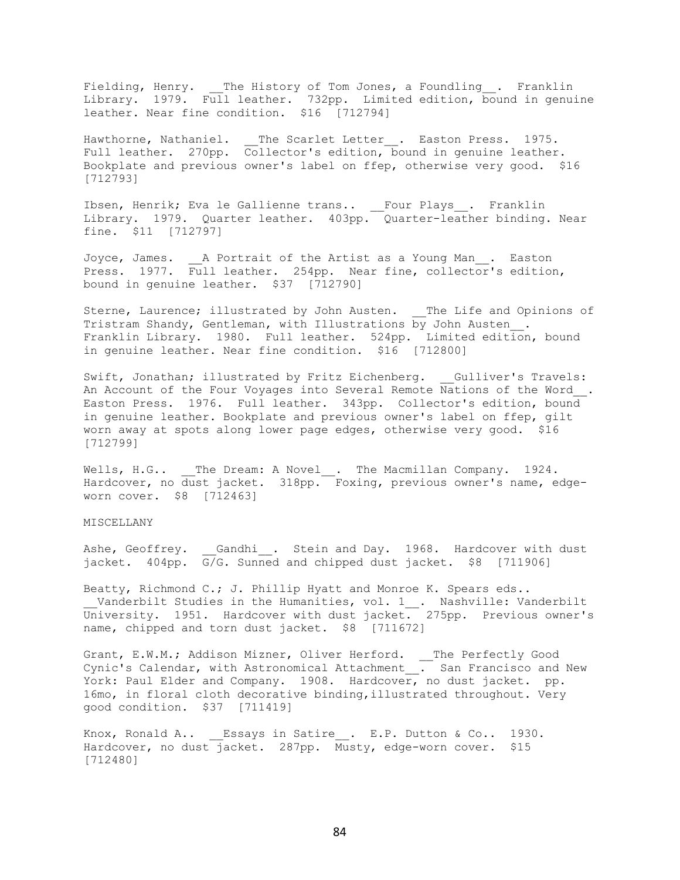Fielding, Henry. __The History of Tom Jones, a Foundling__. Franklin Library. 1979. Full leather. 732pp. Limited edition, bound in genuine leather. Near fine condition. $16 [712794]

Hawthorne, Nathaniel. __The Scarlet Letter__. Easton Press. 1975. Full leather. 270pp. Collector's edition, bound in genuine leather. Bookplate and previous owner's label on ffep, otherwise very good. $16 [712793]

Ibsen, Henrik; Eva le Gallienne trans.. __Four Plays__. Franklin Library. 1979. Quarter leather. 403pp. Quarter-leather binding. Near fine. $11 [712797]

Joyce, James. __A Portrait of the Artist as a Young Man__. Easton Press. 1977. Full leather. 254pp. Near fine, collector's edition, bound in genuine leather. $37 [712790]

Sterne, Laurence; illustrated by John Austen. __The Life and Opinions of Tristram Shandy, Gentleman, with Illustrations by John Austen__. Franklin Library. 1980. Full leather. 524pp. Limited edition, bound in genuine leather. Near fine condition. $16 [712800]

Swift, Jonathan; illustrated by Fritz Eichenberg. __Gulliver's Travels: An Account of the Four Voyages into Several Remote Nations of the Word__. Easton Press. 1976. Full leather. 343pp. Collector's edition, bound in genuine leather. Bookplate and previous owner's label on ffep, gilt worn away at spots along lower page edges, otherwise very good. $16 [712799]

Wells, H.G.. __The Dream: A Novel__. The Macmillan Company. 1924. Hardcover, no dust jacket. 318pp. Foxing, previous owner's name, edge-worn cover. $8 [712463]

MISCELLANY

Ashe, Geoffrey. __Gandhi__. Stein and Day. 1968. Hardcover with dust jacket. 404pp. G/G. Sunned and chipped dust jacket. $8 [711906]

Beatty, Richmond C.; J. Phillip Hyatt and Monroe K. Spears eds.. __Vanderbilt Studies in the Humanities, vol. 1__. Nashville: Vanderbilt University. 1951. Hardcover with dust jacket. 275pp. Previous owner's name, chipped and torn dust jacket. $8 [711672]

Grant, E.W.M.; Addison Mizner, Oliver Herford. __The Perfectly Good Cynic's Calendar, with Astronomical Attachment__. San Francisco and New York: Paul Elder and Company. 1908. Hardcover, no dust jacket. pp. 16mo, in floral cloth decorative binding,illustrated throughout. Very good condition. $37 [711419]

Knox, Ronald A.. __Essays in Satire__. E.P. Dutton & Co.. 1930. Hardcover, no dust jacket. 287pp. Musty, edge-worn cover. $15 [712480]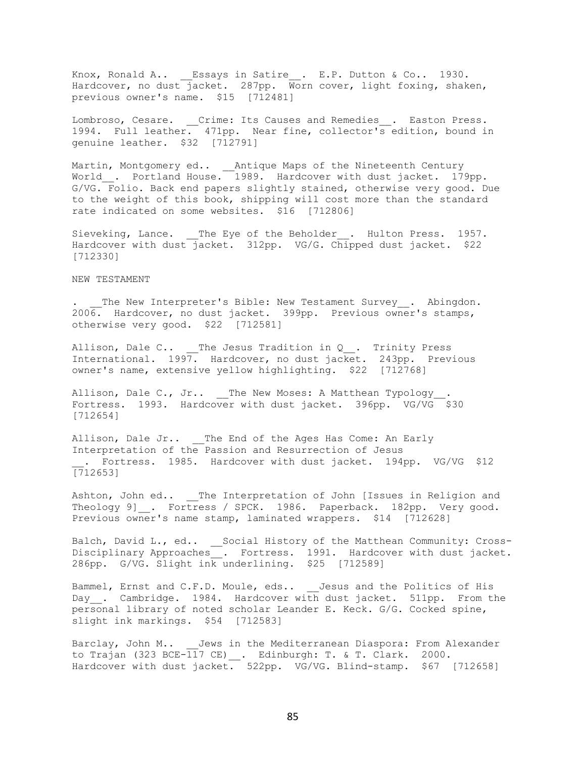Knox, Ronald A.. __Essays in Satire__. E.P. Dutton & Co.. 1930. Hardcover, no dust jacket. 287pp. Worn cover, light foxing, shaken, previous owner's name. $15 [712481]

Lombroso, Cesare. __Crime: Its Causes and Remedies__. Easton Press. 1994. Full leather. 471pp. Near fine, collector's edition, bound in genuine leather. $32 [712791]

Martin, Montgomery ed.. __Antique Maps of the Nineteenth Century World__. Portland House. 1989. Hardcover with dust jacket. 179pp. G/VG. Folio. Back end papers slightly stained, otherwise very good. Due to the weight of this book, shipping will cost more than the standard rate indicated on some websites. $16 [712806]

Sieveking, Lance. __The Eye of the Beholder__. Hulton Press. 1957. Hardcover with dust jacket. 312pp. VG/G. Chipped dust jacket. $22 [712330]

NEW TESTAMENT

. __The New Interpreter's Bible: New Testament Survey__. Abingdon. 2006. Hardcover, no dust jacket. 399pp. Previous owner's stamps, otherwise very good. $22 [712581]

Allison, Dale C.. __The Jesus Tradition in Q__. Trinity Press International. 1997. Hardcover, no dust jacket. 243pp. Previous owner's name, extensive yellow highlighting. $22 [712768]

Allison, Dale C., Jr.. __The New Moses: A Matthean Typology__. Fortress. 1993. Hardcover with dust jacket. 396pp. VG/VG $30 [712654]

Allison, Dale Jr.. __The End of the Ages Has Come: An Early Interpretation of the Passion and Resurrection of Jesus __. Fortress. 1985. Hardcover with dust jacket. 194pp. VG/VG $12 [712653]

Ashton, John ed.. __The Interpretation of John [Issues in Religion and Theology 9]__. Fortress / SPCK. 1986. Paperback. 182pp. Very good. Previous owner's name stamp, laminated wrappers. $14 [712628]

Balch, David L., ed.. __Social History of the Matthean Community: Cross-Disciplinary Approaches__. Fortress. 1991. Hardcover with dust jacket. 286pp. G/VG. Slight ink underlining. $25 [712589]

Bammel, Ernst and C.F.D. Moule, eds.. __Jesus and the Politics of His Day__. Cambridge. 1984. Hardcover with dust jacket. 511pp. From the personal library of noted scholar Leander E. Keck. G/G. Cocked spine, slight ink markings. $54 [712583]

Barclay, John M.. __Jews in the Mediterranean Diaspora: From Alexander to Trajan (323 BCE-117 CE)__. Edinburgh: T. & T. Clark. 2000. Hardcover with dust jacket. 522pp. VG/VG. Blind-stamp. $67 [712658]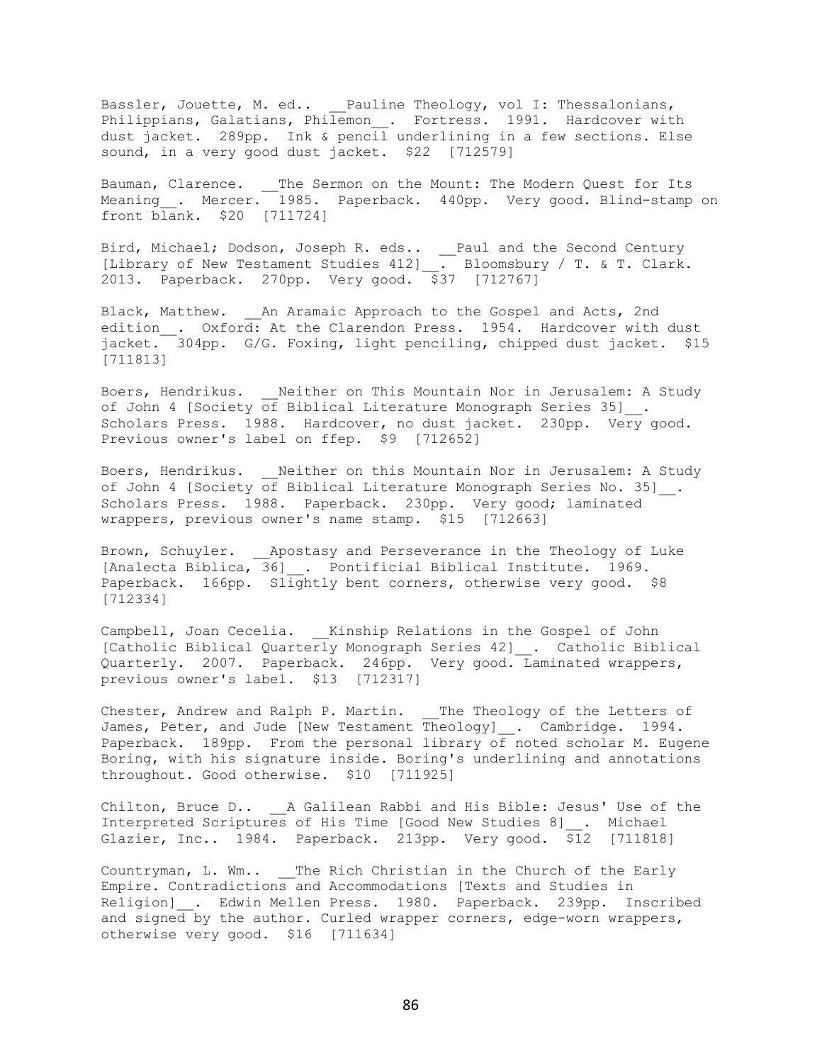Bassler, Jouette, M. ed.. __Pauline Theology, vol I: Thessalonians, Philippians, Galatians, Philemon__. Fortress. 1991. Hardcover with dust jacket. 289pp. Ink & pencil underlining in a few sections. Else sound, in a very good dust jacket. $22 [712579]

Bauman, Clarence. __The Sermon on the Mount: The Modern Quest for Its Meaning__. Mercer. 1985. Paperback. 440pp. Very good. Blind-stamp on front blank. $20 [711724]

Bird, Michael; Dodson, Joseph R. eds.. __Paul and the Second Century [Library of New Testament Studies 412]__. Bloomsbury / T. & T. Clark. 2013. Paperback. 270pp. Very good. $37 [712767]

Black, Matthew. __An Aramaic Approach to the Gospel and Acts, 2nd edition__. Oxford: At the Clarendon Press. 1954. Hardcover with dust jacket. 304pp. G/G. Foxing, light penciling, chipped dust jacket. $15 [711813]

Boers, Hendrikus. __Neither on This Mountain Nor in Jerusalem: A Study of John 4 [Society of Biblical Literature Monograph Series 35]__. Scholars Press. 1988. Hardcover, no dust jacket. 230pp. Very good. Previous owner's label on ffep. $9 [712652]

Boers, Hendrikus. __Neither on this Mountain Nor in Jerusalem: A Study of John 4 [Society of Biblical Literature Monograph Series No. 35]__. Scholars Press. 1988. Paperback. 230pp. Very good; laminated wrappers, previous owner's name stamp. $15 [712663]

Brown, Schuyler. __Apostasy and Perseverance in the Theology of Luke [Analecta Biblica, 36]__. Pontificial Biblical Institute. 1969. Paperback. 166pp. Slightly bent corners, otherwise very good. $8 [712334]

Campbell, Joan Cecelia. __Kinship Relations in the Gospel of John [Catholic Biblical Quarterly Monograph Series 42]__. Catholic Biblical Quarterly. 2007. Paperback. 246pp. Very good. Laminated wrappers, previous owner's label. $13 [712317]

Chester, Andrew and Ralph P. Martin. __The Theology of the Letters of James, Peter, and Jude [New Testament Theology]__. Cambridge. 1994. Paperback. 189pp. From the personal library of noted scholar M. Eugene Boring, with his signature inside. Boring's underlining and annotations throughout. Good otherwise. $10 [711925]

Chilton, Bruce D.. __A Galilean Rabbi and His Bible: Jesus' Use of the Interpreted Scriptures of His Time [Good New Studies 8]__. Michael Glazier, Inc.. 1984. Paperback. 213pp. Very good. $12 [711818]

Countryman, L. Wm.. __The Rich Christian in the Church of the Early Empire. Contradictions and Accommodations [Texts and Studies in Religion]__. Edwin Mellen Press. 1980. Paperback. 239pp. Inscribed and signed by the author. Curled wrapper corners, edge-worn wrappers, otherwise very good. $16 [711634]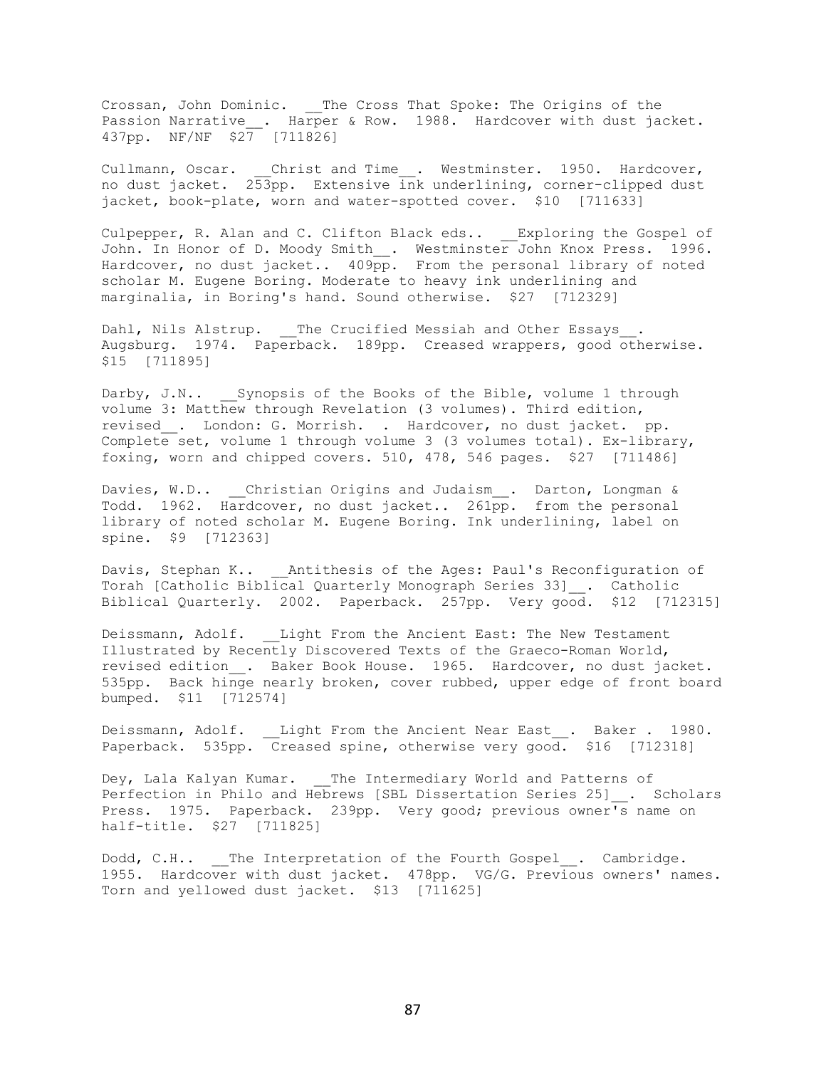Crossan, John Dominic. __The Cross That Spoke: The Origins of the Passion Narrative__. Harper & Row. 1988. Hardcover with dust jacket. 437pp. NF/NF $27 [711826]

Cullmann, Oscar. __Christ and Time__. Westminster. 1950. Hardcover, no dust jacket. 253pp. Extensive ink underlining, corner-clipped dust jacket, book-plate, worn and water-spotted cover. $10 [711633]

Culpepper, R. Alan and C. Clifton Black eds.. __Exploring the Gospel of John. In Honor of D. Moody Smith__. Westminster John Knox Press. 1996. Hardcover, no dust jacket.. 409pp. From the personal library of noted scholar M. Eugene Boring. Moderate to heavy ink underlining and marginalia, in Boring's hand. Sound otherwise. $27 [712329]

Dahl, Nils Alstrup. __The Crucified Messiah and Other Essays__. Augsburg. 1974. Paperback. 189pp. Creased wrappers, good otherwise. $15 [711895]

Darby, J.N.. __Synopsis of the Books of the Bible, volume 1 through volume 3: Matthew through Revelation (3 volumes). Third edition, revised__. London: G. Morrish. . Hardcover, no dust jacket. pp. Complete set, volume 1 through volume 3 (3 volumes total). Ex-library, foxing, worn and chipped covers. 510, 478, 546 pages. $27 [711486]

Davies, W.D.. __Christian Origins and Judaism__. Darton, Longman & Todd. 1962. Hardcover, no dust jacket.. 261pp. from the personal library of noted scholar M. Eugene Boring. Ink underlining, label on spine. $9 [712363]

Davis, Stephan K.. __Antithesis of the Ages: Paul's Reconfiguration of Torah [Catholic Biblical Quarterly Monograph Series 33]__. Catholic Biblical Quarterly. 2002. Paperback. 257pp. Very good. $12 [712315]

Deissmann, Adolf. __Light From the Ancient East: The New Testament Illustrated by Recently Discovered Texts of the Graeco-Roman World, revised edition__. Baker Book House. 1965. Hardcover, no dust jacket. 535pp. Back hinge nearly broken, cover rubbed, upper edge of front board bumped. $11 [712574]

Deissmann, Adolf. __Light From the Ancient Near East__. Baker . 1980. Paperback. 535pp. Creased spine, otherwise very good. $16 [712318]

Dey, Lala Kalyan Kumar. __The Intermediary World and Patterns of Perfection in Philo and Hebrews [SBL Dissertation Series 25]__. Scholars Press. 1975. Paperback. 239pp. Very good; previous owner's name on half-title. $27 [711825]

Dodd, C.H.. __The Interpretation of the Fourth Gospel__. Cambridge. 1955. Hardcover with dust jacket. 478pp. VG/G. Previous owners' names. Torn and yellowed dust jacket. $13 [711625]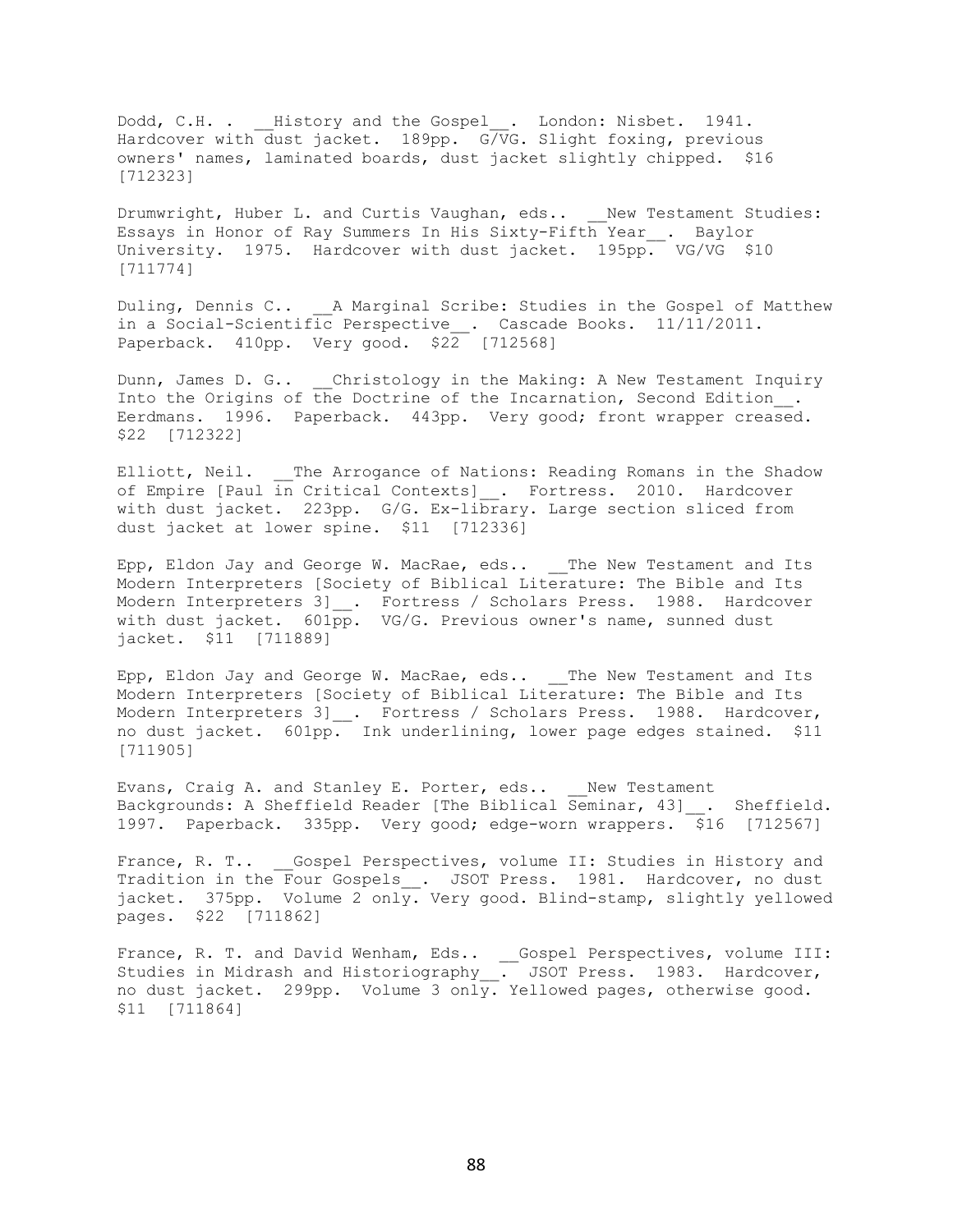Dodd, C.H. . __History and the Gospel__. London: Nisbet. 1941. Hardcover with dust jacket. 189pp. G/VG. Slight foxing, previous owners' names, laminated boards, dust jacket slightly chipped. $16 [712323]

Drumwright, Huber L. and Curtis Vaughan, eds.. __New Testament Studies: Essays in Honor of Ray Summers In His Sixty-Fifth Year__. Baylor University. 1975. Hardcover with dust jacket. 195pp. VG/VG $10 [711774]

Duling, Dennis C.. __A Marginal Scribe: Studies in the Gospel of Matthew in a Social-Scientific Perspective__. Cascade Books. 11/11/2011. Paperback. 410pp. Very good. $22 [712568]

Dunn, James D. G.. __Christology in the Making: A New Testament Inquiry Into the Origins of the Doctrine of the Incarnation, Second Edition__. Eerdmans. 1996. Paperback. 443pp. Very good; front wrapper creased. $22 [712322]

Elliott, Neil. __The Arrogance of Nations: Reading Romans in the Shadow of Empire [Paul in Critical Contexts]__. Fortress. 2010. Hardcover with dust jacket. 223pp. G/G. Ex-library. Large section sliced from dust jacket at lower spine. $11 [712336]

Epp, Eldon Jay and George W. MacRae, eds.. __The New Testament and Its Modern Interpreters [Society of Biblical Literature: The Bible and Its Modern Interpreters 3]__. Fortress / Scholars Press. 1988. Hardcover with dust jacket. 601pp. VG/G. Previous owner's name, sunned dust jacket. $11 [711889]

Epp, Eldon Jay and George W. MacRae, eds.. __The New Testament and Its Modern Interpreters [Society of Biblical Literature: The Bible and Its Modern Interpreters 3]__. Fortress / Scholars Press. 1988. Hardcover, no dust jacket. 601pp. Ink underlining, lower page edges stained. $11 [711905]

Evans, Craig A. and Stanley E. Porter, eds.. __New Testament Backgrounds: A Sheffield Reader [The Biblical Seminar, 43]__. Sheffield. 1997. Paperback. 335pp. Very good; edge-worn wrappers. $16 [712567]

France, R. T.. __Gospel Perspectives, volume II: Studies in History and Tradition in the Four Gospels__. JSOT Press. 1981. Hardcover, no dust jacket. 375pp. Volume 2 only. Very good. Blind-stamp, slightly yellowed pages. $22 [711862]

France, R. T. and David Wenham, Eds.. __Gospel Perspectives, volume III: Studies in Midrash and Historiography__. JSOT Press. 1983. Hardcover, no dust jacket. 299pp. Volume 3 only. Yellowed pages, otherwise good. $11 [711864]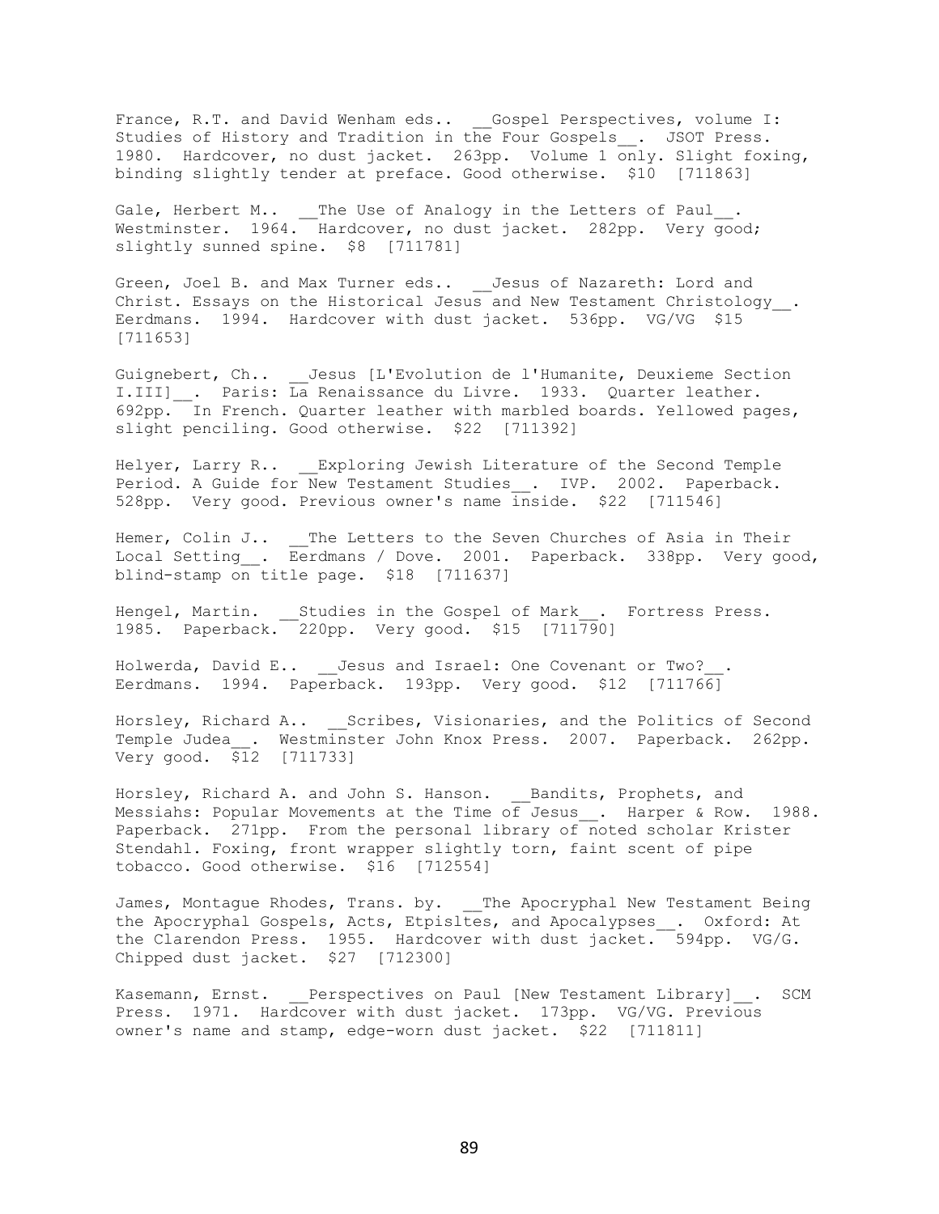France, R.T. and David Wenham eds.. __Gospel Perspectives, volume I: Studies of History and Tradition in the Four Gospels__. JSOT Press. 1980. Hardcover, no dust jacket. 263pp. Volume 1 only. Slight foxing, binding slightly tender at preface. Good otherwise. $10 [711863]

Gale, Herbert M.. __The Use of Analogy in the Letters of Paul__. Westminster. 1964. Hardcover, no dust jacket. 282pp. Very good; slightly sunned spine. $8 [711781]

Green, Joel B. and Max Turner eds.. __Jesus of Nazareth: Lord and Christ. Essays on the Historical Jesus and New Testament Christology__. Eerdmans. 1994. Hardcover with dust jacket. 536pp. VG/VG $15 [711653]

Guignebert, Ch.. __Jesus [L'Evolution de l'Humanite, Deuxieme Section I.III]__. Paris: La Renaissance du Livre. 1933. Quarter leather. 692pp. In French. Quarter leather with marbled boards. Yellowed pages, slight penciling. Good otherwise. $22 [711392]

Helyer, Larry R.. __Exploring Jewish Literature of the Second Temple Period. A Guide for New Testament Studies__. IVP. 2002. Paperback. 528pp. Very good. Previous owner's name inside. $22 [711546]

Hemer, Colin J.. __The Letters to the Seven Churches of Asia in Their Local Setting__. Eerdmans / Dove. 2001. Paperback. 338pp. Very good, blind-stamp on title page. $18 [711637]

Hengel, Martin. __Studies in the Gospel of Mark__. Fortress Press. 1985. Paperback. 220pp. Very good. $15 [711790]

Holwerda, David E.. __Jesus and Israel: One Covenant or Two?__. Eerdmans. 1994. Paperback. 193pp. Very good. $12 [711766]

Horsley, Richard A.. __Scribes, Visionaries, and the Politics of Second Temple Judea__. Westminster John Knox Press. 2007. Paperback. 262pp. Very good. $12 [711733]

Horsley, Richard A. and John S. Hanson. __Bandits, Prophets, and Messiahs: Popular Movements at the Time of Jesus__. Harper & Row. 1988. Paperback. 271pp. From the personal library of noted scholar Krister Stendahl. Foxing, front wrapper slightly torn, faint scent of pipe tobacco. Good otherwise. $16 [712554]

James, Montague Rhodes, Trans. by. __The Apocryphal New Testament Being the Apocryphal Gospels, Acts, Etpisltes, and Apocalypses__. Oxford: At the Clarendon Press. 1955. Hardcover with dust jacket. 594pp. VG/G. Chipped dust jacket. $27 [712300]

Kasemann, Ernst. __Perspectives on Paul [New Testament Library]__. SCM Press. 1971. Hardcover with dust jacket. 173pp. VG/VG. Previous owner's name and stamp, edge-worn dust jacket. $22 [711811]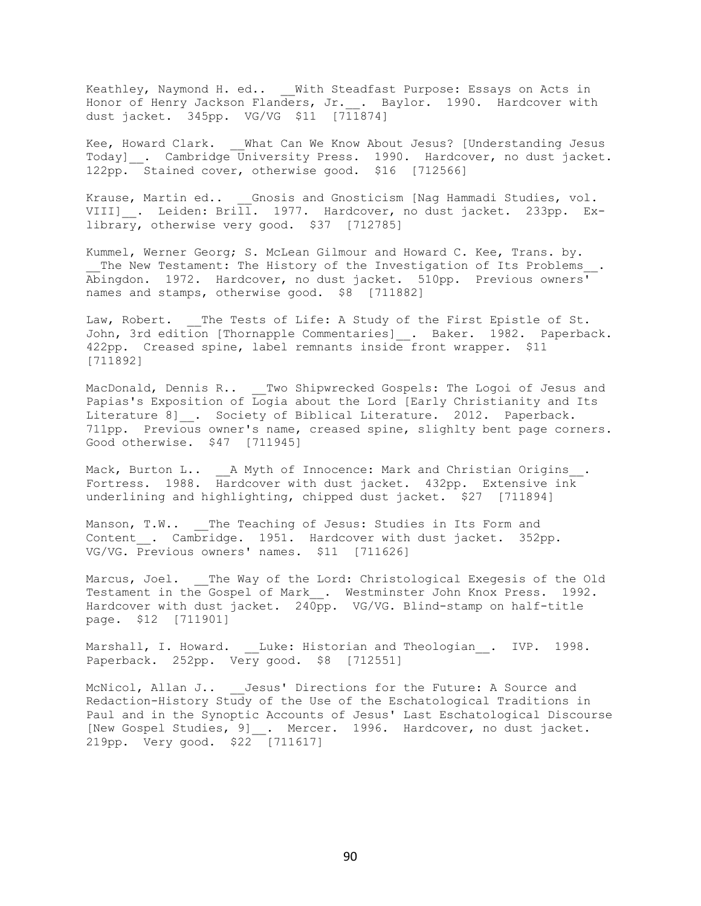Keathley, Naymond H. ed.. __With Steadfast Purpose: Essays on Acts in Honor of Henry Jackson Flanders, Jr.__. Baylor. 1990. Hardcover with dust jacket. 345pp. VG/VG $11 [711874]

Kee, Howard Clark. __What Can We Know About Jesus? [Understanding Jesus Today]__. Cambridge University Press. 1990. Hardcover, no dust jacket. 122pp. Stained cover, otherwise good. $16 [712566]

Krause, Martin ed.. __Gnosis and Gnosticism [Nag Hammadi Studies, vol. VIII]__. Leiden: Brill. 1977. Hardcover, no dust jacket. 233pp. Ex-library, otherwise very good. $37 [712785]

Kummel, Werner Georg; S. McLean Gilmour and Howard C. Kee, Trans. by. __The New Testament: The History of the Investigation of Its Problems__. Abingdon. 1972. Hardcover, no dust jacket. 510pp. Previous owners' names and stamps, otherwise good. $8 [711882]

Law, Robert. __The Tests of Life: A Study of the First Epistle of St. John, 3rd edition [Thornapple Commentaries]__. Baker. 1982. Paperback. 422pp. Creased spine, label remnants inside front wrapper. $11 [711892]

MacDonald, Dennis R.. __Two Shipwrecked Gospels: The Logoi of Jesus and Papias's Exposition of Logia about the Lord [Early Christianity and Its Literature 8]__. Society of Biblical Literature. 2012. Paperback. 711pp. Previous owner's name, creased spine, slighlty bent page corners. Good otherwise. $47 [711945]

Mack, Burton L.. __A Myth of Innocence: Mark and Christian Origins__. Fortress. 1988. Hardcover with dust jacket. 432pp. Extensive ink underlining and highlighting, chipped dust jacket. $27 [711894]

Manson, T.W.. __The Teaching of Jesus: Studies in Its Form and Content__. Cambridge. 1951. Hardcover with dust jacket. 352pp. VG/VG. Previous owners' names. $11 [711626]

Marcus, Joel. __The Way of the Lord: Christological Exegesis of the Old Testament in the Gospel of Mark__. Westminster John Knox Press. 1992. Hardcover with dust jacket. 240pp. VG/VG. Blind-stamp on half-title page. $12 [711901]

Marshall, I. Howard. __Luke: Historian and Theologian__. IVP. 1998. Paperback. 252pp. Very good. $8 [712551]

McNicol, Allan J.. __Jesus' Directions for the Future: A Source and Redaction-History Study of the Use of the Eschatological Traditions in Paul and in the Synoptic Accounts of Jesus' Last Eschatological Discourse [New Gospel Studies, 9]__. Mercer. 1996. Hardcover, no dust jacket. 219pp. Very good. $22 [711617]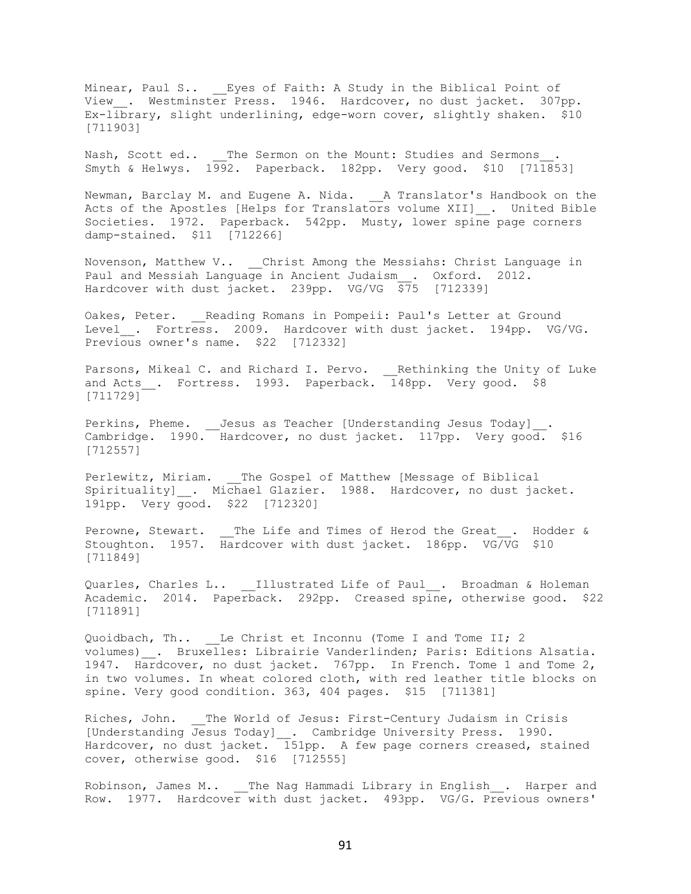Minear, Paul S.. __Eyes of Faith: A Study in the Biblical Point of View__. Westminster Press. 1946. Hardcover, no dust jacket. 307pp. Ex-library, slight underlining, edge-worn cover, slightly shaken. $10 [711903]

Nash, Scott ed.. __The Sermon on the Mount: Studies and Sermons__. Smyth & Helwys. 1992. Paperback. 182pp. Very good. $10 [711853]

Newman, Barclay M. and Eugene A. Nida. __A Translator's Handbook on the Acts of the Apostles [Helps for Translators volume XII]__. United Bible Societies. 1972. Paperback. 542pp. Musty, lower spine page corners damp-stained. $11 [712266]

Novenson, Matthew V.. __Christ Among the Messiahs: Christ Language in Paul and Messiah Language in Ancient Judaism__. Oxford. 2012. Hardcover with dust jacket. 239pp. VG/VG $75 [712339]

Oakes, Peter. __Reading Romans in Pompeii: Paul's Letter at Ground Level__. Fortress. 2009. Hardcover with dust jacket. 194pp. VG/VG. Previous owner's name. $22 [712332]

Parsons, Mikeal C. and Richard I. Pervo. __Rethinking the Unity of Luke and Acts__. Fortress. 1993. Paperback. 148pp. Very good. $8 [711729]

Perkins, Pheme. __Jesus as Teacher [Understanding Jesus Today]__. Cambridge. 1990. Hardcover, no dust jacket. 117pp. Very good. $16 [712557]

Perlewitz, Miriam. __The Gospel of Matthew [Message of Biblical Spirituality]__. Michael Glazier. 1988. Hardcover, no dust jacket. 191pp. Very good. $22 [712320]

Perowne, Stewart. __The Life and Times of Herod the Great__. Hodder & Stoughton. 1957. Hardcover with dust jacket. 186pp. VG/VG $10 [711849]

Quarles, Charles L.. __Illustrated Life of Paul__. Broadman & Holeman Academic. 2014. Paperback. 292pp. Creased spine, otherwise good. $22 [711891]

Quoidbach, Th.. __Le Christ et Inconnu (Tome I and Tome II; 2 volumes)__. Bruxelles: Librairie Vanderlinden; Paris: Editions Alsatia. 1947. Hardcover, no dust jacket. 767pp. In French. Tome 1 and Tome 2, in two volumes. In wheat colored cloth, with red leather title blocks on spine. Very good condition. 363, 404 pages. $15 [711381]

Riches, John. __The World of Jesus: First-Century Judaism in Crisis [Understanding Jesus Today]__. Cambridge University Press. 1990. Hardcover, no dust jacket. 151pp. A few page corners creased, stained cover, otherwise good. $16 [712555]

Robinson, James M.. __The Nag Hammadi Library in English__. Harper and Row. 1977. Hardcover with dust jacket. 493pp. VG/G. Previous owners'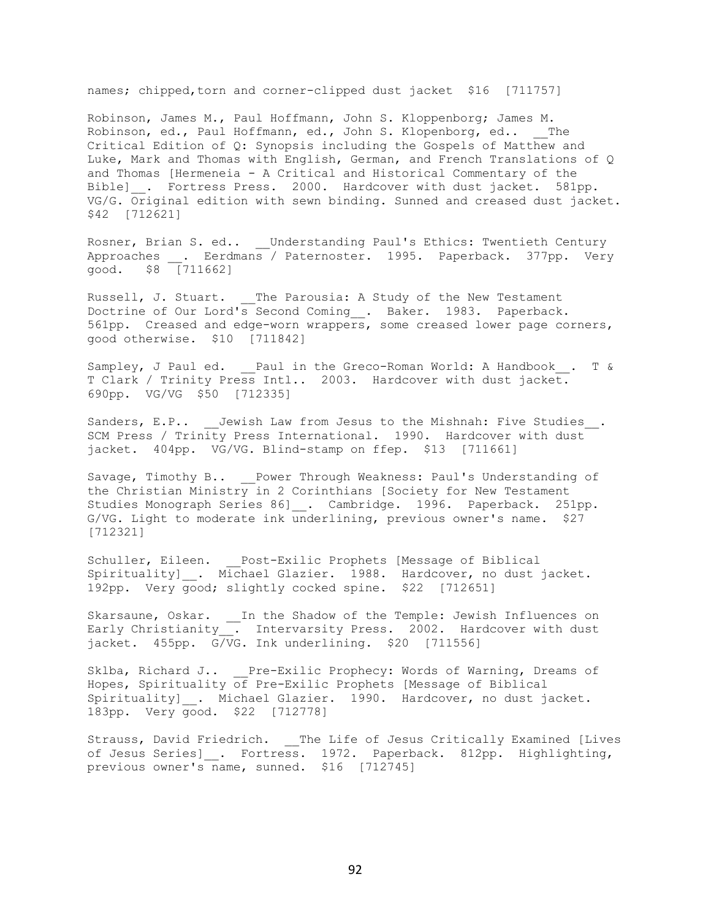names; chipped,torn and corner-clipped dust jacket $16 [711757]

Robinson, James M., Paul Hoffmann, John S. Kloppenborg; James M. Robinson, ed., Paul Hoffmann, ed., John S. Klopenborg, ed.. __The Critical Edition of Q: Synopsis including the Gospels of Matthew and Luke, Mark and Thomas with English, German, and French Translations of Q and Thomas [Hermeneia - A Critical and Historical Commentary of the Bible]__. Fortress Press. 2000. Hardcover with dust jacket. 581pp. VG/G. Original edition with sewn binding. Sunned and creased dust jacket. $42 [712621]

Rosner, Brian S. ed.. __Understanding Paul's Ethics: Twentieth Century Approaches __. Eerdmans / Paternoster. 1995. Paperback. 377pp. Very good. $8 [711662]

Russell, J. Stuart. __The Parousia: A Study of the New Testament Doctrine of Our Lord's Second Coming__. Baker. 1983. Paperback. 561pp. Creased and edge-worn wrappers, some creased lower page corners, good otherwise. $10 [711842]

Sampley, J Paul ed. __Paul in the Greco-Roman World: A Handbook__. T & T Clark / Trinity Press Intl.. 2003. Hardcover with dust jacket. 690pp. VG/VG $50 [712335]

Sanders, E.P.. __Jewish Law from Jesus to the Mishnah: Five Studies__. SCM Press / Trinity Press International. 1990. Hardcover with dust jacket. 404pp. VG/VG. Blind-stamp on ffep. $13 [711661]

Savage, Timothy B.. __Power Through Weakness: Paul's Understanding of the Christian Ministry in 2 Corinthians [Society for New Testament Studies Monograph Series 86]__. Cambridge. 1996. Paperback. 251pp. G/VG. Light to moderate ink underlining, previous owner's name. $27 [712321]

Schuller, Eileen. __Post-Exilic Prophets [Message of Biblical Spirituality]__. Michael Glazier. 1988. Hardcover, no dust jacket. 192pp. Very good; slightly cocked spine. $22 [712651]

Skarsaune, Oskar. __In the Shadow of the Temple: Jewish Influences on Early Christianity__. Intervarsity Press. 2002. Hardcover with dust jacket. 455pp. G/VG. Ink underlining. $20 [711556]

Sklba, Richard J.. __Pre-Exilic Prophecy: Words of Warning, Dreams of Hopes, Spirituality of Pre-Exilic Prophets [Message of Biblical Spirituality]__. Michael Glazier. 1990. Hardcover, no dust jacket. 183pp. Very good. $22 [712778]

Strauss, David Friedrich. __The Life of Jesus Critically Examined [Lives of Jesus Series]__. Fortress. 1972. Paperback. 812pp. Highlighting, previous owner's name, sunned. $16 [712745]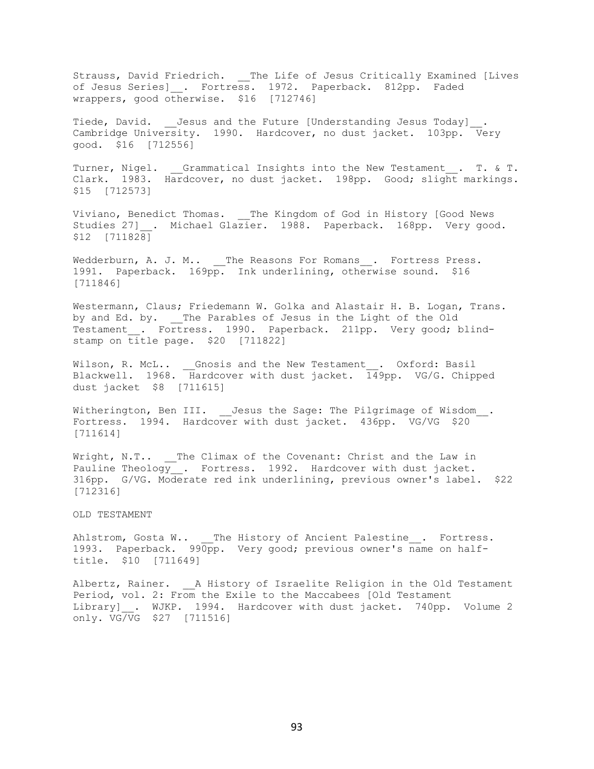Strauss, David Friedrich. __The Life of Jesus Critically Examined [Lives of Jesus Series]__. Fortress. 1972. Paperback. 812pp. Faded wrappers, good otherwise. $16 [712746]

Tiede, David. __Jesus and the Future [Understanding Jesus Today]__. Cambridge University. 1990. Hardcover, no dust jacket. 103pp. Very good. $16 [712556]

Turner, Nigel. __Grammatical Insights into the New Testament__. T. & T. Clark. 1983. Hardcover, no dust jacket. 198pp. Good; slight markings. $15 [712573]

Viviano, Benedict Thomas. __The Kingdom of God in History [Good News Studies 27]__. Michael Glazier. 1988. Paperback. 168pp. Very good. $12 [711828]

Wedderburn, A. J. M.. __The Reasons For Romans__. Fortress Press. 1991. Paperback. 169pp. Ink underlining, otherwise sound. $16 [711846]

Westermann, Claus; Friedemann W. Golka and Alastair H. B. Logan, Trans. by and Ed. by. __The Parables of Jesus in the Light of the Old Testament__. Fortress. 1990. Paperback. 211pp. Very good; blind-stamp on title page. $20 [711822]

Wilson, R. McL.. __Gnosis and the New Testament__. Oxford: Basil Blackwell. 1968. Hardcover with dust jacket. 149pp. VG/G. Chipped dust jacket $8 [711615]

Witherington, Ben III. __Jesus the Sage: The Pilgrimage of Wisdom__. Fortress. 1994. Hardcover with dust jacket. 436pp. VG/VG $20 [711614]

Wright, N.T.. __The Climax of the Covenant: Christ and the Law in Pauline Theology__. Fortress. 1992. Hardcover with dust jacket. 316pp. G/VG. Moderate red ink underlining, previous owner's label. $22 [712316]

OLD TESTAMENT

Ahlstrom, Gosta W.. __The History of Ancient Palestine__. Fortress. 1993. Paperback. 990pp. Very good; previous owner's name on half-title. $10 [711649]

Albertz, Rainer. __A History of Israelite Religion in the Old Testament Period, vol. 2: From the Exile to the Maccabees [Old Testament Library]__. WJKP. 1994. Hardcover with dust jacket. 740pp. Volume 2 only. VG/VG $27 [711516]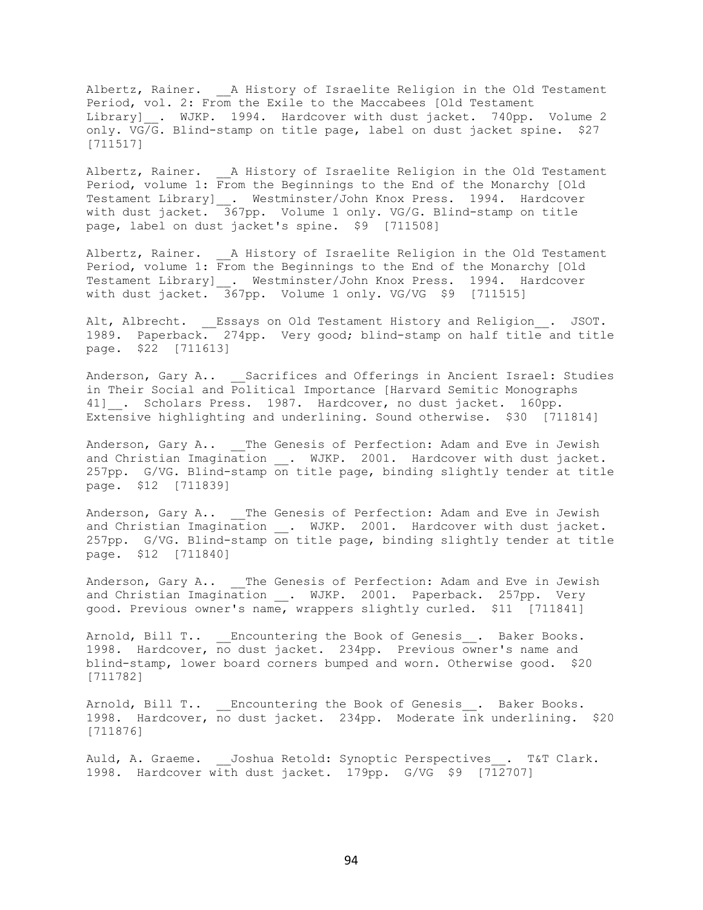Albertz, Rainer. __A History of Israelite Religion in the Old Testament Period, vol. 2: From the Exile to the Maccabees [Old Testament Library]__. WJKP. 1994. Hardcover with dust jacket. 740pp. Volume 2 only. VG/G. Blind-stamp on title page, label on dust jacket spine. $27 [711517]

Albertz, Rainer. __A History of Israelite Religion in the Old Testament Period, volume 1: From the Beginnings to the End of the Monarchy [Old Testament Library]__. Westminster/John Knox Press. 1994. Hardcover with dust jacket. 367pp. Volume 1 only. VG/G. Blind-stamp on title page, label on dust jacket's spine. $9 [711508]

Albertz, Rainer. __A History of Israelite Religion in the Old Testament Period, volume 1: From the Beginnings to the End of the Monarchy [Old Testament Library]__. Westminster/John Knox Press. 1994. Hardcover with dust jacket. 367pp. Volume 1 only. VG/VG $9 [711515]

Alt, Albrecht. __Essays on Old Testament History and Religion__. JSOT. 1989. Paperback. 274pp. Very good; blind-stamp on half title and title page. $22 [711613]

Anderson, Gary A.. __Sacrifices and Offerings in Ancient Israel: Studies in Their Social and Political Importance [Harvard Semitic Monographs 41]__. Scholars Press. 1987. Hardcover, no dust jacket. 160pp. Extensive highlighting and underlining. Sound otherwise. $30 [711814]

Anderson, Gary A.. __The Genesis of Perfection: Adam and Eve in Jewish and Christian Imagination __. WJKP. 2001. Hardcover with dust jacket. 257pp. G/VG. Blind-stamp on title page, binding slightly tender at title page. $12 [711839]

Anderson, Gary A.. __The Genesis of Perfection: Adam and Eve in Jewish and Christian Imagination __. WJKP. 2001. Hardcover with dust jacket. 257pp. G/VG. Blind-stamp on title page, binding slightly tender at title page. $12 [711840]

Anderson, Gary A.. __The Genesis of Perfection: Adam and Eve in Jewish and Christian Imagination __. WJKP. 2001. Paperback. 257pp. Very good. Previous owner's name, wrappers slightly curled. $11 [711841]

Arnold, Bill T.. __Encountering the Book of Genesis__. Baker Books. 1998. Hardcover, no dust jacket. 234pp. Previous owner's name and blind-stamp, lower board corners bumped and worn. Otherwise good. $20 [711782]

Arnold, Bill T.. __Encountering the Book of Genesis__. Baker Books. 1998. Hardcover, no dust jacket. 234pp. Moderate ink underlining. $20 [711876]

Auld, A. Graeme. __Joshua Retold: Synoptic Perspectives__. T&T Clark. 1998. Hardcover with dust jacket. 179pp. G/VG $9 [712707]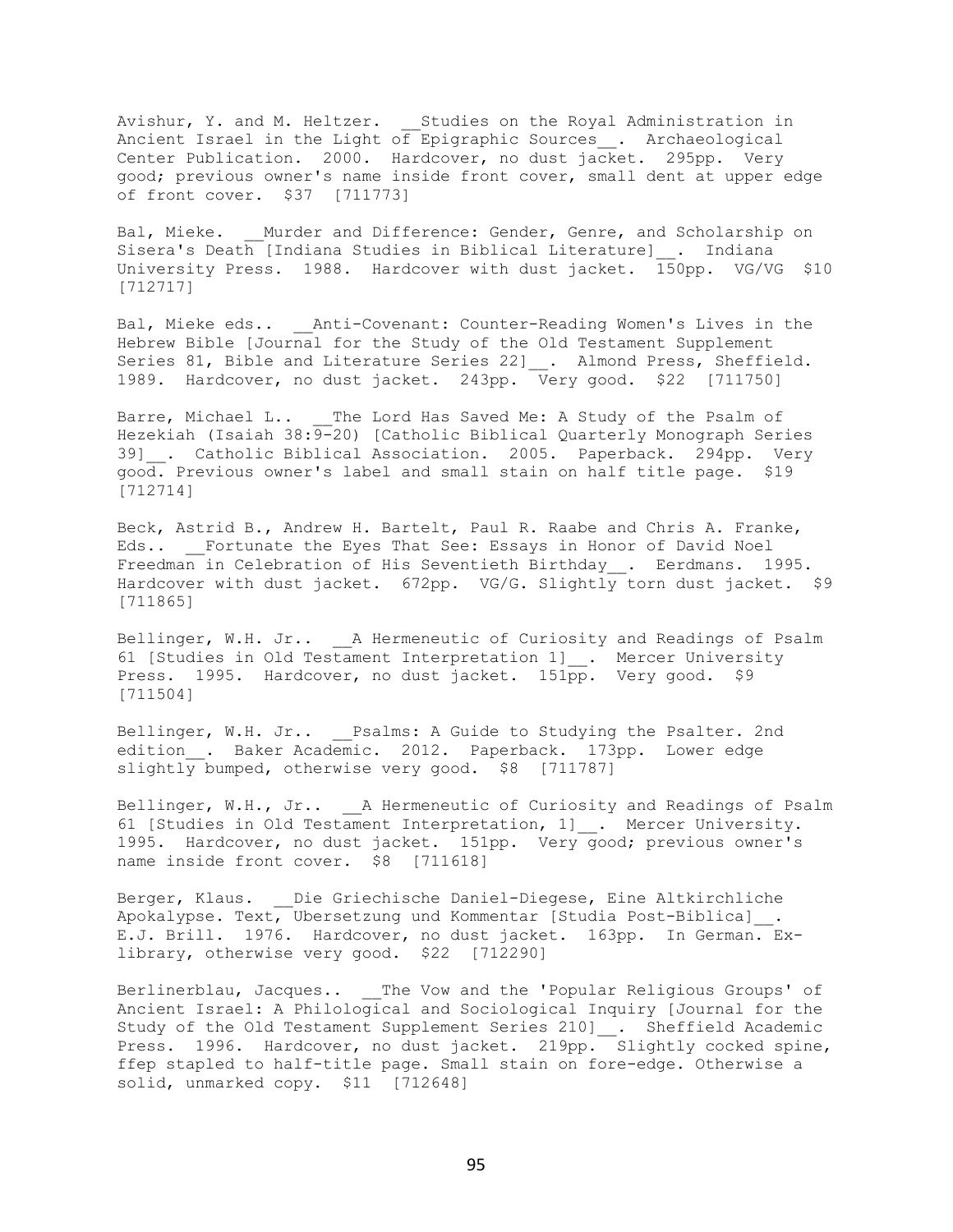Avishur, Y. and M. Heltzer. __Studies on the Royal Administration in Ancient Israel in the Light of Epigraphic Sources__. Archaeological Center Publication. 2000. Hardcover, no dust jacket. 295pp. Very good; previous owner's name inside front cover, small dent at upper edge of front cover. $37 [711773]

Bal, Mieke. __Murder and Difference: Gender, Genre, and Scholarship on Sisera's Death [Indiana Studies in Biblical Literature]__. Indiana University Press. 1988. Hardcover with dust jacket. 150pp. VG/VG $10 [712717]

Bal, Mieke eds.. __Anti-Covenant: Counter-Reading Women's Lives in the Hebrew Bible [Journal for the Study of the Old Testament Supplement Series 81, Bible and Literature Series 22]__. Almond Press, Sheffield. 1989. Hardcover, no dust jacket. 243pp. Very good. $22 [711750]

Barre, Michael L.. __The Lord Has Saved Me: A Study of the Psalm of Hezekiah (Isaiah 38:9-20) [Catholic Biblical Quarterly Monograph Series 39]__. Catholic Biblical Association. 2005. Paperback. 294pp. Very good. Previous owner's label and small stain on half title page. $19 [712714]

Beck, Astrid B., Andrew H. Bartelt, Paul R. Raabe and Chris A. Franke, Eds.. __Fortunate the Eyes That See: Essays in Honor of David Noel Freedman in Celebration of His Seventieth Birthday__. Eerdmans. 1995. Hardcover with dust jacket. 672pp. VG/G. Slightly torn dust jacket. $9 [711865]

Bellinger, W.H. Jr.. __A Hermeneutic of Curiosity and Readings of Psalm 61 [Studies in Old Testament Interpretation 1]__. Mercer University Press. 1995. Hardcover, no dust jacket. 151pp. Very good. $9 [711504]

Bellinger, W.H. Jr.. __Psalms: A Guide to Studying the Psalter. 2nd edition__. Baker Academic. 2012. Paperback. 173pp. Lower edge slightly bumped, otherwise very good. $8 [711787]

Bellinger, W.H., Jr.. __A Hermeneutic of Curiosity and Readings of Psalm 61 [Studies in Old Testament Interpretation, 1]__. Mercer University. 1995. Hardcover, no dust jacket. 151pp. Very good; previous owner's name inside front cover. $8 [711618]

Berger, Klaus. __Die Griechische Daniel-Diegese, Eine Altkirchliche Apokalypse. Text, Ubersetzung und Kommentar [Studia Post-Biblica]__. E.J. Brill. 1976. Hardcover, no dust jacket. 163pp. In German. Ex-library, otherwise very good. $22 [712290]

Berlinerblau, Jacques.. __The Vow and the 'Popular Religious Groups' of Ancient Israel: A Philological and Sociological Inquiry [Journal for the Study of the Old Testament Supplement Series 210]__. Sheffield Academic Press. 1996. Hardcover, no dust jacket. 219pp. Slightly cocked spine, ffep stapled to half-title page. Small stain on fore-edge. Otherwise a solid, unmarked copy. $11 [712648]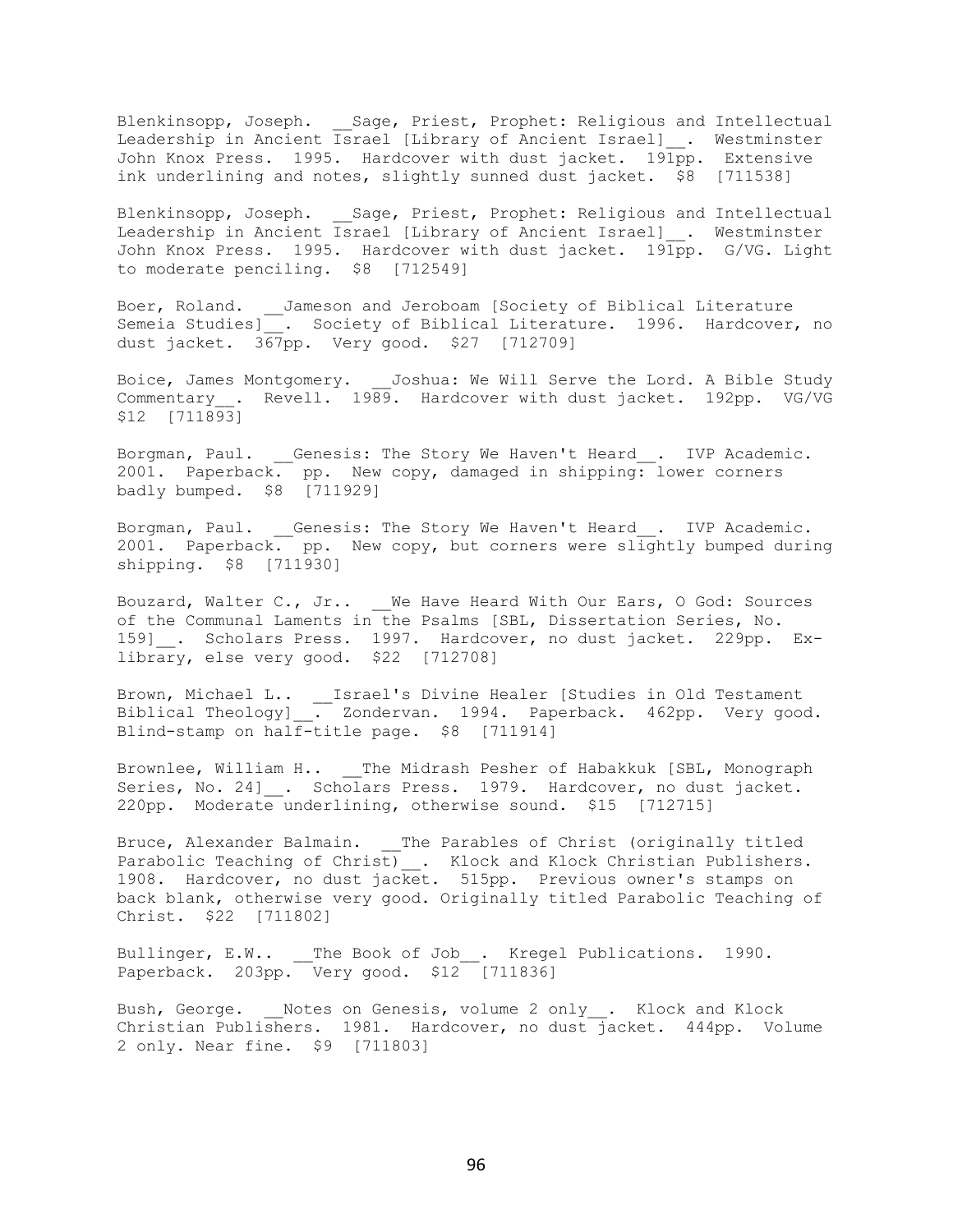Blenkinsopp, Joseph. __Sage, Priest, Prophet: Religious and Intellectual Leadership in Ancient Israel [Library of Ancient Israel]__. Westminster John Knox Press. 1995. Hardcover with dust jacket. 191pp. Extensive ink underlining and notes, slightly sunned dust jacket. $8 [711538]

Blenkinsopp, Joseph. __Sage, Priest, Prophet: Religious and Intellectual Leadership in Ancient Israel [Library of Ancient Israel]__. Westminster John Knox Press. 1995. Hardcover with dust jacket. 191pp. G/VG. Light to moderate penciling. $8 [712549]

Boer, Roland. __Jameson and Jeroboam [Society of Biblical Literature Semeia Studies]__. Society of Biblical Literature. 1996. Hardcover, no dust jacket. 367pp. Very good. $27 [712709]

Boice, James Montgomery. __Joshua: We Will Serve the Lord. A Bible Study Commentary__. Revell. 1989. Hardcover with dust jacket. 192pp. VG/VG $12 [711893]

Borgman, Paul. __Genesis: The Story We Haven't Heard__. IVP Academic. 2001. Paperback. pp. New copy, damaged in shipping: lower corners badly bumped. $8 [711929]

Borgman, Paul. __Genesis: The Story We Haven't Heard__. IVP Academic. 2001. Paperback. pp. New copy, but corners were slightly bumped during shipping. $8 [711930]

Bouzard, Walter C., Jr.. __We Have Heard With Our Ears, O God: Sources of the Communal Laments in the Psalms [SBL, Dissertation Series, No. 159]__. Scholars Press. 1997. Hardcover, no dust jacket. 229pp. Ex-library, else very good. $22 [712708]

Brown, Michael L.. __Israel's Divine Healer [Studies in Old Testament Biblical Theology]__. Zondervan. 1994. Paperback. 462pp. Very good. Blind-stamp on half-title page. $8 [711914]

Brownlee, William H.. __The Midrash Pesher of Habakkuk [SBL, Monograph Series, No. 24]__. Scholars Press. 1979. Hardcover, no dust jacket. 220pp. Moderate underlining, otherwise sound. $15 [712715]

Bruce, Alexander Balmain. __The Parables of Christ (originally titled Parabolic Teaching of Christ)__. Klock and Klock Christian Publishers. 1908. Hardcover, no dust jacket. 515pp. Previous owner's stamps on back blank, otherwise very good. Originally titled Parabolic Teaching of Christ. $22 [711802]

Bullinger, E.W.. __The Book of Job__. Kregel Publications. 1990. Paperback. 203pp. Very good. $12 [711836]

Bush, George. __Notes on Genesis, volume 2 only__. Klock and Klock Christian Publishers. 1981. Hardcover, no dust jacket. 444pp. Volume 2 only. Near fine. $9 [711803]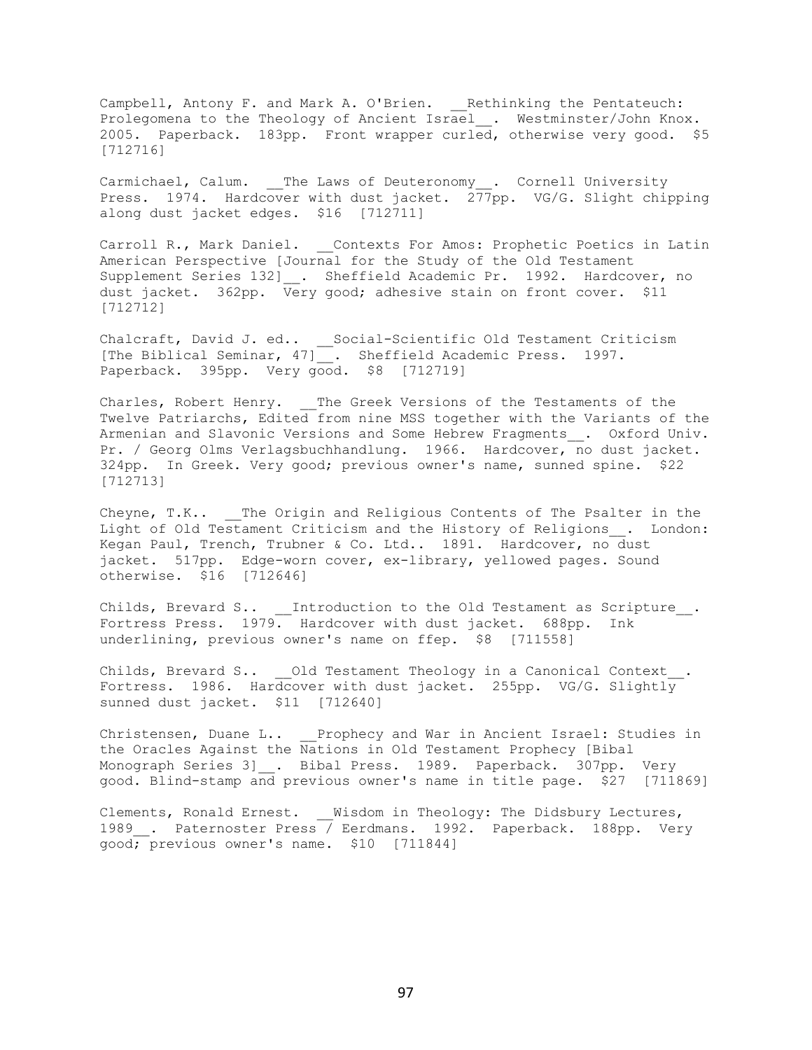Campbell, Antony F. and Mark A. O'Brien. __Rethinking the Pentateuch: Prolegomena to the Theology of Ancient Israel__. Westminster/John Knox. 2005. Paperback. 183pp. Front wrapper curled, otherwise very good. $5 [712716]

Carmichael, Calum. __The Laws of Deuteronomy__. Cornell University Press. 1974. Hardcover with dust jacket. 277pp. VG/G. Slight chipping along dust jacket edges. $16 [712711]

Carroll R., Mark Daniel. __Contexts For Amos: Prophetic Poetics in Latin American Perspective [Journal for the Study of the Old Testament Supplement Series 132]__. Sheffield Academic Pr. 1992. Hardcover, no dust jacket. 362pp. Very good; adhesive stain on front cover. $11 [712712]

Chalcraft, David J. ed.. __Social-Scientific Old Testament Criticism [The Biblical Seminar, 47]__. Sheffield Academic Press. 1997. Paperback. 395pp. Very good. $8 [712719]

Charles, Robert Henry. __The Greek Versions of the Testaments of the Twelve Patriarchs, Edited from nine MSS together with the Variants of the Armenian and Slavonic Versions and Some Hebrew Fragments__. Oxford Univ. Pr. / Georg Olms Verlagsbuchhandlung. 1966. Hardcover, no dust jacket. 324pp. In Greek. Very good; previous owner's name, sunned spine. $22 [712713]

Cheyne, T.K.. __The Origin and Religious Contents of The Psalter in the Light of Old Testament Criticism and the History of Religions__. London: Kegan Paul, Trench, Trubner & Co. Ltd.. 1891. Hardcover, no dust jacket. 517pp. Edge-worn cover, ex-library, yellowed pages. Sound otherwise. $16 [712646]

Childs, Brevard S.. __Introduction to the Old Testament as Scripture__. Fortress Press. 1979. Hardcover with dust jacket. 688pp. Ink underlining, previous owner's name on ffep. $8 [711558]

Childs, Brevard S.. __Old Testament Theology in a Canonical Context__. Fortress. 1986. Hardcover with dust jacket. 255pp. VG/G. Slightly sunned dust jacket. $11 [712640]

Christensen, Duane L.. __Prophecy and War in Ancient Israel: Studies in the Oracles Against the Nations in Old Testament Prophecy [Bibal Monograph Series 3]__. Bibal Press. 1989. Paperback. 307pp. Very good. Blind-stamp and previous owner's name in title page. $27 [711869]

Clements, Ronald Ernest. __Wisdom in Theology: The Didsbury Lectures, 1989__. Paternoster Press / Eerdmans. 1992. Paperback. 188pp. Very good; previous owner's name. $10 [711844]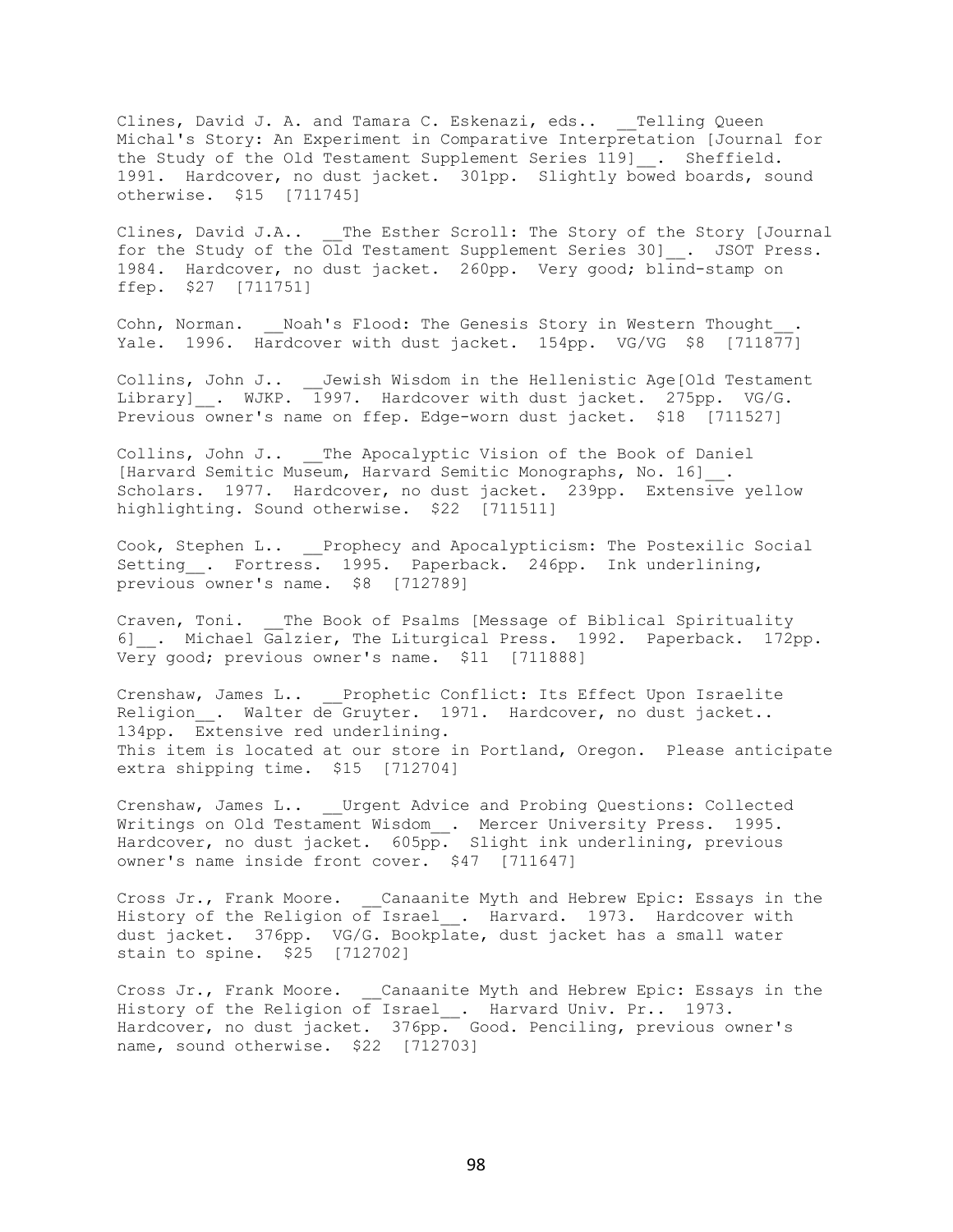Clines, David J. A. and Tamara C. Eskenazi, eds.. __Telling Queen Michal's Story: An Experiment in Comparative Interpretation [Journal for the Study of the Old Testament Supplement Series 119]__. Sheffield. 1991. Hardcover, no dust jacket. 301pp. Slightly bowed boards, sound otherwise. $15 [711745]

Clines, David J.A.. __The Esther Scroll: The Story of the Story [Journal for the Study of the Old Testament Supplement Series 30]__. JSOT Press. 1984. Hardcover, no dust jacket. 260pp. Very good; blind-stamp on ffep. $27 [711751]

Cohn, Norman. __Noah's Flood: The Genesis Story in Western Thought__. Yale. 1996. Hardcover with dust jacket. 154pp. VG/VG $8 [711877]

Collins, John J.. __Jewish Wisdom in the Hellenistic Age[Old Testament Library]__. WJKP. 1997. Hardcover with dust jacket. 275pp. VG/G. Previous owner's name on ffep. Edge-worn dust jacket. $18 [711527]

Collins, John J.. __The Apocalyptic Vision of the Book of Daniel [Harvard Semitic Museum, Harvard Semitic Monographs, No. 16]__. Scholars. 1977. Hardcover, no dust jacket. 239pp. Extensive yellow highlighting. Sound otherwise. $22 [711511]

Cook, Stephen L.. __Prophecy and Apocalypticism: The Postexilic Social Setting__. Fortress. 1995. Paperback. 246pp. Ink underlining, previous owner's name. $8 [712789]

Craven, Toni. __The Book of Psalms [Message of Biblical Spirituality 6]__. Michael Galzier, The Liturgical Press. 1992. Paperback. 172pp. Very good; previous owner's name. $11 [711888]

Crenshaw, James L.. __Prophetic Conflict: Its Effect Upon Israelite Religion__. Walter de Gruyter. 1971. Hardcover, no dust jacket.. 134pp. Extensive red underlining.
This item is located at our store in Portland, Oregon. Please anticipate extra shipping time. $15 [712704]

Crenshaw, James L.. __Urgent Advice and Probing Questions: Collected Writings on Old Testament Wisdom__. Mercer University Press. 1995. Hardcover, no dust jacket. 605pp. Slight ink underlining, previous owner's name inside front cover. $47 [711647]

Cross Jr., Frank Moore. __Canaanite Myth and Hebrew Epic: Essays in the History of the Religion of Israel__. Harvard. 1973. Hardcover with dust jacket. 376pp. VG/G. Bookplate, dust jacket has a small water stain to spine. $25 [712702]

Cross Jr., Frank Moore. __Canaanite Myth and Hebrew Epic: Essays in the History of the Religion of Israel__. Harvard Univ. Pr.. 1973. Hardcover, no dust jacket. 376pp. Good. Penciling, previous owner's name, sound otherwise. $22 [712703]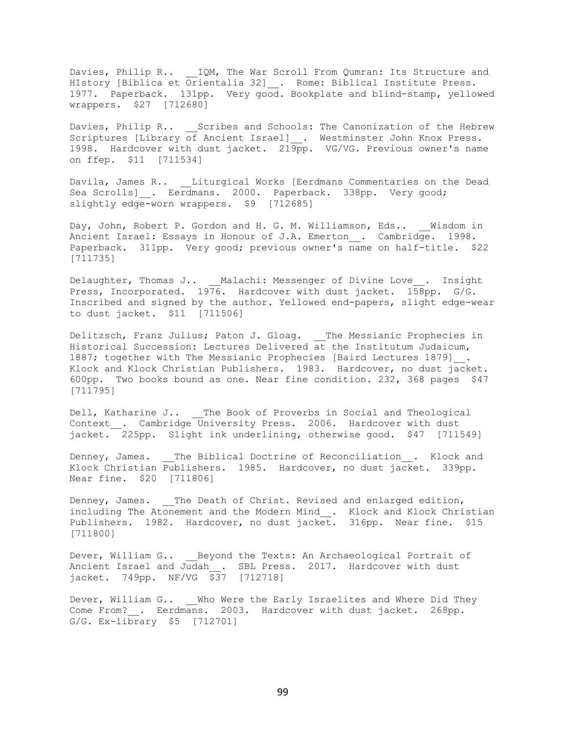Davies, Philip R.. __IQM, The War Scroll From Qumran: Its Structure and HIstory [Biblica et Orientalia 32]__. Rome: Biblical Institute Press. 1977. Paperback. 131pp. Very good. Bookplate and blind-stamp, yellowed wrappers. $27 [712680]

Davies, Philip R.. __Scribes and Schools: The Canonization of the Hebrew Scriptures [Library of Ancient Israel]__. Westminster John Knox Press. 1998. Hardcover with dust jacket. 219pp. VG/VG. Previous owner's name on ffep. $11 [711534]

Davila, James R.. __Liturgical Works [Eerdmans Commentaries on the Dead Sea Scrolls]__. Eerdmans. 2000. Paperback. 338pp. Very good; slightly edge-worn wrappers. $9 [712685]

Day, John, Robert P. Gordon and H. G. M. Williamson, Eds.. __Wisdom in Ancient Israel: Essays in Honour of J.A. Emerton__. Cambridge. 1998. Paperback. 311pp. Very good; previous owner's name on half-title. $22 [711735]

Delaughter, Thomas J.. __Malachi: Messenger of Divine Love__. Insight Press, Incorporated. 1976. Hardcover with dust jacket. 158pp. G/G. Inscribed and signed by the author. Yellowed end-papers, slight edge-wear to dust jacket. $11 [711506]

Delitzsch, Franz Julius; Paton J. Gloag. __The Messianic Prophecies in Historical Succession: Lectures Delivered at the Institutum Judaicum, 1887; together with The Messianic Prophecies [Baird Lectures 1879]__. Klock and Klock Christian Publishers. 1983. Hardcover, no dust jacket. 600pp. Two books bound as one. Near fine condition. 232, 368 pages $47 [711795]

Dell, Katharine J.. __The Book of Proverbs in Social and Theological Context__. Cambridge University Press. 2006. Hardcover with dust jacket. 225pp. Slight ink underlining, otherwise good. $47 [711549]

Denney, James. __The Biblical Doctrine of Reconciliation__. Klock and Klock Christian Publishers. 1985. Hardcover, no dust jacket. 339pp. Near fine. $20 [711806]

Denney, James. __The Death of Christ. Revised and enlarged edition, including The Atonement and the Modern Mind__. Klock and Klock Christian Publishers. 1982. Hardcover, no dust jacket. 316pp. Near fine. $15 [711800]

Dever, William G.. __Beyond the Texts: An Archaeological Portrait of Ancient Israel and Judah__. SBL Press. 2017. Hardcover with dust jacket. 749pp. NF/VG $37 [712718]

Dever, William G.. __Who Were the Early Israelites and Where Did They Come From?__. Eerdmans. 2003. Hardcover with dust jacket. 268pp. G/G. Ex-library $5 [712701]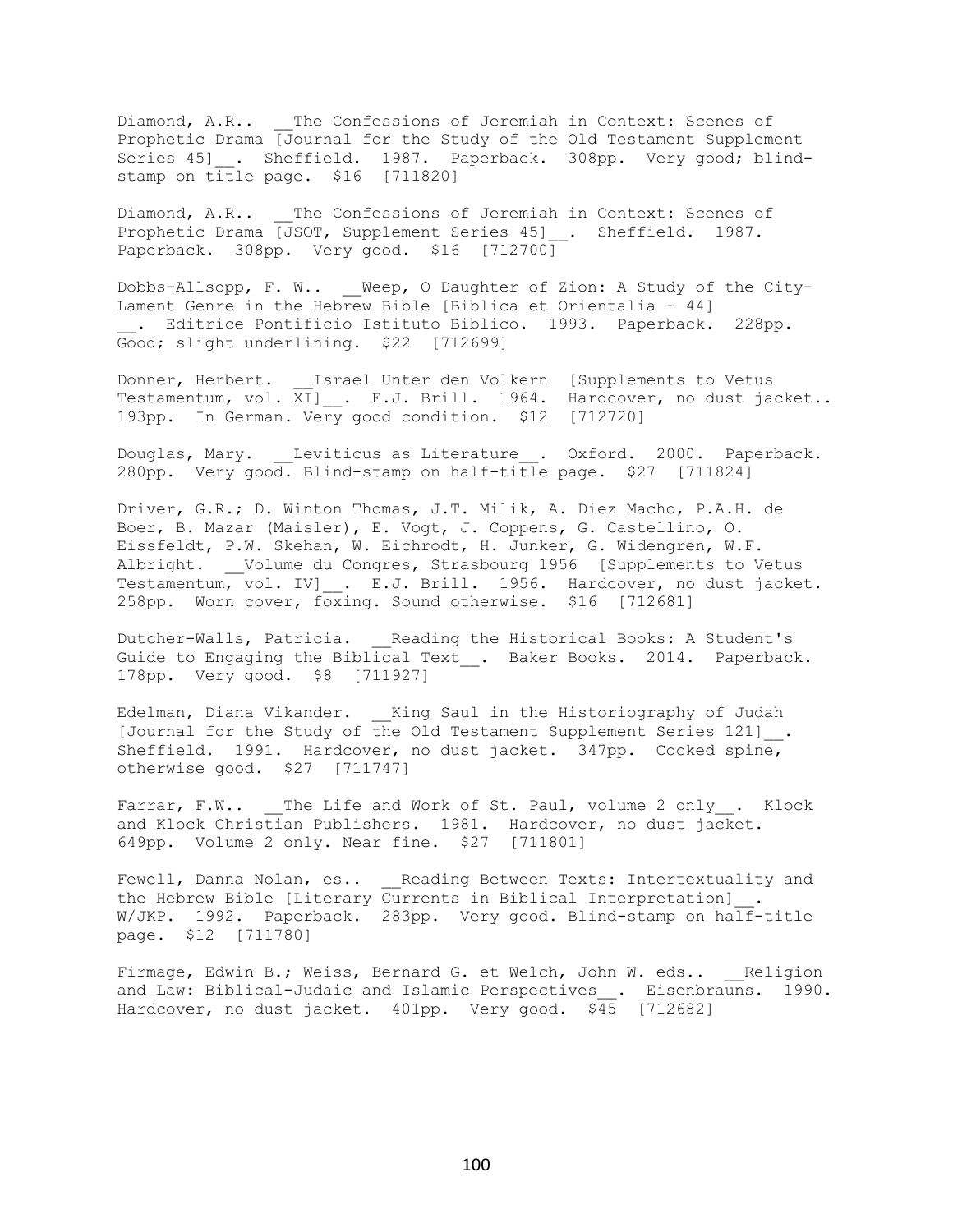Diamond, A.R.. __The Confessions of Jeremiah in Context: Scenes of Prophetic Drama [Journal for the Study of the Old Testament Supplement Series 45]__. Sheffield. 1987. Paperback. 308pp. Very good; blind-stamp on title page. $16 [711820]

Diamond, A.R.. __The Confessions of Jeremiah in Context: Scenes of Prophetic Drama [JSOT, Supplement Series 45]__. Sheffield. 1987. Paperback. 308pp. Very good. $16 [712700]

Dobbs-Allsopp, F. W.. __Weep, O Daughter of Zion: A Study of the City-Lament Genre in the Hebrew Bible [Biblica et Orientalia - 44] __. Editrice Pontificio Istituto Biblico. 1993. Paperback. 228pp. Good; slight underlining. $22 [712699]

Donner, Herbert. __Israel Unter den Volkern [Supplements to Vetus Testamentum, vol. XI]__. E.J. Brill. 1964. Hardcover, no dust jacket.. 193pp. In German. Very good condition. $12 [712720]

Douglas, Mary. __Leviticus as Literature__. Oxford. 2000. Paperback. 280pp. Very good. Blind-stamp on half-title page. $27 [711824]

Driver, G.R.; D. Winton Thomas, J.T. Milik, A. Diez Macho, P.A.H. de Boer, B. Mazar (Maisler), E. Vogt, J. Coppens, G. Castellino, O. Eissfeldt, P.W. Skehan, W. Eichrodt, H. Junker, G. Widengren, W.F. Albright. __Volume du Congres, Strasbourg 1956 [Supplements to Vetus Testamentum, vol. IV]__. E.J. Brill. 1956. Hardcover, no dust jacket. 258pp. Worn cover, foxing. Sound otherwise. $16 [712681]

Dutcher-Walls, Patricia. __Reading the Historical Books: A Student's Guide to Engaging the Biblical Text__. Baker Books. 2014. Paperback. 178pp. Very good. $8 [711927]

Edelman, Diana Vikander. __King Saul in the Historiography of Judah [Journal for the Study of the Old Testament Supplement Series 121]__. Sheffield. 1991. Hardcover, no dust jacket. 347pp. Cocked spine, otherwise good. $27 [711747]

Farrar, F.W.. __The Life and Work of St. Paul, volume 2 only__. Klock and Klock Christian Publishers. 1981. Hardcover, no dust jacket. 649pp. Volume 2 only. Near fine. $27 [711801]

Fewell, Danna Nolan, es.. __Reading Between Texts: Intertextuality and the Hebrew Bible [Literary Currents in Biblical Interpretation]__. W/JKP. 1992. Paperback. 283pp. Very good. Blind-stamp on half-title page. $12 [711780]

Firmage, Edwin B.; Weiss, Bernard G. et Welch, John W. eds.. __Religion and Law: Biblical-Judaic and Islamic Perspectives__. Eisenbrauns. 1990. Hardcover, no dust jacket. 401pp. Very good. $45 [712682]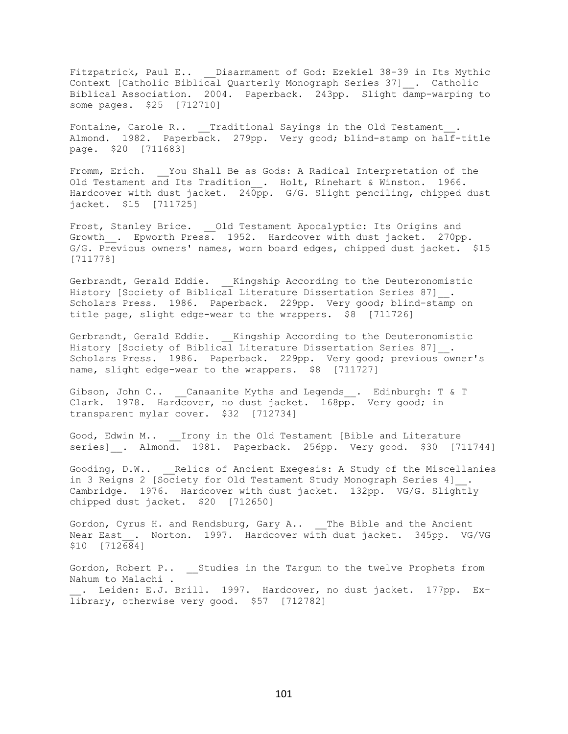Fitzpatrick, Paul E.. __Disarmament of God: Ezekiel 38-39 in Its Mythic Context [Catholic Biblical Quarterly Monograph Series 37]__. Catholic Biblical Association. 2004. Paperback. 243pp. Slight damp-warping to some pages. $25 [712710]

Fontaine, Carole R.. __Traditional Sayings in the Old Testament__. Almond. 1982. Paperback. 279pp. Very good; blind-stamp on half-title page. $20 [711683]

Fromm, Erich. __You Shall Be as Gods: A Radical Interpretation of the Old Testament and Its Tradition__. Holt, Rinehart & Winston. 1966. Hardcover with dust jacket. 240pp. G/G. Slight penciling, chipped dust jacket. $15 [711725]

Frost, Stanley Brice. __Old Testament Apocalyptic: Its Origins and Growth__. Epworth Press. 1952. Hardcover with dust jacket. 270pp. G/G. Previous owners' names, worn board edges, chipped dust jacket. $15 [711778]

Gerbrandt, Gerald Eddie. __Kingship According to the Deuteronomistic History [Society of Biblical Literature Dissertation Series 87]__. Scholars Press. 1986. Paperback. 229pp. Very good; blind-stamp on title page, slight edge-wear to the wrappers. $8 [711726]

Gerbrandt, Gerald Eddie. __Kingship According to the Deuteronomistic History [Society of Biblical Literature Dissertation Series 87]__. Scholars Press. 1986. Paperback. 229pp. Very good; previous owner's name, slight edge-wear to the wrappers. $8 [711727]

Gibson, John C.. __Canaanite Myths and Legends__. Edinburgh: T & T Clark. 1978. Hardcover, no dust jacket. 168pp. Very good; in transparent mylar cover. $32 [712734]

Good, Edwin M.. __Irony in the Old Testament [Bible and Literature series]__. Almond. 1981. Paperback. 256pp. Very good. $30 [711744]

Gooding, D.W.. __Relics of Ancient Exegesis: A Study of the Miscellanies in 3 Reigns 2 [Society for Old Testament Study Monograph Series 4]__. Cambridge. 1976. Hardcover with dust jacket. 132pp. VG/G. Slightly chipped dust jacket. $20 [712650]

Gordon, Cyrus H. and Rendsburg, Gary A.. __The Bible and the Ancient Near East__. Norton. 1997. Hardcover with dust jacket. 345pp. VG/VG $10 [712684]

Gordon, Robert P.. __Studies in the Targum to the twelve Prophets from Nahum to Malachi .
__. Leiden: E.J. Brill. 1997. Hardcover, no dust jacket. 177pp. Ex-library, otherwise very good. $57 [712782]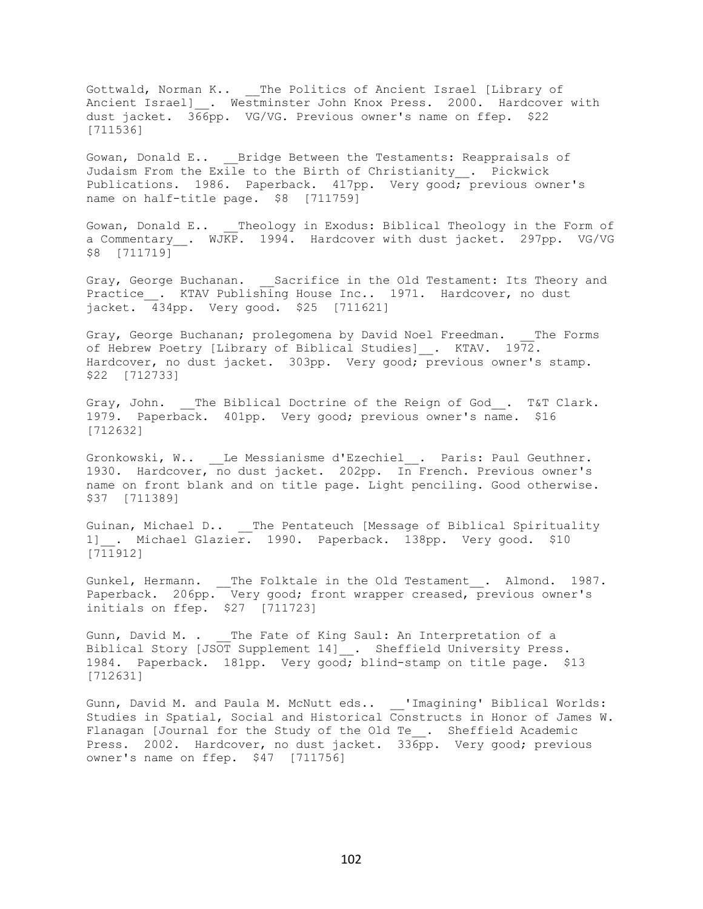Gottwald, Norman K.. __The Politics of Ancient Israel [Library of Ancient Israel]__. Westminster John Knox Press. 2000. Hardcover with dust jacket. 366pp. VG/VG. Previous owner's name on ffep. $22 [711536]

Gowan, Donald E.. __Bridge Between the Testaments: Reappraisals of Judaism From the Exile to the Birth of Christianity__. Pickwick Publications. 1986. Paperback. 417pp. Very good; previous owner's name on half-title page. $8 [711759]

Gowan, Donald E.. __Theology in Exodus: Biblical Theology in the Form of a Commentary__. WJKP. 1994. Hardcover with dust jacket. 297pp. VG/VG $8 [711719]

Gray, George Buchanan. __Sacrifice in the Old Testament: Its Theory and Practice__. KTAV Publishing House Inc.. 1971. Hardcover, no dust jacket. 434pp. Very good. $25 [711621]

Gray, George Buchanan; prolegomena by David Noel Freedman. __The Forms of Hebrew Poetry [Library of Biblical Studies]__. KTAV. 1972. Hardcover, no dust jacket. 303pp. Very good; previous owner's stamp. $22 [712733]

Gray, John. __The Biblical Doctrine of the Reign of God__. T&T Clark. 1979. Paperback. 401pp. Very good; previous owner's name. $16 [712632]

Gronkowski, W.. __Le Messianisme d'Ezechiel__. Paris: Paul Geuthner. 1930. Hardcover, no dust jacket. 202pp. In French. Previous owner's name on front blank and on title page. Light penciling. Good otherwise. $37 [711389]

Guinan, Michael D.. __The Pentateuch [Message of Biblical Spirituality 1]__. Michael Glazier. 1990. Paperback. 138pp. Very good. $10 [711912]

Gunkel, Hermann. __The Folktale in the Old Testament__. Almond. 1987. Paperback. 206pp. Very good; front wrapper creased, previous owner's initials on ffep. $27 [711723]

Gunn, David M. . __The Fate of King Saul: An Interpretation of a Biblical Story [JSOT Supplement 14]__. Sheffield University Press. 1984. Paperback. 181pp. Very good; blind-stamp on title page. $13 [712631]

Gunn, David M. and Paula M. McNutt eds.. __'Imagining' Biblical Worlds: Studies in Spatial, Social and Historical Constructs in Honor of James W. Flanagan [Journal for the Study of the Old Te__. Sheffield Academic Press. 2002. Hardcover, no dust jacket. 336pp. Very good; previous owner's name on ffep. $47 [711756]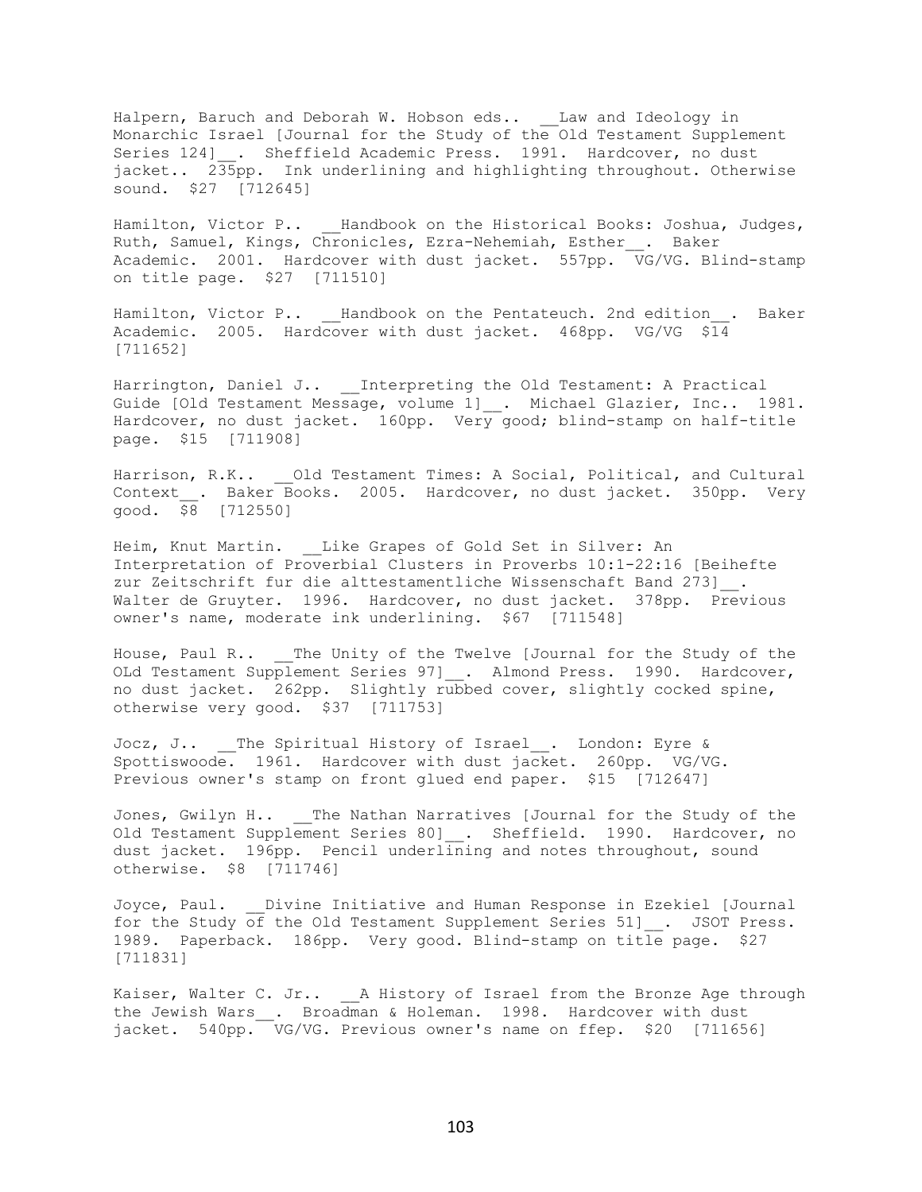Halpern, Baruch and Deborah W. Hobson eds.. __Law and Ideology in Monarchic Israel [Journal for the Study of the Old Testament Supplement Series 124]__. Sheffield Academic Press. 1991. Hardcover, no dust jacket.. 235pp. Ink underlining and highlighting throughout. Otherwise sound. $27 [712645]

Hamilton, Victor P.. __Handbook on the Historical Books: Joshua, Judges, Ruth, Samuel, Kings, Chronicles, Ezra-Nehemiah, Esther__. Baker Academic. 2001. Hardcover with dust jacket. 557pp. VG/VG. Blind-stamp on title page. $27 [711510]

Hamilton, Victor P.. __Handbook on the Pentateuch. 2nd edition__. Baker Academic. 2005. Hardcover with dust jacket. 468pp. VG/VG $14 [711652]

Harrington, Daniel J.. __Interpreting the Old Testament: A Practical Guide [Old Testament Message, volume 1]__. Michael Glazier, Inc.. 1981. Hardcover, no dust jacket. 160pp. Very good; blind-stamp on half-title page. $15 [711908]

Harrison, R.K.. __Old Testament Times: A Social, Political, and Cultural Context__. Baker Books. 2005. Hardcover, no dust jacket. 350pp. Very good. $8 [712550]

Heim, Knut Martin. __Like Grapes of Gold Set in Silver: An Interpretation of Proverbial Clusters in Proverbs 10:1-22:16 [Beihefte zur Zeitschrift fur die alttestamentliche Wissenschaft Band 273]__. Walter de Gruyter. 1996. Hardcover, no dust jacket. 378pp. Previous owner's name, moderate ink underlining. $67 [711548]

House, Paul R.. __The Unity of the Twelve [Journal for the Study of the OLd Testament Supplement Series 97]__. Almond Press. 1990. Hardcover, no dust jacket. 262pp. Slightly rubbed cover, slightly cocked spine, otherwise very good. $37 [711753]

Jocz, J.. __The Spiritual History of Israel__. London: Eyre & Spottiswoode. 1961. Hardcover with dust jacket. 260pp. VG/VG. Previous owner's stamp on front glued end paper. $15 [712647]

Jones, Gwilyn H.. __The Nathan Narratives [Journal for the Study of the Old Testament Supplement Series 80]__. Sheffield. 1990. Hardcover, no dust jacket. 196pp. Pencil underlining and notes throughout, sound otherwise. $8 [711746]

Joyce, Paul. __Divine Initiative and Human Response in Ezekiel [Journal for the Study of the Old Testament Supplement Series 51]__. JSOT Press. 1989. Paperback. 186pp. Very good. Blind-stamp on title page. $27 [711831]

Kaiser, Walter C. Jr.. __A History of Israel from the Bronze Age through the Jewish Wars__. Broadman & Holeman. 1998. Hardcover with dust jacket. 540pp. VG/VG. Previous owner's name on ffep. $20 [711656]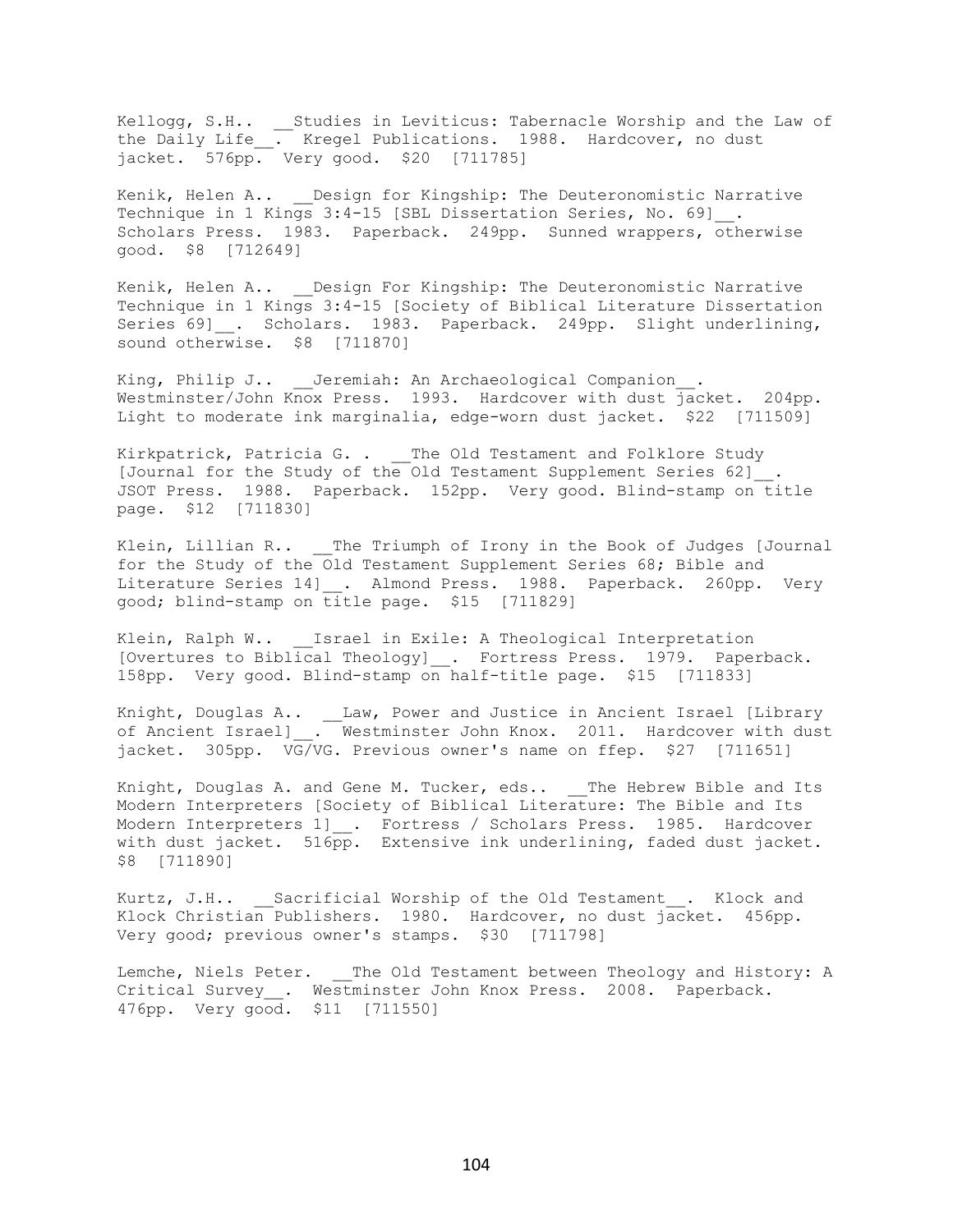Kellogg, S.H.. __Studies in Leviticus: Tabernacle Worship and the Law of the Daily Life__. Kregel Publications. 1988. Hardcover, no dust jacket. 576pp. Very good. $20 [711785]

Kenik, Helen A.. __Design for Kingship: The Deuteronomistic Narrative Technique in 1 Kings 3:4-15 [SBL Dissertation Series, No. 69]__. Scholars Press. 1983. Paperback. 249pp. Sunned wrappers, otherwise good. $8 [712649]

Kenik, Helen A.. __Design For Kingship: The Deuteronomistic Narrative Technique in 1 Kings 3:4-15 [Society of Biblical Literature Dissertation Series 69]__. Scholars. 1983. Paperback. 249pp. Slight underlining, sound otherwise. $8 [711870]

King, Philip J.. __Jeremiah: An Archaeological Companion__. Westminster/John Knox Press. 1993. Hardcover with dust jacket. 204pp. Light to moderate ink marginalia, edge-worn dust jacket. $22 [711509]

Kirkpatrick, Patricia G. . __The Old Testament and Folklore Study [Journal for the Study of the Old Testament Supplement Series 62]__. JSOT Press. 1988. Paperback. 152pp. Very good. Blind-stamp on title page. $12 [711830]

Klein, Lillian R.. __The Triumph of Irony in the Book of Judges [Journal for the Study of the Old Testament Supplement Series 68; Bible and Literature Series 14]__. Almond Press. 1988. Paperback. 260pp. Very good; blind-stamp on title page. $15 [711829]

Klein, Ralph W.. __Israel in Exile: A Theological Interpretation [Overtures to Biblical Theology]__. Fortress Press. 1979. Paperback. 158pp. Very good. Blind-stamp on half-title page. $15 [711833]

Knight, Douglas A.. __Law, Power and Justice in Ancient Israel [Library of Ancient Israel]__. Westminster John Knox. 2011. Hardcover with dust jacket. 305pp. VG/VG. Previous owner's name on ffep. $27 [711651]

Knight, Douglas A. and Gene M. Tucker, eds.. __The Hebrew Bible and Its Modern Interpreters [Society of Biblical Literature: The Bible and Its Modern Interpreters 1]__. Fortress / Scholars Press. 1985. Hardcover with dust jacket. 516pp. Extensive ink underlining, faded dust jacket. $8 [711890]

Kurtz, J.H.. __Sacrificial Worship of the Old Testament__. Klock and Klock Christian Publishers. 1980. Hardcover, no dust jacket. 456pp. Very good; previous owner's stamps. $30 [711798]

Lemche, Niels Peter. __The Old Testament between Theology and History: A Critical Survey__. Westminster John Knox Press. 2008. Paperback. 476pp. Very good. $11 [711550]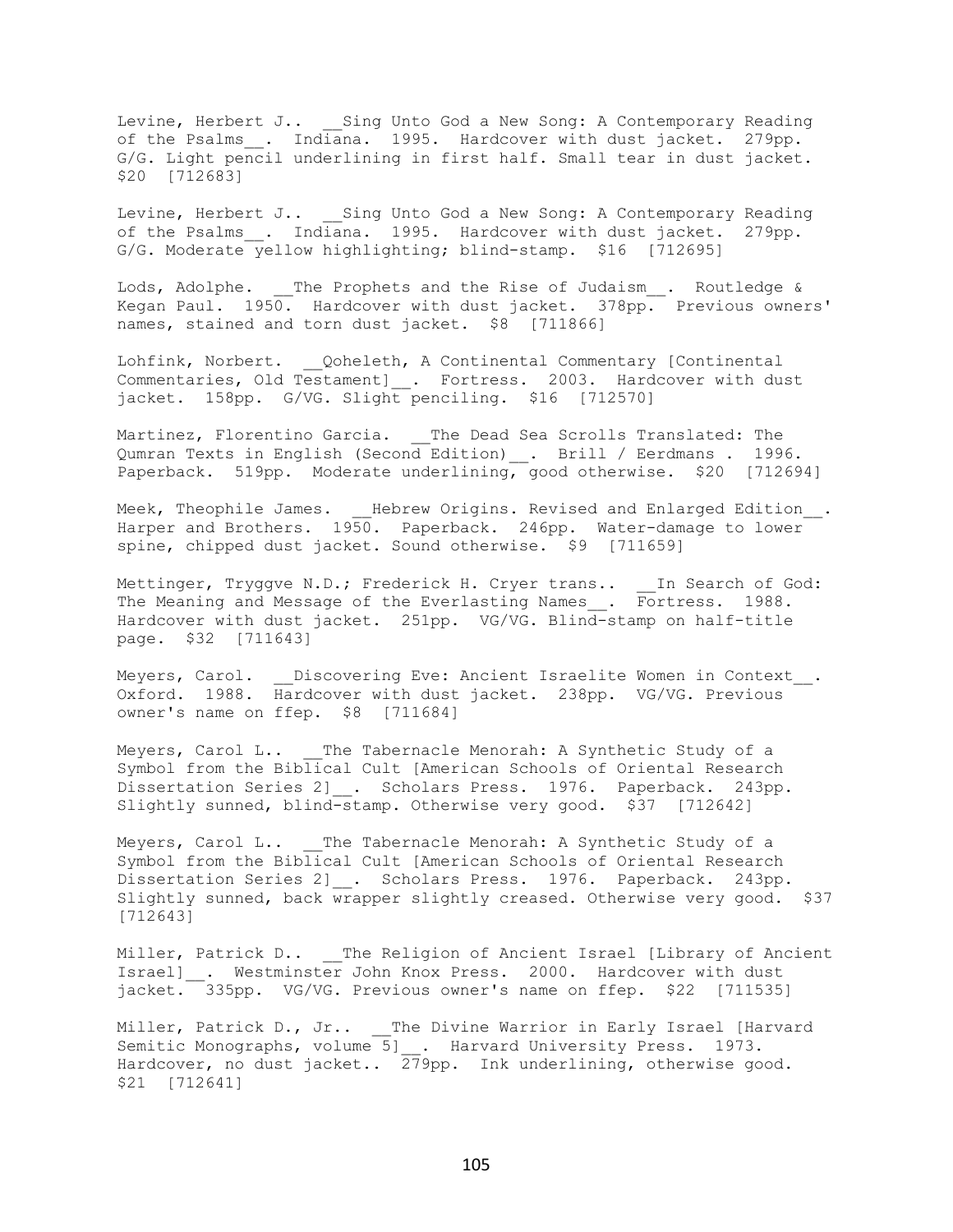Levine, Herbert J.. __Sing Unto God a New Song: A Contemporary Reading of the Psalms__. Indiana. 1995. Hardcover with dust jacket. 279pp. G/G. Light pencil underlining in first half. Small tear in dust jacket. $20 [712683]

Levine, Herbert J.. __Sing Unto God a New Song: A Contemporary Reading of the Psalms__. Indiana. 1995. Hardcover with dust jacket. 279pp. G/G. Moderate yellow highlighting; blind-stamp. $16 [712695]

Lods, Adolphe. __The Prophets and the Rise of Judaism__. Routledge & Kegan Paul. 1950. Hardcover with dust jacket. 378pp. Previous owners' names, stained and torn dust jacket. $8 [711866]

Lohfink, Norbert. __Qoheleth, A Continental Commentary [Continental Commentaries, Old Testament]__. Fortress. 2003. Hardcover with dust jacket. 158pp. G/VG. Slight penciling. $16 [712570]

Martinez, Florentino Garcia. __The Dead Sea Scrolls Translated: The Qumran Texts in English (Second Edition)__. Brill / Eerdmans . 1996. Paperback. 519pp. Moderate underlining, good otherwise. $20 [712694]

Meek, Theophile James. __Hebrew Origins. Revised and Enlarged Edition__. Harper and Brothers. 1950. Paperback. 246pp. Water-damage to lower spine, chipped dust jacket. Sound otherwise. $9 [711659]

Mettinger, Tryggve N.D.; Frederick H. Cryer trans.. __In Search of God: The Meaning and Message of the Everlasting Names__. Fortress. 1988. Hardcover with dust jacket. 251pp. VG/VG. Blind-stamp on half-title page. $32 [711643]

Meyers, Carol. __Discovering Eve: Ancient Israelite Women in Context__. Oxford. 1988. Hardcover with dust jacket. 238pp. VG/VG. Previous owner's name on ffep. $8 [711684]

Meyers, Carol L.. __The Tabernacle Menorah: A Synthetic Study of a Symbol from the Biblical Cult [American Schools of Oriental Research Dissertation Series 2]__. Scholars Press. 1976. Paperback. 243pp. Slightly sunned, blind-stamp. Otherwise very good. $37 [712642]

Meyers, Carol L.. __The Tabernacle Menorah: A Synthetic Study of a Symbol from the Biblical Cult [American Schools of Oriental Research Dissertation Series 2]__. Scholars Press. 1976. Paperback. 243pp. Slightly sunned, back wrapper slightly creased. Otherwise very good. $37 [712643]

Miller, Patrick D.. __The Religion of Ancient Israel [Library of Ancient Israel]__. Westminster John Knox Press. 2000. Hardcover with dust jacket. 335pp. VG/VG. Previous owner's name on ffep. $22 [711535]

Miller, Patrick D., Jr.. __The Divine Warrior in Early Israel [Harvard Semitic Monographs, volume 5]__. Harvard University Press. 1973. Hardcover, no dust jacket.. 279pp. Ink underlining, otherwise good. $21 [712641]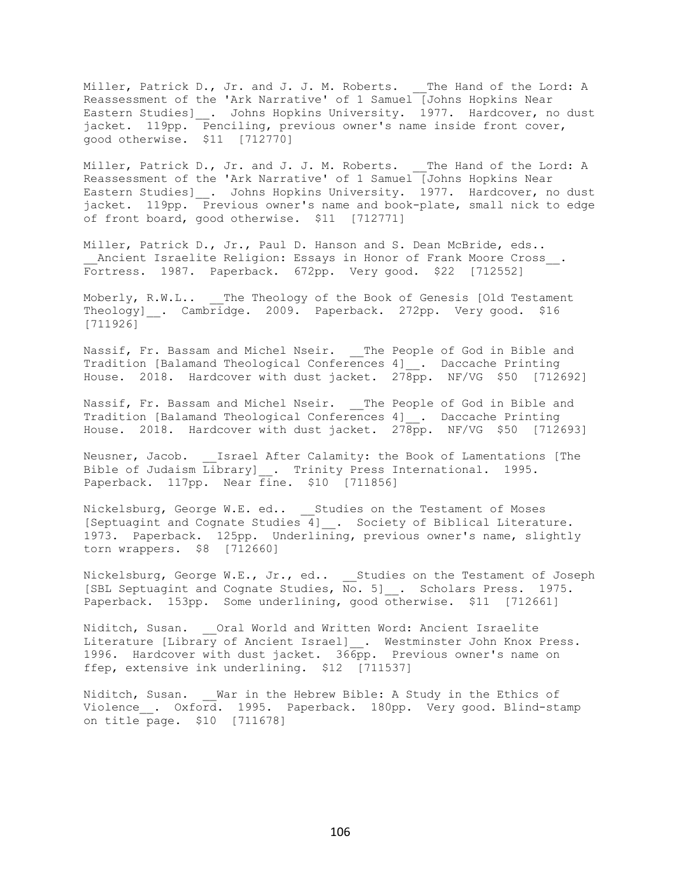Miller, Patrick D., Jr. and J. J. M. Roberts. __The Hand of the Lord: A Reassessment of the 'Ark Narrative' of 1 Samuel [Johns Hopkins Near Eastern Studies]__. Johns Hopkins University. 1977. Hardcover, no dust jacket. 119pp. Penciling, previous owner's name inside front cover, good otherwise. $11 [712770]

Miller, Patrick D., Jr. and J. J. M. Roberts. __The Hand of the Lord: A Reassessment of the 'Ark Narrative' of 1 Samuel [Johns Hopkins Near Eastern Studies]__. Johns Hopkins University. 1977. Hardcover, no dust jacket. 119pp. Previous owner's name and book-plate, small nick to edge of front board, good otherwise. $11 [712771]

Miller, Patrick D., Jr., Paul D. Hanson and S. Dean McBride, eds.. __Ancient Israelite Religion: Essays in Honor of Frank Moore Cross__. Fortress. 1987. Paperback. 672pp. Very good. $22 [712552]

Moberly, R.W.L.. __The Theology of the Book of Genesis [Old Testament Theology]__. Cambridge. 2009. Paperback. 272pp. Very good. $16 [711926]

Nassif, Fr. Bassam and Michel Nseir. __The People of God in Bible and Tradition [Balamand Theological Conferences 4]__. Daccache Printing House. 2018. Hardcover with dust jacket. 278pp. NF/VG $50 [712692]

Nassif, Fr. Bassam and Michel Nseir. __The People of God in Bible and Tradition [Balamand Theological Conferences 4]__. Daccache Printing House. 2018. Hardcover with dust jacket. 278pp. NF/VG $50 [712693]

Neusner, Jacob. __Israel After Calamity: the Book of Lamentations [The Bible of Judaism Library]__. Trinity Press International. 1995. Paperback. 117pp. Near fine. $10 [711856]

Nickelsburg, George W.E. ed.. __Studies on the Testament of Moses [Septuagint and Cognate Studies 4]__. Society of Biblical Literature. 1973. Paperback. 125pp. Underlining, previous owner's name, slightly torn wrappers. $8 [712660]

Nickelsburg, George W.E., Jr., ed.. __Studies on the Testament of Joseph [SBL Septuagint and Cognate Studies, No. 5]__. Scholars Press. 1975. Paperback. 153pp. Some underlining, good otherwise. $11 [712661]

Niditch, Susan. __Oral World and Written Word: Ancient Israelite Literature [Library of Ancient Israel]__. Westminster John Knox Press. 1996. Hardcover with dust jacket. 366pp. Previous owner's name on ffep, extensive ink underlining. $12 [711537]

Niditch, Susan. __War in the Hebrew Bible: A Study in the Ethics of Violence__. Oxford. 1995. Paperback. 180pp. Very good. Blind-stamp on title page. $10 [711678]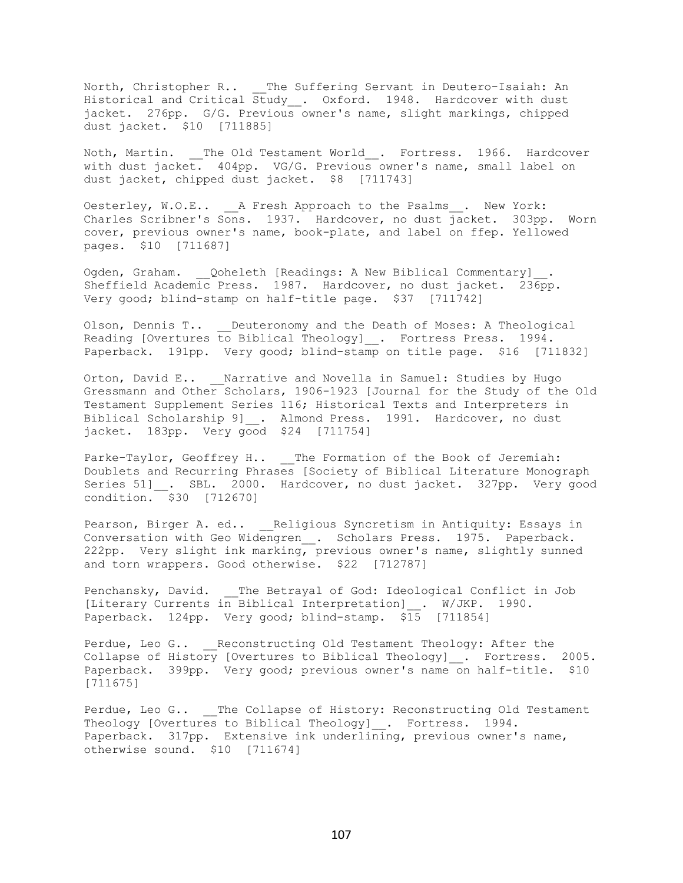North, Christopher R.. __The Suffering Servant in Deutero-Isaiah: An Historical and Critical Study__. Oxford. 1948. Hardcover with dust jacket. 276pp. G/G. Previous owner's name, slight markings, chipped dust jacket. $10 [711885]

Noth, Martin. __The Old Testament World__. Fortress. 1966. Hardcover with dust jacket. 404pp. VG/G. Previous owner's name, small label on dust jacket, chipped dust jacket. $8 [711743]

Oesterley, W.O.E.. __A Fresh Approach to the Psalms__. New York: Charles Scribner's Sons. 1937. Hardcover, no dust jacket. 303pp. Worn cover, previous owner's name, book-plate, and label on ffep. Yellowed pages. $10 [711687]

Ogden, Graham. __Qoheleth [Readings: A New Biblical Commentary]__. Sheffield Academic Press. 1987. Hardcover, no dust jacket. 236pp. Very good; blind-stamp on half-title page. $37 [711742]

Olson, Dennis T.. __Deuteronomy and the Death of Moses: A Theological Reading [Overtures to Biblical Theology]__. Fortress Press. 1994. Paperback. 191pp. Very good; blind-stamp on title page. $16 [711832]

Orton, David E.. __Narrative and Novella in Samuel: Studies by Hugo Gressmann and Other Scholars, 1906-1923 [Journal for the Study of the Old Testament Supplement Series 116; Historical Texts and Interpreters in Biblical Scholarship 9]__. Almond Press. 1991. Hardcover, no dust jacket. 183pp. Very good $24 [711754]

Parke-Taylor, Geoffrey H.. __The Formation of the Book of Jeremiah: Doublets and Recurring Phrases [Society of Biblical Literature Monograph Series 51]__. SBL. 2000. Hardcover, no dust jacket. 327pp. Very good condition. $30 [712670]

Pearson, Birger A. ed.. __Religious Syncretism in Antiquity: Essays in Conversation with Geo Widengren__. Scholars Press. 1975. Paperback. 222pp. Very slight ink marking, previous owner's name, slightly sunned and torn wrappers. Good otherwise. $22 [712787]

Penchansky, David. __The Betrayal of God: Ideological Conflict in Job [Literary Currents in Biblical Interpretation]__. W/JKP. 1990. Paperback. 124pp. Very good; blind-stamp. $15 [711854]

Perdue, Leo G.. __Reconstructing Old Testament Theology: After the Collapse of History [Overtures to Biblical Theology]__. Fortress. 2005. Paperback. 399pp. Very good; previous owner's name on half-title. $10 [711675]

Perdue, Leo G.. __The Collapse of History: Reconstructing Old Testament Theology [Overtures to Biblical Theology]__. Fortress. 1994. Paperback. 317pp. Extensive ink underlining, previous owner's name, otherwise sound. $10 [711674]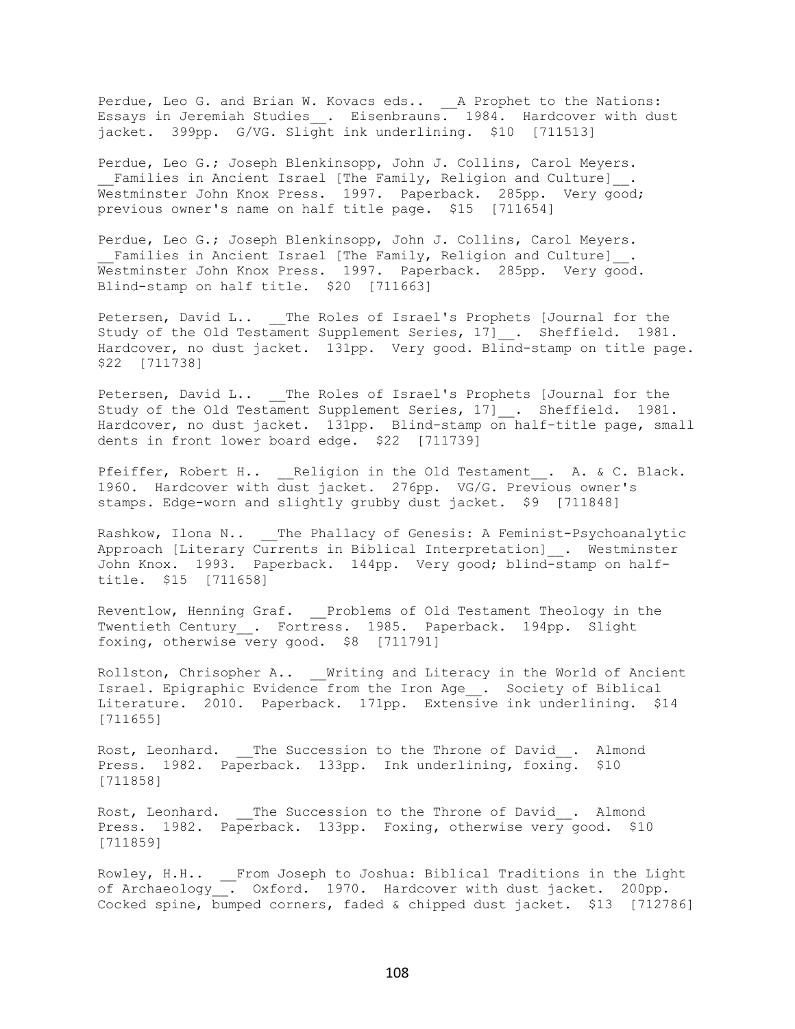Perdue, Leo G. and Brian W. Kovacs eds.. __A Prophet to the Nations: Essays in Jeremiah Studies__. Eisenbrauns. 1984. Hardcover with dust jacket. 399pp. G/VG. Slight ink underlining. $10 [711513]

Perdue, Leo G.; Joseph Blenkinsopp, John J. Collins, Carol Meyers. __Families in Ancient Israel [The Family, Religion and Culture]__. Westminster John Knox Press. 1997. Paperback. 285pp. Very good; previous owner's name on half title page. $15 [711654]

Perdue, Leo G.; Joseph Blenkinsopp, John J. Collins, Carol Meyers. __Families in Ancient Israel [The Family, Religion and Culture]__. Westminster John Knox Press. 1997. Paperback. 285pp. Very good. Blind-stamp on half title. $20 [711663]

Petersen, David L.. __The Roles of Israel's Prophets [Journal for the Study of the Old Testament Supplement Series, 17]__. Sheffield. 1981. Hardcover, no dust jacket. 131pp. Very good. Blind-stamp on title page. $22 [711738]

Petersen, David L.. __The Roles of Israel's Prophets [Journal for the Study of the Old Testament Supplement Series, 17]__. Sheffield. 1981. Hardcover, no dust jacket. 131pp. Blind-stamp on half-title page, small dents in front lower board edge. $22 [711739]

Pfeiffer, Robert H.. __Religion in the Old Testament__. A. & C. Black. 1960. Hardcover with dust jacket. 276pp. VG/G. Previous owner's stamps. Edge-worn and slightly grubby dust jacket. $9 [711848]

Rashkow, Ilona N.. __The Phallacy of Genesis: A Feminist-Psychoanalytic Approach [Literary Currents in Biblical Interpretation]__. Westminster John Knox. 1993. Paperback. 144pp. Very good; blind-stamp on half-title. $15 [711658]

Reventlow, Henning Graf. __Problems of Old Testament Theology in the Twentieth Century__. Fortress. 1985. Paperback. 194pp. Slight foxing, otherwise very good. $8 [711791]

Rollston, Chrisopher A.. __Writing and Literacy in the World of Ancient Israel. Epigraphic Evidence from the Iron Age__. Society of Biblical Literature. 2010. Paperback. 171pp. Extensive ink underlining. $14 [711655]

Rost, Leonhard. __The Succession to the Throne of David__. Almond Press. 1982. Paperback. 133pp. Ink underlining, foxing. $10 [711858]

Rost, Leonhard. __The Succession to the Throne of David__. Almond Press. 1982. Paperback. 133pp. Foxing, otherwise very good. $10 [711859]

Rowley, H.H.. __From Joseph to Joshua: Biblical Traditions in the Light of Archaeology__. Oxford. 1970. Hardcover with dust jacket. 200pp. Cocked spine, bumped corners, faded & chipped dust jacket. $13 [712786]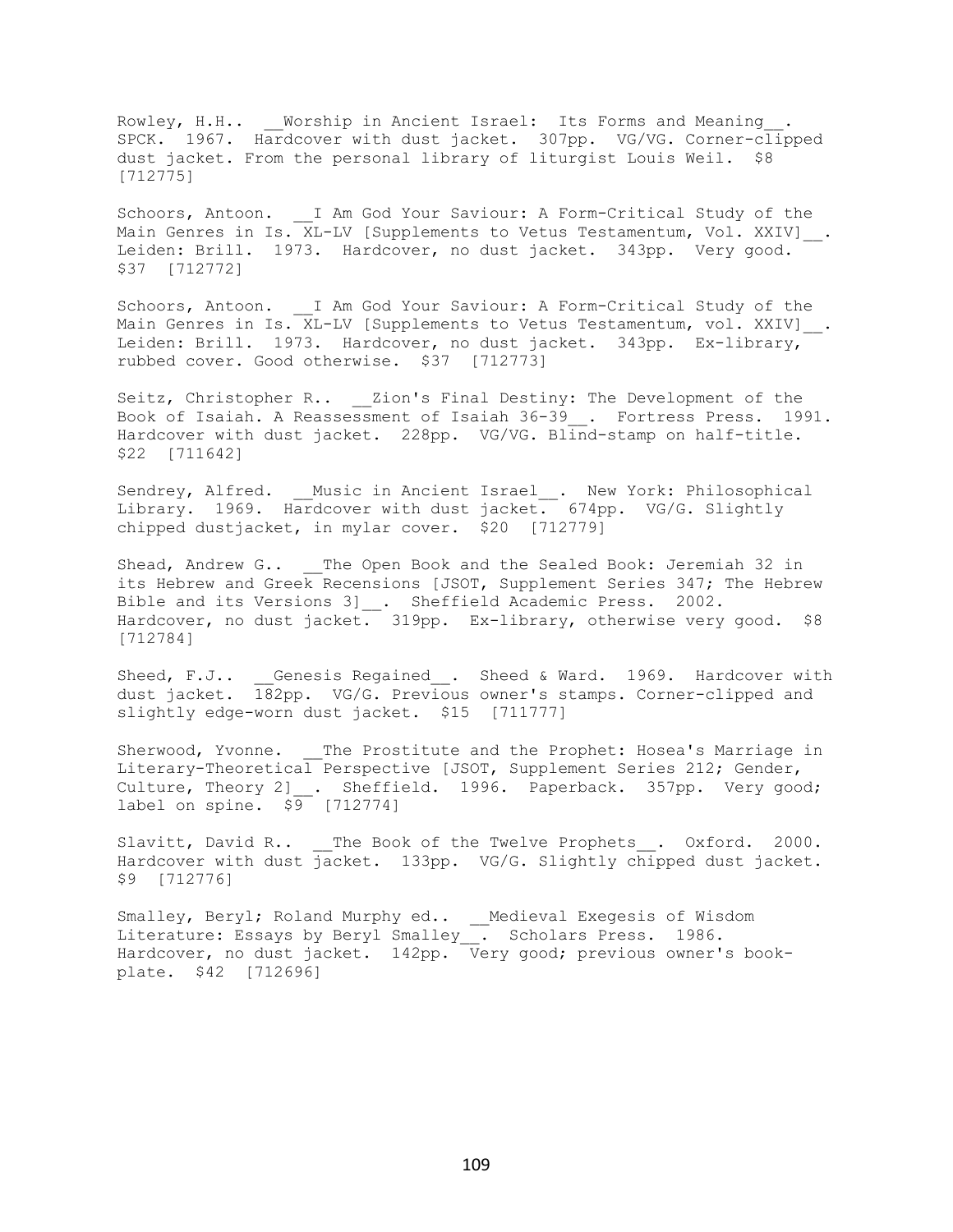Rowley, H.H.. __Worship in Ancient Israel: Its Forms and Meaning__. SPCK. 1967. Hardcover with dust jacket. 307pp. VG/VG. Corner-clipped dust jacket. From the personal library of liturgist Louis Weil. $8 [712775]

Schoors, Antoon. __I Am God Your Saviour: A Form-Critical Study of the Main Genres in Is. XL-LV [Supplements to Vetus Testamentum, Vol. XXIV]__. Leiden: Brill. 1973. Hardcover, no dust jacket. 343pp. Very good. $37 [712772]

Schoors, Antoon. __I Am God Your Saviour: A Form-Critical Study of the Main Genres in Is. XL-LV [Supplements to Vetus Testamentum, vol. XXIV]__. Leiden: Brill. 1973. Hardcover, no dust jacket. 343pp. Ex-library, rubbed cover. Good otherwise. $37 [712773]

Seitz, Christopher R.. __Zion's Final Destiny: The Development of the Book of Isaiah. A Reassessment of Isaiah 36-39__. Fortress Press. 1991. Hardcover with dust jacket. 228pp. VG/VG. Blind-stamp on half-title. $22 [711642]

Sendrey, Alfred. __Music in Ancient Israel__. New York: Philosophical Library. 1969. Hardcover with dust jacket. 674pp. VG/G. Slightly chipped dustjacket, in mylar cover. $20 [712779]

Shead, Andrew G.. __The Open Book and the Sealed Book: Jeremiah 32 in its Hebrew and Greek Recensions [JSOT, Supplement Series 347; The Hebrew Bible and its Versions 3]__. Sheffield Academic Press. 2002. Hardcover, no dust jacket. 319pp. Ex-library, otherwise very good. $8 [712784]

Sheed, F.J.. __Genesis Regained__. Sheed & Ward. 1969. Hardcover with dust jacket. 182pp. VG/G. Previous owner's stamps. Corner-clipped and slightly edge-worn dust jacket. $15 [711777]

Sherwood, Yvonne. __The Prostitute and the Prophet: Hosea's Marriage in Literary-Theoretical Perspective [JSOT, Supplement Series 212; Gender, Culture, Theory 2]__. Sheffield. 1996. Paperback. 357pp. Very good; label on spine. $9 [712774]

Slavitt, David R.. __The Book of the Twelve Prophets__. Oxford. 2000. Hardcover with dust jacket. 133pp. VG/G. Slightly chipped dust jacket. $9 [712776]

Smalley, Beryl; Roland Murphy ed.. __Medieval Exegesis of Wisdom Literature: Essays by Beryl Smalley__. Scholars Press. 1986. Hardcover, no dust jacket. 142pp. Very good; previous owner's book-plate. $42 [712696]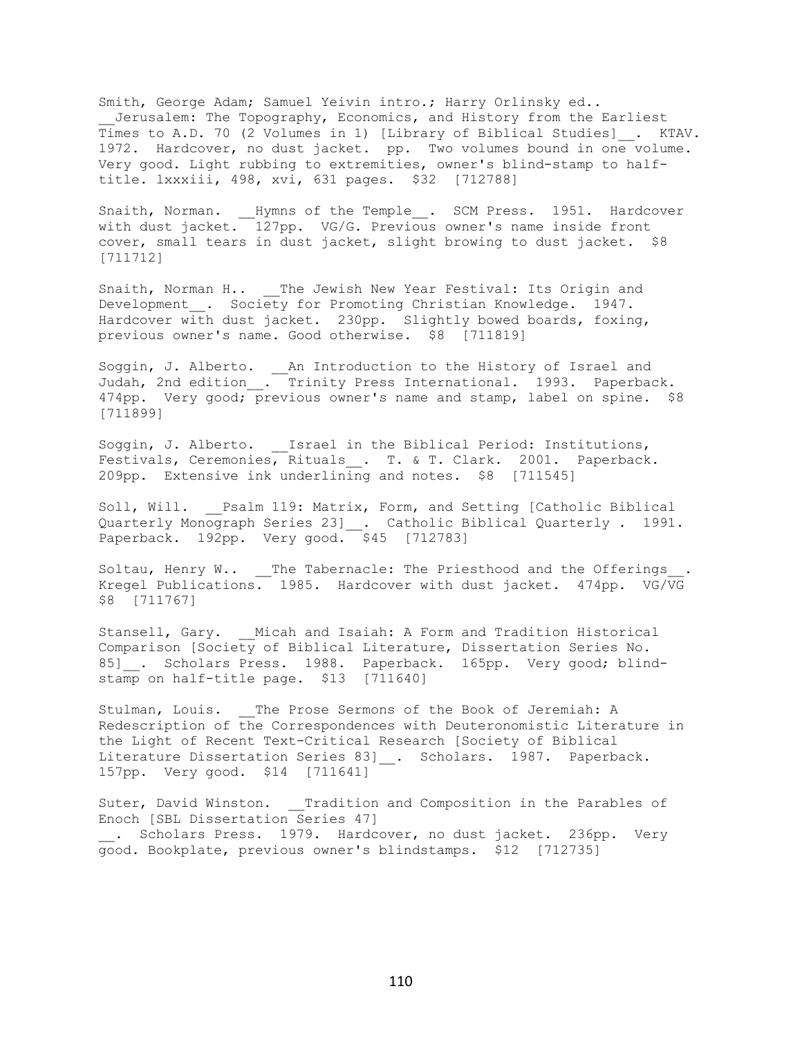Smith, George Adam; Samuel Yeivin intro.; Harry Orlinsky ed.. __Jerusalem: The Topography, Economics, and History from the Earliest Times to A.D. 70 (2 Volumes in 1) [Library of Biblical Studies]__. KTAV. 1972. Hardcover, no dust jacket. pp. Two volumes bound in one volume. Very good. Light rubbing to extremities, owner's blind-stamp to half-title. lxxxiii, 498, xvi, 631 pages. $32 [712788]

Snaith, Norman. __Hymns of the Temple__. SCM Press. 1951. Hardcover with dust jacket. 127pp. VG/G. Previous owner's name inside front cover, small tears in dust jacket, slight browing to dust jacket. $8 [711712]

Snaith, Norman H.. __The Jewish New Year Festival: Its Origin and Development__. Society for Promoting Christian Knowledge. 1947. Hardcover with dust jacket. 230pp. Slightly bowed boards, foxing, previous owner's name. Good otherwise. $8 [711819]

Soggin, J. Alberto. __An Introduction to the History of Israel and Judah, 2nd edition__. Trinity Press International. 1993. Paperback. 474pp. Very good; previous owner's name and stamp, label on spine. $8 [711899]

Soggin, J. Alberto. __Israel in the Biblical Period: Institutions, Festivals, Ceremonies, Rituals__. T. & T. Clark. 2001. Paperback. 209pp. Extensive ink underlining and notes. $8 [711545]

Soll, Will. __Psalm 119: Matrix, Form, and Setting [Catholic Biblical Quarterly Monograph Series 23]__. Catholic Biblical Quarterly . 1991. Paperback. 192pp. Very good. $45 [712783]

Soltau, Henry W.. __The Tabernacle: The Priesthood and the Offerings__. Kregel Publications. 1985. Hardcover with dust jacket. 474pp. VG/VG $8 [711767]

Stansell, Gary. __Micah and Isaiah: A Form and Tradition Historical Comparison [Society of Biblical Literature, Dissertation Series No. 85]__. Scholars Press. 1988. Paperback. 165pp. Very good; blind-stamp on half-title page. $13 [711640]

Stulman, Louis. __The Prose Sermons of the Book of Jeremiah: A Redescription of the Correspondences with Deuteronomistic Literature in the Light of Recent Text-Critical Research [Society of Biblical Literature Dissertation Series 83]__. Scholars. 1987. Paperback. 157pp. Very good. $14 [711641]

Suter, David Winston. __Tradition and Composition in the Parables of Enoch [SBL Dissertation Series 47] __. Scholars Press. 1979. Hardcover, no dust jacket. 236pp. Very good. Bookplate, previous owner's blindstamps. $12 [712735]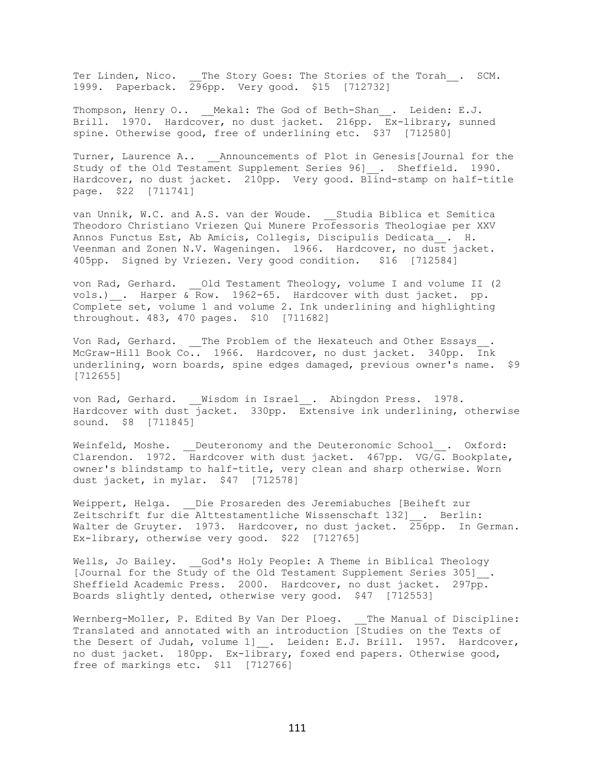Ter Linden, Nico. __The Story Goes: The Stories of the Torah__. SCM. 1999. Paperback. 296pp. Very good. $15 [712732]

Thompson, Henry O.. __Mekal: The God of Beth-Shan__. Leiden: E.J. Brill. 1970. Hardcover, no dust jacket. 216pp. Ex-library, sunned spine. Otherwise good, free of underlining etc. $37 [712580]

Turner, Laurence A.. __Announcements of Plot in Genesis[Journal for the Study of the Old Testament Supplement Series 96]__. Sheffield. 1990. Hardcover, no dust jacket. 210pp. Very good. Blind-stamp on half-title page. $22 [711741]

van Unnik, W.C. and A.S. van der Woude. __Studia Biblica et Semitica Theodoro Christiano Vriezen Qui Munere Professoris Theologiae per XXV Annos Functus Est, Ab Amicis, Collegis, Discipulis Dedicata__. H. Veenman and Zonen N.V. Wageningen. 1966. Hardcover, no dust jacket. 405pp. Signed by Vriezen. Very good condition. $16 [712584]

von Rad, Gerhard. __Old Testament Theology, volume I and volume II (2 vols.)__. Harper & Row. 1962-65. Hardcover with dust jacket. pp. Complete set, volume 1 and volume 2. Ink underlining and highlighting throughout. 483, 470 pages. $10 [711682]

Von Rad, Gerhard. __The Problem of the Hexateuch and Other Essays__. McGraw-Hill Book Co.. 1966. Hardcover, no dust jacket. 340pp. Ink underlining, worn boards, spine edges damaged, previous owner's name. $9 [712655]

von Rad, Gerhard. __Wisdom in Israel__. Abingdon Press. 1978. Hardcover with dust jacket. 330pp. Extensive ink underlining, otherwise sound. $8 [711845]

Weinfeld, Moshe. __Deuteronomy and the Deuteronomic School__. Oxford: Clarendon. 1972. Hardcover with dust jacket. 467pp. VG/G. Bookplate, owner's blindstamp to half-title, very clean and sharp otherwise. Worn dust jacket, in mylar. $47 [712578]

Weippert, Helga. __Die Prosareden des Jeremiabuches [Beiheft zur Zeitschrift fur die Alttestamentliche Wissenschaft 132]__. Berlin: Walter de Gruyter. 1973. Hardcover, no dust jacket. 256pp. In German. Ex-library, otherwise very good. $22 [712765]

Wells, Jo Bailey. __God's Holy People: A Theme in Biblical Theology [Journal for the Study of the Old Testament Supplement Series 305]__. Sheffield Academic Press. 2000. Hardcover, no dust jacket. 297pp. Boards slightly dented, otherwise very good. $47 [712553]

Wernberg-Moller, P. Edited By Van Der Ploeg. __The Manual of Discipline: Translated and annotated with an introduction [Studies on the Texts of the Desert of Judah, volume 1]__. Leiden: E.J. Brill. 1957. Hardcover, no dust jacket. 180pp. Ex-library, foxed end papers. Otherwise good, free of markings etc. $11 [712766]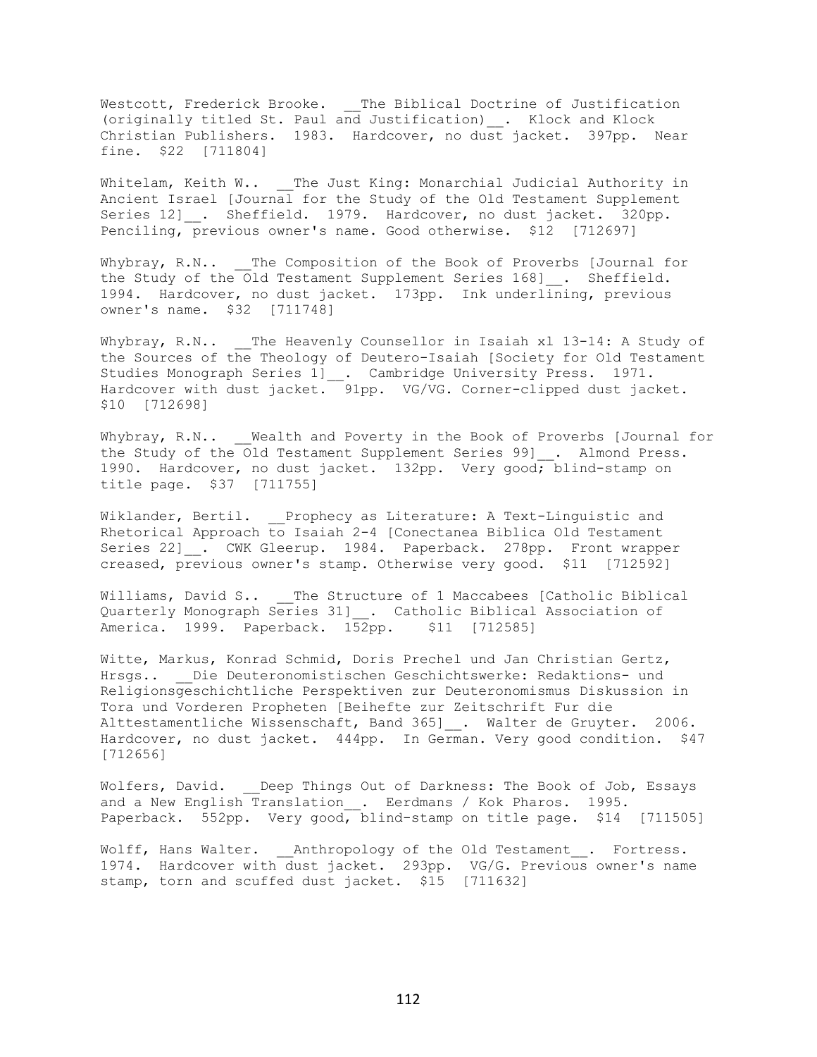Westcott, Frederick Brooke. __The Biblical Doctrine of Justification (originally titled St. Paul and Justification)__. Klock and Klock Christian Publishers. 1983. Hardcover, no dust jacket. 397pp. Near fine. $22 [711804]

Whitelam, Keith W.. __The Just King: Monarchial Judicial Authority in Ancient Israel [Journal for the Study of the Old Testament Supplement Series 12]__. Sheffield. 1979. Hardcover, no dust jacket. 320pp. Penciling, previous owner's name. Good otherwise. $12 [712697]

Whybray, R.N.. __The Composition of the Book of Proverbs [Journal for the Study of the Old Testament Supplement Series 168]__. Sheffield. 1994. Hardcover, no dust jacket. 173pp. Ink underlining, previous owner's name. $32 [711748]

Whybray, R.N.. __The Heavenly Counsellor in Isaiah xl 13-14: A Study of the Sources of the Theology of Deutero-Isaiah [Society for Old Testament Studies Monograph Series 1]__. Cambridge University Press. 1971. Hardcover with dust jacket. 91pp. VG/VG. Corner-clipped dust jacket. $10 [712698]

Whybray, R.N.. __Wealth and Poverty in the Book of Proverbs [Journal for the Study of the Old Testament Supplement Series 99]__. Almond Press. 1990. Hardcover, no dust jacket. 132pp. Very good; blind-stamp on title page. $37 [711755]

Wiklander, Bertil. __Prophecy as Literature: A Text-Linguistic and Rhetorical Approach to Isaiah 2-4 [Conectanea Biblica Old Testament Series 22]__. CWK Gleerup. 1984. Paperback. 278pp. Front wrapper creased, previous owner's stamp. Otherwise very good. $11 [712592]

Williams, David S.. __The Structure of 1 Maccabees [Catholic Biblical Quarterly Monograph Series 31]__. Catholic Biblical Association of America. 1999. Paperback. 152pp. $11 [712585]

Witte, Markus, Konrad Schmid, Doris Prechel und Jan Christian Gertz, Hrsgs.. __Die Deuteronomistischen Geschichtswerke: Redaktions- und Religionsgeschichtliche Perspektiven zur Deuteronomismus Diskussion in Tora und Vorderen Propheten [Beihefte zur Zeitschrift Fur die Alttestamentliche Wissenschaft, Band 365]__. Walter de Gruyter. 2006. Hardcover, no dust jacket. 444pp. In German. Very good condition. $47 [712656]

Wolfers, David. __Deep Things Out of Darkness: The Book of Job, Essays and a New English Translation__. Eerdmans / Kok Pharos. 1995. Paperback. 552pp. Very good, blind-stamp on title page. $14 [711505]

Wolff, Hans Walter. __Anthropology of the Old Testament__. Fortress. 1974. Hardcover with dust jacket. 293pp. VG/G. Previous owner's name stamp, torn and scuffed dust jacket. $15 [711632]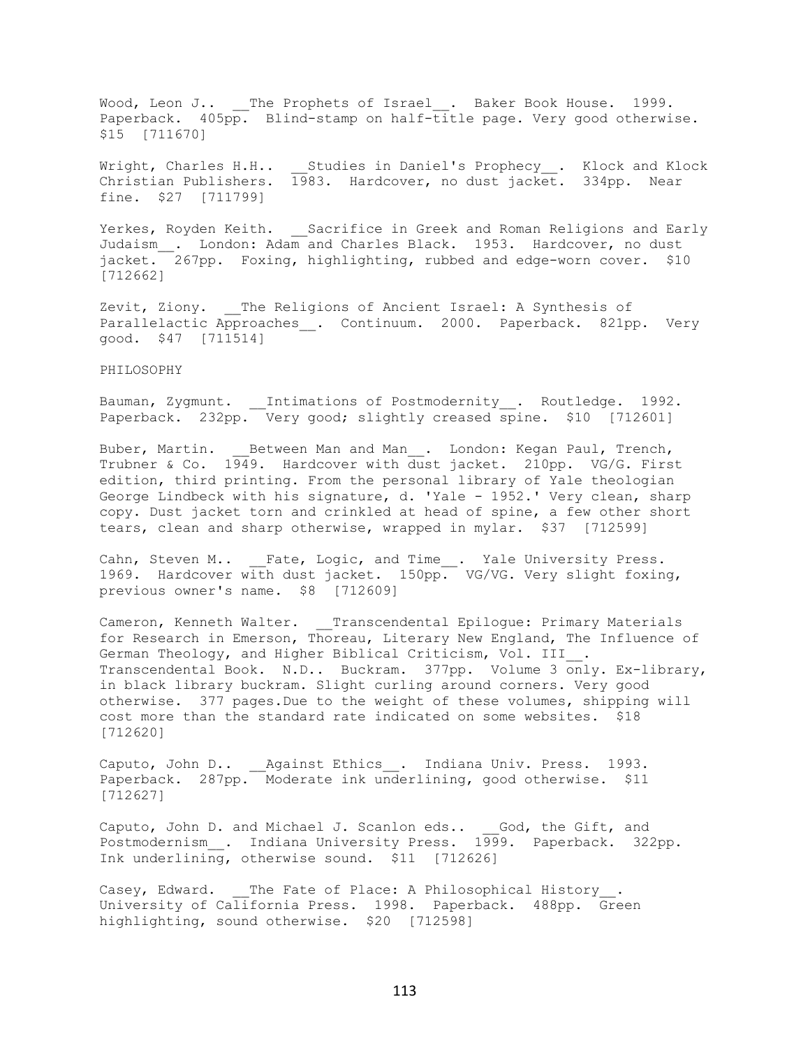Wood, Leon J.. __The Prophets of Israel__. Baker Book House. 1999. Paperback. 405pp. Blind-stamp on half-title page. Very good otherwise. $15 [711670]

Wright, Charles H.H.. __Studies in Daniel's Prophecy__. Klock and Klock Christian Publishers. 1983. Hardcover, no dust jacket. 334pp. Near fine. $27 [711799]

Yerkes, Royden Keith. __Sacrifice in Greek and Roman Religions and Early Judaism__. London: Adam and Charles Black. 1953. Hardcover, no dust jacket. 267pp. Foxing, highlighting, rubbed and edge-worn cover. $10 [712662]

Zevit, Ziony. __The Religions of Ancient Israel: A Synthesis of Parallelactic Approaches__. Continuum. 2000. Paperback. 821pp. Very good. $47 [711514]

PHILOSOPHY

Bauman, Zygmunt. __Intimations of Postmodernity__. Routledge. 1992. Paperback. 232pp. Very good; slightly creased spine. $10 [712601]

Buber, Martin. __Between Man and Man__. London: Kegan Paul, Trench, Trubner & Co. 1949. Hardcover with dust jacket. 210pp. VG/G. First edition, third printing. From the personal library of Yale theologian George Lindbeck with his signature, d. 'Yale - 1952.' Very clean, sharp copy. Dust jacket torn and crinkled at head of spine, a few other short tears, clean and sharp otherwise, wrapped in mylar. $37 [712599]

Cahn, Steven M.. __Fate, Logic, and Time__. Yale University Press. 1969. Hardcover with dust jacket. 150pp. VG/VG. Very slight foxing, previous owner's name. $8 [712609]

Cameron, Kenneth Walter. __Transcendental Epilogue: Primary Materials for Research in Emerson, Thoreau, Literary New England, The Influence of German Theology, and Higher Biblical Criticism, Vol. III__. Transcendental Book. N.D.. Buckram. 377pp. Volume 3 only. Ex-library, in black library buckram. Slight curling around corners. Very good otherwise. 377 pages.Due to the weight of these volumes, shipping will cost more than the standard rate indicated on some websites. $18 [712620]

Caputo, John D.. __Against Ethics__. Indiana Univ. Press. 1993. Paperback. 287pp. Moderate ink underlining, good otherwise. $11 [712627]

Caputo, John D. and Michael J. Scanlon eds.. __God, the Gift, and Postmodernism__. Indiana University Press. 1999. Paperback. 322pp. Ink underlining, otherwise sound. $11 [712626]

Casey, Edward. __The Fate of Place: A Philosophical History__. University of California Press. 1998. Paperback. 488pp. Green highlighting, sound otherwise. $20 [712598]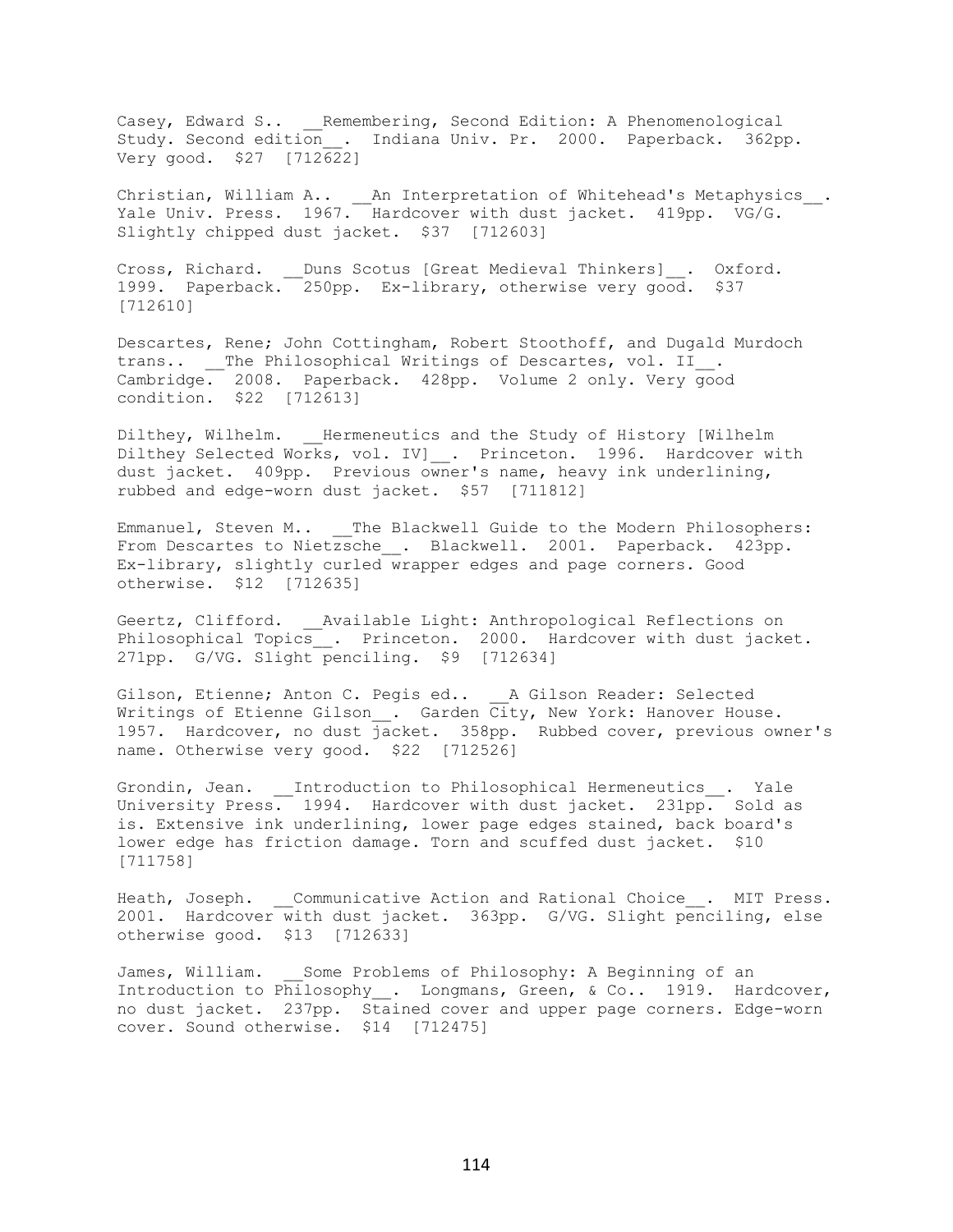Casey, Edward S.. __Remembering, Second Edition: A Phenomenological Study. Second edition__. Indiana Univ. Pr. 2000. Paperback. 362pp. Very good. $27 [712622]

Christian, William A.. __An Interpretation of Whitehead's Metaphysics__. Yale Univ. Press. 1967. Hardcover with dust jacket. 419pp. VG/G. Slightly chipped dust jacket. $37 [712603]

Cross, Richard. __Duns Scotus [Great Medieval Thinkers]__. Oxford. 1999. Paperback. 250pp. Ex-library, otherwise very good. $37 [712610]

Descartes, Rene; John Cottingham, Robert Stoothoff, and Dugald Murdoch trans.. __The Philosophical Writings of Descartes, vol. II__. Cambridge. 2008. Paperback. 428pp. Volume 2 only. Very good condition. $22 [712613]

Dilthey, Wilhelm. __Hermeneutics and the Study of History [Wilhelm Dilthey Selected Works, vol. IV]__. Princeton. 1996. Hardcover with dust jacket. 409pp. Previous owner's name, heavy ink underlining, rubbed and edge-worn dust jacket. $57 [711812]

Emmanuel, Steven M.. __The Blackwell Guide to the Modern Philosophers: From Descartes to Nietzsche__. Blackwell. 2001. Paperback. 423pp. Ex-library, slightly curled wrapper edges and page corners. Good otherwise. $12 [712635]

Geertz, Clifford. __Available Light: Anthropological Reflections on Philosophical Topics__. Princeton. 2000. Hardcover with dust jacket. 271pp. G/VG. Slight penciling. $9 [712634]

Gilson, Etienne; Anton C. Pegis ed.. __A Gilson Reader: Selected Writings of Etienne Gilson__. Garden City, New York: Hanover House. 1957. Hardcover, no dust jacket. 358pp. Rubbed cover, previous owner's name. Otherwise very good. $22 [712526]

Grondin, Jean. __Introduction to Philosophical Hermeneutics__. Yale University Press. 1994. Hardcover with dust jacket. 231pp. Sold as is. Extensive ink underlining, lower page edges stained, back board's lower edge has friction damage. Torn and scuffed dust jacket. $10 [711758]

Heath, Joseph. __Communicative Action and Rational Choice__. MIT Press. 2001. Hardcover with dust jacket. 363pp. G/VG. Slight penciling, else otherwise good. $13 [712633]

James, William. __Some Problems of Philosophy: A Beginning of an Introduction to Philosophy__. Longmans, Green, & Co.. 1919. Hardcover, no dust jacket. 237pp. Stained cover and upper page corners. Edge-worn cover. Sound otherwise. $14 [712475]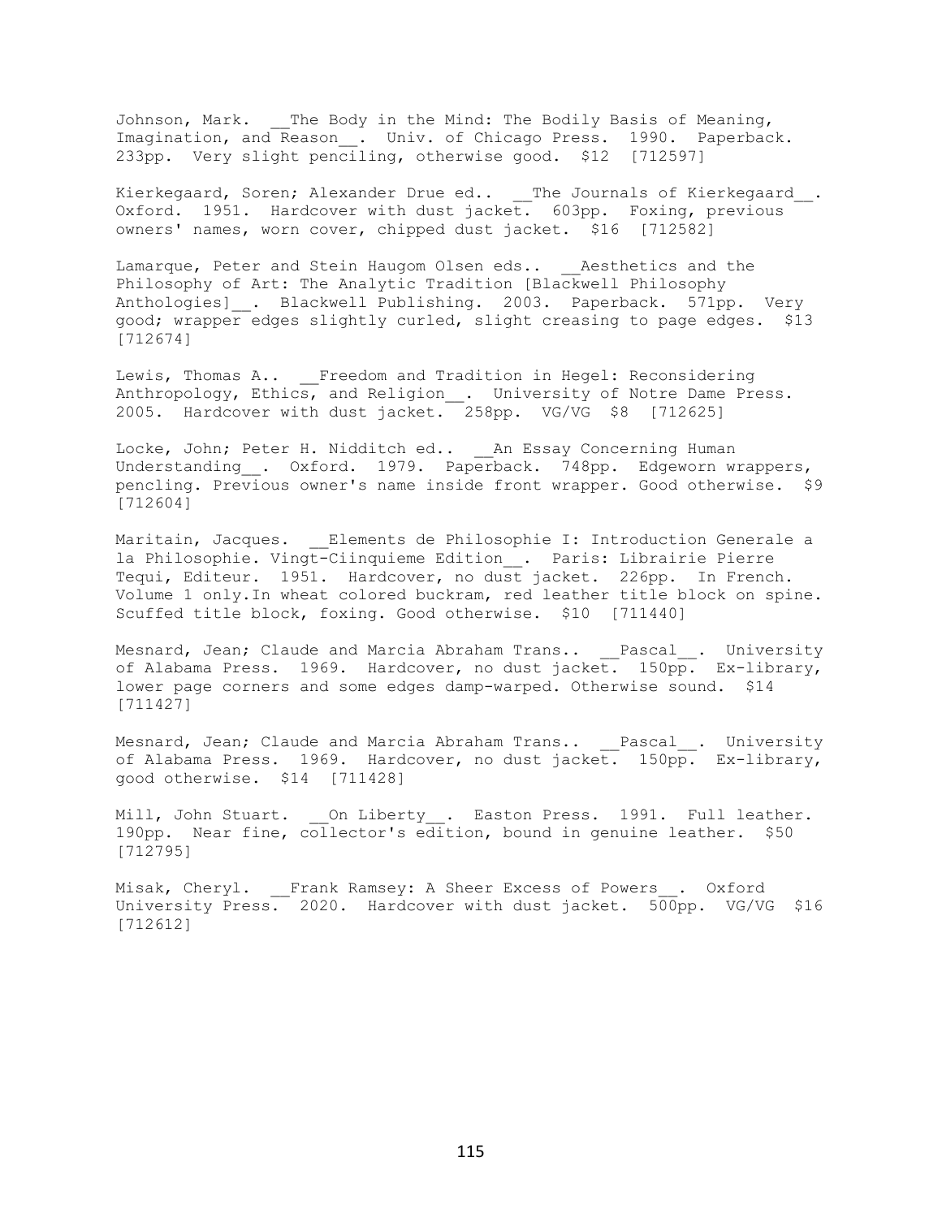Johnson, Mark. __The Body in the Mind: The Bodily Basis of Meaning, Imagination, and Reason__. Univ. of Chicago Press. 1990. Paperback. 233pp. Very slight penciling, otherwise good. $12 [712597]

Kierkegaard, Soren; Alexander Drue ed.. __The Journals of Kierkegaard__. Oxford. 1951. Hardcover with dust jacket. 603pp. Foxing, previous owners' names, worn cover, chipped dust jacket. $16 [712582]

Lamarque, Peter and Stein Haugom Olsen eds.. __Aesthetics and the Philosophy of Art: The Analytic Tradition [Blackwell Philosophy Anthologies]__. Blackwell Publishing. 2003. Paperback. 571pp. Very good; wrapper edges slightly curled, slight creasing to page edges. $13 [712674]

Lewis, Thomas A.. __Freedom and Tradition in Hegel: Reconsidering Anthropology, Ethics, and Religion__. University of Notre Dame Press. 2005. Hardcover with dust jacket. 258pp. VG/VG $8 [712625]

Locke, John; Peter H. Nidditch ed.. __An Essay Concerning Human Understanding__. Oxford. 1979. Paperback. 748pp. Edgeworn wrappers, pencling. Previous owner's name inside front wrapper. Good otherwise. $9 [712604]

Maritain, Jacques. __Elements de Philosophie I: Introduction Generale a la Philosophie. Vingt-Ciinquieme Edition__. Paris: Librairie Pierre Tequi, Editeur. 1951. Hardcover, no dust jacket. 226pp. In French. Volume 1 only.In wheat colored buckram, red leather title block on spine. Scuffed title block, foxing. Good otherwise. $10 [711440]

Mesnard, Jean; Claude and Marcia Abraham Trans.. __Pascal__. University of Alabama Press. 1969. Hardcover, no dust jacket. 150pp. Ex-library, lower page corners and some edges damp-warped. Otherwise sound. $14 [711427]

Mesnard, Jean; Claude and Marcia Abraham Trans.. __Pascal__. University of Alabama Press. 1969. Hardcover, no dust jacket. 150pp. Ex-library, good otherwise. $14 [711428]

Mill, John Stuart. __On Liberty__. Easton Press. 1991. Full leather. 190pp. Near fine, collector's edition, bound in genuine leather. $50 [712795]

Misak, Cheryl. __Frank Ramsey: A Sheer Excess of Powers__. Oxford University Press. 2020. Hardcover with dust jacket. 500pp. VG/VG $16 [712612]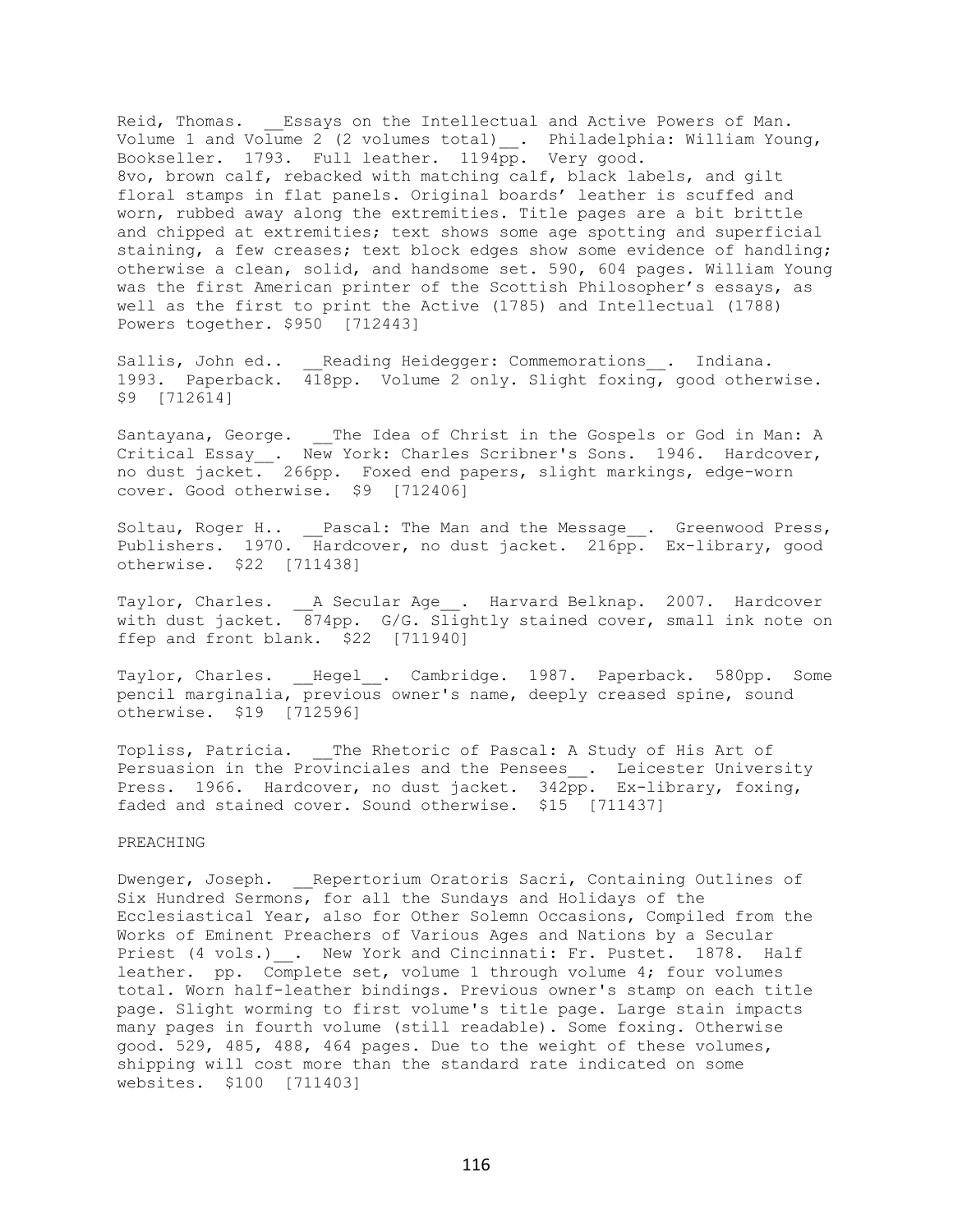Reid, Thomas. __Essays on the Intellectual and Active Powers of Man. Volume 1 and Volume 2 (2 volumes total)__. Philadelphia: William Young, Bookseller. 1793. Full leather. 1194pp. Very good.
8vo, brown calf, rebacked with matching calf, black labels, and gilt floral stamps in flat panels. Original boards' leather is scuffed and worn, rubbed away along the extremities. Title pages are a bit brittle and chipped at extremities; text shows some age spotting and superficial staining, a few creases; text block edges show some evidence of handling; otherwise a clean, solid, and handsome set. 590, 604 pages. William Young was the first American printer of the Scottish Philosopher's essays, as well as the first to print the Active (1785) and Intellectual (1788) Powers together. $950 [712443]

Sallis, John ed.. __Reading Heidegger: Commemorations__. Indiana. 1993. Paperback. 418pp. Volume 2 only. Slight foxing, good otherwise. $9 [712614]

Santayana, George. __The Idea of Christ in the Gospels or God in Man: A Critical Essay__. New York: Charles Scribner's Sons. 1946. Hardcover, no dust jacket. 266pp. Foxed end papers, slight markings, edge-worn cover. Good otherwise. $9 [712406]

Soltau, Roger H.. __Pascal: The Man and the Message__. Greenwood Press, Publishers. 1970. Hardcover, no dust jacket. 216pp. Ex-library, good otherwise. $22 [711438]

Taylor, Charles. __A Secular Age__. Harvard Belknap. 2007. Hardcover with dust jacket. 874pp. G/G. Slightly stained cover, small ink note on ffep and front blank. $22 [711940]

Taylor, Charles. __Hegel__. Cambridge. 1987. Paperback. 580pp. Some pencil marginalia, previous owner's name, deeply creased spine, sound otherwise. $19 [712596]

Topliss, Patricia. __The Rhetoric of Pascal: A Study of His Art of Persuasion in the Provinciales and the Pensees__. Leicester University Press. 1966. Hardcover, no dust jacket. 342pp. Ex-library, foxing, faded and stained cover. Sound otherwise. $15 [711437]

## PREACHING

Dwenger, Joseph. __Repertorium Oratoris Sacri, Containing Outlines of Six Hundred Sermons, for all the Sundays and Holidays of the Ecclesiastical Year, also for Other Solemn Occasions, Compiled from the Works of Eminent Preachers of Various Ages and Nations by a Secular Priest (4 vols.)__. New York and Cincinnati: Fr. Pustet. 1878. Half leather. pp. Complete set, volume 1 through volume 4; four volumes total. Worn half-leather bindings. Previous owner's stamp on each title page. Slight worming to first volume's title page. Large stain impacts many pages in fourth volume (still readable). Some foxing. Otherwise good. 529, 485, 488, 464 pages. Due to the weight of these volumes, shipping will cost more than the standard rate indicated on some websites. $100 [711403]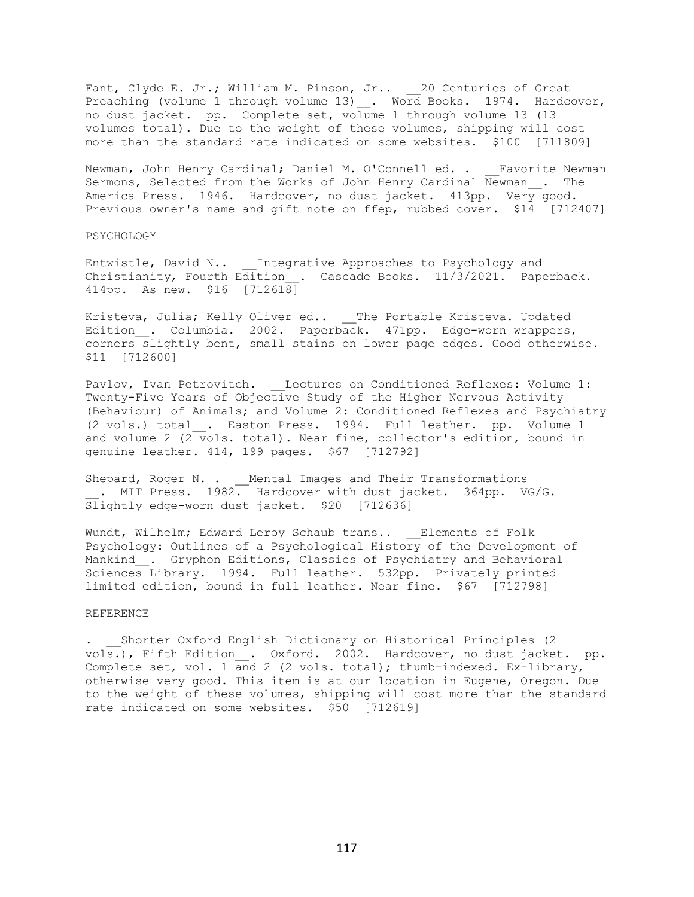Fant, Clyde E. Jr.; William M. Pinson, Jr.. __20 Centuries of Great Preaching (volume 1 through volume 13)__. Word Books. 1974. Hardcover, no dust jacket. pp. Complete set, volume 1 through volume 13 (13 volumes total). Due to the weight of these volumes, shipping will cost more than the standard rate indicated on some websites. $100 [711809]

Newman, John Henry Cardinal; Daniel M. O'Connell ed. . __Favorite Newman Sermons, Selected from the Works of John Henry Cardinal Newman__. The America Press. 1946. Hardcover, no dust jacket. 413pp. Very good. Previous owner's name and gift note on ffep, rubbed cover. $14 [712407]

## PSYCHOLOGY

Entwistle, David N.. __Integrative Approaches to Psychology and Christianity, Fourth Edition__. Cascade Books. 11/3/2021. Paperback. 414pp. As new. $16 [712618]

Kristeva, Julia; Kelly Oliver ed.. __The Portable Kristeva. Updated Edition__. Columbia. 2002. Paperback. 471pp. Edge-worn wrappers, corners slightly bent, small stains on lower page edges. Good otherwise. $11 [712600]

Pavlov, Ivan Petrovitch. __Lectures on Conditioned Reflexes: Volume 1: Twenty-Five Years of Objective Study of the Higher Nervous Activity (Behaviour) of Animals; and Volume 2: Conditioned Reflexes and Psychiatry (2 vols.) total__. Easton Press. 1994. Full leather. pp. Volume 1 and volume 2 (2 vols. total). Near fine, collector's edition, bound in genuine leather. 414, 199 pages. $67 [712792]

Shepard, Roger N. . __Mental Images and Their Transformations __. MIT Press. 1982. Hardcover with dust jacket. 364pp. VG/G. Slightly edge-worn dust jacket. $20 [712636]

Wundt, Wilhelm; Edward Leroy Schaub trans.. __Elements of Folk Psychology: Outlines of a Psychological History of the Development of Mankind__. Gryphon Editions, Classics of Psychiatry and Behavioral Sciences Library. 1994. Full leather. 532pp. Privately printed limited edition, bound in full leather. Near fine. $67 [712798]

## REFERENCE

. __Shorter Oxford English Dictionary on Historical Principles (2 vols.), Fifth Edition__. Oxford. 2002. Hardcover, no dust jacket. pp. Complete set, vol. 1 and 2 (2 vols. total); thumb-indexed. Ex-library, otherwise very good. This item is at our location in Eugene, Oregon. Due to the weight of these volumes, shipping will cost more than the standard rate indicated on some websites. $50 [712619]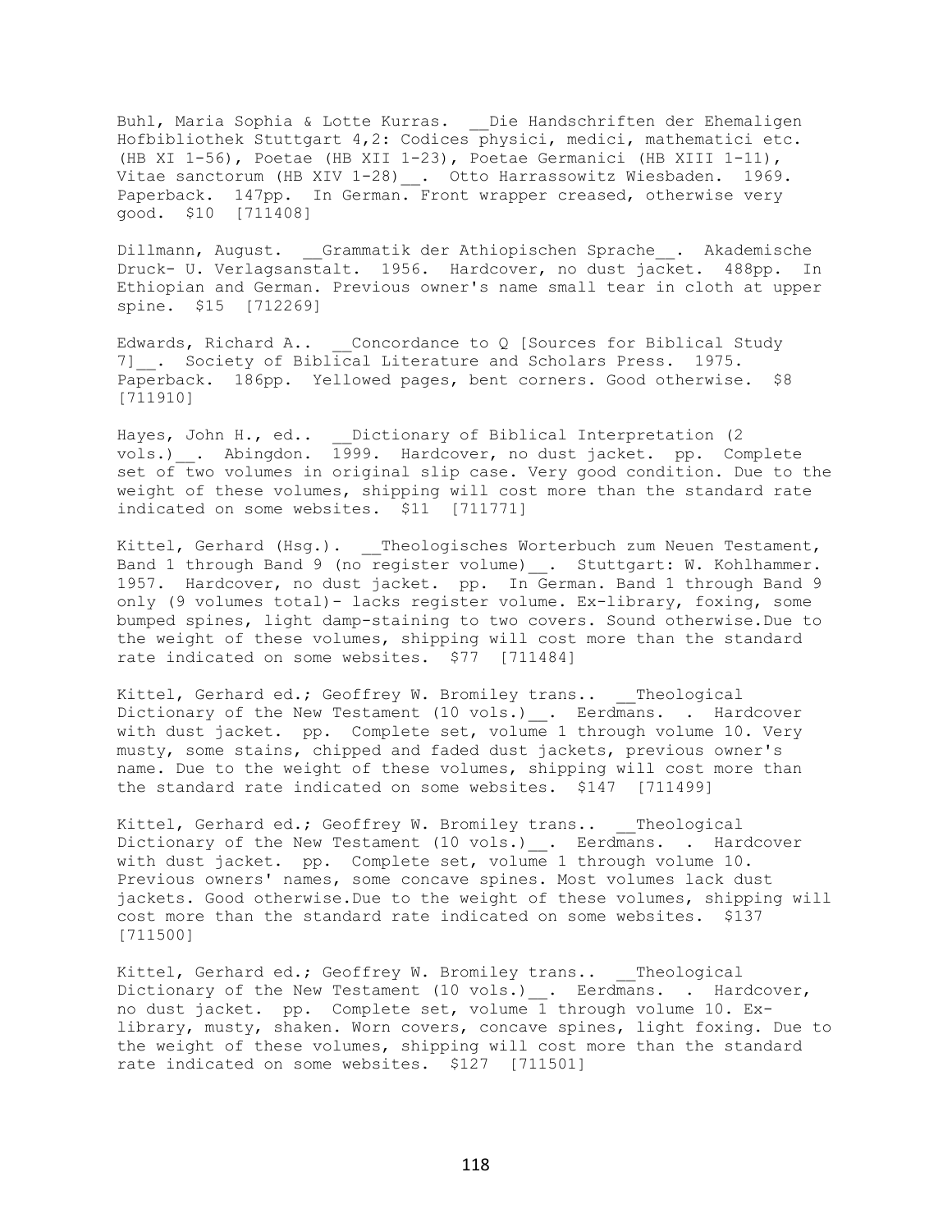Buhl, Maria Sophia & Lotte Kurras. __Die Handschriften der Ehemaligen Hofbibliothek Stuttgart 4,2: Codices physici, medici, mathematici etc. (HB XI 1-56), Poetae (HB XII 1-23), Poetae Germanici (HB XIII 1-11), Vitae sanctorum (HB XIV 1-28)__. Otto Harrassowitz Wiesbaden. 1969. Paperback. 147pp. In German. Front wrapper creased, otherwise very good. $10 [711408]

Dillmann, August. __Grammatik der Athiopischen Sprache__. Akademische Druck- U. Verlagsanstalt. 1956. Hardcover, no dust jacket. 488pp. In Ethiopian and German. Previous owner's name small tear in cloth at upper spine. $15 [712269]

Edwards, Richard A.. __Concordance to Q [Sources for Biblical Study 7]__. Society of Biblical Literature and Scholars Press. 1975. Paperback. 186pp. Yellowed pages, bent corners. Good otherwise. $8 [711910]

Hayes, John H., ed.. __Dictionary of Biblical Interpretation (2 vols.)__. Abingdon. 1999. Hardcover, no dust jacket. pp. Complete set of two volumes in original slip case. Very good condition. Due to the weight of these volumes, shipping will cost more than the standard rate indicated on some websites. $11 [711771]

Kittel, Gerhard (Hsg.). __Theologisches Worterbuch zum Neuen Testament, Band 1 through Band 9 (no register volume)__. Stuttgart: W. Kohlhammer. 1957. Hardcover, no dust jacket. pp. In German. Band 1 through Band 9 only (9 volumes total)- lacks register volume. Ex-library, foxing, some bumped spines, light damp-staining to two covers. Sound otherwise.Due to the weight of these volumes, shipping will cost more than the standard rate indicated on some websites. $77 [711484]

Kittel, Gerhard ed.; Geoffrey W. Bromiley trans.. __Theological Dictionary of the New Testament (10 vols.)__. Eerdmans. . Hardcover with dust jacket. pp. Complete set, volume 1 through volume 10. Very musty, some stains, chipped and faded dust jackets, previous owner's name. Due to the weight of these volumes, shipping will cost more than the standard rate indicated on some websites. $147 [711499]

Kittel, Gerhard ed.; Geoffrey W. Bromiley trans.. __Theological Dictionary of the New Testament (10 vols.)__. Eerdmans. . Hardcover with dust jacket. pp. Complete set, volume 1 through volume 10. Previous owners' names, some concave spines. Most volumes lack dust jackets. Good otherwise.Due to the weight of these volumes, shipping will cost more than the standard rate indicated on some websites. $137 [711500]

Kittel, Gerhard ed.; Geoffrey W. Bromiley trans.. __Theological Dictionary of the New Testament (10 vols.)__. Eerdmans. . Hardcover, no dust jacket. pp. Complete set, volume 1 through volume 10. Ex-library, musty, shaken. Worn covers, concave spines, light foxing. Due to the weight of these volumes, shipping will cost more than the standard rate indicated on some websites. $127 [711501]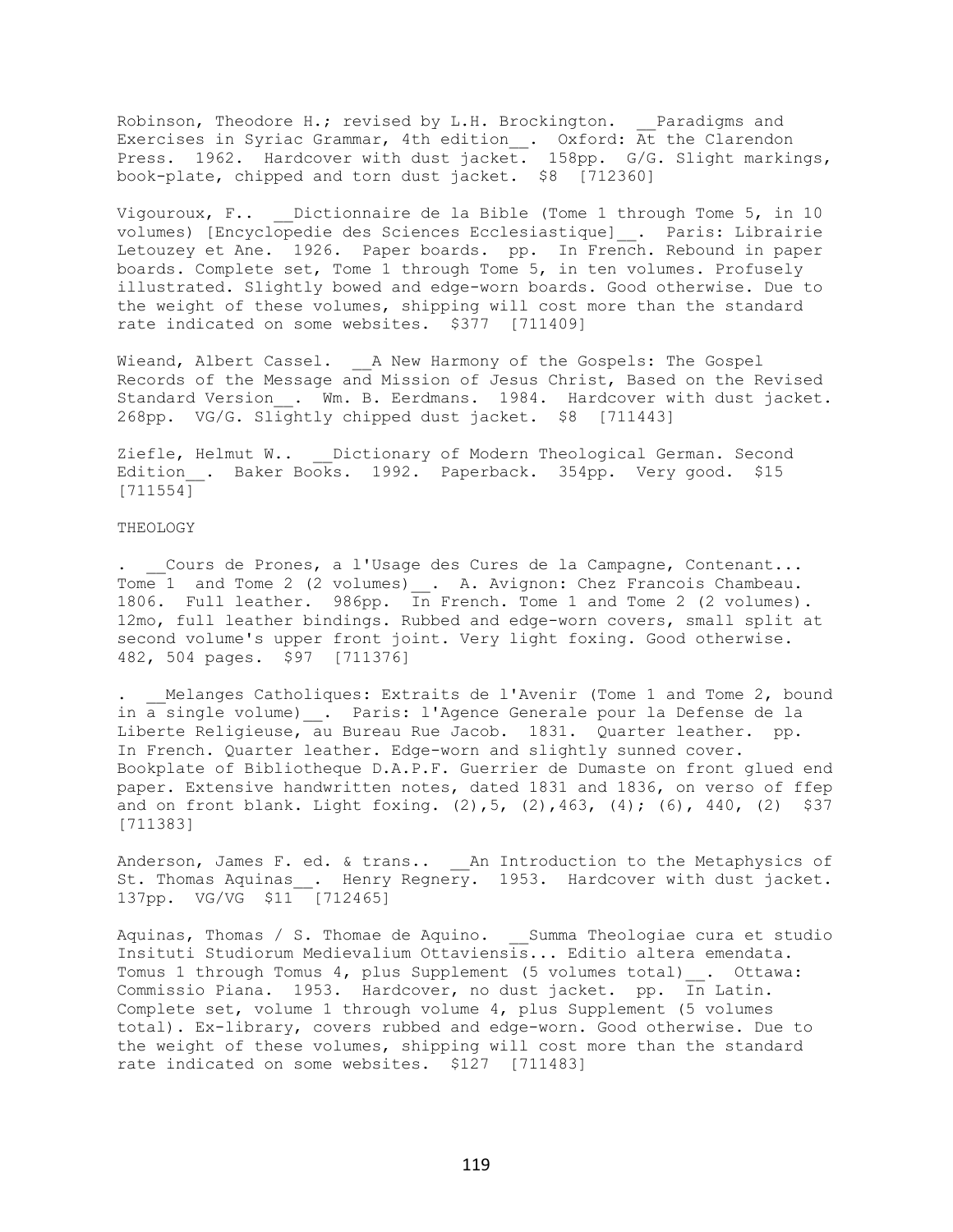Robinson, Theodore H.; revised by L.H. Brockington. __Paradigms and Exercises in Syriac Grammar, 4th edition__. Oxford: At the Clarendon Press. 1962. Hardcover with dust jacket. 158pp. G/G. Slight markings, book-plate, chipped and torn dust jacket. $8 [712360]

Vigouroux, F.. __Dictionnaire de la Bible (Tome 1 through Tome 5, in 10 volumes) [Encyclopedie des Sciences Ecclesiastique]__. Paris: Librairie Letouzey et Ane. 1926. Paper boards. pp. In French. Rebound in paper boards. Complete set, Tome 1 through Tome 5, in ten volumes. Profusely illustrated. Slightly bowed and edge-worn boards. Good otherwise. Due to the weight of these volumes, shipping will cost more than the standard rate indicated on some websites. $377 [711409]

Wieand, Albert Cassel. __A New Harmony of the Gospels: The Gospel Records of the Message and Mission of Jesus Christ, Based on the Revised Standard Version__. Wm. B. Eerdmans. 1984. Hardcover with dust jacket. 268pp. VG/G. Slightly chipped dust jacket. $8 [711443]

Ziefle, Helmut W.. __Dictionary of Modern Theological German. Second Edition__. Baker Books. 1992. Paperback. 354pp. Very good. $15 [711554]

THEOLOGY

. __Cours de Prones, a l'Usage des Cures de la Campagne, Contenant... Tome 1 and Tome 2 (2 volumes)__. A. Avignon: Chez Francois Chambeau. 1806. Full leather. 986pp. In French. Tome 1 and Tome 2 (2 volumes). 12mo, full leather bindings. Rubbed and edge-worn covers, small split at second volume's upper front joint. Very light foxing. Good otherwise. 482, 504 pages. $97 [711376]

. __Melanges Catholiques: Extraits de l'Avenir (Tome 1 and Tome 2, bound in a single volume)__. Paris: l'Agence Generale pour la Defense de la Liberte Religieuse, au Bureau Rue Jacob. 1831. Quarter leather. pp. In French. Quarter leather. Edge-worn and slightly sunned cover. Bookplate of Bibliotheque D.A.P.F. Guerrier de Dumaste on front glued end paper. Extensive handwritten notes, dated 1831 and 1836, on verso of ffep and on front blank. Light foxing. (2),5, (2),463, (4); (6), 440, (2) $37 [711383]

Anderson, James F. ed. & trans.. __An Introduction to the Metaphysics of St. Thomas Aquinas__. Henry Regnery. 1953. Hardcover with dust jacket. 137pp. VG/VG $11 [712465]

Aquinas, Thomas / S. Thomae de Aquino. __Summa Theologiae cura et studio Insituti Studiorum Medievalium Ottaviensis... Editio altera emendata. Tomus 1 through Tomus 4, plus Supplement (5 volumes total)__. Ottawa: Commissio Piana. 1953. Hardcover, no dust jacket. pp. In Latin. Complete set, volume 1 through volume 4, plus Supplement (5 volumes total). Ex-library, covers rubbed and edge-worn. Good otherwise. Due to the weight of these volumes, shipping will cost more than the standard rate indicated on some websites. $127 [711483]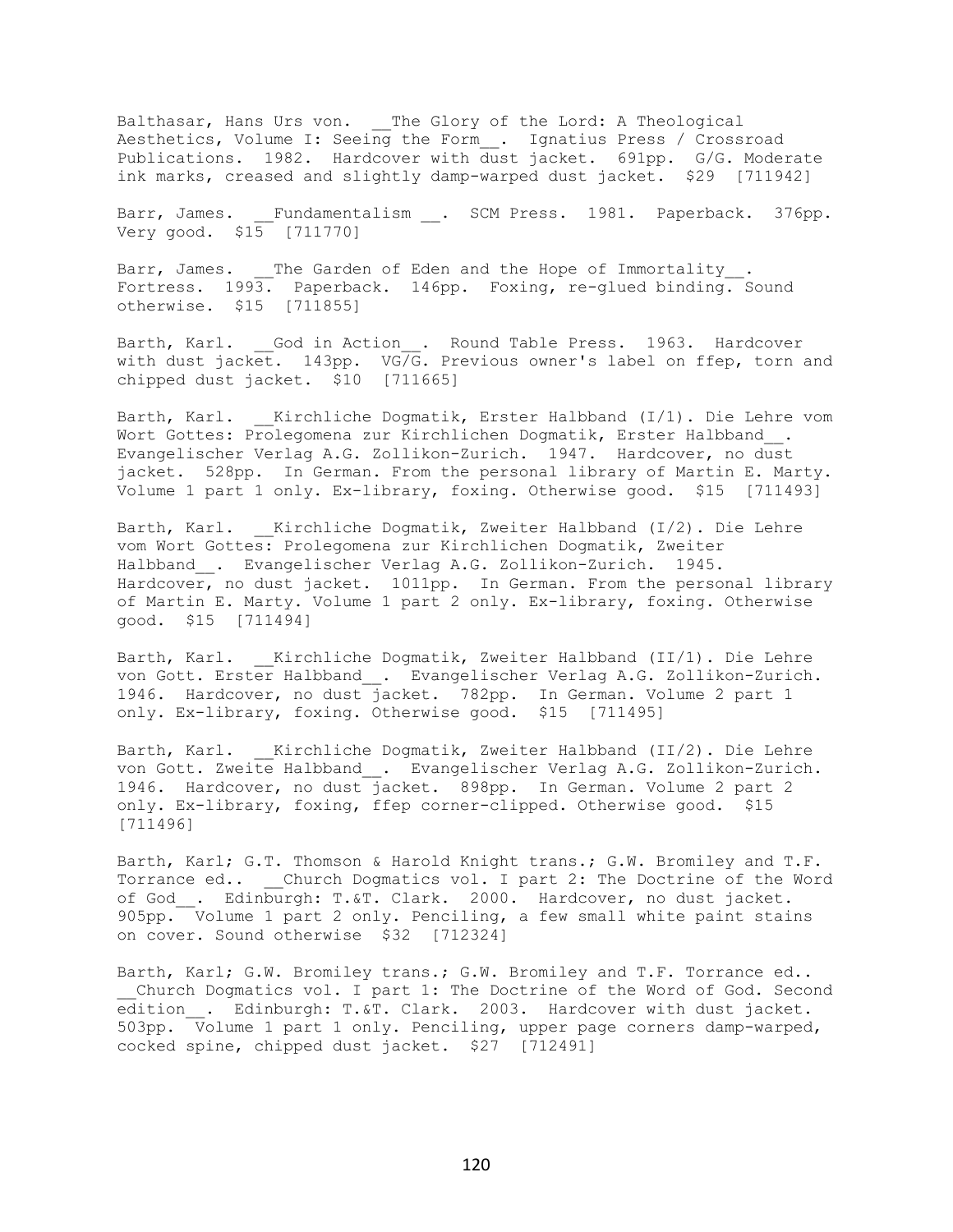Balthasar, Hans Urs von. __The Glory of the Lord: A Theological Aesthetics, Volume I: Seeing the Form__. Ignatius Press / Crossroad Publications. 1982. Hardcover with dust jacket. 691pp. G/G. Moderate ink marks, creased and slightly damp-warped dust jacket. $29 [711942]

Barr, James. __Fundamentalism __. SCM Press. 1981. Paperback. 376pp. Very good. $15 [711770]

Barr, James. __The Garden of Eden and the Hope of Immortality__. Fortress. 1993. Paperback. 146pp. Foxing, re-glued binding. Sound otherwise. $15 [711855]

Barth, Karl. __God in Action__. Round Table Press. 1963. Hardcover with dust jacket. 143pp. VG/G. Previous owner's label on ffep, torn and chipped dust jacket. $10 [711665]

Barth, Karl. __Kirchliche Dogmatik, Erster Halbband (I/1). Die Lehre vom Wort Gottes: Prolegomena zur Kirchlichen Dogmatik, Erster Halbband__. Evangelischer Verlag A.G. Zollikon-Zurich. 1947. Hardcover, no dust jacket. 528pp. In German. From the personal library of Martin E. Marty. Volume 1 part 1 only. Ex-library, foxing. Otherwise good. $15 [711493]

Barth, Karl. __Kirchliche Dogmatik, Zweiter Halbband (I/2). Die Lehre vom Wort Gottes: Prolegomena zur Kirchlichen Dogmatik, Zweiter Halbband__. Evangelischer Verlag A.G. Zollikon-Zurich. 1945. Hardcover, no dust jacket. 1011pp. In German. From the personal library of Martin E. Marty. Volume 1 part 2 only. Ex-library, foxing. Otherwise good. $15 [711494]

Barth, Karl. __Kirchliche Dogmatik, Zweiter Halbband (II/1). Die Lehre von Gott. Erster Halbband__. Evangelischer Verlag A.G. Zollikon-Zurich. 1946. Hardcover, no dust jacket. 782pp. In German. Volume 2 part 1 only. Ex-library, foxing. Otherwise good. $15 [711495]

Barth, Karl. __Kirchliche Dogmatik, Zweiter Halbband (II/2). Die Lehre von Gott. Zweite Halbband__. Evangelischer Verlag A.G. Zollikon-Zurich. 1946. Hardcover, no dust jacket. 898pp. In German. Volume 2 part 2 only. Ex-library, foxing, ffep corner-clipped. Otherwise good. $15 [711496]

Barth, Karl; G.T. Thomson & Harold Knight trans.; G.W. Bromiley and T.F. Torrance ed.. __Church Dogmatics vol. I part 2: The Doctrine of the Word of God__. Edinburgh: T.&T. Clark. 2000. Hardcover, no dust jacket. 905pp. Volume 1 part 2 only. Penciling, a few small white paint stains on cover. Sound otherwise $32 [712324]

Barth, Karl; G.W. Bromiley trans.; G.W. Bromiley and T.F. Torrance ed.. __Church Dogmatics vol. I part 1: The Doctrine of the Word of God. Second edition__. Edinburgh: T.&T. Clark. 2003. Hardcover with dust jacket. 503pp. Volume 1 part 1 only. Penciling, upper page corners damp-warped, cocked spine, chipped dust jacket. $27 [712491]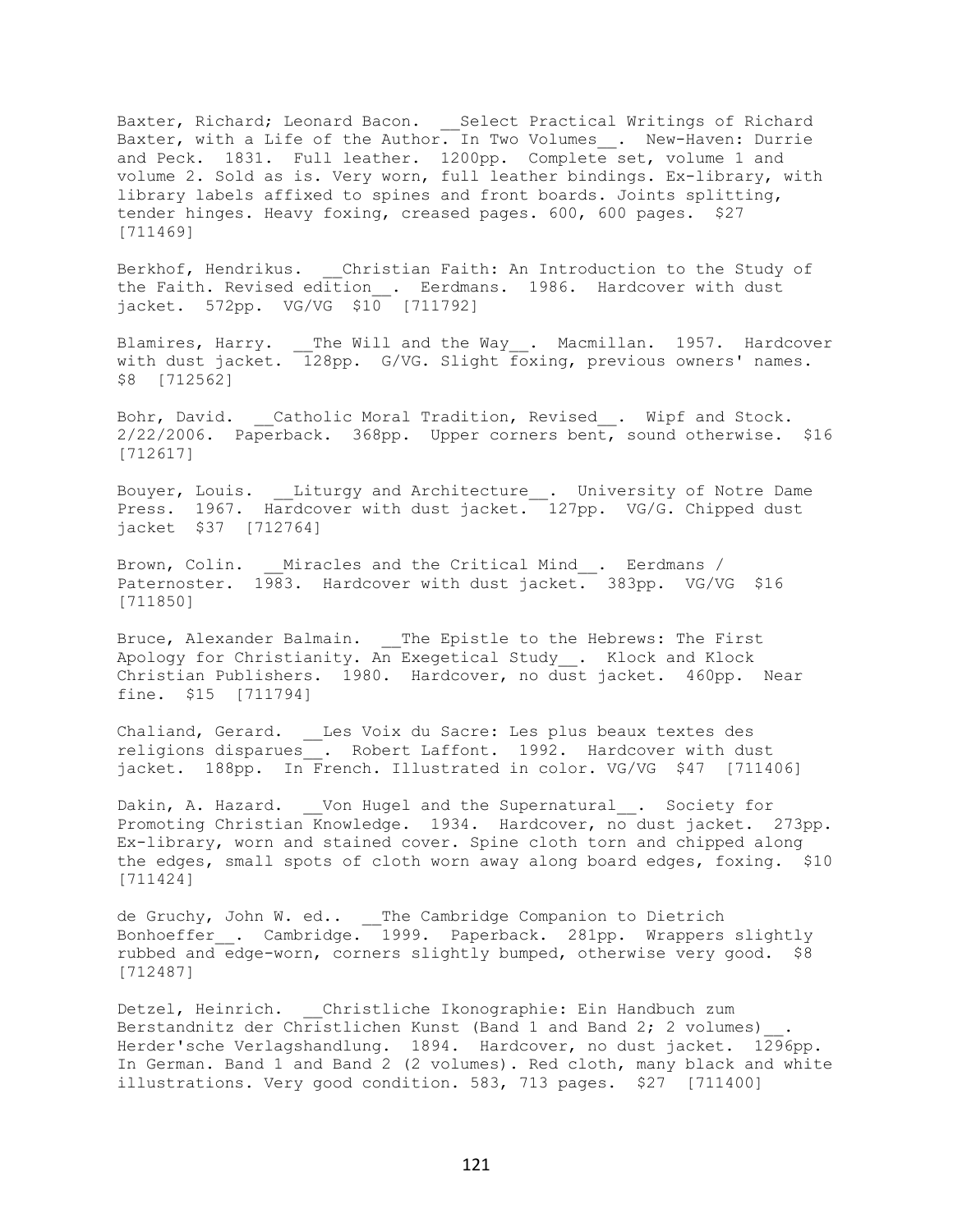Baxter, Richard; Leonard Bacon. __Select Practical Writings of Richard Baxter, with a Life of the Author. In Two Volumes__. New-Haven: Durrie and Peck. 1831. Full leather. 1200pp. Complete set, volume 1 and volume 2. Sold as is. Very worn, full leather bindings. Ex-library, with library labels affixed to spines and front boards. Joints splitting, tender hinges. Heavy foxing, creased pages. 600, 600 pages. $27 [711469]

Berkhof, Hendrikus. __Christian Faith: An Introduction to the Study of the Faith. Revised edition__. Eerdmans. 1986. Hardcover with dust jacket. 572pp. VG/VG $10 [711792]

Blamires, Harry. __The Will and the Way__. Macmillan. 1957. Hardcover with dust jacket. 128pp. G/VG. Slight foxing, previous owners' names. $8 [712562]

Bohr, David. __Catholic Moral Tradition, Revised__. Wipf and Stock. 2/22/2006. Paperback. 368pp. Upper corners bent, sound otherwise. $16 [712617]

Bouyer, Louis. __Liturgy and Architecture__. University of Notre Dame Press. 1967. Hardcover with dust jacket. 127pp. VG/G. Chipped dust jacket $37 [712764]

Brown, Colin. __Miracles and the Critical Mind__. Eerdmans / Paternoster. 1983. Hardcover with dust jacket. 383pp. VG/VG $16 [711850]

Bruce, Alexander Balmain. __The Epistle to the Hebrews: The First Apology for Christianity. An Exegetical Study__. Klock and Klock Christian Publishers. 1980. Hardcover, no dust jacket. 460pp. Near fine. $15 [711794]

Chaliand, Gerard. __Les Voix du Sacre: Les plus beaux textes des religions disparues__. Robert Laffont. 1992. Hardcover with dust jacket. 188pp. In French. Illustrated in color. VG/VG $47 [711406]

Dakin, A. Hazard. __Von Hugel and the Supernatural__. Society for Promoting Christian Knowledge. 1934. Hardcover, no dust jacket. 273pp. Ex-library, worn and stained cover. Spine cloth torn and chipped along the edges, small spots of cloth worn away along board edges, foxing. $10 [711424]

de Gruchy, John W. ed.. __The Cambridge Companion to Dietrich Bonhoeffer__. Cambridge. 1999. Paperback. 281pp. Wrappers slightly rubbed and edge-worn, corners slightly bumped, otherwise very good. $8 [712487]

Detzel, Heinrich. __Christliche Ikonographie: Ein Handbuch zum Berstandnitz der Christlichen Kunst (Band 1 and Band 2; 2 volumes)__. Herder'sche Verlagshandlung. 1894. Hardcover, no dust jacket. 1296pp. In German. Band 1 and Band 2 (2 volumes). Red cloth, many black and white illustrations. Very good condition. 583, 713 pages. $27 [711400]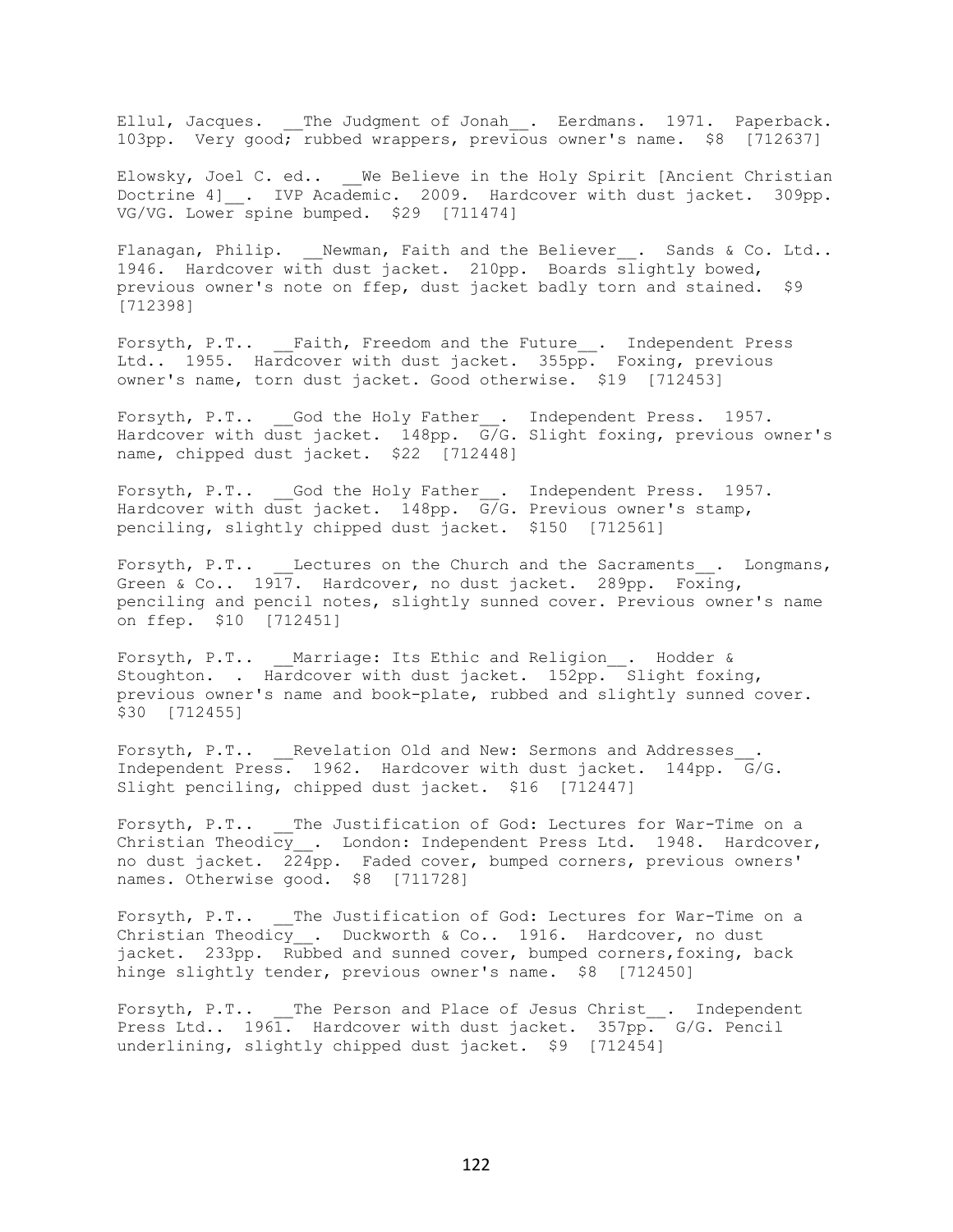Ellul, Jacques. __The Judgment of Jonah__. Eerdmans. 1971. Paperback. 103pp. Very good; rubbed wrappers, previous owner's name. $8 [712637]

Elowsky, Joel C. ed.. __We Believe in the Holy Spirit [Ancient Christian Doctrine 4]__. IVP Academic. 2009. Hardcover with dust jacket. 309pp. VG/VG. Lower spine bumped. $29 [711474]

Flanagan, Philip. __Newman, Faith and the Believer__. Sands & Co. Ltd.. 1946. Hardcover with dust jacket. 210pp. Boards slightly bowed, previous owner's note on ffep, dust jacket badly torn and stained. $9 [712398]

Forsyth, P.T.. __Faith, Freedom and the Future__. Independent Press Ltd.. 1955. Hardcover with dust jacket. 355pp. Foxing, previous owner's name, torn dust jacket. Good otherwise. $19 [712453]

Forsyth, P.T.. __God the Holy Father__. Independent Press. 1957. Hardcover with dust jacket. 148pp. G/G. Slight foxing, previous owner's name, chipped dust jacket. $22 [712448]

Forsyth, P.T.. __God the Holy Father__. Independent Press. 1957. Hardcover with dust jacket. 148pp. G/G. Previous owner's stamp, penciling, slightly chipped dust jacket. $150 [712561]

Forsyth, P.T.. __Lectures on the Church and the Sacraments__. Longmans, Green & Co.. 1917. Hardcover, no dust jacket. 289pp. Foxing, penciling and pencil notes, slightly sunned cover. Previous owner's name on ffep. $10 [712451]

Forsyth, P.T.. __Marriage: Its Ethic and Religion__. Hodder & Stoughton. . Hardcover with dust jacket. 152pp. Slight foxing, previous owner's name and book-plate, rubbed and slightly sunned cover. $30 [712455]

Forsyth, P.T.. __Revelation Old and New: Sermons and Addresses__. Independent Press. 1962. Hardcover with dust jacket. 144pp. G/G. Slight penciling, chipped dust jacket. $16 [712447]

Forsyth, P.T.. __The Justification of God: Lectures for War-Time on a Christian Theodicy__. London: Independent Press Ltd. 1948. Hardcover, no dust jacket. 224pp. Faded cover, bumped corners, previous owners' names. Otherwise good. $8 [711728]

Forsyth, P.T.. __The Justification of God: Lectures for War-Time on a Christian Theodicy__. Duckworth & Co.. 1916. Hardcover, no dust jacket. 233pp. Rubbed and sunned cover, bumped corners,foxing, back hinge slightly tender, previous owner's name. $8 [712450]

Forsyth, P.T.. __The Person and Place of Jesus Christ__. Independent Press Ltd.. 1961. Hardcover with dust jacket. 357pp. G/G. Pencil underlining, slightly chipped dust jacket. $9 [712454]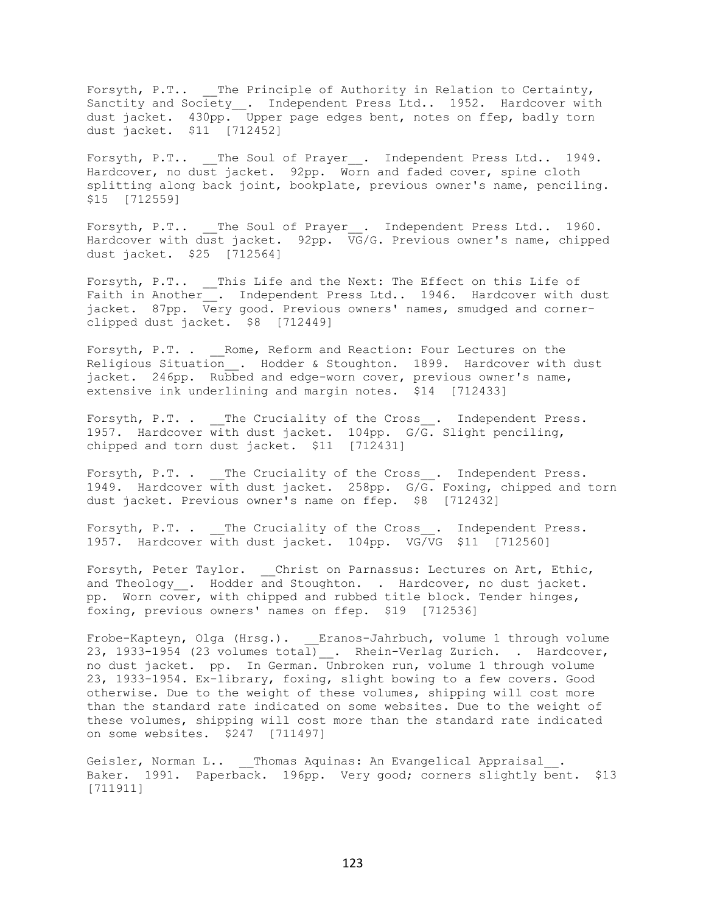Forsyth, P.T.. __The Principle of Authority in Relation to Certainty, Sanctity and Society__. Independent Press Ltd.. 1952. Hardcover with dust jacket. 430pp. Upper page edges bent, notes on ffep, badly torn dust jacket. $11 [712452]

Forsyth, P.T.. __The Soul of Prayer__. Independent Press Ltd.. 1949. Hardcover, no dust jacket. 92pp. Worn and faded cover, spine cloth splitting along back joint, bookplate, previous owner's name, penciling. $15 [712559]

Forsyth, P.T.. __The Soul of Prayer__. Independent Press Ltd.. 1960. Hardcover with dust jacket. 92pp. VG/G. Previous owner's name, chipped dust jacket. $25 [712564]

Forsyth, P.T.. __This Life and the Next: The Effect on this Life of Faith in Another__. Independent Press Ltd.. 1946. Hardcover with dust jacket. 87pp. Very good. Previous owners' names, smudged and corner-clipped dust jacket. $8 [712449]

Forsyth, P.T. . __Rome, Reform and Reaction: Four Lectures on the Religious Situation__. Hodder & Stoughton. 1899. Hardcover with dust jacket. 246pp. Rubbed and edge-worn cover, previous owner's name, extensive ink underlining and margin notes. $14 [712433]

Forsyth, P.T. . __The Cruciality of the Cross__. Independent Press. 1957. Hardcover with dust jacket. 104pp. G/G. Slight penciling, chipped and torn dust jacket. $11 [712431]

Forsyth, P.T. . __The Cruciality of the Cross__. Independent Press. 1949. Hardcover with dust jacket. 258pp. G/G. Foxing, chipped and torn dust jacket. Previous owner's name on ffep. $8 [712432]

Forsyth, P.T. . __The Cruciality of the Cross__. Independent Press. 1957. Hardcover with dust jacket. 104pp. VG/VG $11 [712560]

Forsyth, Peter Taylor. __Christ on Parnassus: Lectures on Art, Ethic, and Theology__. Hodder and Stoughton. . Hardcover, no dust jacket. pp. Worn cover, with chipped and rubbed title block. Tender hinges, foxing, previous owners' names on ffep. $19 [712536]

Frobe-Kapteyn, Olga (Hrsg.). __Eranos-Jahrbuch, volume 1 through volume 23, 1933-1954 (23 volumes total)__. Rhein-Verlag Zurich. . Hardcover, no dust jacket. pp. In German. Unbroken run, volume 1 through volume 23, 1933-1954. Ex-library, foxing, slight bowing to a few covers. Good otherwise. Due to the weight of these volumes, shipping will cost more than the standard rate indicated on some websites. Due to the weight of these volumes, shipping will cost more than the standard rate indicated on some websites. $247 [711497]

Geisler, Norman L.. __Thomas Aquinas: An Evangelical Appraisal__. Baker. 1991. Paperback. 196pp. Very good; corners slightly bent. $13 [711911]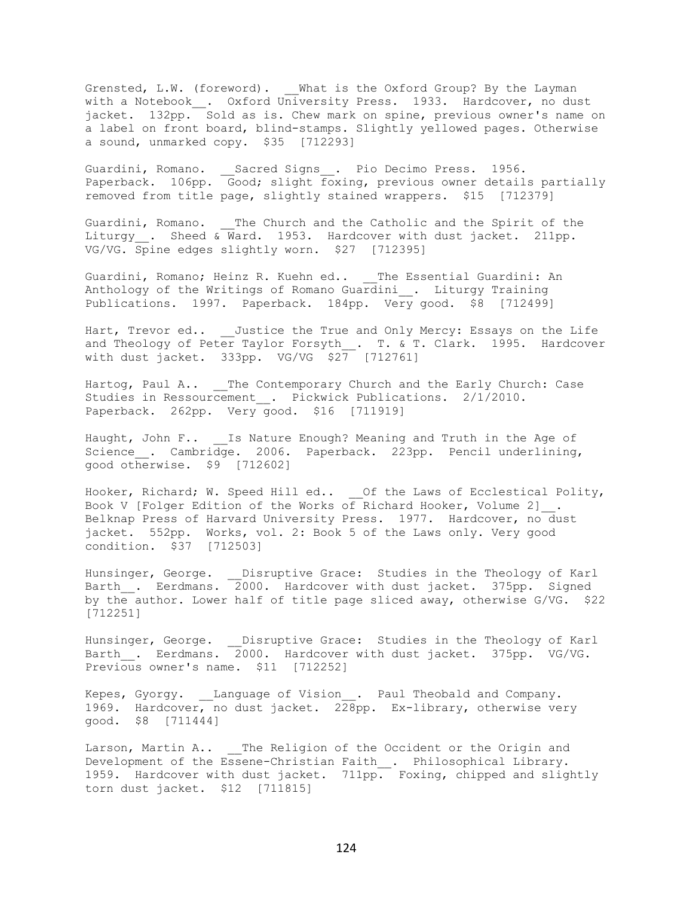Grensted, L.W. (foreword). __What is the Oxford Group? By the Layman with a Notebook__. Oxford University Press. 1933. Hardcover, no dust jacket. 132pp. Sold as is. Chew mark on spine, previous owner's name on a label on front board, blind-stamps. Slightly yellowed pages. Otherwise a sound, unmarked copy. $35 [712293]

Guardini, Romano. __Sacred Signs__. Pio Decimo Press. 1956. Paperback. 106pp. Good; slight foxing, previous owner details partially removed from title page, slightly stained wrappers. $15 [712379]

Guardini, Romano. __The Church and the Catholic and the Spirit of the Liturgy__. Sheed & Ward. 1953. Hardcover with dust jacket. 211pp. VG/VG. Spine edges slightly worn. $27 [712395]

Guardini, Romano; Heinz R. Kuehn ed.. __The Essential Guardini: An Anthology of the Writings of Romano Guardini__. Liturgy Training Publications. 1997. Paperback. 184pp. Very good. $8 [712499]

Hart, Trevor ed.. __Justice the True and Only Mercy: Essays on the Life and Theology of Peter Taylor Forsyth__. T. & T. Clark. 1995. Hardcover with dust jacket. 333pp. VG/VG $27 [712761]

Hartog, Paul A.. __The Contemporary Church and the Early Church: Case Studies in Ressourcement__. Pickwick Publications. 2/1/2010. Paperback. 262pp. Very good. $16 [711919]

Haught, John F.. __Is Nature Enough? Meaning and Truth in the Age of Science__. Cambridge. 2006. Paperback. 223pp. Pencil underlining, good otherwise. $9 [712602]

Hooker, Richard; W. Speed Hill ed.. __Of the Laws of Ecclestical Polity, Book V [Folger Edition of the Works of Richard Hooker, Volume 2]__. Belknap Press of Harvard University Press. 1977. Hardcover, no dust jacket. 552pp. Works, vol. 2: Book 5 of the Laws only. Very good condition. $37 [712503]

Hunsinger, George. __Disruptive Grace: Studies in the Theology of Karl Barth__. Eerdmans. 2000. Hardcover with dust jacket. 375pp. Signed by the author. Lower half of title page sliced away, otherwise G/VG. $22 [712251]

Hunsinger, George. __Disruptive Grace: Studies in the Theology of Karl Barth__. Eerdmans. 2000. Hardcover with dust jacket. 375pp. VG/VG. Previous owner's name. $11 [712252]

Kepes, Gyorgy. __Language of Vision__. Paul Theobald and Company. 1969. Hardcover, no dust jacket. 228pp. Ex-library, otherwise very good. $8 [711444]

Larson, Martin A.. __The Religion of the Occident or the Origin and Development of the Essene-Christian Faith__. Philosophical Library. 1959. Hardcover with dust jacket. 711pp. Foxing, chipped and slightly torn dust jacket. $12 [711815]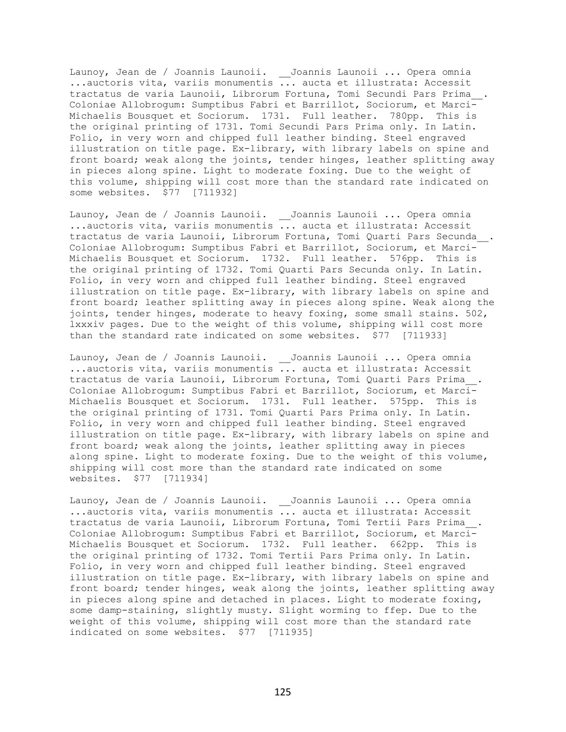Launoy, Jean de / Joannis Launoii. __Joannis Launoii ... Opera omnia ...auctoris vita, variis monumentis ... aucta et illustrata: Accessit tractatus de varia Launoii, Librorum Fortuna, Tomi Secundi Pars Prima__. Coloniae Allobrogum: Sumptibus Fabri et Barrillot, Sociorum, et Marci-Michaelis Bousquet et Sociorum. 1731. Full leather. 780pp. This is the original printing of 1731. Tomi Secundi Pars Prima only. In Latin. Folio, in very worn and chipped full leather binding. Steel engraved illustration on title page. Ex-library, with library labels on spine and front board; weak along the joints, tender hinges, leather splitting away in pieces along spine. Light to moderate foxing. Due to the weight of this volume, shipping will cost more than the standard rate indicated on some websites. $77 [711932]

Launoy, Jean de / Joannis Launoii. __Joannis Launoii ... Opera omnia ...auctoris vita, variis monumentis ... aucta et illustrata: Accessit tractatus de varia Launoii, Librorum Fortuna, Tomi Quarti Pars Secunda__. Coloniae Allobrogum: Sumptibus Fabri et Barrillot, Sociorum, et Marci-Michaelis Bousquet et Sociorum. 1732. Full leather. 576pp. This is the original printing of 1732. Tomi Quarti Pars Secunda only. In Latin. Folio, in very worn and chipped full leather binding. Steel engraved illustration on title page. Ex-library, with library labels on spine and front board; leather splitting away in pieces along spine. Weak along the joints, tender hinges, moderate to heavy foxing, some small stains. 502, lxxxiv pages. Due to the weight of this volume, shipping will cost more than the standard rate indicated on some websites. $77 [711933]

Launoy, Jean de / Joannis Launoii. __Joannis Launoii ... Opera omnia ...auctoris vita, variis monumentis ... aucta et illustrata: Accessit tractatus de varia Launoii, Librorum Fortuna, Tomi Quarti Pars Prima__. Coloniae Allobrogum: Sumptibus Fabri et Barrillot, Sociorum, et Marci-Michaelis Bousquet et Sociorum. 1731. Full leather. 575pp. This is the original printing of 1731. Tomi Quarti Pars Prima only. In Latin. Folio, in very worn and chipped full leather binding. Steel engraved illustration on title page. Ex-library, with library labels on spine and front board; weak along the joints, leather splitting away in pieces along spine. Light to moderate foxing. Due to the weight of this volume, shipping will cost more than the standard rate indicated on some websites. $77 [711934]

Launoy, Jean de / Joannis Launoii. __Joannis Launoii ... Opera omnia ...auctoris vita, variis monumentis ... aucta et illustrata: Accessit tractatus de varia Launoii, Librorum Fortuna, Tomi Tertii Pars Prima__. Coloniae Allobrogum: Sumptibus Fabri et Barrillot, Sociorum, et Marci-Michaelis Bousquet et Sociorum. 1732. Full leather. 662pp. This is the original printing of 1732. Tomi Tertii Pars Prima only. In Latin. Folio, in very worn and chipped full leather binding. Steel engraved illustration on title page. Ex-library, with library labels on spine and front board; tender hinges, weak along the joints, leather splitting away in pieces along spine and detached in places. Light to moderate foxing, some damp-staining, slightly musty. Slight worming to ffep. Due to the weight of this volume, shipping will cost more than the standard rate indicated on some websites. $77 [711935]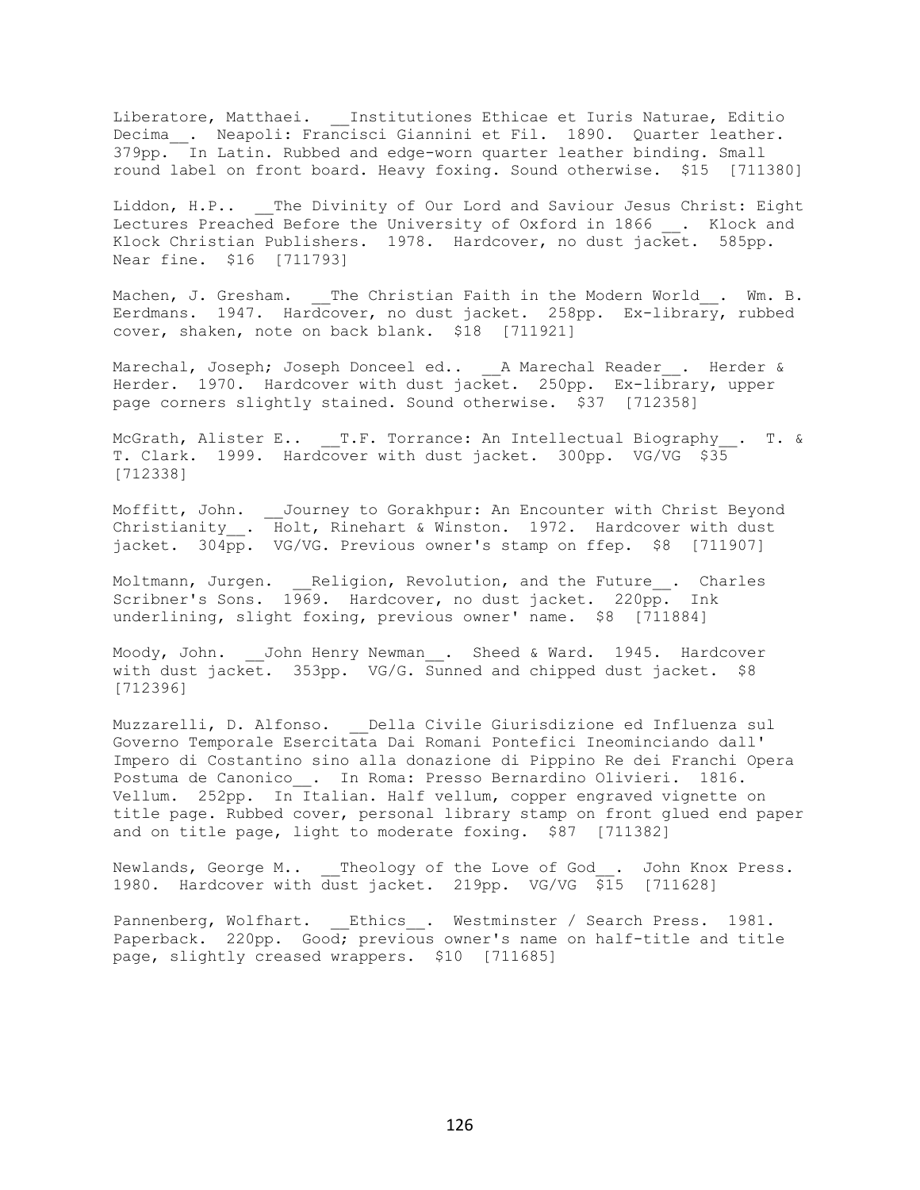Liberatore, Matthaei. __Institutiones Ethicae et Iuris Naturae, Editio Decima__. Neapoli: Francisci Giannini et Fil. 1890. Quarter leather. 379pp. In Latin. Rubbed and edge-worn quarter leather binding. Small round label on front board. Heavy foxing. Sound otherwise. $15 [711380]

Liddon, H.P.. __The Divinity of Our Lord and Saviour Jesus Christ: Eight Lectures Preached Before the University of Oxford in 1866 __. Klock and Klock Christian Publishers. 1978. Hardcover, no dust jacket. 585pp. Near fine. $16 [711793]

Machen, J. Gresham. __The Christian Faith in the Modern World__. Wm. B. Eerdmans. 1947. Hardcover, no dust jacket. 258pp. Ex-library, rubbed cover, shaken, note on back blank. $18 [711921]

Marechal, Joseph; Joseph Donceel ed.. __A Marechal Reader__. Herder & Herder. 1970. Hardcover with dust jacket. 250pp. Ex-library, upper page corners slightly stained. Sound otherwise. $37 [712358]

McGrath, Alister E.. __T.F. Torrance: An Intellectual Biography__. T. & T. Clark. 1999. Hardcover with dust jacket. 300pp. VG/VG $35 [712338]

Moffitt, John. __Journey to Gorakhpur: An Encounter with Christ Beyond Christianity__. Holt, Rinehart & Winston. 1972. Hardcover with dust jacket. 304pp. VG/VG. Previous owner's stamp on ffep. $8 [711907]

Moltmann, Jurgen. __Religion, Revolution, and the Future__. Charles Scribner's Sons. 1969. Hardcover, no dust jacket. 220pp. Ink underlining, slight foxing, previous owner' name. $8 [711884]

Moody, John. __John Henry Newman__. Sheed & Ward. 1945. Hardcover with dust jacket. 353pp. VG/G. Sunned and chipped dust jacket. $8 [712396]

Muzzarelli, D. Alfonso. __Della Civile Giurisdizione ed Influenza sul Governo Temporale Esercitata Dai Romani Pontefici Ineominciando dall' Impero di Costantino sino alla donazione di Pippino Re dei Franchi Opera Postuma de Canonico__. In Roma: Presso Bernardino Olivieri. 1816. Vellum. 252pp. In Italian. Half vellum, copper engraved vignette on title page. Rubbed cover, personal library stamp on front glued end paper and on title page, light to moderate foxing. $87 [711382]

Newlands, George M.. __Theology of the Love of God__. John Knox Press. 1980. Hardcover with dust jacket. 219pp. VG/VG $15 [711628]

Pannenberg, Wolfhart. __Ethics__. Westminster / Search Press. 1981. Paperback. 220pp. Good; previous owner's name on half-title and title page, slightly creased wrappers. $10 [711685]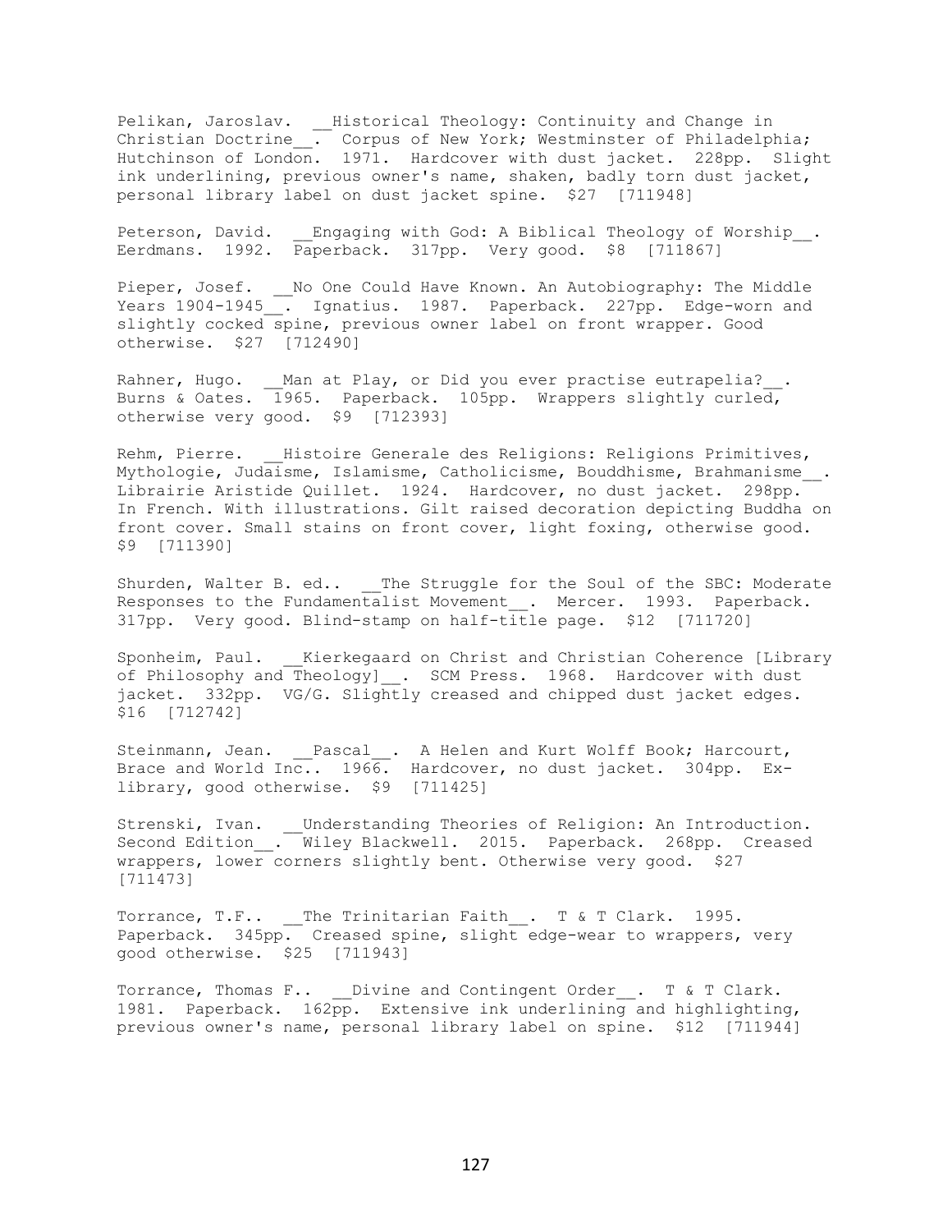Pelikan, Jaroslav. __Historical Theology: Continuity and Change in Christian Doctrine__. Corpus of New York; Westminster of Philadelphia; Hutchinson of London. 1971. Hardcover with dust jacket. 228pp. Slight ink underlining, previous owner's name, shaken, badly torn dust jacket, personal library label on dust jacket spine. $27 [711948]

Peterson, David. __Engaging with God: A Biblical Theology of Worship__. Eerdmans. 1992. Paperback. 317pp. Very good. $8 [711867]

Pieper, Josef. __No One Could Have Known. An Autobiography: The Middle Years 1904-1945__. Ignatius. 1987. Paperback. 227pp. Edge-worn and slightly cocked spine, previous owner label on front wrapper. Good otherwise. $27 [712490]

Rahner, Hugo. __Man at Play, or Did you ever practise eutrapelia?__. Burns & Oates. 1965. Paperback. 105pp. Wrappers slightly curled, otherwise very good. $9 [712393]

Rehm, Pierre. __Histoire Generale des Religions: Religions Primitives, Mythologie, Judaïsme, Islamisme, Catholicisme, Bouddhisme, Brahmanisme__. Librairie Aristide Quillet. 1924. Hardcover, no dust jacket. 298pp. In French. With illustrations. Gilt raised decoration depicting Buddha on front cover. Small stains on front cover, light foxing, otherwise good. $9 [711390]

Shurden, Walter B. ed.. __The Struggle for the Soul of the SBC: Moderate Responses to the Fundamentalist Movement__. Mercer. 1993. Paperback. 317pp. Very good. Blind-stamp on half-title page. $12 [711720]

Sponheim, Paul. __Kierkegaard on Christ and Christian Coherence [Library of Philosophy and Theology]__. SCM Press. 1968. Hardcover with dust jacket. 332pp. VG/G. Slightly creased and chipped dust jacket edges. $16 [712742]

Steinmann, Jean. __Pascal__. A Helen and Kurt Wolff Book; Harcourt, Brace and World Inc.. 1966. Hardcover, no dust jacket. 304pp. Ex-library, good otherwise. $9 [711425]

Strenski, Ivan. __Understanding Theories of Religion: An Introduction. Second Edition__. Wiley Blackwell. 2015. Paperback. 268pp. Creased wrappers, lower corners slightly bent. Otherwise very good. $27 [711473]

Torrance, T.F.. __The Trinitarian Faith__. T & T Clark. 1995. Paperback. 345pp. Creased spine, slight edge-wear to wrappers, very good otherwise. $25 [711943]

Torrance, Thomas F.. __Divine and Contingent Order__. T & T Clark. 1981. Paperback. 162pp. Extensive ink underlining and highlighting, previous owner's name, personal library label on spine. $12 [711944]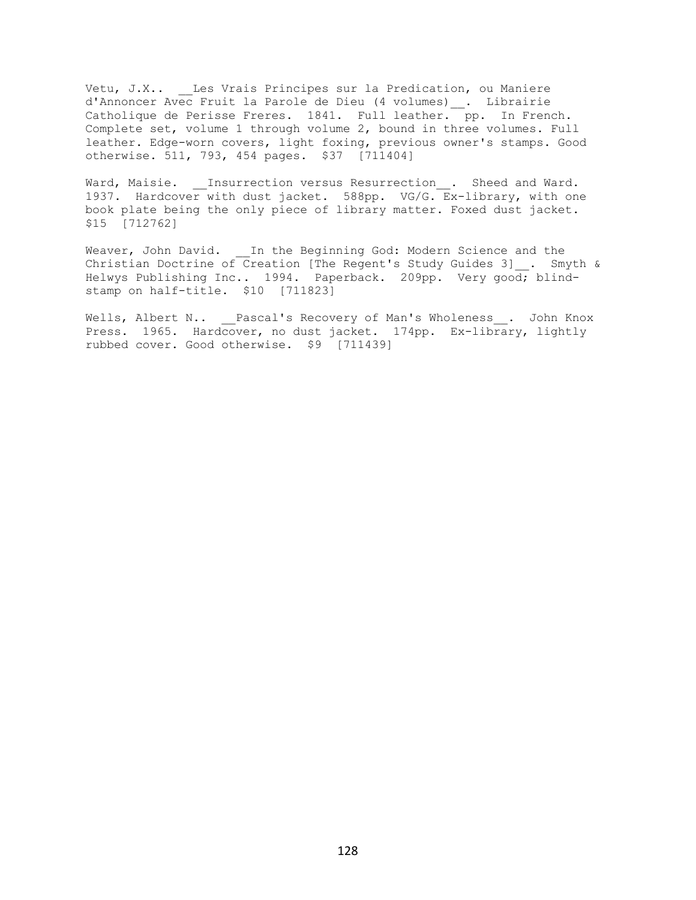Vetu, J.X.. __Les Vrais Principes sur la Predication, ou Maniere d'Annoncer Avec Fruit la Parole de Dieu (4 volumes)__. Librairie Catholique de Perisse Freres. 1841. Full leather. pp. In French. Complete set, volume 1 through volume 2, bound in three volumes. Full leather. Edge-worn covers, light foxing, previous owner's stamps. Good otherwise. 511, 793, 454 pages. $37 [711404]

Ward, Maisie. __Insurrection versus Resurrection__. Sheed and Ward. 1937. Hardcover with dust jacket. 588pp. VG/G. Ex-library, with one book plate being the only piece of library matter. Foxed dust jacket. $15 [712762]

Weaver, John David. __In the Beginning God: Modern Science and the Christian Doctrine of Creation [The Regent's Study Guides 3]__. Smyth & Helwys Publishing Inc.. 1994. Paperback. 209pp. Very good; blind-stamp on half-title. $10 [711823]

Wells, Albert N.. __Pascal's Recovery of Man's Wholeness__. John Knox Press. 1965. Hardcover, no dust jacket. 174pp. Ex-library, lightly rubbed cover. Good otherwise. $9 [711439]